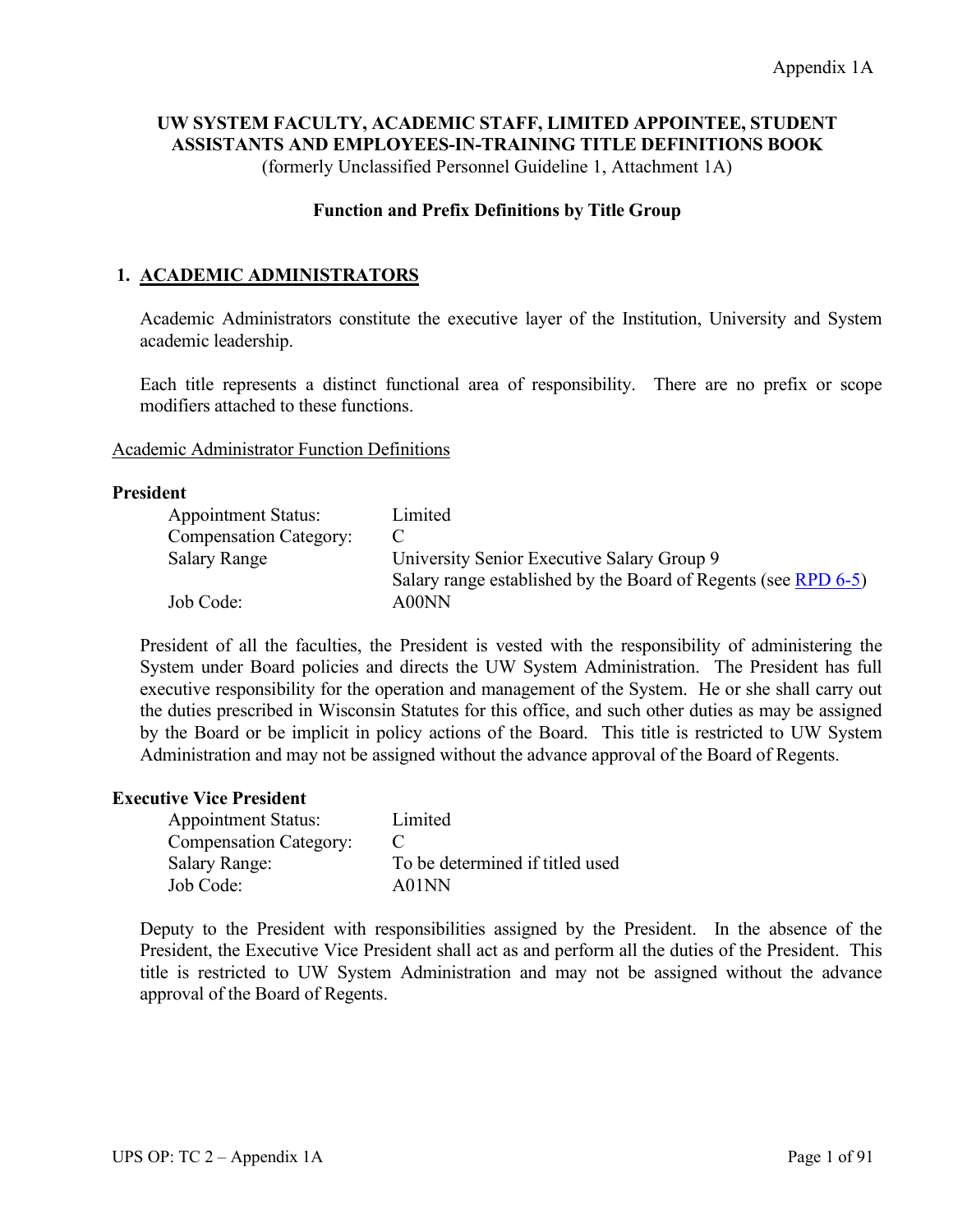Appendix 1A

# UW SYSTEM FACULTY, ACADEMIC STAFF, LIMITED APPOINTEE, STUDENT ASSISTANTS AND EMPLOYEES-IN-TRAINING TITLE DEFINITIONS BOOK

(formerly Unclassified Personnel Guideline 1, Attachment 1A)

**Function and Prefix Definitions by Title Group**

## 1. ACADEMIC ADMINISTRATORS

Academic Administrators constitute the executive layer of the Institution, University and System academic leadership.

Each title represents a distinct functional area of responsibility. There are no prefix or scope modifiers attached to these functions.

Academic Administrator Function Definitions

### President

| | |
|---|---|
| Appointment Status: | Limited |
| Compensation Category: | C |
| Salary Range | University Senior Executive Salary Group 9<br>Salary range established by the Board of Regents (see RPD 6-5) |
| Job Code: | A00NN |

President of all the faculties, the President is vested with the responsibility of administering the System under Board policies and directs the UW System Administration. The President has full executive responsibility for the operation and management of the System. He or she shall carry out the duties prescribed in Wisconsin Statutes for this office, and such other duties as may be assigned by the Board or be implicit in policy actions of the Board. This title is restricted to UW System Administration and may not be assigned without the advance approval of the Board of Regents.

### Executive Vice President

| | |
|---|---|
| Appointment Status: | Limited |
| Compensation Category: | C |
| Salary Range: | To be determined if titled used |
| Job Code: | A01NN |

Deputy to the President with responsibilities assigned by the President. In the absence of the President, the Executive Vice President shall act as and perform all the duties of the President. This title is restricted to UW System Administration and may not be assigned without the advance approval of the Board of Regents.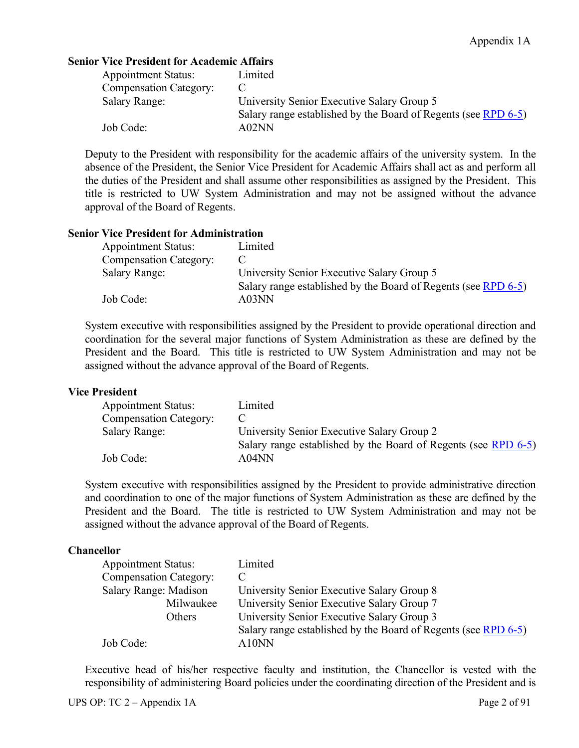### Senior Vice President for Academic Affairs

| | |
|---|---|
| Appointment Status: | Limited |
| Compensation Category: | C |
| Salary Range: | University Senior Executive Salary Group 5<br>Salary range established by the Board of Regents (see RPD 6-5) |
| Job Code: | A02NN |

Deputy to the President with responsibility for the academic affairs of the university system. In the absence of the President, the Senior Vice President for Academic Affairs shall act as and perform all the duties of the President and shall assume other responsibilities as assigned by the President. This title is restricted to UW System Administration and may not be assigned without the advance approval of the Board of Regents.

### Senior Vice President for Administration

| | |
|---|---|
| Appointment Status: | Limited |
| Compensation Category: | C |
| Salary Range: | University Senior Executive Salary Group 5<br>Salary range established by the Board of Regents (see RPD 6-5) |
| Job Code: | A03NN |

System executive with responsibilities assigned by the President to provide operational direction and coordination for the several major functions of System Administration as these are defined by the President and the Board. This title is restricted to UW System Administration and may not be assigned without the advance approval of the Board of Regents.

### Vice President

| | |
|---|---|
| Appointment Status: | Limited |
| Compensation Category: | C |
| Salary Range: | University Senior Executive Salary Group 2<br>Salary range established by the Board of Regents (see RPD 6-5) |
| Job Code: | A04NN |

System executive with responsibilities assigned by the President to provide administrative direction and coordination to one of the major functions of System Administration as these are defined by the President and the Board. The title is restricted to UW System Administration and may not be assigned without the advance approval of the Board of Regents.

### Chancellor

| | |
|---|---|
| Appointment Status: | Limited |
| Compensation Category: | C |
| Salary Range: Madison | University Senior Executive Salary Group 8 |
| Milwaukee | University Senior Executive Salary Group 7 |
| Others | University Senior Executive Salary Group 3<br>Salary range established by the Board of Regents (see RPD 6-5) |
| Job Code: | A10NN |

Executive head of his/her respective faculty and institution, the Chancellor is vested with the responsibility of administering Board policies under the coordinating direction of the President and is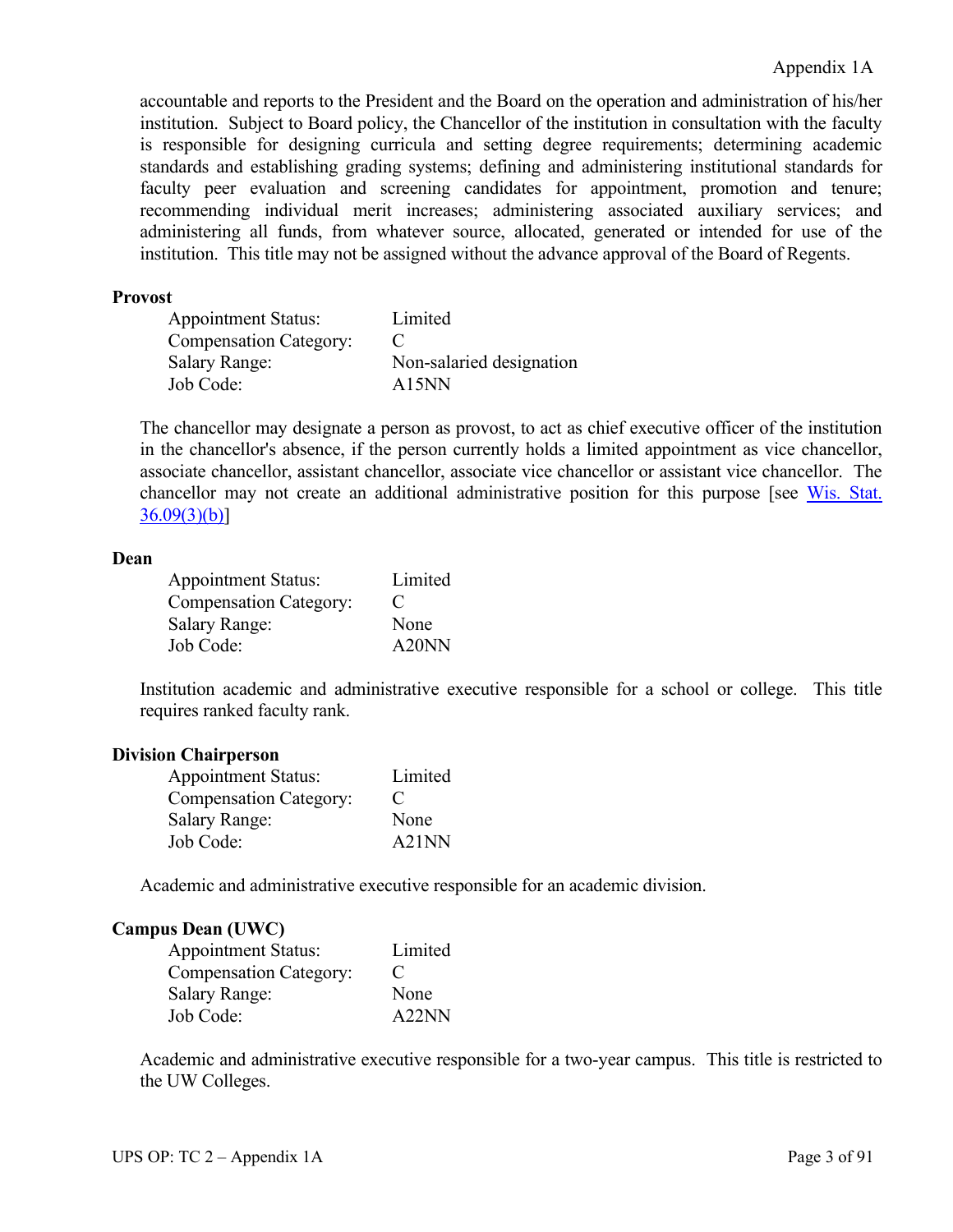accountable and reports to the President and the Board on the operation and administration of his/her institution. Subject to Board policy, the Chancellor of the institution in consultation with the faculty is responsible for designing curricula and setting degree requirements; determining academic standards and establishing grading systems; defining and administering institutional standards for faculty peer evaluation and screening candidates for appointment, promotion and tenure; recommending individual merit increases; administering associated auxiliary services; and administering all funds, from whatever source, allocated, generated or intended for use of the institution. This title may not be assigned without the advance approval of the Board of Regents.

**Provost**

| | |
|---|---|
| Appointment Status: | Limited |
| Compensation Category: | C |
| Salary Range: | Non-salaried designation |
| Job Code: | A15NN |

The chancellor may designate a person as provost, to act as chief executive officer of the institution in the chancellor's absence, if the person currently holds a limited appointment as vice chancellor, associate chancellor, assistant chancellor, associate vice chancellor or assistant vice chancellor. The chancellor may not create an additional administrative position for this purpose [see Wis. Stat. 36.09(3)(b)]

**Dean**

| | |
|---|---|
| Appointment Status: | Limited |
| Compensation Category: | C |
| Salary Range: | None |
| Job Code: | A20NN |

Institution academic and administrative executive responsible for a school or college. This title requires ranked faculty rank.

**Division Chairperson**

| | |
|---|---|
| Appointment Status: | Limited |
| Compensation Category: | C |
| Salary Range: | None |
| Job Code: | A21NN |

Academic and administrative executive responsible for an academic division.

**Campus Dean (UWC)**

| | |
|---|---|
| Appointment Status: | Limited |
| Compensation Category: | C |
| Salary Range: | None |
| Job Code: | A22NN |

Academic and administrative executive responsible for a two-year campus. This title is restricted to the UW Colleges.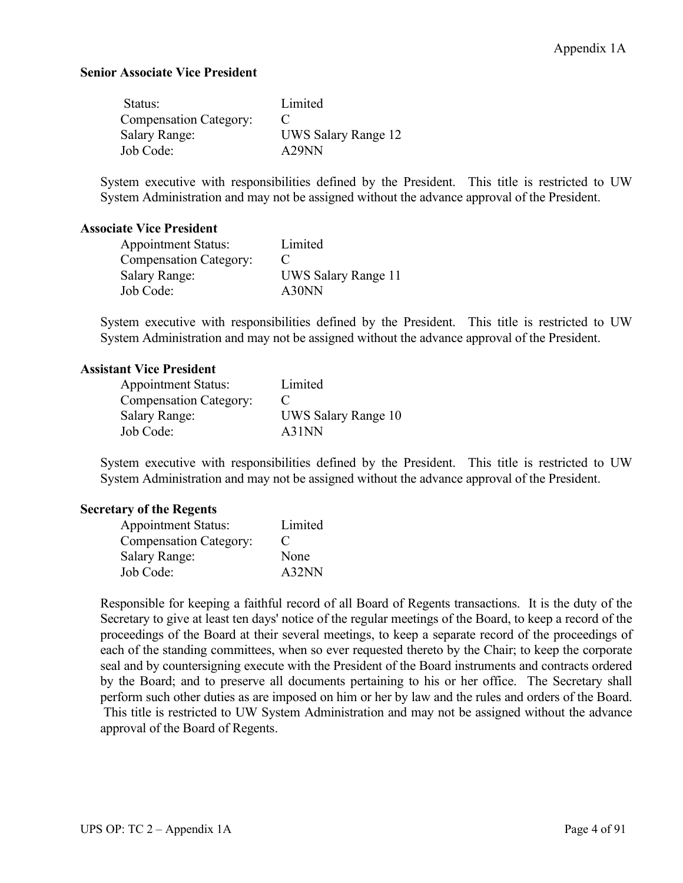### Senior Associate Vice President

| | |
|---|---|
| Status: | Limited |
| Compensation Category: | C |
| Salary Range: | UWS Salary Range 12 |
| Job Code: | A29NN |

System executive with responsibilities defined by the President. This title is restricted to UW System Administration and may not be assigned without the advance approval of the President.

### Associate Vice President

| | |
|---|---|
| Appointment Status: | Limited |
| Compensation Category: | C |
| Salary Range: | UWS Salary Range 11 |
| Job Code: | A30NN |

System executive with responsibilities defined by the President. This title is restricted to UW System Administration and may not be assigned without the advance approval of the President.

### Assistant Vice President

| | |
|---|---|
| Appointment Status: | Limited |
| Compensation Category: | C |
| Salary Range: | UWS Salary Range 10 |
| Job Code: | A31NN |

System executive with responsibilities defined by the President. This title is restricted to UW System Administration and may not be assigned without the advance approval of the President.

### Secretary of the Regents

| | |
|---|---|
| Appointment Status: | Limited |
| Compensation Category: | C |
| Salary Range: | None |
| Job Code: | A32NN |

Responsible for keeping a faithful record of all Board of Regents transactions. It is the duty of the Secretary to give at least ten days' notice of the regular meetings of the Board, to keep a record of the proceedings of the Board at their several meetings, to keep a separate record of the proceedings of each of the standing committees, when so ever requested thereto by the Chair; to keep the corporate seal and by countersigning execute with the President of the Board instruments and contracts ordered by the Board; and to preserve all documents pertaining to his or her office. The Secretary shall perform such other duties as are imposed on him or her by law and the rules and orders of the Board. This title is restricted to UW System Administration and may not be assigned without the advance approval of the Board of Regents.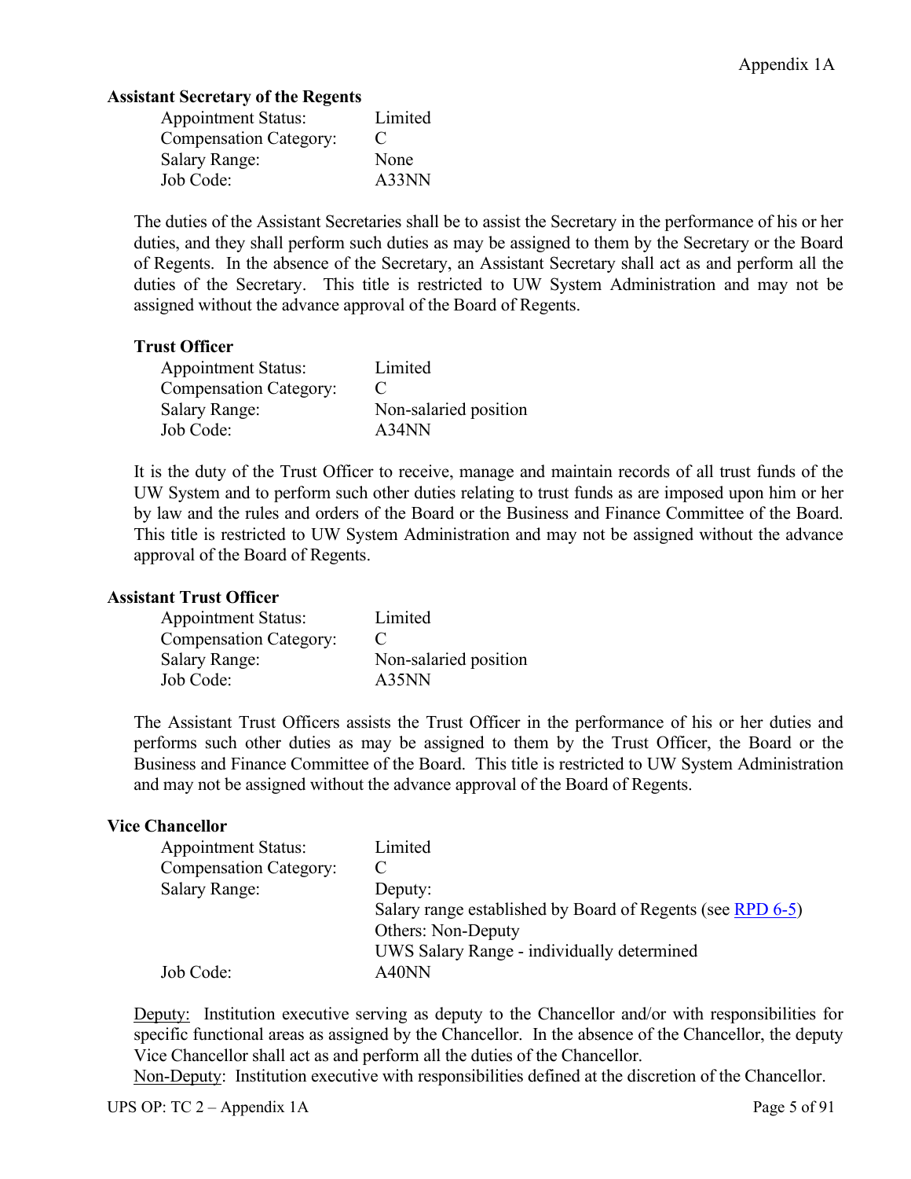### Assistant Secretary of the Regents

| | |
|---|---|
| Appointment Status: | Limited |
| Compensation Category: | C |
| Salary Range: | None |
| Job Code: | A33NN |

The duties of the Assistant Secretaries shall be to assist the Secretary in the performance of his or her duties, and they shall perform such duties as may be assigned to them by the Secretary or the Board of Regents. In the absence of the Secretary, an Assistant Secretary shall act as and perform all the duties of the Secretary. This title is restricted to UW System Administration and may not be assigned without the advance approval of the Board of Regents.

### Trust Officer

| | |
|---|---|
| Appointment Status: | Limited |
| Compensation Category: | C |
| Salary Range: | Non-salaried position |
| Job Code: | A34NN |

It is the duty of the Trust Officer to receive, manage and maintain records of all trust funds of the UW System and to perform such other duties relating to trust funds as are imposed upon him or her by law and the rules and orders of the Board or the Business and Finance Committee of the Board. This title is restricted to UW System Administration and may not be assigned without the advance approval of the Board of Regents.

### Assistant Trust Officer

| | |
|---|---|
| Appointment Status: | Limited |
| Compensation Category: | C |
| Salary Range: | Non-salaried position |
| Job Code: | A35NN |

The Assistant Trust Officers assists the Trust Officer in the performance of his or her duties and performs such other duties as may be assigned to them by the Trust Officer, the Board or the Business and Finance Committee of the Board. This title is restricted to UW System Administration and may not be assigned without the advance approval of the Board of Regents.

### Vice Chancellor

| | |
|---|---|
| Appointment Status: | Limited |
| Compensation Category: | C |
| Salary Range: | Deputy:<br>Salary range established by Board of Regents (see RPD 6-5)<br>Others: Non-Deputy<br>UWS Salary Range - individually determined |
| Job Code: | A40NN |

Deputy: Institution executive serving as deputy to the Chancellor and/or with responsibilities for specific functional areas as assigned by the Chancellor. In the absence of the Chancellor, the deputy Vice Chancellor shall act as and perform all the duties of the Chancellor.

Non-Deputy: Institution executive with responsibilities defined at the discretion of the Chancellor.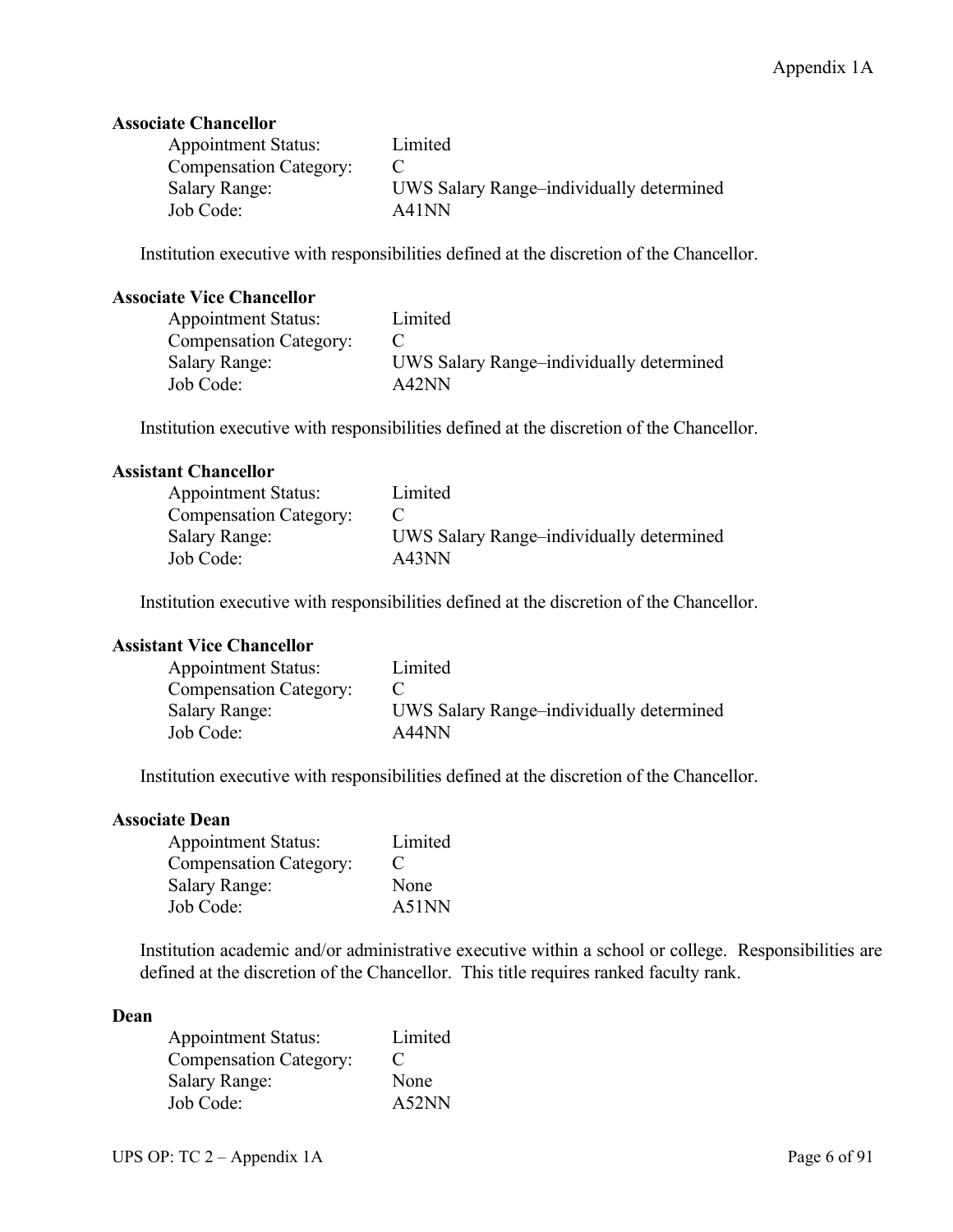**Associate Chancellor**

Appointment Status: Limited
Compensation Category: C
Salary Range: UWS Salary Range–individually determined
Job Code: A41NN

Institution executive with responsibilities defined at the discretion of the Chancellor.

**Associate Vice Chancellor**

Appointment Status: Limited
Compensation Category: C
Salary Range: UWS Salary Range–individually determined
Job Code: A42NN

Institution executive with responsibilities defined at the discretion of the Chancellor.

**Assistant Chancellor**

Appointment Status: Limited
Compensation Category: C
Salary Range: UWS Salary Range–individually determined
Job Code: A43NN

Institution executive with responsibilities defined at the discretion of the Chancellor.

**Assistant Vice Chancellor**

Appointment Status: Limited
Compensation Category: C
Salary Range: UWS Salary Range–individually determined
Job Code: A44NN

Institution executive with responsibilities defined at the discretion of the Chancellor.

**Associate Dean**

Appointment Status: Limited
Compensation Category: C
Salary Range: None
Job Code: A51NN

Institution academic and/or administrative executive within a school or college. Responsibilities are defined at the discretion of the Chancellor. This title requires ranked faculty rank.

**Dean**

Appointment Status: Limited
Compensation Category: C
Salary Range: None
Job Code: A52NN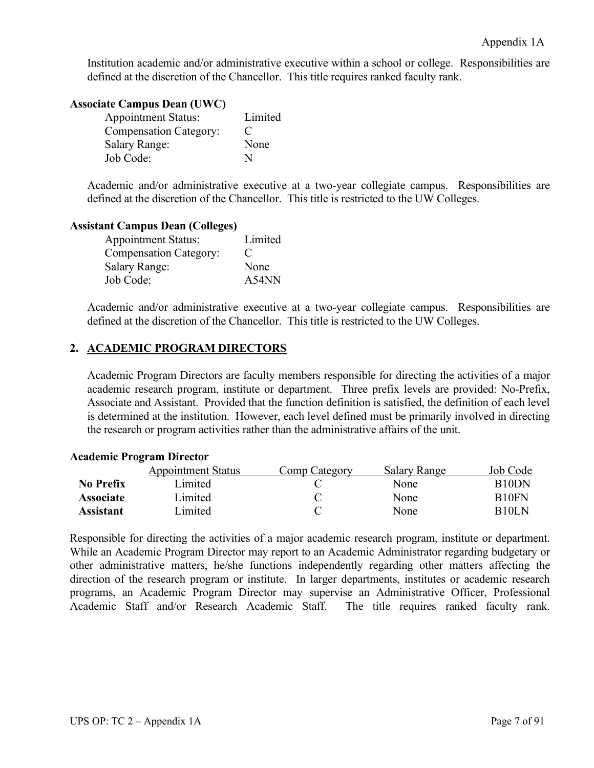Institution academic and/or administrative executive within a school or college. Responsibilities are defined at the discretion of the Chancellor. This title requires ranked faculty rank.

**Associate Campus Dean (UWC)**

| | |
|---|---|
| Appointment Status: | Limited |
| Compensation Category: | C |
| Salary Range: | None |
| Job Code: | N |

Academic and/or administrative executive at a two-year collegiate campus. Responsibilities are defined at the discretion of the Chancellor. This title is restricted to the UW Colleges.

**Assistant Campus Dean (Colleges)**

| | |
|---|---|
| Appointment Status: | Limited |
| Compensation Category: | C |
| Salary Range: | None |
| Job Code: | A54NN |

Academic and/or administrative executive at a two-year collegiate campus. Responsibilities are defined at the discretion of the Chancellor. This title is restricted to the UW Colleges.

## 2. ACADEMIC PROGRAM DIRECTORS

Academic Program Directors are faculty members responsible for directing the activities of a major academic research program, institute or department. Three prefix levels are provided: No-Prefix, Associate and Assistant. Provided that the function definition is satisfied, the definition of each level is determined at the institution. However, each level defined must be primarily involved in directing the research or program activities rather than the administrative affairs of the unit.

**Academic Program Director**

| | Appointment Status | Comp Category | Salary Range | Job Code |
|---|---|---|---|---|
| **No Prefix** | Limited | C | None | B10DN |
| **Associate** | Limited | C | None | B10FN |
| **Assistant** | Limited | C | None | B10LN |

Responsible for directing the activities of a major academic research program, institute or department. While an Academic Program Director may report to an Academic Administrator regarding budgetary or other administrative matters, he/she functions independently regarding other matters affecting the direction of the research program or institute. In larger departments, institutes or academic research programs, an Academic Program Director may supervise an Administrative Officer, Professional Academic Staff and/or Research Academic Staff. The title requires ranked faculty rank.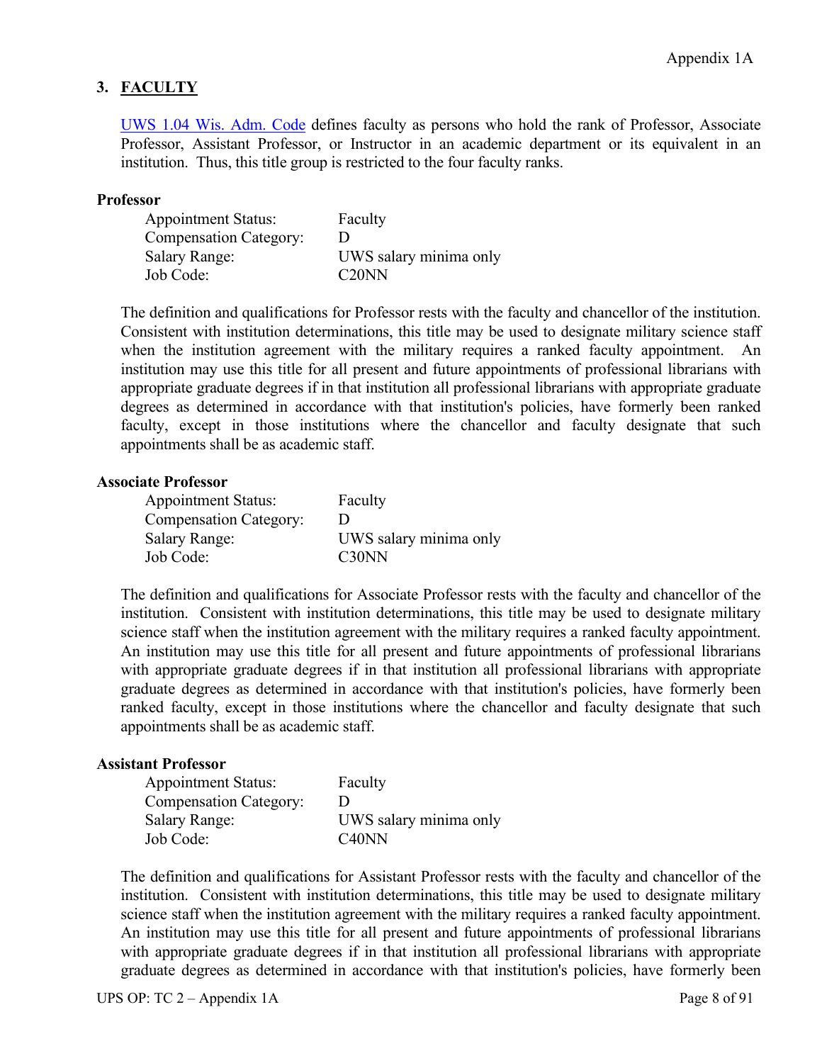## 3. FACULTY

[UWS 1.04 Wis. Adm. Code](#) defines faculty as persons who hold the rank of Professor, Associate Professor, Assistant Professor, or Instructor in an academic department or its equivalent in an institution. Thus, this title group is restricted to the four faculty ranks.

**Professor**

| | |
|---|---|
| Appointment Status: | Faculty |
| Compensation Category: | D |
| Salary Range: | UWS salary minima only |
| Job Code: | C20NN |

The definition and qualifications for Professor rests with the faculty and chancellor of the institution. Consistent with institution determinations, this title may be used to designate military science staff when the institution agreement with the military requires a ranked faculty appointment. An institution may use this title for all present and future appointments of professional librarians with appropriate graduate degrees if in that institution all professional librarians with appropriate graduate degrees as determined in accordance with that institution's policies, have formerly been ranked faculty, except in those institutions where the chancellor and faculty designate that such appointments shall be as academic staff.

**Associate Professor**

| | |
|---|---|
| Appointment Status: | Faculty |
| Compensation Category: | D |
| Salary Range: | UWS salary minima only |
| Job Code: | C30NN |

The definition and qualifications for Associate Professor rests with the faculty and chancellor of the institution. Consistent with institution determinations, this title may be used to designate military science staff when the institution agreement with the military requires a ranked faculty appointment. An institution may use this title for all present and future appointments of professional librarians with appropriate graduate degrees if in that institution all professional librarians with appropriate graduate degrees as determined in accordance with that institution's policies, have formerly been ranked faculty, except in those institutions where the chancellor and faculty designate that such appointments shall be as academic staff.

**Assistant Professor**

| | |
|---|---|
| Appointment Status: | Faculty |
| Compensation Category: | D |
| Salary Range: | UWS salary minima only |
| Job Code: | C40NN |

The definition and qualifications for Assistant Professor rests with the faculty and chancellor of the institution. Consistent with institution determinations, this title may be used to designate military science staff when the institution agreement with the military requires a ranked faculty appointment. An institution may use this title for all present and future appointments of professional librarians with appropriate graduate degrees if in that institution all professional librarians with appropriate graduate degrees as determined in accordance with that institution's policies, have formerly been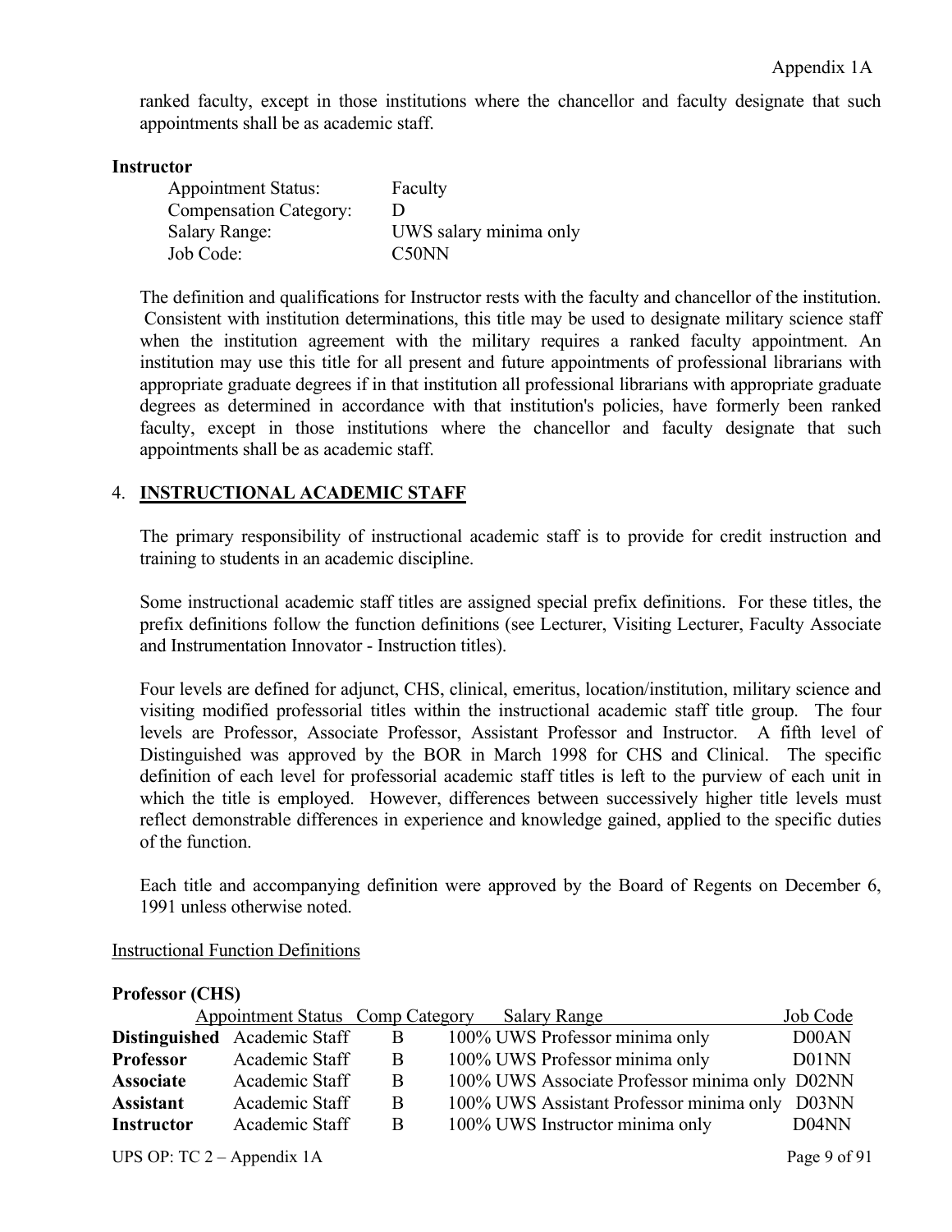ranked faculty, except in those institutions where the chancellor and faculty designate that such appointments shall be as academic staff.

**Instructor**

| | |
|---|---|
| Appointment Status: | Faculty |
| Compensation Category: | D |
| Salary Range: | UWS salary minima only |
| Job Code: | C50NN |

The definition and qualifications for Instructor rests with the faculty and chancellor of the institution. Consistent with institution determinations, this title may be used to designate military science staff when the institution agreement with the military requires a ranked faculty appointment. An institution may use this title for all present and future appointments of professional librarians with appropriate graduate degrees if in that institution all professional librarians with appropriate graduate degrees as determined in accordance with that institution's policies, have formerly been ranked faculty, except in those institutions where the chancellor and faculty designate that such appointments shall be as academic staff.

## 4. INSTRUCTIONAL ACADEMIC STAFF

The primary responsibility of instructional academic staff is to provide for credit instruction and training to students in an academic discipline.

Some instructional academic staff titles are assigned special prefix definitions. For these titles, the prefix definitions follow the function definitions (see Lecturer, Visiting Lecturer, Faculty Associate and Instrumentation Innovator - Instruction titles).

Four levels are defined for adjunct, CHS, clinical, emeritus, location/institution, military science and visiting modified professorial titles within the instructional academic staff title group. The four levels are Professor, Associate Professor, Assistant Professor and Instructor. A fifth level of Distinguished was approved by the BOR in March 1998 for CHS and Clinical. The specific definition of each level for professorial academic staff titles is left to the purview of each unit in which the title is employed. However, differences between successively higher title levels must reflect demonstrable differences in experience and knowledge gained, applied to the specific duties of the function.

Each title and accompanying definition were approved by the Board of Regents on December 6, 1991 unless otherwise noted.

Instructional Function Definitions

**Professor (CHS)**

| | Appointment Status | Comp Category | Salary Range | Job Code |
|---|---|---|---|---|
| **Distinguished** | Academic Staff | B | 100% UWS Professor minima only | D00AN |
| **Professor** | Academic Staff | B | 100% UWS Professor minima only | D01NN |
| **Associate** | Academic Staff | B | 100% UWS Associate Professor minima only | D02NN |
| **Assistant** | Academic Staff | B | 100% UWS Assistant Professor minima only | D03NN |
| **Instructor** | Academic Staff | B | 100% UWS Instructor minima only | D04NN |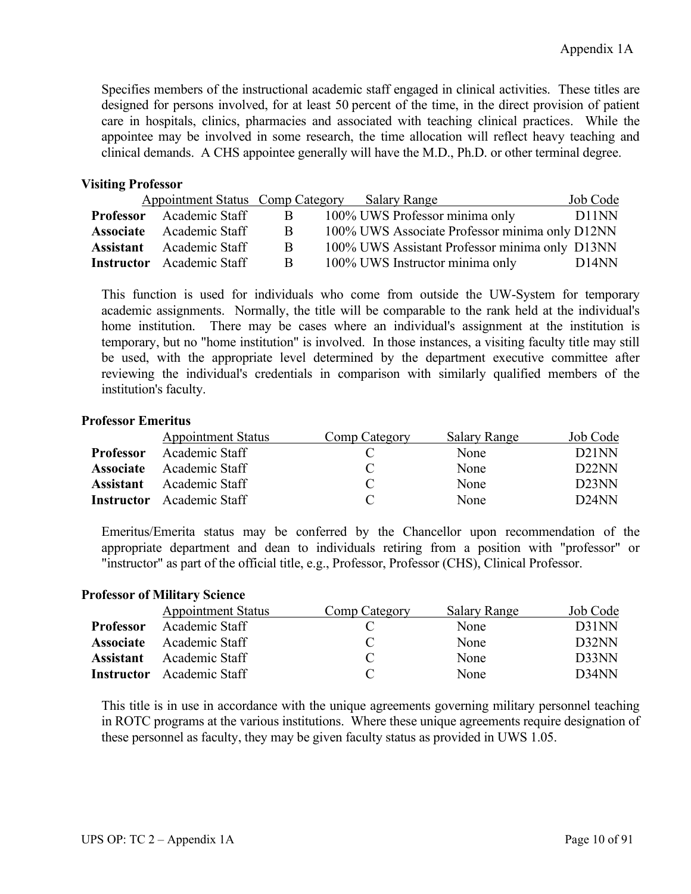Specifies members of the instructional academic staff engaged in clinical activities. These titles are designed for persons involved, for at least 50 percent of the time, in the direct provision of patient care in hospitals, clinics, pharmacies and associated with teaching clinical practices. While the appointee may be involved in some research, the time allocation will reflect heavy teaching and clinical demands. A CHS appointee generally will have the M.D., Ph.D. or other terminal degree.

**Visiting Professor**

| | Appointment Status | Comp Category | Salary Range | Job Code |
|---|---|---|---|---|
| **Professor** | Academic Staff | B | 100% UWS Professor minima only | D11NN |
| **Associate** | Academic Staff | B | 100% UWS Associate Professor minima only | D12NN |
| **Assistant** | Academic Staff | B | 100% UWS Assistant Professor minima only | D13NN |
| **Instructor** | Academic Staff | B | 100% UWS Instructor minima only | D14NN |

This function is used for individuals who come from outside the UW-System for temporary academic assignments. Normally, the title will be comparable to the rank held at the individual's home institution. There may be cases where an individual's assignment at the institution is temporary, but no "home institution" is involved. In those instances, a visiting faculty title may still be used, with the appropriate level determined by the department executive committee after reviewing the individual's credentials in comparison with similarly qualified members of the institution's faculty.

**Professor Emeritus**

| | Appointment Status | Comp Category | Salary Range | Job Code |
|---|---|---|---|---|
| **Professor** | Academic Staff | C | None | D21NN |
| **Associate** | Academic Staff | C | None | D22NN |
| **Assistant** | Academic Staff | C | None | D23NN |
| **Instructor** | Academic Staff | C | None | D24NN |

Emeritus/Emerita status may be conferred by the Chancellor upon recommendation of the appropriate department and dean to individuals retiring from a position with "professor" or "instructor" as part of the official title, e.g., Professor, Professor (CHS), Clinical Professor.

**Professor of Military Science**

| | Appointment Status | Comp Category | Salary Range | Job Code |
|---|---|---|---|---|
| **Professor** | Academic Staff | C | None | D31NN |
| **Associate** | Academic Staff | C | None | D32NN |
| **Assistant** | Academic Staff | C | None | D33NN |
| **Instructor** | Academic Staff | C | None | D34NN |

This title is in use in accordance with the unique agreements governing military personnel teaching in ROTC programs at the various institutions. Where these unique agreements require designation of these personnel as faculty, they may be given faculty status as provided in UWS 1.05.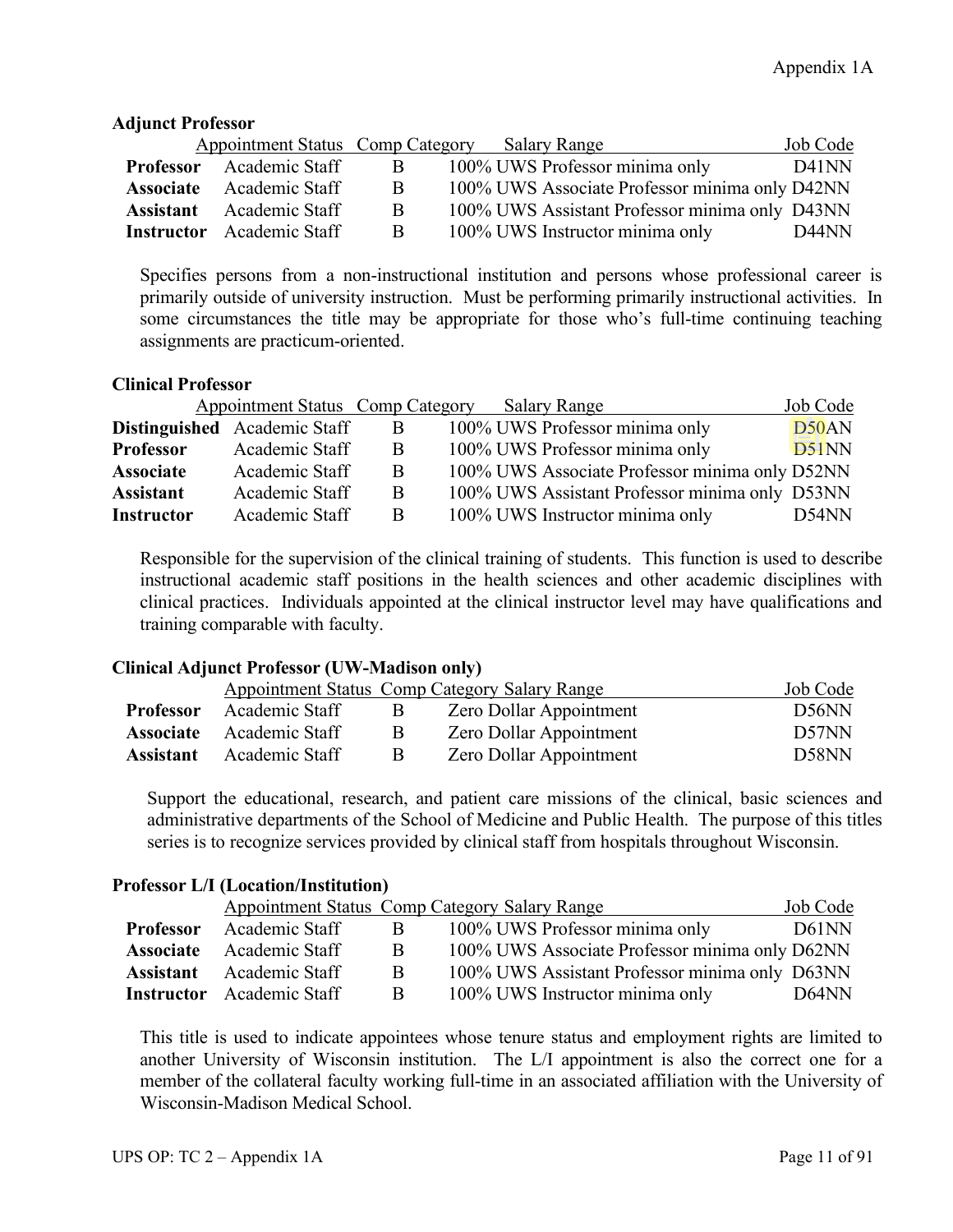**Adjunct Professor**

| | Appointment Status | Comp Category | Salary Range | Job Code |
|---|---|---|---|---|
| **Professor** | Academic Staff | B | 100% UWS Professor minima only | D41NN |
| **Associate** | Academic Staff | B | 100% UWS Associate Professor minima only | D42NN |
| **Assistant** | Academic Staff | B | 100% UWS Assistant Professor minima only | D43NN |
| **Instructor** | Academic Staff | B | 100% UWS Instructor minima only | D44NN |

Specifies persons from a non-instructional institution and persons whose professional career is primarily outside of university instruction. Must be performing primarily instructional activities. In some circumstances the title may be appropriate for those who's full-time continuing teaching assignments are practicum-oriented.

**Clinical Professor**

| | Appointment Status | Comp Category | Salary Range | Job Code |
|---|---|---|---|---|
| **Distinguished** | Academic Staff | B | 100% UWS Professor minima only | D50AN |
| **Professor** | Academic Staff | B | 100% UWS Professor minima only | D51NN |
| **Associate** | Academic Staff | B | 100% UWS Associate Professor minima only | D52NN |
| **Assistant** | Academic Staff | B | 100% UWS Assistant Professor minima only | D53NN |
| **Instructor** | Academic Staff | B | 100% UWS Instructor minima only | D54NN |

Responsible for the supervision of the clinical training of students. This function is used to describe instructional academic staff positions in the health sciences and other academic disciplines with clinical practices. Individuals appointed at the clinical instructor level may have qualifications and training comparable with faculty.

**Clinical Adjunct Professor (UW-Madison only)**

| | Appointment Status | Comp Category | Salary Range | Job Code |
|---|---|---|---|---|
| **Professor** | Academic Staff | B | Zero Dollar Appointment | D56NN |
| **Associate** | Academic Staff | B | Zero Dollar Appointment | D57NN |
| **Assistant** | Academic Staff | B | Zero Dollar Appointment | D58NN |

Support the educational, research, and patient care missions of the clinical, basic sciences and administrative departments of the School of Medicine and Public Health. The purpose of this titles series is to recognize services provided by clinical staff from hospitals throughout Wisconsin.

**Professor L/I (Location/Institution)**

| | Appointment Status | Comp Category | Salary Range | Job Code |
|---|---|---|---|---|
| **Professor** | Academic Staff | B | 100% UWS Professor minima only | D61NN |
| **Associate** | Academic Staff | B | 100% UWS Associate Professor minima only | D62NN |
| **Assistant** | Academic Staff | B | 100% UWS Assistant Professor minima only | D63NN |
| **Instructor** | Academic Staff | B | 100% UWS Instructor minima only | D64NN |

This title is used to indicate appointees whose tenure status and employment rights are limited to another University of Wisconsin institution. The L/I appointment is also the correct one for a member of the collateral faculty working full-time in an associated affiliation with the University of Wisconsin-Madison Medical School.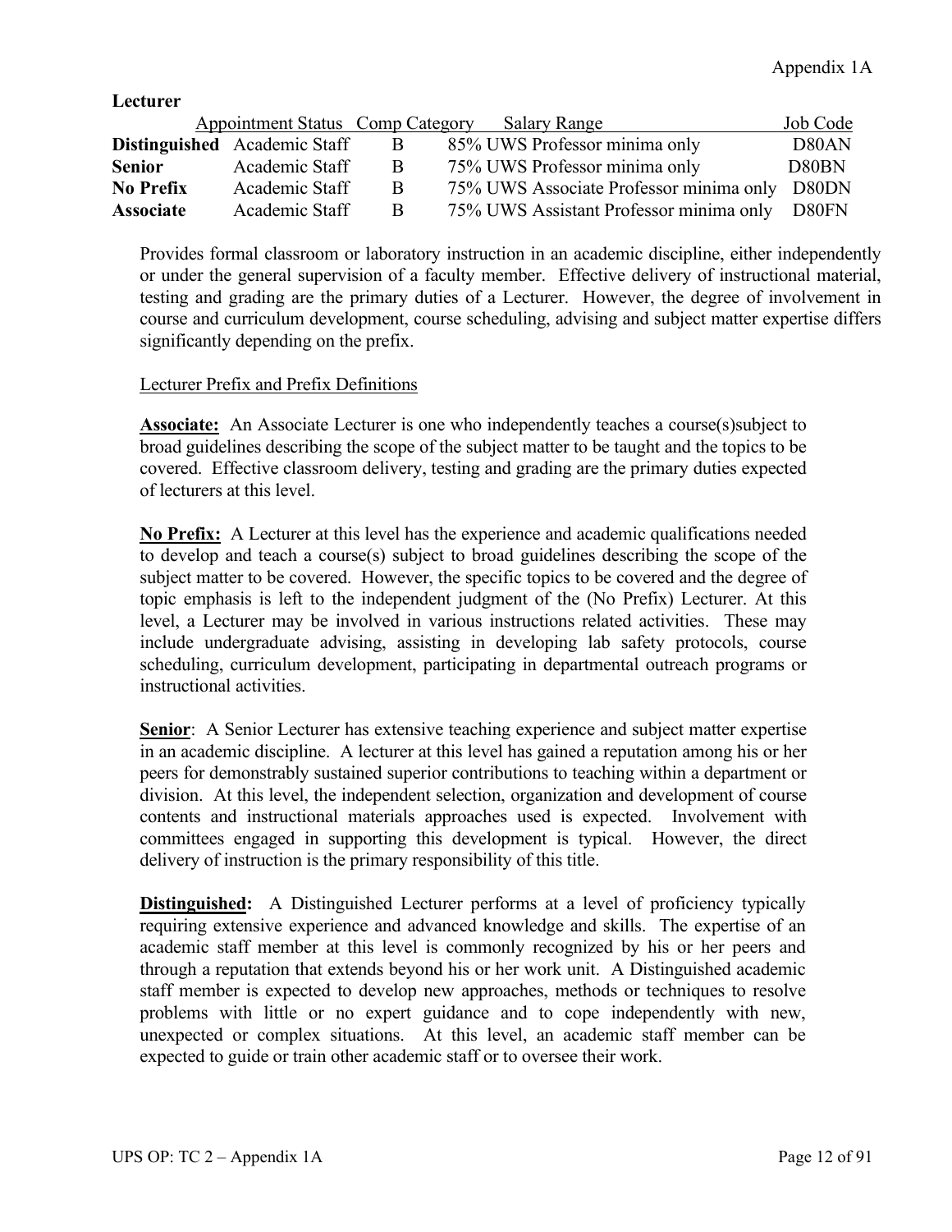**Lecturer**

| | Appointment Status | Comp Category | Salary Range | Job Code |
|---|---|---|---|---|
| **Distinguished** | Academic Staff | B | 85% UWS Professor minima only | D80AN |
| **Senior** | Academic Staff | B | 75% UWS Professor minima only | D80BN |
| **No Prefix** | Academic Staff | B | 75% UWS Associate Professor minima only | D80DN |
| **Associate** | Academic Staff | B | 75% UWS Assistant Professor minima only | D80FN |

Provides formal classroom or laboratory instruction in an academic discipline, either independently or under the general supervision of a faculty member. Effective delivery of instructional material, testing and grading are the primary duties of a Lecturer. However, the degree of involvement in course and curriculum development, course scheduling, advising and subject matter expertise differs significantly depending on the prefix.

Lecturer Prefix and Prefix Definitions

**Associate:** An Associate Lecturer is one who independently teaches a course(s)subject to broad guidelines describing the scope of the subject matter to be taught and the topics to be covered. Effective classroom delivery, testing and grading are the primary duties expected of lecturers at this level.

**No Prefix:** A Lecturer at this level has the experience and academic qualifications needed to develop and teach a course(s) subject to broad guidelines describing the scope of the subject matter to be covered. However, the specific topics to be covered and the degree of topic emphasis is left to the independent judgment of the (No Prefix) Lecturer. At this level, a Lecturer may be involved in various instructions related activities. These may include undergraduate advising, assisting in developing lab safety protocols, course scheduling, curriculum development, participating in departmental outreach programs or instructional activities.

**Senior**: A Senior Lecturer has extensive teaching experience and subject matter expertise in an academic discipline. A lecturer at this level has gained a reputation among his or her peers for demonstrably sustained superior contributions to teaching within a department or division. At this level, the independent selection, organization and development of course contents and instructional materials approaches used is expected. Involvement with committees engaged in supporting this development is typical. However, the direct delivery of instruction is the primary responsibility of this title.

**Distinguished:** A Distinguished Lecturer performs at a level of proficiency typically requiring extensive experience and advanced knowledge and skills. The expertise of an academic staff member at this level is commonly recognized by his or her peers and through a reputation that extends beyond his or her work unit. A Distinguished academic staff member is expected to develop new approaches, methods or techniques to resolve problems with little or no expert guidance and to cope independently with new, unexpected or complex situations. At this level, an academic staff member can be expected to guide or train other academic staff or to oversee their work.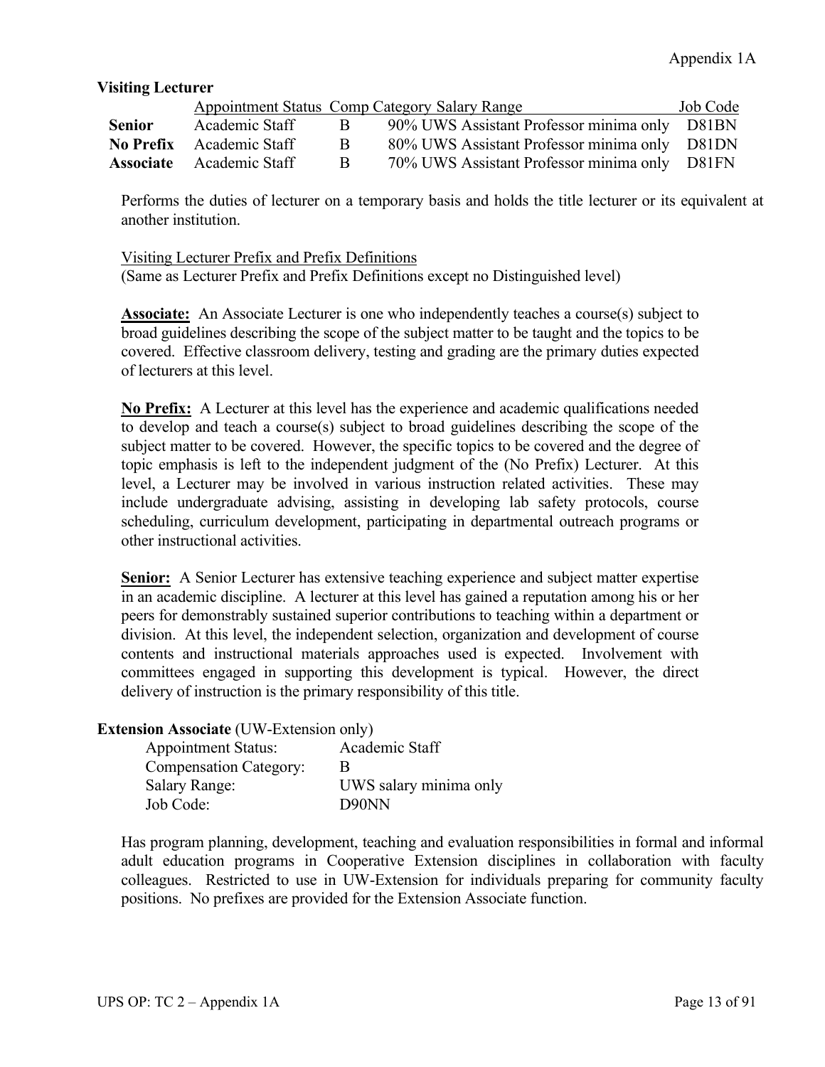**Visiting Lecturer**

| | Appointment Status | Comp Category | Salary Range | Job Code |
|---|---|---|---|---|
| **Senior** | Academic Staff | B | 90% UWS Assistant Professor minima only | D81BN |
| **No Prefix** | Academic Staff | B | 80% UWS Assistant Professor minima only | D81DN |
| **Associate** | Academic Staff | B | 70% UWS Assistant Professor minima only | D81FN |

Performs the duties of lecturer on a temporary basis and holds the title lecturer or its equivalent at another institution.

Visiting Lecturer Prefix and Prefix Definitions
(Same as Lecturer Prefix and Prefix Definitions except no Distinguished level)

**Associate:** An Associate Lecturer is one who independently teaches a course(s) subject to broad guidelines describing the scope of the subject matter to be taught and the topics to be covered. Effective classroom delivery, testing and grading are the primary duties expected of lecturers at this level.

**No Prefix:** A Lecturer at this level has the experience and academic qualifications needed to develop and teach a course(s) subject to broad guidelines describing the scope of the subject matter to be covered. However, the specific topics to be covered and the degree of topic emphasis is left to the independent judgment of the (No Prefix) Lecturer. At this level, a Lecturer may be involved in various instruction related activities. These may include undergraduate advising, assisting in developing lab safety protocols, course scheduling, curriculum development, participating in departmental outreach programs or other instructional activities.

**Senior:** A Senior Lecturer has extensive teaching experience and subject matter expertise in an academic discipline. A lecturer at this level has gained a reputation among his or her peers for demonstrably sustained superior contributions to teaching within a department or division. At this level, the independent selection, organization and development of course contents and instructional materials approaches used is expected. Involvement with committees engaged in supporting this development is typical. However, the direct delivery of instruction is the primary responsibility of this title.

**Extension Associate** (UW-Extension only)

| | |
|---|---|
| Appointment Status: | Academic Staff |
| Compensation Category: | B |
| Salary Range: | UWS salary minima only |
| Job Code: | D90NN |

Has program planning, development, teaching and evaluation responsibilities in formal and informal adult education programs in Cooperative Extension disciplines in collaboration with faculty colleagues. Restricted to use in UW-Extension for individuals preparing for community faculty positions. No prefixes are provided for the Extension Associate function.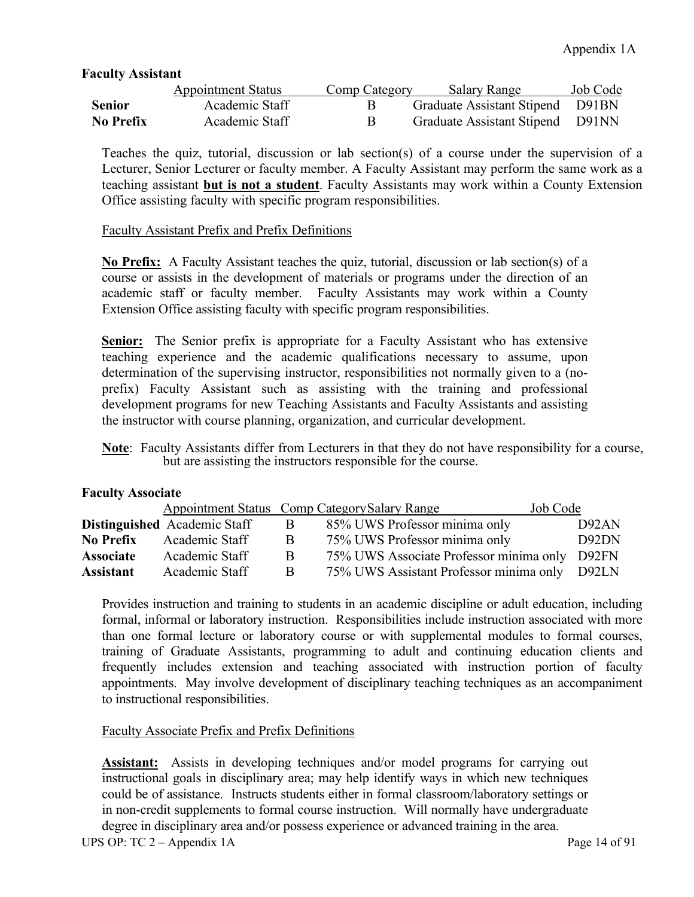**Faculty Assistant**

| | Appointment Status | Comp Category | Salary Range | Job Code |
|---|---|---|---|---|
| **Senior** | Academic Staff | B | Graduate Assistant Stipend | D91BN |
| **No Prefix** | Academic Staff | B | Graduate Assistant Stipend | D91NN |

Teaches the quiz, tutorial, discussion or lab section(s) of a course under the supervision of a Lecturer, Senior Lecturer or faculty member. A Faculty Assistant may perform the same work as a teaching assistant **but is not a student**. Faculty Assistants may work within a County Extension Office assisting faculty with specific program responsibilities.

Faculty Assistant Prefix and Prefix Definitions

**No Prefix:** A Faculty Assistant teaches the quiz, tutorial, discussion or lab section(s) of a course or assists in the development of materials or programs under the direction of an academic staff or faculty member. Faculty Assistants may work within a County Extension Office assisting faculty with specific program responsibilities.

**Senior:** The Senior prefix is appropriate for a Faculty Assistant who has extensive teaching experience and the academic qualifications necessary to assume, upon determination of the supervising instructor, responsibilities not normally given to a (no-prefix) Faculty Assistant such as assisting with the training and professional development programs for new Teaching Assistants and Faculty Assistants and assisting the instructor with course planning, organization, and curricular development.

**Note**: Faculty Assistants differ from Lecturers in that they do not have responsibility for a course, but are assisting the instructors responsible for the course.

**Faculty Associate**

| | Appointment Status | Comp Category | Salary Range | Job Code |
|---|---|---|---|---|
| **Distinguished** | Academic Staff | B | 85% UWS Professor minima only | D92AN |
| **No Prefix** | Academic Staff | B | 75% UWS Professor minima only | D92DN |
| **Associate** | Academic Staff | B | 75% UWS Associate Professor minima only | D92FN |
| **Assistant** | Academic Staff | B | 75% UWS Assistant Professor minima only | D92LN |

Provides instruction and training to students in an academic discipline or adult education, including formal, informal or laboratory instruction. Responsibilities include instruction associated with more than one formal lecture or laboratory course or with supplemental modules to formal courses, training of Graduate Assistants, programming to adult and continuing education clients and frequently includes extension and teaching associated with instruction portion of faculty appointments. May involve development of disciplinary teaching techniques as an accompaniment to instructional responsibilities.

Faculty Associate Prefix and Prefix Definitions

**Assistant:** Assists in developing techniques and/or model programs for carrying out instructional goals in disciplinary area; may help identify ways in which new techniques could be of assistance. Instructs students either in formal classroom/laboratory settings or in non-credit supplements to formal course instruction. Will normally have undergraduate degree in disciplinary area and/or possess experience or advanced training in the area.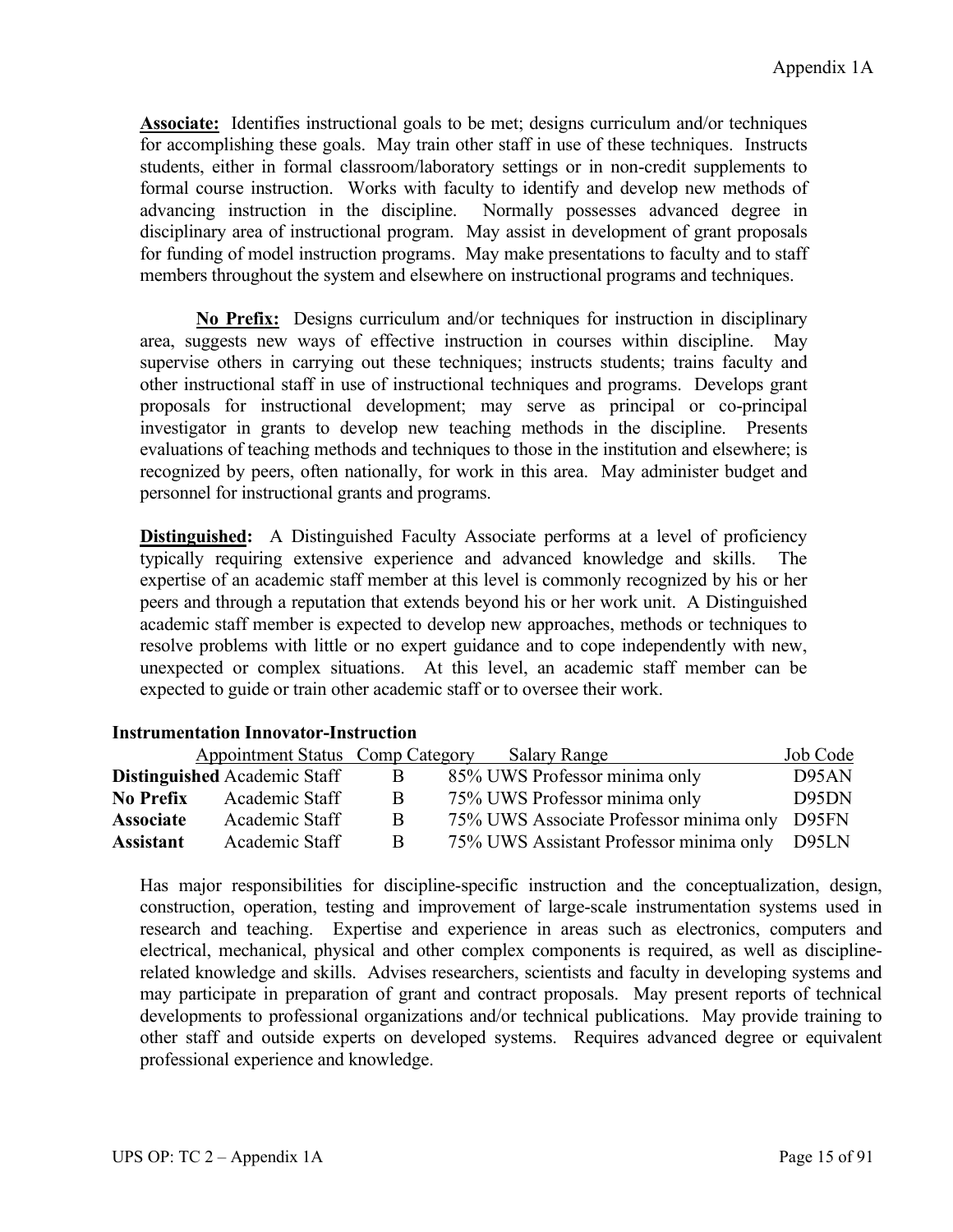**Associate:** Identifies instructional goals to be met; designs curriculum and/or techniques for accomplishing these goals. May train other staff in use of these techniques. Instructs students, either in formal classroom/laboratory settings or in non-credit supplements to formal course instruction. Works with faculty to identify and develop new methods of advancing instruction in the discipline. Normally possesses advanced degree in disciplinary area of instructional program. May assist in development of grant proposals for funding of model instruction programs. May make presentations to faculty and to staff members throughout the system and elsewhere on instructional programs and techniques.

**No Prefix:** Designs curriculum and/or techniques for instruction in disciplinary area, suggests new ways of effective instruction in courses within discipline. May supervise others in carrying out these techniques; instructs students; trains faculty and other instructional staff in use of instructional techniques and programs. Develops grant proposals for instructional development; may serve as principal or co-principal investigator in grants to develop new teaching methods in the discipline. Presents evaluations of teaching methods and techniques to those in the institution and elsewhere; is recognized by peers, often nationally, for work in this area. May administer budget and personnel for instructional grants and programs.

**Distinguished:** A Distinguished Faculty Associate performs at a level of proficiency typically requiring extensive experience and advanced knowledge and skills. The expertise of an academic staff member at this level is commonly recognized by his or her peers and through a reputation that extends beyond his or her work unit. A Distinguished academic staff member is expected to develop new approaches, methods or techniques to resolve problems with little or no expert guidance and to cope independently with new, unexpected or complex situations. At this level, an academic staff member can be expected to guide or train other academic staff or to oversee their work.

**Instrumentation Innovator-Instruction**

| | Appointment Status | Comp Category | Salary Range | Job Code |
|---|---|---|---|---|
| **Distinguished** | Academic Staff | B | 85% UWS Professor minima only | D95AN |
| **No Prefix** | Academic Staff | B | 75% UWS Professor minima only | D95DN |
| **Associate** | Academic Staff | B | 75% UWS Associate Professor minima only | D95FN |
| **Assistant** | Academic Staff | B | 75% UWS Assistant Professor minima only | D95LN |

Has major responsibilities for discipline-specific instruction and the conceptualization, design, construction, operation, testing and improvement of large-scale instrumentation systems used in research and teaching. Expertise and experience in areas such as electronics, computers and electrical, mechanical, physical and other complex components is required, as well as discipline-related knowledge and skills. Advises researchers, scientists and faculty in developing systems and may participate in preparation of grant and contract proposals. May present reports of technical developments to professional organizations and/or technical publications. May provide training to other staff and outside experts on developed systems. Requires advanced degree or equivalent professional experience and knowledge.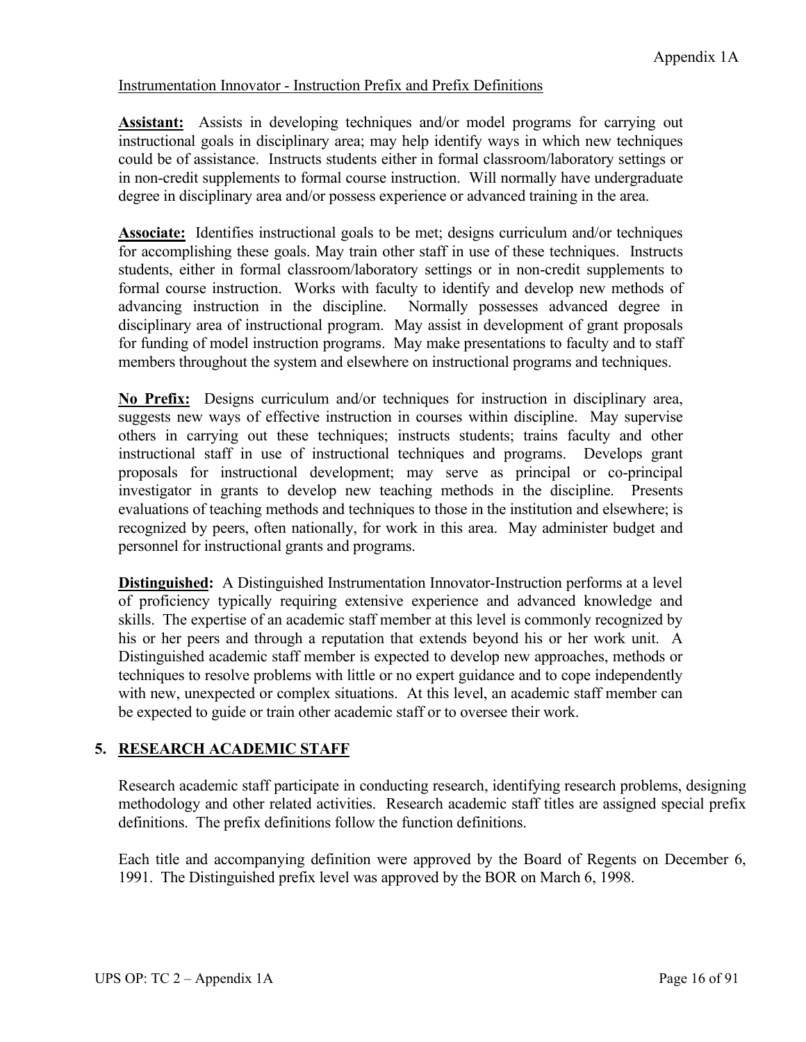Instrumentation Innovator - Instruction Prefix and Prefix Definitions

**Assistant:** Assists in developing techniques and/or model programs for carrying out instructional goals in disciplinary area; may help identify ways in which new techniques could be of assistance. Instructs students either in formal classroom/laboratory settings or in non-credit supplements to formal course instruction. Will normally have undergraduate degree in disciplinary area and/or possess experience or advanced training in the area.

**Associate:** Identifies instructional goals to be met; designs curriculum and/or techniques for accomplishing these goals. May train other staff in use of these techniques. Instructs students, either in formal classroom/laboratory settings or in non-credit supplements to formal course instruction. Works with faculty to identify and develop new methods of advancing instruction in the discipline. Normally possesses advanced degree in disciplinary area of instructional program. May assist in development of grant proposals for funding of model instruction programs. May make presentations to faculty and to staff members throughout the system and elsewhere on instructional programs and techniques.

**No Prefix:** Designs curriculum and/or techniques for instruction in disciplinary area, suggests new ways of effective instruction in courses within discipline. May supervise others in carrying out these techniques; instructs students; trains faculty and other instructional staff in use of instructional techniques and programs. Develops grant proposals for instructional development; may serve as principal or co-principal investigator in grants to develop new teaching methods in the discipline. Presents evaluations of teaching methods and techniques to those in the institution and elsewhere; is recognized by peers, often nationally, for work in this area. May administer budget and personnel for instructional grants and programs.

**Distinguished:** A Distinguished Instrumentation Innovator-Instruction performs at a level of proficiency typically requiring extensive experience and advanced knowledge and skills. The expertise of an academic staff member at this level is commonly recognized by his or her peers and through a reputation that extends beyond his or her work unit. A Distinguished academic staff member is expected to develop new approaches, methods or techniques to resolve problems with little or no expert guidance and to cope independently with new, unexpected or complex situations. At this level, an academic staff member can be expected to guide or train other academic staff or to oversee their work.

## 5. RESEARCH ACADEMIC STAFF

Research academic staff participate in conducting research, identifying research problems, designing methodology and other related activities. Research academic staff titles are assigned special prefix definitions. The prefix definitions follow the function definitions.

Each title and accompanying definition were approved by the Board of Regents on December 6, 1991. The Distinguished prefix level was approved by the BOR on March 6, 1998.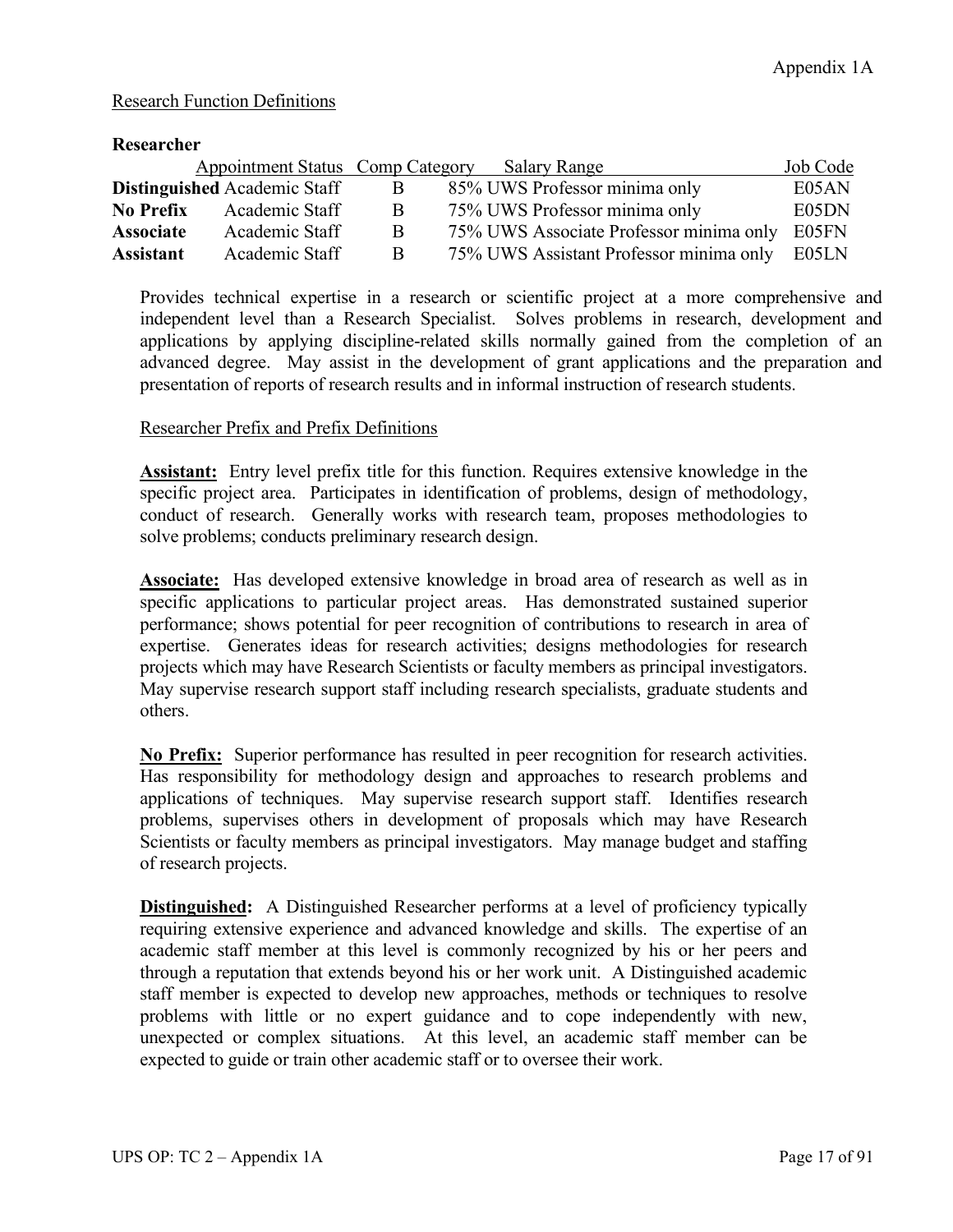Appendix 1A

Research Function Definitions

**Researcher**

| | Appointment Status | Comp Category | Salary Range | Job Code |
|---|---|---|---|---|
| **Distinguished** | Academic Staff | B | 85% UWS Professor minima only | E05AN |
| **No Prefix** | Academic Staff | B | 75% UWS Professor minima only | E05DN |
| **Associate** | Academic Staff | B | 75% UWS Associate Professor minima only | E05FN |
| **Assistant** | Academic Staff | B | 75% UWS Assistant Professor minima only | E05LN |

Provides technical expertise in a research or scientific project at a more comprehensive and independent level than a Research Specialist. Solves problems in research, development and applications by applying discipline-related skills normally gained from the completion of an advanced degree. May assist in the development of grant applications and the preparation and presentation of reports of research results and in informal instruction of research students.

Researcher Prefix and Prefix Definitions

**Assistant:** Entry level prefix title for this function. Requires extensive knowledge in the specific project area. Participates in identification of problems, design of methodology, conduct of research. Generally works with research team, proposes methodologies to solve problems; conducts preliminary research design.

**Associate:** Has developed extensive knowledge in broad area of research as well as in specific applications to particular project areas. Has demonstrated sustained superior performance; shows potential for peer recognition of contributions to research in area of expertise. Generates ideas for research activities; designs methodologies for research projects which may have Research Scientists or faculty members as principal investigators. May supervise research support staff including research specialists, graduate students and others.

**No Prefix:** Superior performance has resulted in peer recognition for research activities. Has responsibility for methodology design and approaches to research problems and applications of techniques. May supervise research support staff. Identifies research problems, supervises others in development of proposals which may have Research Scientists or faculty members as principal investigators. May manage budget and staffing of research projects.

**Distinguished:** A Distinguished Researcher performs at a level of proficiency typically requiring extensive experience and advanced knowledge and skills. The expertise of an academic staff member at this level is commonly recognized by his or her peers and through a reputation that extends beyond his or her work unit. A Distinguished academic staff member is expected to develop new approaches, methods or techniques to resolve problems with little or no expert guidance and to cope independently with new, unexpected or complex situations. At this level, an academic staff member can be expected to guide or train other academic staff or to oversee their work.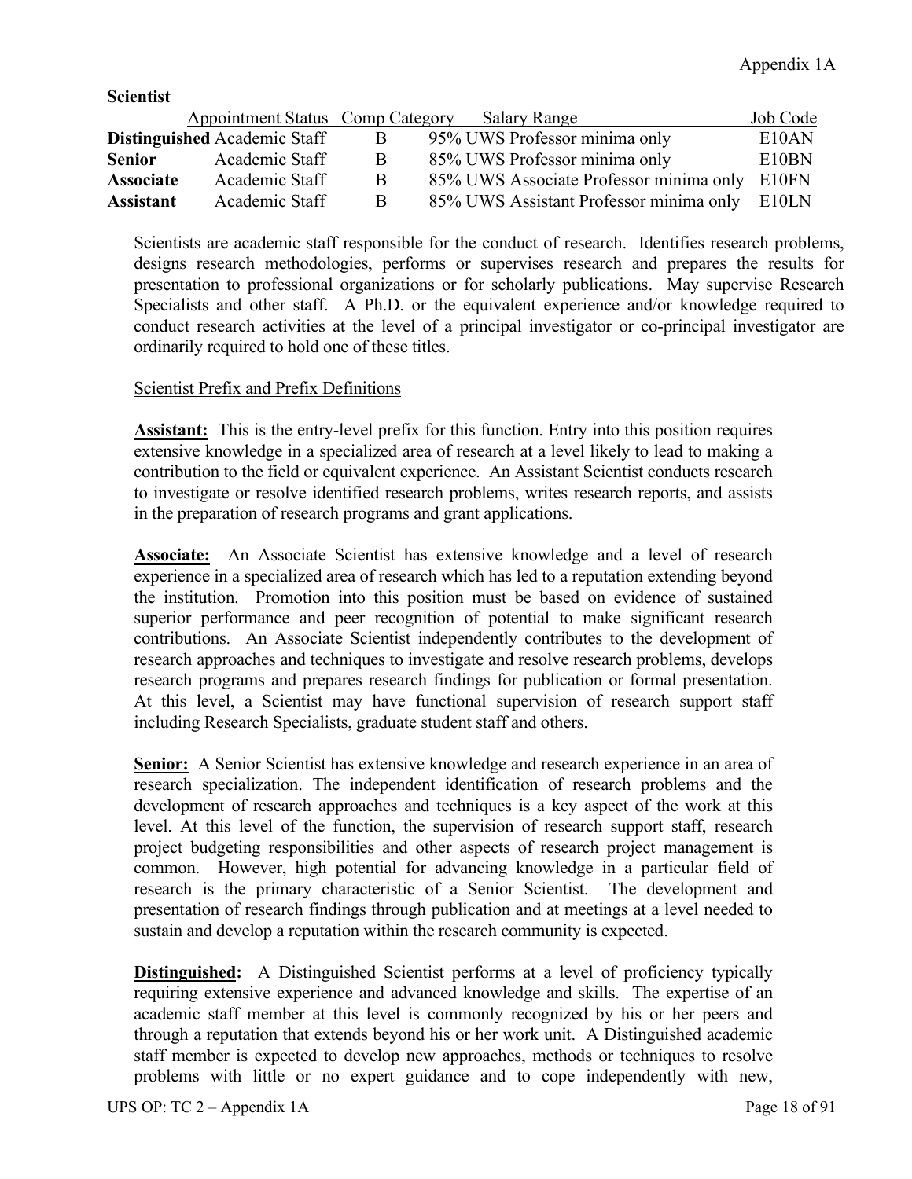**Scientist**

| | Appointment Status | Comp Category | Salary Range | Job Code |
|---|---|---|---|---|
| **Distinguished** | Academic Staff | B | 95% UWS Professor minima only | E10AN |
| **Senior** | Academic Staff | B | 85% UWS Professor minima only | E10BN |
| **Associate** | Academic Staff | B | 85% UWS Associate Professor minima only | E10FN |
| **Assistant** | Academic Staff | B | 85% UWS Assistant Professor minima only | E10LN |

Scientists are academic staff responsible for the conduct of research. Identifies research problems, designs research methodologies, performs or supervises research and prepares the results for presentation to professional organizations or for scholarly publications. May supervise Research Specialists and other staff. A Ph.D. or the equivalent experience and/or knowledge required to conduct research activities at the level of a principal investigator or co-principal investigator are ordinarily required to hold one of these titles.

Scientist Prefix and Prefix Definitions

**Assistant:** This is the entry-level prefix for this function. Entry into this position requires extensive knowledge in a specialized area of research at a level likely to lead to making a contribution to the field or equivalent experience. An Assistant Scientist conducts research to investigate or resolve identified research problems, writes research reports, and assists in the preparation of research programs and grant applications.

**Associate:** An Associate Scientist has extensive knowledge and a level of research experience in a specialized area of research which has led to a reputation extending beyond the institution. Promotion into this position must be based on evidence of sustained superior performance and peer recognition of potential to make significant research contributions. An Associate Scientist independently contributes to the development of research approaches and techniques to investigate and resolve research problems, develops research programs and prepares research findings for publication or formal presentation. At this level, a Scientist may have functional supervision of research support staff including Research Specialists, graduate student staff and others.

**Senior:** A Senior Scientist has extensive knowledge and research experience in an area of research specialization. The independent identification of research problems and the development of research approaches and techniques is a key aspect of the work at this level. At this level of the function, the supervision of research support staff, research project budgeting responsibilities and other aspects of research project management is common. However, high potential for advancing knowledge in a particular field of research is the primary characteristic of a Senior Scientist. The development and presentation of research findings through publication and at meetings at a level needed to sustain and develop a reputation within the research community is expected.

**Distinguished:** A Distinguished Scientist performs at a level of proficiency typically requiring extensive experience and advanced knowledge and skills. The expertise of an academic staff member at this level is commonly recognized by his or her peers and through a reputation that extends beyond his or her work unit. A Distinguished academic staff member is expected to develop new approaches, methods or techniques to resolve problems with little or no expert guidance and to cope independently with new,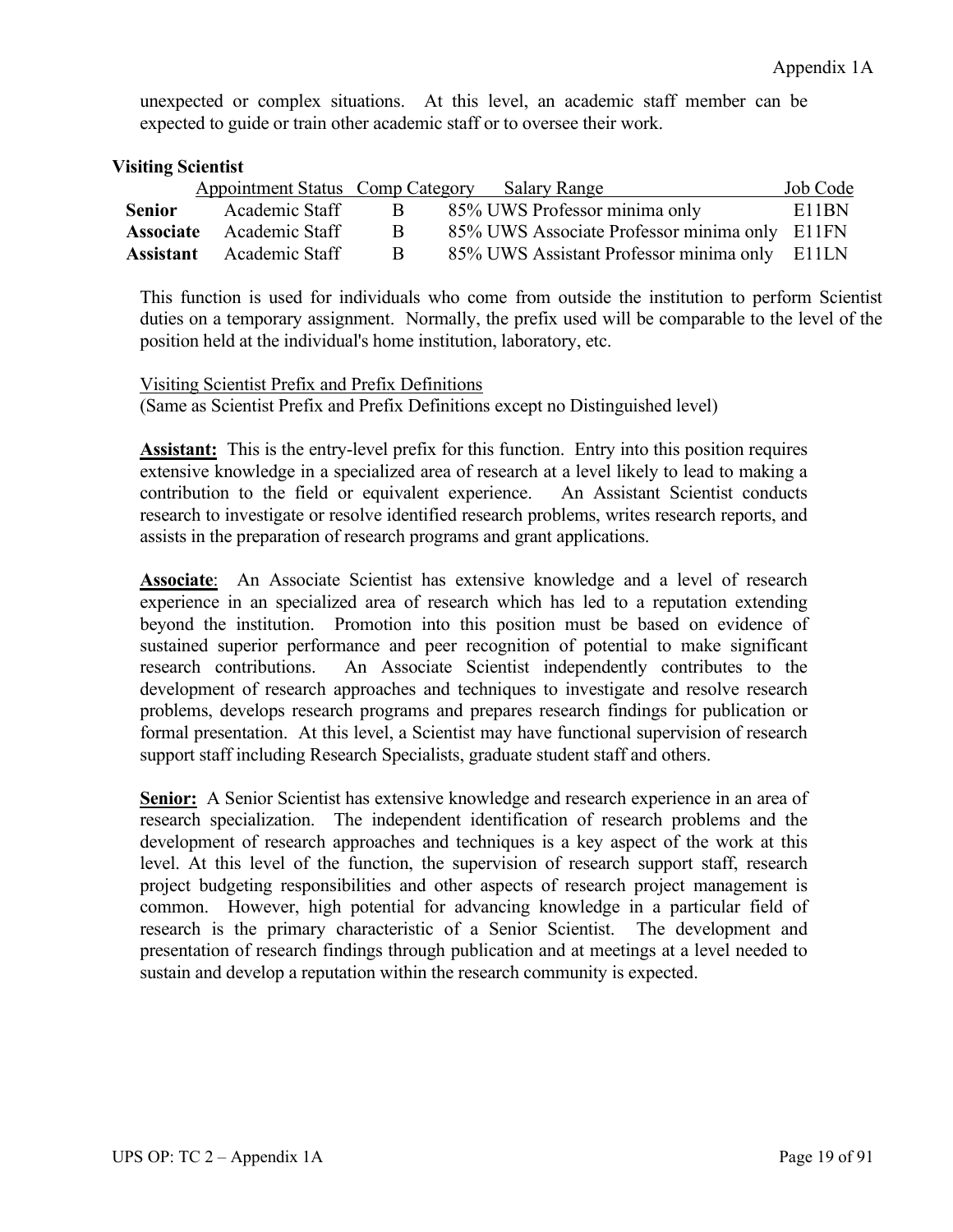unexpected or complex situations. At this level, an academic staff member can be expected to guide or train other academic staff or to oversee their work.

**Visiting Scientist**

| | Appointment Status | Comp Category | Salary Range | Job Code |
|---|---|---|---|---|
| **Senior** | Academic Staff | B | 85% UWS Professor minima only | E11BN |
| **Associate** | Academic Staff | B | 85% UWS Associate Professor minima only | E11FN |
| **Assistant** | Academic Staff | B | 85% UWS Assistant Professor minima only | E11LN |

This function is used for individuals who come from outside the institution to perform Scientist duties on a temporary assignment. Normally, the prefix used will be comparable to the level of the position held at the individual's home institution, laboratory, etc.

Visiting Scientist Prefix and Prefix Definitions
(Same as Scientist Prefix and Prefix Definitions except no Distinguished level)

**Assistant:** This is the entry-level prefix for this function. Entry into this position requires extensive knowledge in a specialized area of research at a level likely to lead to making a contribution to the field or equivalent experience. An Assistant Scientist conducts research to investigate or resolve identified research problems, writes research reports, and assists in the preparation of research programs and grant applications.

**Associate**: An Associate Scientist has extensive knowledge and a level of research experience in an specialized area of research which has led to a reputation extending beyond the institution. Promotion into this position must be based on evidence of sustained superior performance and peer recognition of potential to make significant research contributions. An Associate Scientist independently contributes to the development of research approaches and techniques to investigate and resolve research problems, develops research programs and prepares research findings for publication or formal presentation. At this level, a Scientist may have functional supervision of research support staff including Research Specialists, graduate student staff and others.

**Senior:** A Senior Scientist has extensive knowledge and research experience in an area of research specialization. The independent identification of research problems and the development of research approaches and techniques is a key aspect of the work at this level. At this level of the function, the supervision of research support staff, research project budgeting responsibilities and other aspects of research project management is common. However, high potential for advancing knowledge in a particular field of research is the primary characteristic of a Senior Scientist. The development and presentation of research findings through publication and at meetings at a level needed to sustain and develop a reputation within the research community is expected.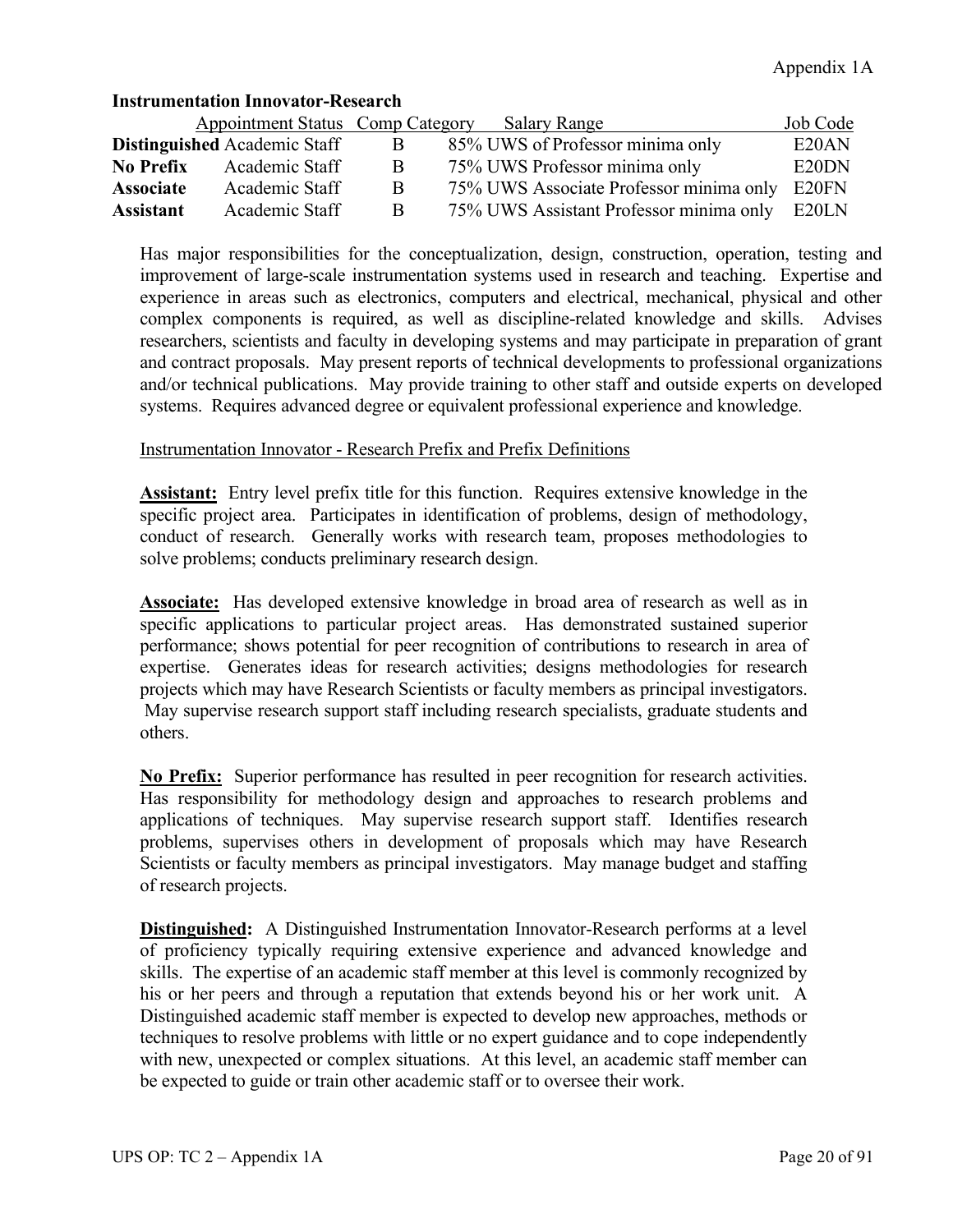**Instrumentation Innovator-Research**

| | Appointment Status | Comp Category | Salary Range | Job Code |
|---|---|---|---|---|
| **Distinguished** | Academic Staff | B | 85% UWS of Professor minima only | E20AN |
| **No Prefix** | Academic Staff | B | 75% UWS Professor minima only | E20DN |
| **Associate** | Academic Staff | B | 75% UWS Associate Professor minima only | E20FN |
| **Assistant** | Academic Staff | B | 75% UWS Assistant Professor minima only | E20LN |

Has major responsibilities for the conceptualization, design, construction, operation, testing and improvement of large-scale instrumentation systems used in research and teaching. Expertise and experience in areas such as electronics, computers and electrical, mechanical, physical and other complex components is required, as well as discipline-related knowledge and skills. Advises researchers, scientists and faculty in developing systems and may participate in preparation of grant and contract proposals. May present reports of technical developments to professional organizations and/or technical publications. May provide training to other staff and outside experts on developed systems. Requires advanced degree or equivalent professional experience and knowledge.

Instrumentation Innovator - Research Prefix and Prefix Definitions

**Assistant:** Entry level prefix title for this function. Requires extensive knowledge in the specific project area. Participates in identification of problems, design of methodology, conduct of research. Generally works with research team, proposes methodologies to solve problems; conducts preliminary research design.

**Associate:** Has developed extensive knowledge in broad area of research as well as in specific applications to particular project areas. Has demonstrated sustained superior performance; shows potential for peer recognition of contributions to research in area of expertise. Generates ideas for research activities; designs methodologies for research projects which may have Research Scientists or faculty members as principal investigators. May supervise research support staff including research specialists, graduate students and others.

**No Prefix:** Superior performance has resulted in peer recognition for research activities. Has responsibility for methodology design and approaches to research problems and applications of techniques. May supervise research support staff. Identifies research problems, supervises others in development of proposals which may have Research Scientists or faculty members as principal investigators. May manage budget and staffing of research projects.

**Distinguished:** A Distinguished Instrumentation Innovator-Research performs at a level of proficiency typically requiring extensive experience and advanced knowledge and skills. The expertise of an academic staff member at this level is commonly recognized by his or her peers and through a reputation that extends beyond his or her work unit. A Distinguished academic staff member is expected to develop new approaches, methods or techniques to resolve problems with little or no expert guidance and to cope independently with new, unexpected or complex situations. At this level, an academic staff member can be expected to guide or train other academic staff or to oversee their work.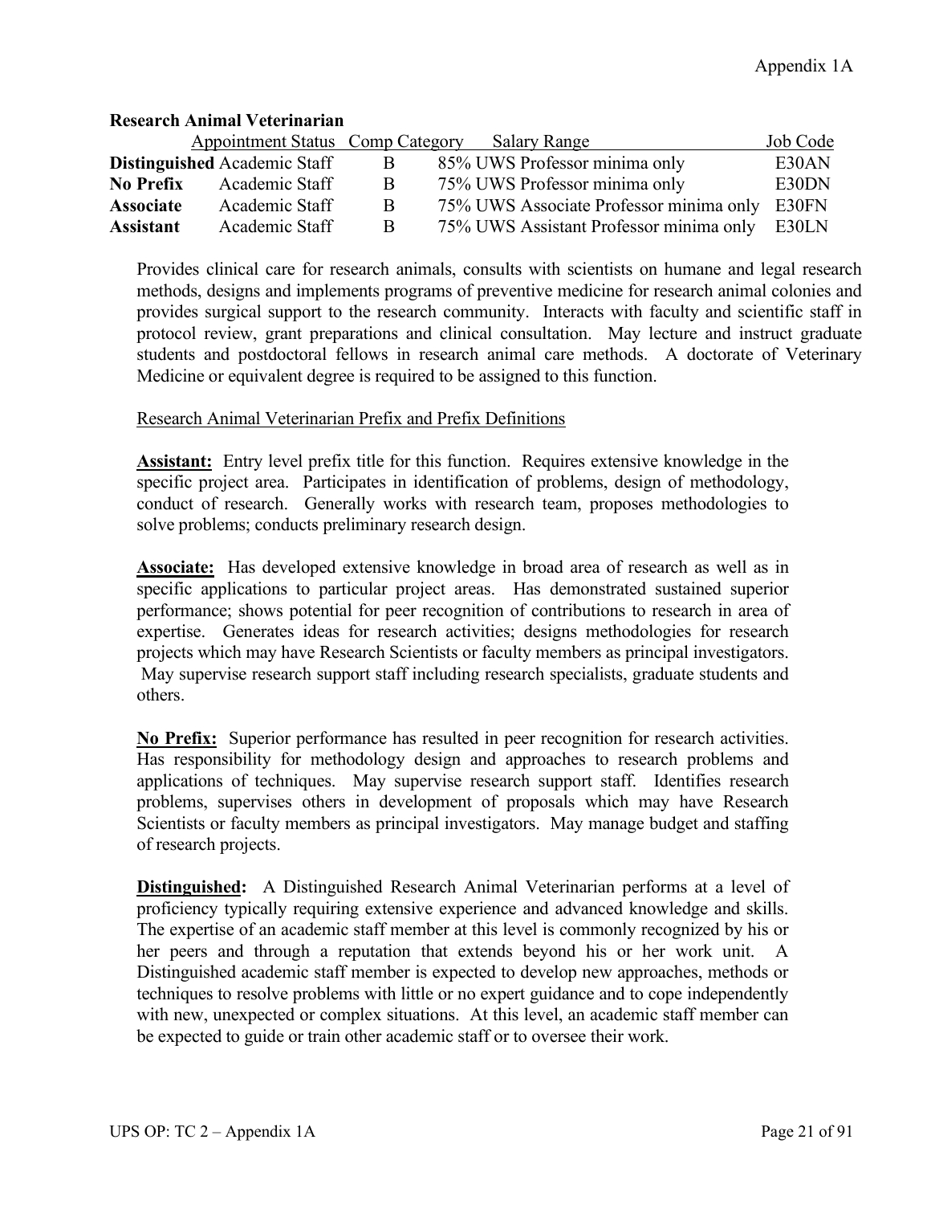**Research Animal Veterinarian**

| | Appointment Status | Comp Category | Salary Range | Job Code |
|---|---|---|---|---|
| **Distinguished** | Academic Staff | B | 85% UWS Professor minima only | E30AN |
| **No Prefix** | Academic Staff | B | 75% UWS Professor minima only | E30DN |
| **Associate** | Academic Staff | B | 75% UWS Associate Professor minima only | E30FN |
| **Assistant** | Academic Staff | B | 75% UWS Assistant Professor minima only | E30LN |

Provides clinical care for research animals, consults with scientists on humane and legal research methods, designs and implements programs of preventive medicine for research animal colonies and provides surgical support to the research community. Interacts with faculty and scientific staff in protocol review, grant preparations and clinical consultation. May lecture and instruct graduate students and postdoctoral fellows in research animal care methods. A doctorate of Veterinary Medicine or equivalent degree is required to be assigned to this function.

Research Animal Veterinarian Prefix and Prefix Definitions

**Assistant:** Entry level prefix title for this function. Requires extensive knowledge in the specific project area. Participates in identification of problems, design of methodology, conduct of research. Generally works with research team, proposes methodologies to solve problems; conducts preliminary research design.

**Associate:** Has developed extensive knowledge in broad area of research as well as in specific applications to particular project areas. Has demonstrated sustained superior performance; shows potential for peer recognition of contributions to research in area of expertise. Generates ideas for research activities; designs methodologies for research projects which may have Research Scientists or faculty members as principal investigators. May supervise research support staff including research specialists, graduate students and others.

**No Prefix:** Superior performance has resulted in peer recognition for research activities. Has responsibility for methodology design and approaches to research problems and applications of techniques. May supervise research support staff. Identifies research problems, supervises others in development of proposals which may have Research Scientists or faculty members as principal investigators. May manage budget and staffing of research projects.

**Distinguished:** A Distinguished Research Animal Veterinarian performs at a level of proficiency typically requiring extensive experience and advanced knowledge and skills. The expertise of an academic staff member at this level is commonly recognized by his or her peers and through a reputation that extends beyond his or her work unit. A Distinguished academic staff member is expected to develop new approaches, methods or techniques to resolve problems with little or no expert guidance and to cope independently with new, unexpected or complex situations. At this level, an academic staff member can be expected to guide or train other academic staff or to oversee their work.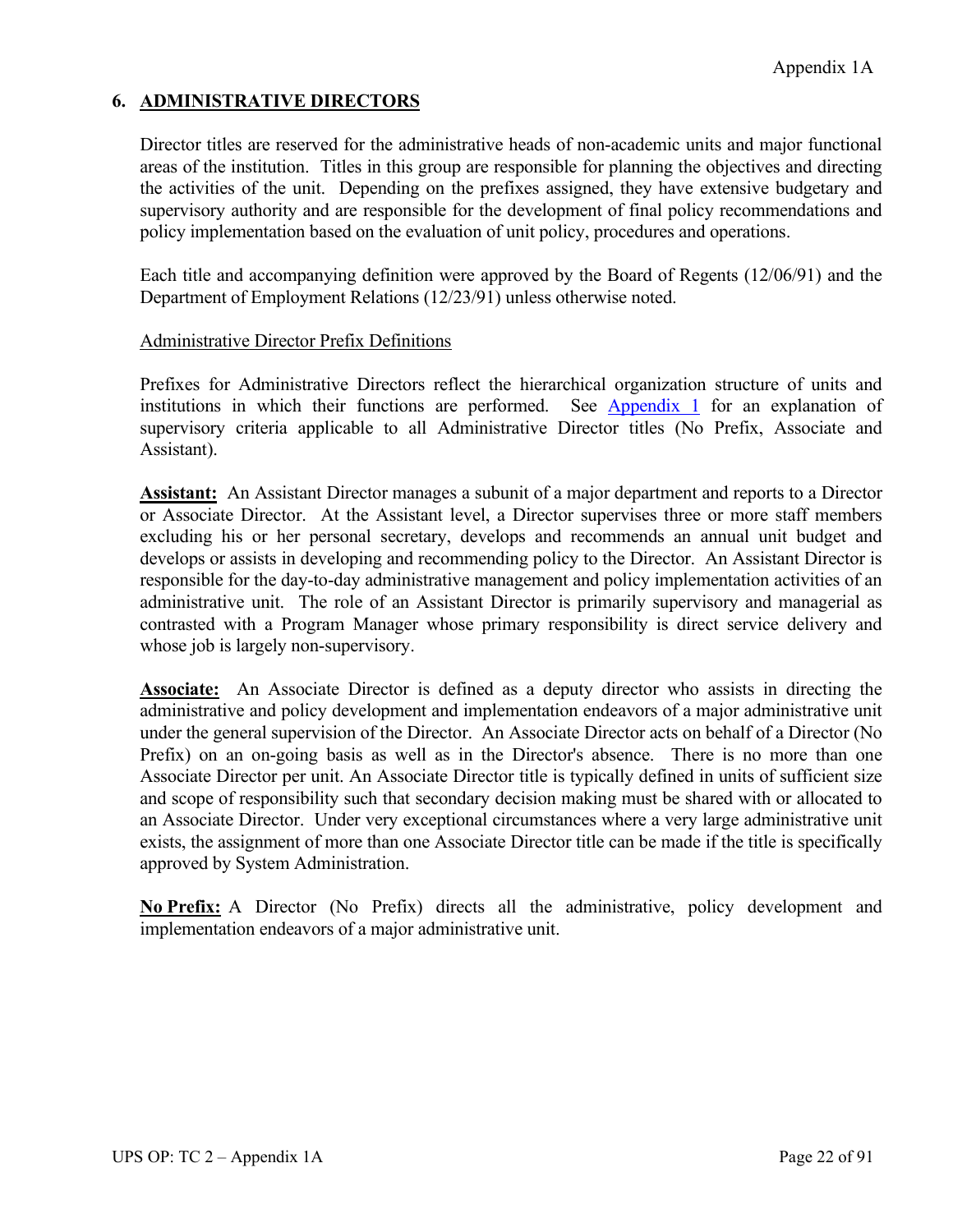## 6. ADMINISTRATIVE DIRECTORS

Director titles are reserved for the administrative heads of non-academic units and major functional areas of the institution. Titles in this group are responsible for planning the objectives and directing the activities of the unit. Depending on the prefixes assigned, they have extensive budgetary and supervisory authority and are responsible for the development of final policy recommendations and policy implementation based on the evaluation of unit policy, procedures and operations.

Each title and accompanying definition were approved by the Board of Regents (12/06/91) and the Department of Employment Relations (12/23/91) unless otherwise noted.

Administrative Director Prefix Definitions

Prefixes for Administrative Directors reflect the hierarchical organization structure of units and institutions in which their functions are performed. See Appendix 1 for an explanation of supervisory criteria applicable to all Administrative Director titles (No Prefix, Associate and Assistant).

**Assistant:** An Assistant Director manages a subunit of a major department and reports to a Director or Associate Director. At the Assistant level, a Director supervises three or more staff members excluding his or her personal secretary, develops and recommends an annual unit budget and develops or assists in developing and recommending policy to the Director. An Assistant Director is responsible for the day-to-day administrative management and policy implementation activities of an administrative unit. The role of an Assistant Director is primarily supervisory and managerial as contrasted with a Program Manager whose primary responsibility is direct service delivery and whose job is largely non-supervisory.

**Associate:** An Associate Director is defined as a deputy director who assists in directing the administrative and policy development and implementation endeavors of a major administrative unit under the general supervision of the Director. An Associate Director acts on behalf of a Director (No Prefix) on an on-going basis as well as in the Director's absence. There is no more than one Associate Director per unit. An Associate Director title is typically defined in units of sufficient size and scope of responsibility such that secondary decision making must be shared with or allocated to an Associate Director. Under very exceptional circumstances where a very large administrative unit exists, the assignment of more than one Associate Director title can be made if the title is specifically approved by System Administration.

**No Prefix:** A Director (No Prefix) directs all the administrative, policy development and implementation endeavors of a major administrative unit.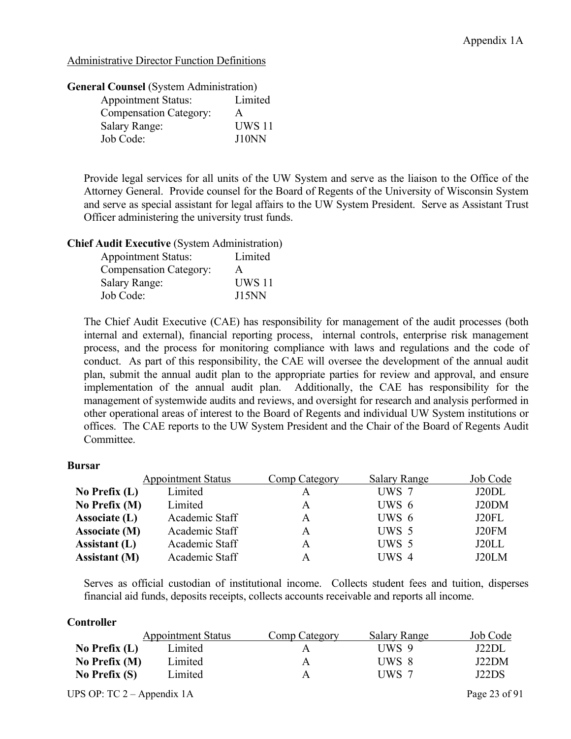Appendix 1A

Administrative Director Function Definitions

**General Counsel** (System Administration)

| | |
|---|---|
| Appointment Status: | Limited |
| Compensation Category: | A |
| Salary Range: | UWS 11 |
| Job Code: | J10NN |

Provide legal services for all units of the UW System and serve as the liaison to the Office of the Attorney General. Provide counsel for the Board of Regents of the University of Wisconsin System and serve as special assistant for legal affairs to the UW System President. Serve as Assistant Trust Officer administering the university trust funds.

**Chief Audit Executive** (System Administration)

| | |
|---|---|
| Appointment Status: | Limited |
| Compensation Category: | A |
| Salary Range: | UWS 11 |
| Job Code: | J15NN |

The Chief Audit Executive (CAE) has responsibility for management of the audit processes (both internal and external), financial reporting process, internal controls, enterprise risk management process, and the process for monitoring compliance with laws and regulations and the code of conduct. As part of this responsibility, the CAE will oversee the development of the annual audit plan, submit the annual audit plan to the appropriate parties for review and approval, and ensure implementation of the annual audit plan. Additionally, the CAE has responsibility for the management of systemwide audits and reviews, and oversight for research and analysis performed in other operational areas of interest to the Board of Regents and individual UW System institutions or offices. The CAE reports to the UW System President and the Chair of the Board of Regents Audit Committee.

**Bursar**

| | Appointment Status | Comp Category | Salary Range | Job Code |
|---|---|---|---|---|
| **No Prefix (L)** | Limited | A | UWS 7 | J20DL |
| **No Prefix (M)** | Limited | A | UWS 6 | J20DM |
| **Associate (L)** | Academic Staff | A | UWS 6 | J20FL |
| **Associate (M)** | Academic Staff | A | UWS 5 | J20FM |
| **Assistant (L)** | Academic Staff | A | UWS 5 | J20LL |
| **Assistant (M)** | Academic Staff | A | UWS 4 | J20LM |

Serves as official custodian of institutional income. Collects student fees and tuition, disperses financial aid funds, deposits receipts, collects accounts receivable and reports all income.

**Controller**

| | Appointment Status | Comp Category | Salary Range | Job Code |
|---|---|---|---|---|
| **No Prefix (L)** | Limited | A | UWS 9 | J22DL |
| **No Prefix (M)** | Limited | A | UWS 8 | J22DM |
| **No Prefix (S)** | Limited | A | UWS 7 | J22DS |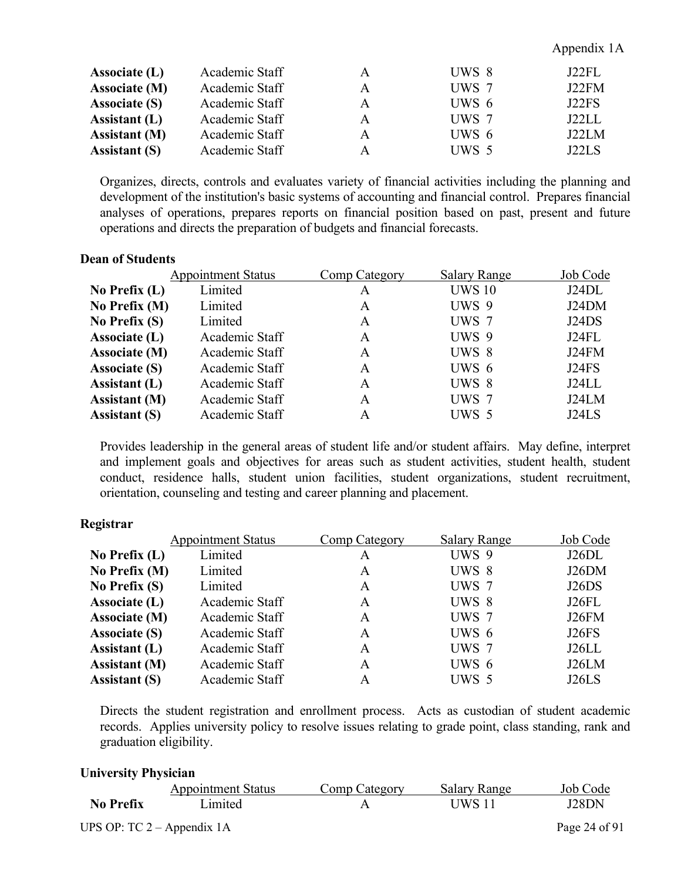| | | | | |
|---|---|---|---|---|
| **Associate (L)** | Academic Staff | A | UWS 8 | J22FL |
| **Associate (M)** | Academic Staff | A | UWS 7 | J22FM |
| **Associate (S)** | Academic Staff | A | UWS 6 | J22FS |
| **Assistant (L)** | Academic Staff | A | UWS 7 | J22LL |
| **Assistant (M)** | Academic Staff | A | UWS 6 | J22LM |
| **Assistant (S)** | Academic Staff | A | UWS 5 | J22LS |

Organizes, directs, controls and evaluates variety of financial activities including the planning and development of the institution's basic systems of accounting and financial control. Prepares financial analyses of operations, prepares reports on financial position based on past, present and future operations and directs the preparation of budgets and financial forecasts.

**Dean of Students**

| | Appointment Status | Comp Category | Salary Range | Job Code |
|---|---|---|---|---|
| **No Prefix (L)** | Limited | A | UWS 10 | J24DL |
| **No Prefix (M)** | Limited | A | UWS 9 | J24DM |
| **No Prefix (S)** | Limited | A | UWS 7 | J24DS |
| **Associate (L)** | Academic Staff | A | UWS 9 | J24FL |
| **Associate (M)** | Academic Staff | A | UWS 8 | J24FM |
| **Associate (S)** | Academic Staff | A | UWS 6 | J24FS |
| **Assistant (L)** | Academic Staff | A | UWS 8 | J24LL |
| **Assistant (M)** | Academic Staff | A | UWS 7 | J24LM |
| **Assistant (S)** | Academic Staff | A | UWS 5 | J24LS |

Provides leadership in the general areas of student life and/or student affairs. May define, interpret and implement goals and objectives for areas such as student activities, student health, student conduct, residence halls, student union facilities, student organizations, student recruitment, orientation, counseling and testing and career planning and placement.

**Registrar**

| | Appointment Status | Comp Category | Salary Range | Job Code |
|---|---|---|---|---|
| **No Prefix (L)** | Limited | A | UWS 9 | J26DL |
| **No Prefix (M)** | Limited | A | UWS 8 | J26DM |
| **No Prefix (S)** | Limited | A | UWS 7 | J26DS |
| **Associate (L)** | Academic Staff | A | UWS 8 | J26FL |
| **Associate (M)** | Academic Staff | A | UWS 7 | J26FM |
| **Associate (S)** | Academic Staff | A | UWS 6 | J26FS |
| **Assistant (L)** | Academic Staff | A | UWS 7 | J26LL |
| **Assistant (M)** | Academic Staff | A | UWS 6 | J26LM |
| **Assistant (S)** | Academic Staff | A | UWS 5 | J26LS |

Directs the student registration and enrollment process. Acts as custodian of student academic records. Applies university policy to resolve issues relating to grade point, class standing, rank and graduation eligibility.

**University Physician**

| | Appointment Status | Comp Category | Salary Range | Job Code |
|---|---|---|---|---|
| **No Prefix** | Limited | A | UWS 11 | J28DN |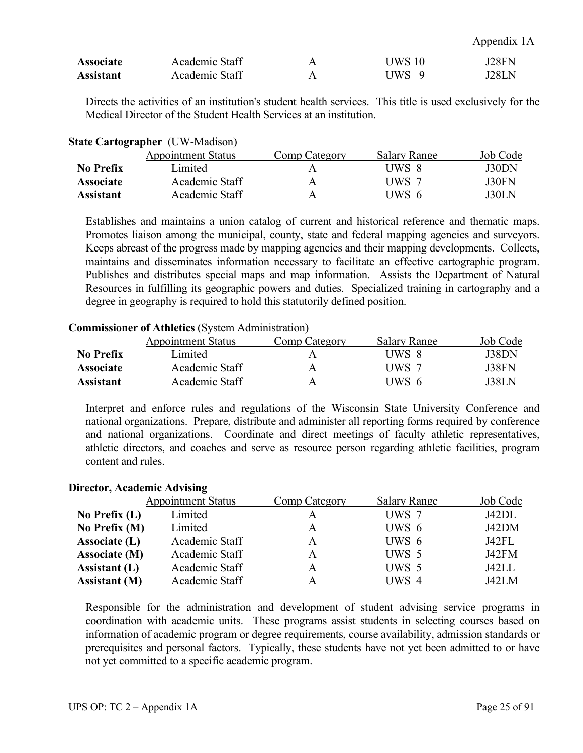| | | | | |
|---|---|---|---|---|
| **Associate** | Academic Staff | A | UWS 10 | J28FN |
| **Assistant** | Academic Staff | A | UWS 9 | J28LN |

Directs the activities of an institution's student health services. This title is used exclusively for the Medical Director of the Student Health Services at an institution.

**State Cartographer** (UW-Madison)

| | Appointment Status | Comp Category | Salary Range | Job Code |
|---|---|---|---|---|
| **No Prefix** | Limited | A | UWS 8 | J30DN |
| **Associate** | Academic Staff | A | UWS 7 | J30FN |
| **Assistant** | Academic Staff | A | UWS 6 | J30LN |

Establishes and maintains a union catalog of current and historical reference and thematic maps. Promotes liaison among the municipal, county, state and federal mapping agencies and surveyors. Keeps abreast of the progress made by mapping agencies and their mapping developments. Collects, maintains and disseminates information necessary to facilitate an effective cartographic program. Publishes and distributes special maps and map information. Assists the Department of Natural Resources in fulfilling its geographic powers and duties. Specialized training in cartography and a degree in geography is required to hold this statutorily defined position.

**Commissioner of Athletics** (System Administration)

| | Appointment Status | Comp Category | Salary Range | Job Code |
|---|---|---|---|---|
| **No Prefix** | Limited | A | UWS 8 | J38DN |
| **Associate** | Academic Staff | A | UWS 7 | J38FN |
| **Assistant** | Academic Staff | A | UWS 6 | J38LN |

Interpret and enforce rules and regulations of the Wisconsin State University Conference and national organizations. Prepare, distribute and administer all reporting forms required by conference and national organizations. Coordinate and direct meetings of faculty athletic representatives, athletic directors, and coaches and serve as resource person regarding athletic facilities, program content and rules.

**Director, Academic Advising**

| | Appointment Status | Comp Category | Salary Range | Job Code |
|---|---|---|---|---|
| **No Prefix (L)** | Limited | A | UWS 7 | J42DL |
| **No Prefix (M)** | Limited | A | UWS 6 | J42DM |
| **Associate (L)** | Academic Staff | A | UWS 6 | J42FL |
| **Associate (M)** | Academic Staff | A | UWS 5 | J42FM |
| **Assistant (L)** | Academic Staff | A | UWS 5 | J42LL |
| **Assistant (M)** | Academic Staff | A | UWS 4 | J42LM |

Responsible for the administration and development of student advising service programs in coordination with academic units. These programs assist students in selecting courses based on information of academic program or degree requirements, course availability, admission standards or prerequisites and personal factors. Typically, these students have not yet been admitted to or have not yet committed to a specific academic program.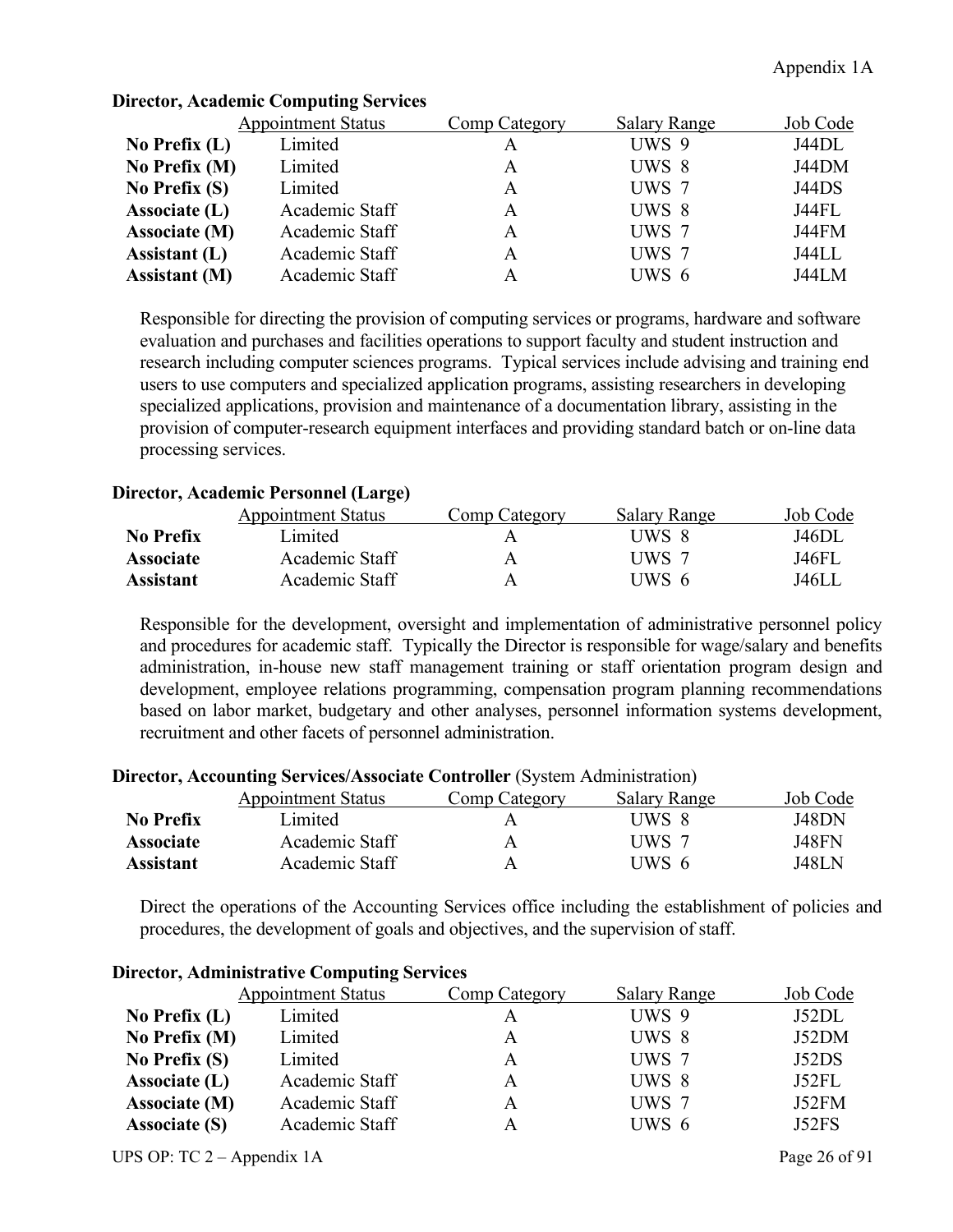**Director, Academic Computing Services**

| | Appointment Status | Comp Category | Salary Range | Job Code |
|---|---|---|---|---|
| **No Prefix (L)** | Limited | A | UWS 9 | J44DL |
| **No Prefix (M)** | Limited | A | UWS 8 | J44DM |
| **No Prefix (S)** | Limited | A | UWS 7 | J44DS |
| **Associate (L)** | Academic Staff | A | UWS 8 | J44FL |
| **Associate (M)** | Academic Staff | A | UWS 7 | J44FM |
| **Assistant (L)** | Academic Staff | A | UWS 7 | J44LL |
| **Assistant (M)** | Academic Staff | A | UWS 6 | J44LM |

Responsible for directing the provision of computing services or programs, hardware and software evaluation and purchases and facilities operations to support faculty and student instruction and research including computer sciences programs. Typical services include advising and training end users to use computers and specialized application programs, assisting researchers in developing specialized applications, provision and maintenance of a documentation library, assisting in the provision of computer-research equipment interfaces and providing standard batch or on-line data processing services.

**Director, Academic Personnel (Large)**

| | Appointment Status | Comp Category | Salary Range | Job Code |
|---|---|---|---|---|
| **No Prefix** | Limited | A | UWS 8 | J46DL |
| **Associate** | Academic Staff | A | UWS 7 | J46FL |
| **Assistant** | Academic Staff | A | UWS 6 | J46LL |

Responsible for the development, oversight and implementation of administrative personnel policy and procedures for academic staff. Typically the Director is responsible for wage/salary and benefits administration, in-house new staff management training or staff orientation program design and development, employee relations programming, compensation program planning recommendations based on labor market, budgetary and other analyses, personnel information systems development, recruitment and other facets of personnel administration.

**Director, Accounting Services/Associate Controller** (System Administration)

| | Appointment Status | Comp Category | Salary Range | Job Code |
|---|---|---|---|---|
| **No Prefix** | Limited | A | UWS 8 | J48DN |
| **Associate** | Academic Staff | A | UWS 7 | J48FN |
| **Assistant** | Academic Staff | A | UWS 6 | J48LN |

Direct the operations of the Accounting Services office including the establishment of policies and procedures, the development of goals and objectives, and the supervision of staff.

**Director, Administrative Computing Services**

| | Appointment Status | Comp Category | Salary Range | Job Code |
|---|---|---|---|---|
| **No Prefix (L)** | Limited | A | UWS 9 | J52DL |
| **No Prefix (M)** | Limited | A | UWS 8 | J52DM |
| **No Prefix (S)** | Limited | A | UWS 7 | J52DS |
| **Associate (L)** | Academic Staff | A | UWS 8 | J52FL |
| **Associate (M)** | Academic Staff | A | UWS 7 | J52FM |
| **Associate (S)** | Academic Staff | A | UWS 6 | J52FS |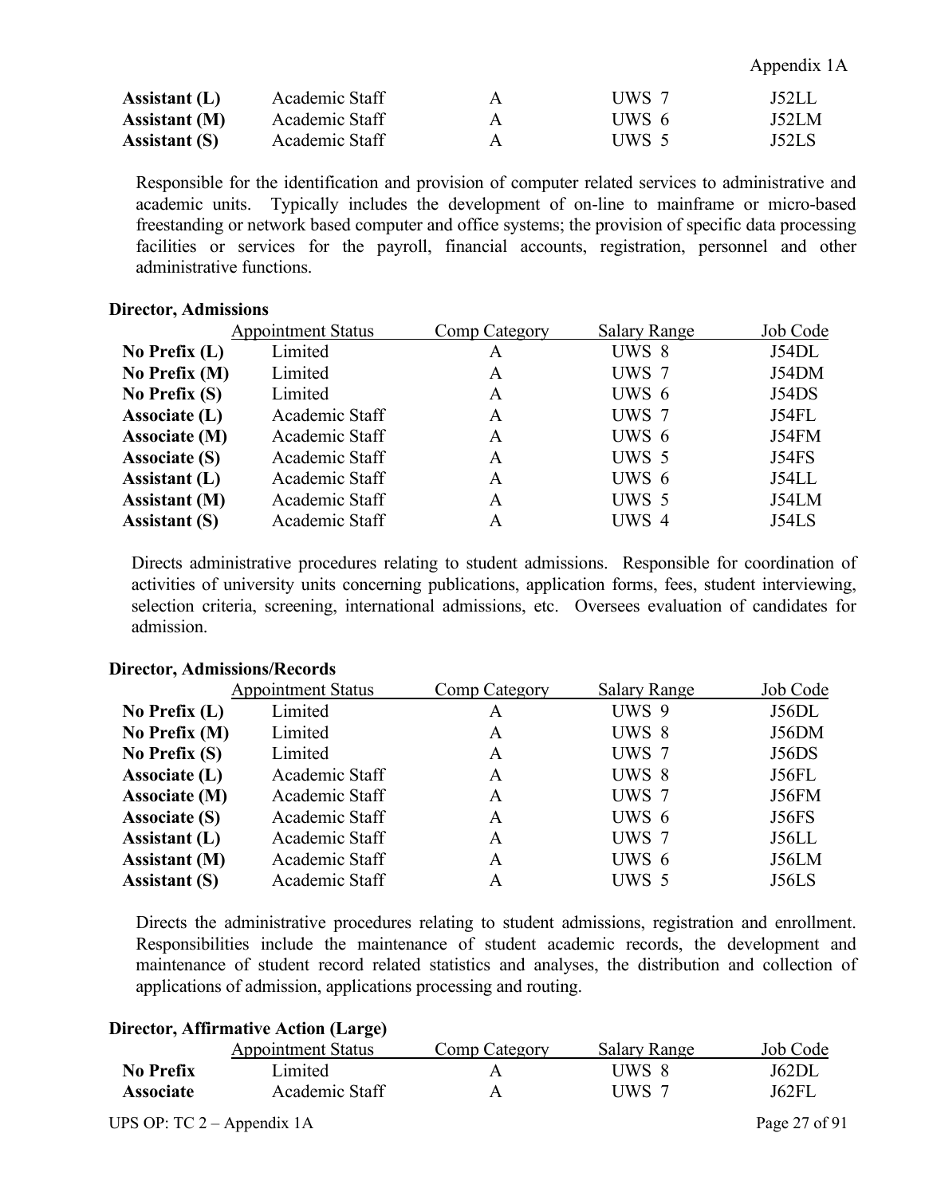| | | | | |
|---|---|---|---|---|
| **Assistant (L)** | Academic Staff | A | UWS 7 | J52LL |
| **Assistant (M)** | Academic Staff | A | UWS 6 | J52LM |
| **Assistant (S)** | Academic Staff | A | UWS 5 | J52LS |

Responsible for the identification and provision of computer related services to administrative and academic units. Typically includes the development of on-line to mainframe or micro-based freestanding or network based computer and office systems; the provision of specific data processing facilities or services for the payroll, financial accounts, registration, personnel and other administrative functions.

**Director, Admissions**

| | Appointment Status | Comp Category | Salary Range | Job Code |
|---|---|---|---|---|
| **No Prefix (L)** | Limited | A | UWS 8 | J54DL |
| **No Prefix (M)** | Limited | A | UWS 7 | J54DM |
| **No Prefix (S)** | Limited | A | UWS 6 | J54DS |
| **Associate (L)** | Academic Staff | A | UWS 7 | J54FL |
| **Associate (M)** | Academic Staff | A | UWS 6 | J54FM |
| **Associate (S)** | Academic Staff | A | UWS 5 | J54FS |
| **Assistant (L)** | Academic Staff | A | UWS 6 | J54LL |
| **Assistant (M)** | Academic Staff | A | UWS 5 | J54LM |
| **Assistant (S)** | Academic Staff | A | UWS 4 | J54LS |

Directs administrative procedures relating to student admissions. Responsible for coordination of activities of university units concerning publications, application forms, fees, student interviewing, selection criteria, screening, international admissions, etc. Oversees evaluation of candidates for admission.

**Director, Admissions/Records**

| | Appointment Status | Comp Category | Salary Range | Job Code |
|---|---|---|---|---|
| **No Prefix (L)** | Limited | A | UWS 9 | J56DL |
| **No Prefix (M)** | Limited | A | UWS 8 | J56DM |
| **No Prefix (S)** | Limited | A | UWS 7 | J56DS |
| **Associate (L)** | Academic Staff | A | UWS 8 | J56FL |
| **Associate (M)** | Academic Staff | A | UWS 7 | J56FM |
| **Associate (S)** | Academic Staff | A | UWS 6 | J56FS |
| **Assistant (L)** | Academic Staff | A | UWS 7 | J56LL |
| **Assistant (M)** | Academic Staff | A | UWS 6 | J56LM |
| **Assistant (S)** | Academic Staff | A | UWS 5 | J56LS |

Directs the administrative procedures relating to student admissions, registration and enrollment. Responsibilities include the maintenance of student academic records, the development and maintenance of student record related statistics and analyses, the distribution and collection of applications of admission, applications processing and routing.

**Director, Affirmative Action (Large)**

| | Appointment Status | Comp Category | Salary Range | Job Code |
|---|---|---|---|---|
| **No Prefix** | Limited | A | UWS 8 | J62DL |
| **Associate** | Academic Staff | A | UWS 7 | J62FL |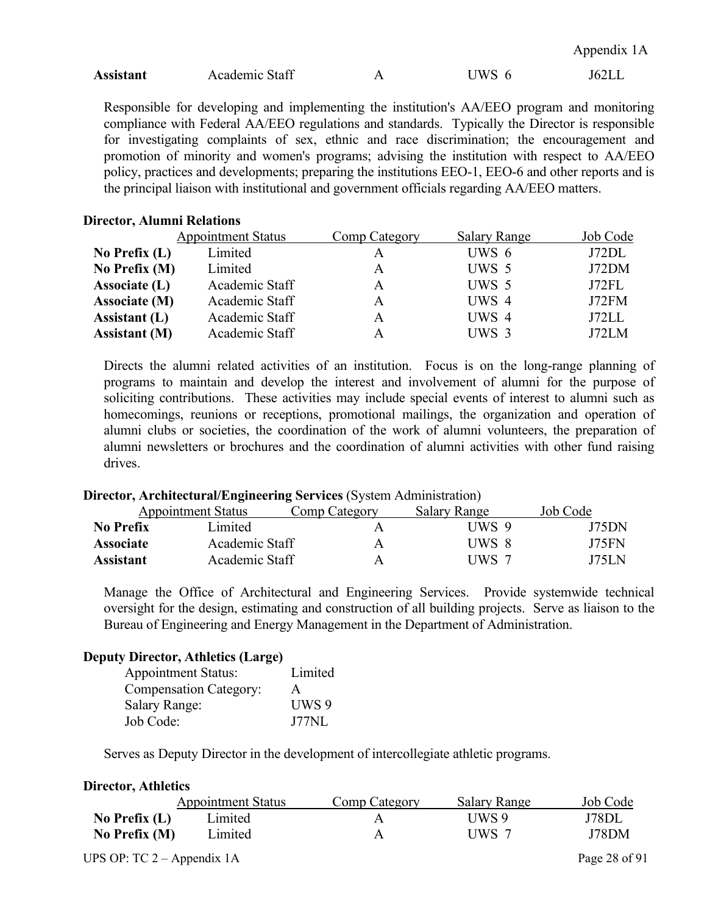| Assistant | Academic Staff | A | UWS 6 | J62LL |
|---|---|---|---|---|

Responsible for developing and implementing the institution's AA/EEO program and monitoring compliance with Federal AA/EEO regulations and standards. Typically the Director is responsible for investigating complaints of sex, ethnic and race discrimination; the encouragement and promotion of minority and women's programs; advising the institution with respect to AA/EEO policy, practices and developments; preparing the institutions EEO-1, EEO-6 and other reports and is the principal liaison with institutional and government officials regarding AA/EEO matters.

**Director, Alumni Relations**

| | Appointment Status | Comp Category | Salary Range | Job Code |
|---|---|---|---|---|
| **No Prefix (L)** | Limited | A | UWS 6 | J72DL |
| **No Prefix (M)** | Limited | A | UWS 5 | J72DM |
| **Associate (L)** | Academic Staff | A | UWS 5 | J72FL |
| **Associate (M)** | Academic Staff | A | UWS 4 | J72FM |
| **Assistant (L)** | Academic Staff | A | UWS 4 | J72LL |
| **Assistant (M)** | Academic Staff | A | UWS 3 | J72LM |

Directs the alumni related activities of an institution. Focus is on the long-range planning of programs to maintain and develop the interest and involvement of alumni for the purpose of soliciting contributions. These activities may include special events of interest to alumni such as homecomings, reunions or receptions, promotional mailings, the organization and operation of alumni clubs or societies, the coordination of the work of alumni volunteers, the preparation of alumni newsletters or brochures and the coordination of alumni activities with other fund raising drives.

**Director, Architectural/Engineering Services** (System Administration)

| | Appointment Status | Comp Category | Salary Range | Job Code |
|---|---|---|---|---|
| **No Prefix** | Limited | A | UWS 9 | J75DN |
| **Associate** | Academic Staff | A | UWS 8 | J75FN |
| **Assistant** | Academic Staff | A | UWS 7 | J75LN |

Manage the Office of Architectural and Engineering Services. Provide systemwide technical oversight for the design, estimating and construction of all building projects. Serve as liaison to the Bureau of Engineering and Energy Management in the Department of Administration.

**Deputy Director, Athletics (Large)**

| | |
|---|---|
| Appointment Status: | Limited |
| Compensation Category: | A |
| Salary Range: | UWS 9 |
| Job Code: | J77NL |

Serves as Deputy Director in the development of intercollegiate athletic programs.

**Director, Athletics**

| | Appointment Status | Comp Category | Salary Range | Job Code |
|---|---|---|---|---|
| **No Prefix (L)** | Limited | A | UWS 9 | J78DL |
| **No Prefix (M)** | Limited | A | UWS 7 | J78DM |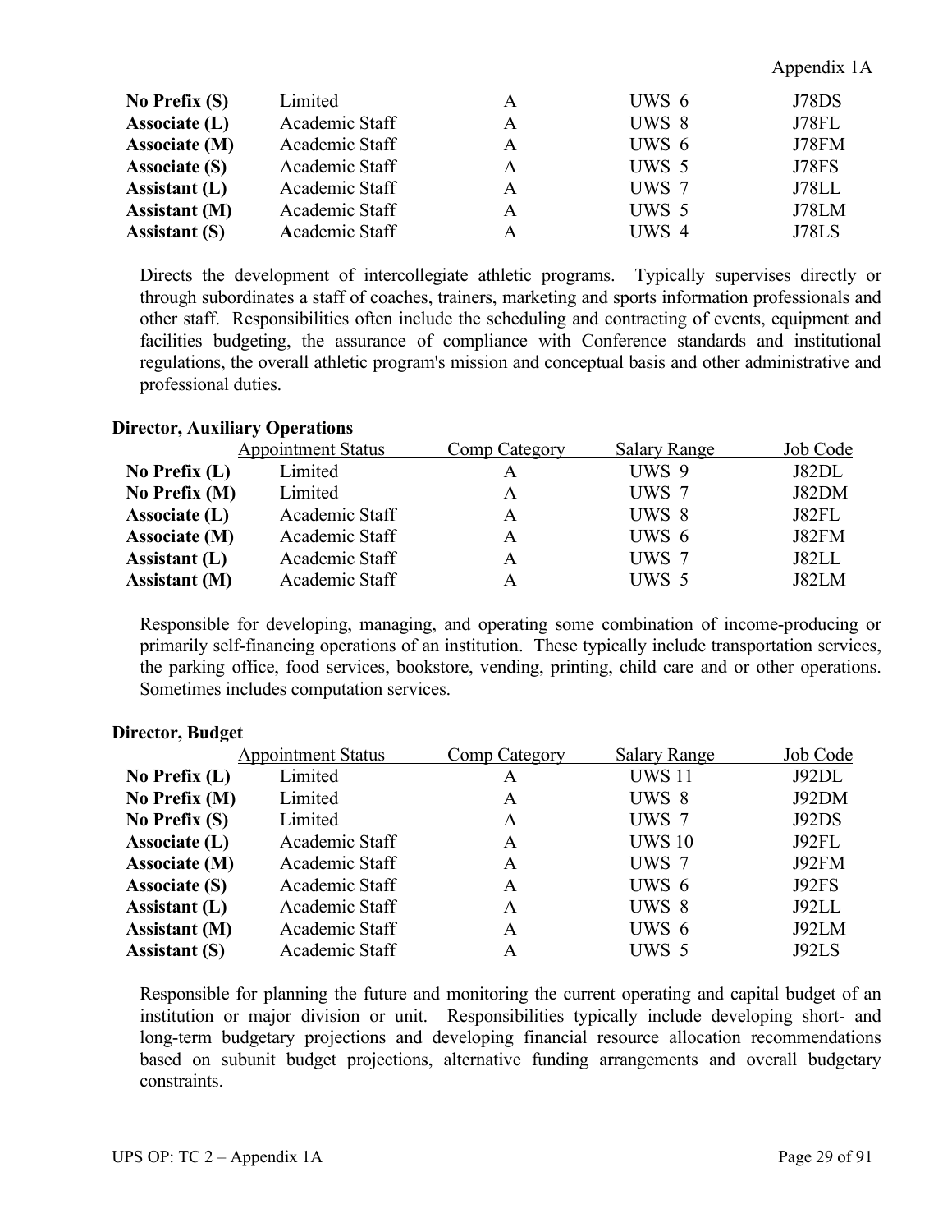| | Appointment Status | Comp Category | Salary Range | Job Code |
|---|---|---|---|---|
| **No Prefix (S)** | Limited | A | UWS 6 | J78DS |
| **Associate (L)** | Academic Staff | A | UWS 8 | J78FL |
| **Associate (M)** | Academic Staff | A | UWS 6 | J78FM |
| **Associate (S)** | Academic Staff | A | UWS 5 | J78FS |
| **Assistant (L)** | Academic Staff | A | UWS 7 | J78LL |
| **Assistant (M)** | Academic Staff | A | UWS 5 | J78LM |
| **Assistant (S)** | Academic Staff | A | UWS 4 | J78LS |

Directs the development of intercollegiate athletic programs. Typically supervises directly or through subordinates a staff of coaches, trainers, marketing and sports information professionals and other staff. Responsibilities often include the scheduling and contracting of events, equipment and facilities budgeting, the assurance of compliance with Conference standards and institutional regulations, the overall athletic program's mission and conceptual basis and other administrative and professional duties.

**Director, Auxiliary Operations**

| | Appointment Status | Comp Category | Salary Range | Job Code |
|---|---|---|---|---|
| **No Prefix (L)** | Limited | A | UWS 9 | J82DL |
| **No Prefix (M)** | Limited | A | UWS 7 | J82DM |
| **Associate (L)** | Academic Staff | A | UWS 8 | J82FL |
| **Associate (M)** | Academic Staff | A | UWS 6 | J82FM |
| **Assistant (L)** | Academic Staff | A | UWS 7 | J82LL |
| **Assistant (M)** | Academic Staff | A | UWS 5 | J82LM |

Responsible for developing, managing, and operating some combination of income-producing or primarily self-financing operations of an institution. These typically include transportation services, the parking office, food services, bookstore, vending, printing, child care and or other operations. Sometimes includes computation services.

**Director, Budget**

| | Appointment Status | Comp Category | Salary Range | Job Code |
|---|---|---|---|---|
| **No Prefix (L)** | Limited | A | UWS 11 | J92DL |
| **No Prefix (M)** | Limited | A | UWS 8 | J92DM |
| **No Prefix (S)** | Limited | A | UWS 7 | J92DS |
| **Associate (L)** | Academic Staff | A | UWS 10 | J92FL |
| **Associate (M)** | Academic Staff | A | UWS 7 | J92FM |
| **Associate (S)** | Academic Staff | A | UWS 6 | J92FS |
| **Assistant (L)** | Academic Staff | A | UWS 8 | J92LL |
| **Assistant (M)** | Academic Staff | A | UWS 6 | J92LM |
| **Assistant (S)** | Academic Staff | A | UWS 5 | J92LS |

Responsible for planning the future and monitoring the current operating and capital budget of an institution or major division or unit. Responsibilities typically include developing short- and long-term budgetary projections and developing financial resource allocation recommendations based on subunit budget projections, alternative funding arrangements and overall budgetary constraints.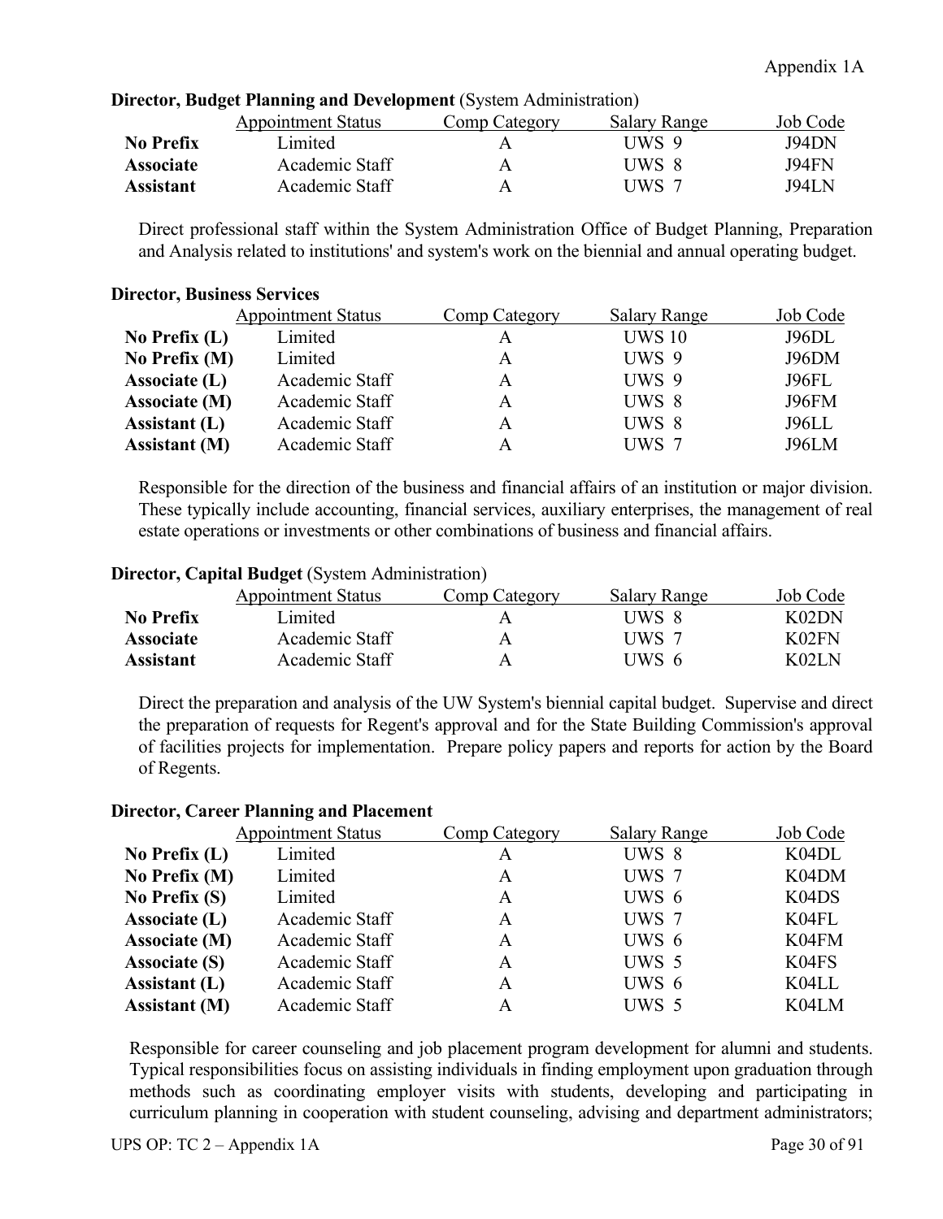**Director, Budget Planning and Development** (System Administration)

| | Appointment Status | Comp Category | Salary Range | Job Code |
|---|---|---|---|---|
| **No Prefix** | Limited | A | UWS 9 | J94DN |
| **Associate** | Academic Staff | A | UWS 8 | J94FN |
| **Assistant** | Academic Staff | A | UWS 7 | J94LN |

Direct professional staff within the System Administration Office of Budget Planning, Preparation and Analysis related to institutions' and system's work on the biennial and annual operating budget.

**Director, Business Services**

| | Appointment Status | Comp Category | Salary Range | Job Code |
|---|---|---|---|---|
| **No Prefix (L)** | Limited | A | UWS 10 | J96DL |
| **No Prefix (M)** | Limited | A | UWS 9 | J96DM |
| **Associate (L)** | Academic Staff | A | UWS 9 | J96FL |
| **Associate (M)** | Academic Staff | A | UWS 8 | J96FM |
| **Assistant (L)** | Academic Staff | A | UWS 8 | J96LL |
| **Assistant (M)** | Academic Staff | A | UWS 7 | J96LM |

Responsible for the direction of the business and financial affairs of an institution or major division. These typically include accounting, financial services, auxiliary enterprises, the management of real estate operations or investments or other combinations of business and financial affairs.

**Director, Capital Budget** (System Administration)

| | Appointment Status | Comp Category | Salary Range | Job Code |
|---|---|---|---|---|
| **No Prefix** | Limited | A | UWS 8 | K02DN |
| **Associate** | Academic Staff | A | UWS 7 | K02FN |
| **Assistant** | Academic Staff | A | UWS 6 | K02LN |

Direct the preparation and analysis of the UW System's biennial capital budget. Supervise and direct the preparation of requests for Regent's approval and for the State Building Commission's approval of facilities projects for implementation. Prepare policy papers and reports for action by the Board of Regents.

**Director, Career Planning and Placement**

| | Appointment Status | Comp Category | Salary Range | Job Code |
|---|---|---|---|---|
| **No Prefix (L)** | Limited | A | UWS 8 | K04DL |
| **No Prefix (M)** | Limited | A | UWS 7 | K04DM |
| **No Prefix (S)** | Limited | A | UWS 6 | K04DS |
| **Associate (L)** | Academic Staff | A | UWS 7 | K04FL |
| **Associate (M)** | Academic Staff | A | UWS 6 | K04FM |
| **Associate (S)** | Academic Staff | A | UWS 5 | K04FS |
| **Assistant (L)** | Academic Staff | A | UWS 6 | K04LL |
| **Assistant (M)** | Academic Staff | A | UWS 5 | K04LM |

Responsible for career counseling and job placement program development for alumni and students. Typical responsibilities focus on assisting individuals in finding employment upon graduation through methods such as coordinating employer visits with students, developing and participating in curriculum planning in cooperation with student counseling, advising and department administrators;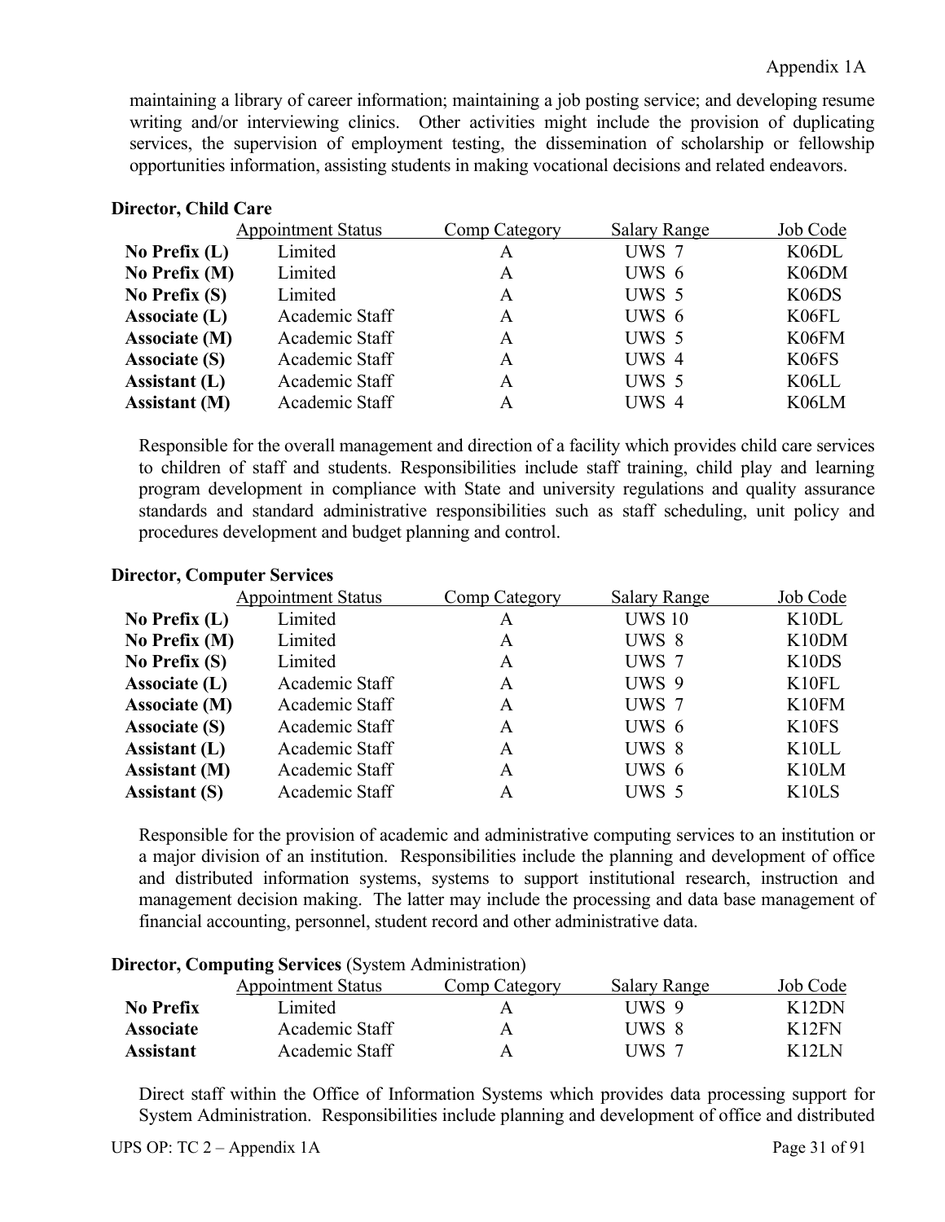maintaining a library of career information; maintaining a job posting service; and developing resume writing and/or interviewing clinics. Other activities might include the provision of duplicating services, the supervision of employment testing, the dissemination of scholarship or fellowship opportunities information, assisting students in making vocational decisions and related endeavors.

**Director, Child Care**

| | Appointment Status | Comp Category | Salary Range | Job Code |
|---|---|---|---|---|
| **No Prefix (L)** | Limited | A | UWS 7 | K06DL |
| **No Prefix (M)** | Limited | A | UWS 6 | K06DM |
| **No Prefix (S)** | Limited | A | UWS 5 | K06DS |
| **Associate (L)** | Academic Staff | A | UWS 6 | K06FL |
| **Associate (M)** | Academic Staff | A | UWS 5 | K06FM |
| **Associate (S)** | Academic Staff | A | UWS 4 | K06FS |
| **Assistant (L)** | Academic Staff | A | UWS 5 | K06LL |
| **Assistant (M)** | Academic Staff | A | UWS 4 | K06LM |

Responsible for the overall management and direction of a facility which provides child care services to children of staff and students. Responsibilities include staff training, child play and learning program development in compliance with State and university regulations and quality assurance standards and standard administrative responsibilities such as staff scheduling, unit policy and procedures development and budget planning and control.

**Director, Computer Services**

| | Appointment Status | Comp Category | Salary Range | Job Code |
|---|---|---|---|---|
| **No Prefix (L)** | Limited | A | UWS 10 | K10DL |
| **No Prefix (M)** | Limited | A | UWS 8 | K10DM |
| **No Prefix (S)** | Limited | A | UWS 7 | K10DS |
| **Associate (L)** | Academic Staff | A | UWS 9 | K10FL |
| **Associate (M)** | Academic Staff | A | UWS 7 | K10FM |
| **Associate (S)** | Academic Staff | A | UWS 6 | K10FS |
| **Assistant (L)** | Academic Staff | A | UWS 8 | K10LL |
| **Assistant (M)** | Academic Staff | A | UWS 6 | K10LM |
| **Assistant (S)** | Academic Staff | A | UWS 5 | K10LS |

Responsible for the provision of academic and administrative computing services to an institution or a major division of an institution. Responsibilities include the planning and development of office and distributed information systems, systems to support institutional research, instruction and management decision making. The latter may include the processing and data base management of financial accounting, personnel, student record and other administrative data.

**Director, Computing Services** (System Administration)

| | Appointment Status | Comp Category | Salary Range | Job Code |
|---|---|---|---|---|
| **No Prefix** | Limited | A | UWS 9 | K12DN |
| **Associate** | Academic Staff | A | UWS 8 | K12FN |
| **Assistant** | Academic Staff | A | UWS 7 | K12LN |

Direct staff within the Office of Information Systems which provides data processing support for System Administration. Responsibilities include planning and development of office and distributed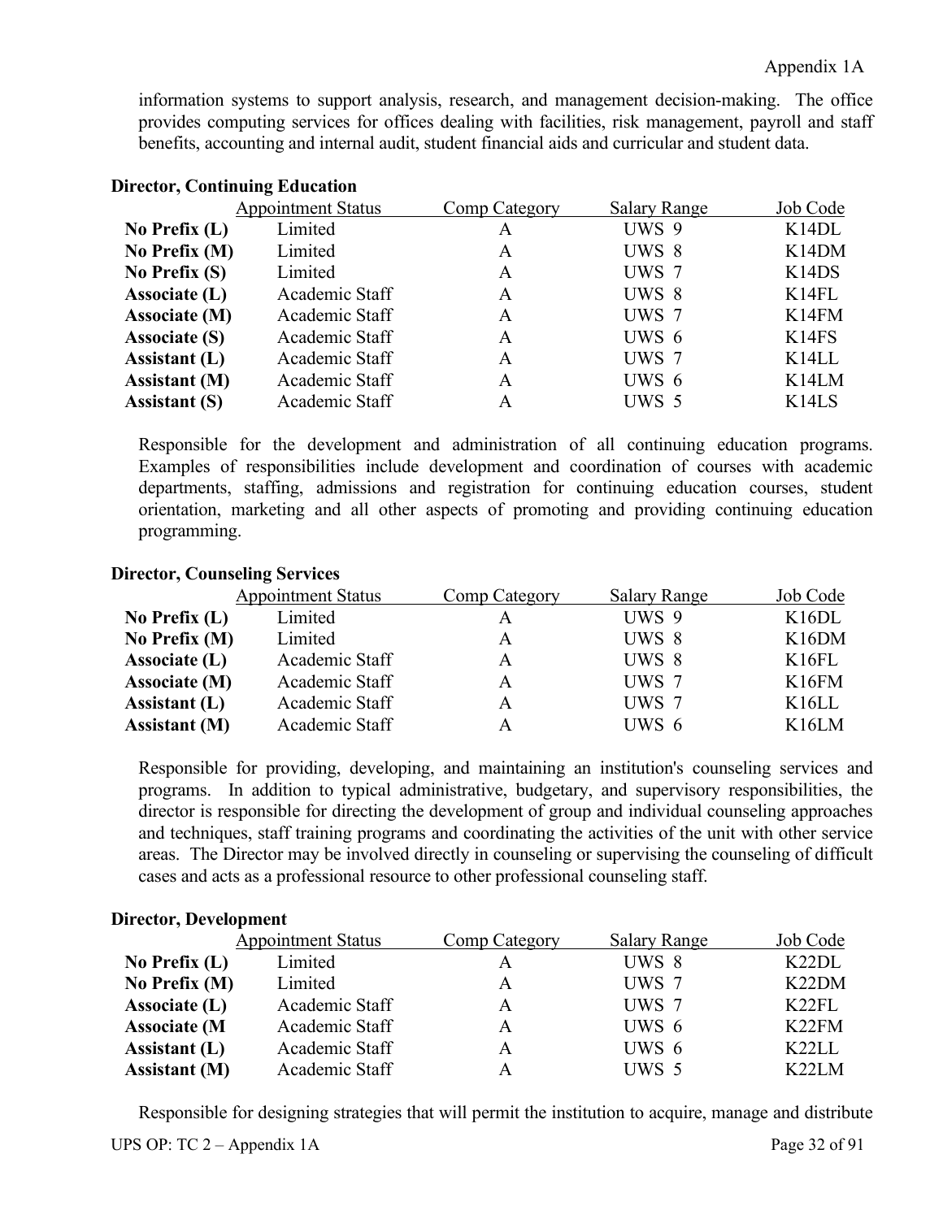information systems to support analysis, research, and management decision-making. The office provides computing services for offices dealing with facilities, risk management, payroll and staff benefits, accounting and internal audit, student financial aids and curricular and student data.

**Director, Continuing Education**

| | Appointment Status | Comp Category | Salary Range | Job Code |
|---|---|---|---|---|
| **No Prefix (L)** | Limited | A | UWS 9 | K14DL |
| **No Prefix (M)** | Limited | A | UWS 8 | K14DM |
| **No Prefix (S)** | Limited | A | UWS 7 | K14DS |
| **Associate (L)** | Academic Staff | A | UWS 8 | K14FL |
| **Associate (M)** | Academic Staff | A | UWS 7 | K14FM |
| **Associate (S)** | Academic Staff | A | UWS 6 | K14FS |
| **Assistant (L)** | Academic Staff | A | UWS 7 | K14LL |
| **Assistant (M)** | Academic Staff | A | UWS 6 | K14LM |
| **Assistant (S)** | Academic Staff | A | UWS 5 | K14LS |

Responsible for the development and administration of all continuing education programs. Examples of responsibilities include development and coordination of courses with academic departments, staffing, admissions and registration for continuing education courses, student orientation, marketing and all other aspects of promoting and providing continuing education programming.

**Director, Counseling Services**

| | Appointment Status | Comp Category | Salary Range | Job Code |
|---|---|---|---|---|
| **No Prefix (L)** | Limited | A | UWS 9 | K16DL |
| **No Prefix (M)** | Limited | A | UWS 8 | K16DM |
| **Associate (L)** | Academic Staff | A | UWS 8 | K16FL |
| **Associate (M)** | Academic Staff | A | UWS 7 | K16FM |
| **Assistant (L)** | Academic Staff | A | UWS 7 | K16LL |
| **Assistant (M)** | Academic Staff | A | UWS 6 | K16LM |

Responsible for providing, developing, and maintaining an institution's counseling services and programs. In addition to typical administrative, budgetary, and supervisory responsibilities, the director is responsible for directing the development of group and individual counseling approaches and techniques, staff training programs and coordinating the activities of the unit with other service areas. The Director may be involved directly in counseling or supervising the counseling of difficult cases and acts as a professional resource to other professional counseling staff.

**Director, Development**

| | Appointment Status | Comp Category | Salary Range | Job Code |
|---|---|---|---|---|
| **No Prefix (L)** | Limited | A | UWS 8 | K22DL |
| **No Prefix (M)** | Limited | A | UWS 7 | K22DM |
| **Associate (L)** | Academic Staff | A | UWS 7 | K22FL |
| **Associate (M** | Academic Staff | A | UWS 6 | K22FM |
| **Assistant (L)** | Academic Staff | A | UWS 6 | K22LL |
| **Assistant (M)** | Academic Staff | A | UWS 5 | K22LM |

Responsible for designing strategies that will permit the institution to acquire, manage and distribute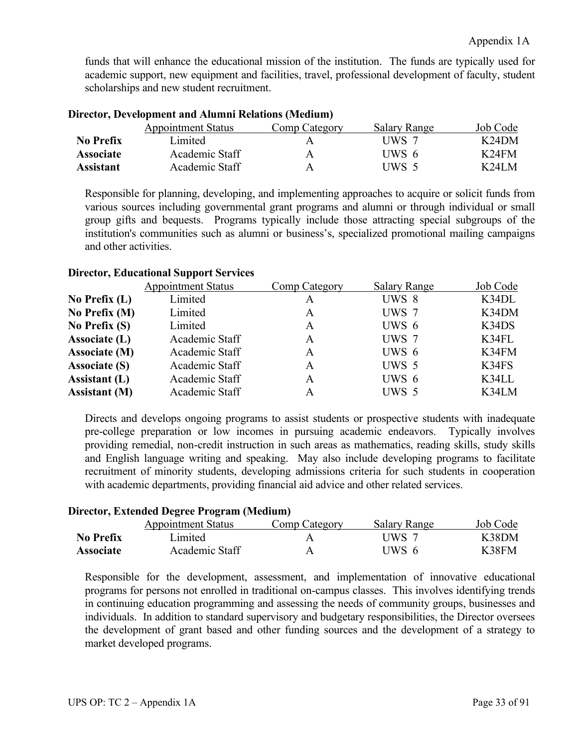funds that will enhance the educational mission of the institution. The funds are typically used for academic support, new equipment and facilities, travel, professional development of faculty, student scholarships and new student recruitment.

**Director, Development and Alumni Relations (Medium)**

| | Appointment Status | Comp Category | Salary Range | Job Code |
|---|---|---|---|---|
| **No Prefix** | Limited | A | UWS 7 | K24DM |
| **Associate** | Academic Staff | A | UWS 6 | K24FM |
| **Assistant** | Academic Staff | A | UWS 5 | K24LM |

Responsible for planning, developing, and implementing approaches to acquire or solicit funds from various sources including governmental grant programs and alumni or through individual or small group gifts and bequests. Programs typically include those attracting special subgroups of the institution's communities such as alumni or business's, specialized promotional mailing campaigns and other activities.

**Director, Educational Support Services**

| | Appointment Status | Comp Category | Salary Range | Job Code |
|---|---|---|---|---|
| **No Prefix (L)** | Limited | A | UWS 8 | K34DL |
| **No Prefix (M)** | Limited | A | UWS 7 | K34DM |
| **No Prefix (S)** | Limited | A | UWS 6 | K34DS |
| **Associate (L)** | Academic Staff | A | UWS 7 | K34FL |
| **Associate (M)** | Academic Staff | A | UWS 6 | K34FM |
| **Associate (S)** | Academic Staff | A | UWS 5 | K34FS |
| **Assistant (L)** | Academic Staff | A | UWS 6 | K34LL |
| **Assistant (M)** | Academic Staff | A | UWS 5 | K34LM |

Directs and develops ongoing programs to assist students or prospective students with inadequate pre-college preparation or low incomes in pursuing academic endeavors. Typically involves providing remedial, non-credit instruction in such areas as mathematics, reading skills, study skills and English language writing and speaking. May also include developing programs to facilitate recruitment of minority students, developing admissions criteria for such students in cooperation with academic departments, providing financial aid advice and other related services.

**Director, Extended Degree Program (Medium)**

| | Appointment Status | Comp Category | Salary Range | Job Code |
|---|---|---|---|---|
| **No Prefix** | Limited | A | UWS 7 | K38DM |
| **Associate** | Academic Staff | A | UWS 6 | K38FM |

Responsible for the development, assessment, and implementation of innovative educational programs for persons not enrolled in traditional on-campus classes. This involves identifying trends in continuing education programming and assessing the needs of community groups, businesses and individuals. In addition to standard supervisory and budgetary responsibilities, the Director oversees the development of grant based and other funding sources and the development of a strategy to market developed programs.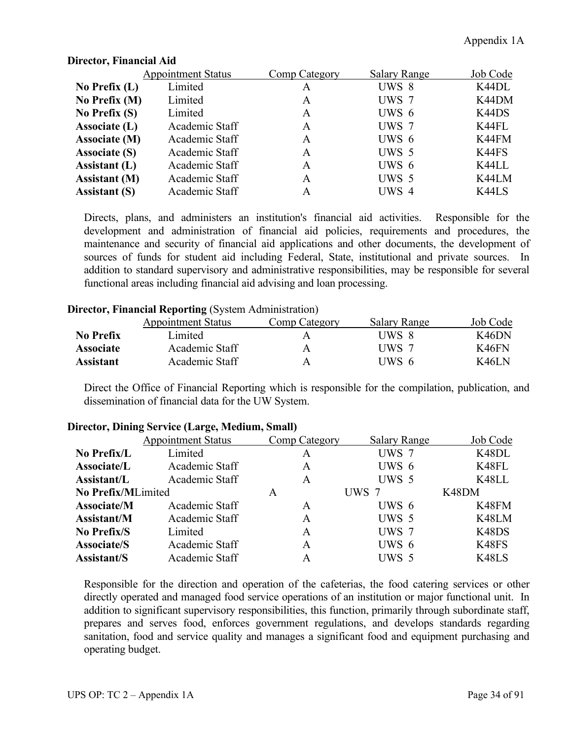**Director, Financial Aid**

| | Appointment Status | Comp Category | Salary Range | Job Code |
|---|---|---|---|---|
| **No Prefix (L)** | Limited | A | UWS 8 | K44DL |
| **No Prefix (M)** | Limited | A | UWS 7 | K44DM |
| **No Prefix (S)** | Limited | A | UWS 6 | K44DS |
| **Associate (L)** | Academic Staff | A | UWS 7 | K44FL |
| **Associate (M)** | Academic Staff | A | UWS 6 | K44FM |
| **Associate (S)** | Academic Staff | A | UWS 5 | K44FS |
| **Assistant (L)** | Academic Staff | A | UWS 6 | K44LL |
| **Assistant (M)** | Academic Staff | A | UWS 5 | K44LM |
| **Assistant (S)** | Academic Staff | A | UWS 4 | K44LS |

Directs, plans, and administers an institution's financial aid activities. Responsible for the development and administration of financial aid policies, requirements and procedures, the maintenance and security of financial aid applications and other documents, the development of sources of funds for student aid including Federal, State, institutional and private sources. In addition to standard supervisory and administrative responsibilities, may be responsible for several functional areas including financial aid advising and loan processing.

**Director, Financial Reporting** (System Administration)

| | Appointment Status | Comp Category | Salary Range | Job Code |
|---|---|---|---|---|
| **No Prefix** | Limited | A | UWS 8 | K46DN |
| **Associate** | Academic Staff | A | UWS 7 | K46FN |
| **Assistant** | Academic Staff | A | UWS 6 | K46LN |

Direct the Office of Financial Reporting which is responsible for the compilation, publication, and dissemination of financial data for the UW System.

**Director, Dining Service (Large, Medium, Small)**

| | Appointment Status | Comp Category | Salary Range | Job Code |
|---|---|---|---|---|
| **No Prefix/L** | Limited | A | UWS 7 | K48DL |
| **Associate/L** | Academic Staff | A | UWS 6 | K48FL |
| **Assistant/L** | Academic Staff | A | UWS 5 | K48LL |
| **No Prefix/M** | Limited | A | UWS 7 | K48DM |
| **Associate/M** | Academic Staff | A | UWS 6 | K48FM |
| **Assistant/M** | Academic Staff | A | UWS 5 | K48LM |
| **No Prefix/S** | Limited | A | UWS 7 | K48DS |
| **Associate/S** | Academic Staff | A | UWS 6 | K48FS |
| **Assistant/S** | Academic Staff | A | UWS 5 | K48LS |

Responsible for the direction and operation of the cafeterias, the food catering services or other directly operated and managed food service operations of an institution or major functional unit. In addition to significant supervisory responsibilities, this function, primarily through subordinate staff, prepares and serves food, enforces government regulations, and develops standards regarding sanitation, food and service quality and manages a significant food and equipment purchasing and operating budget.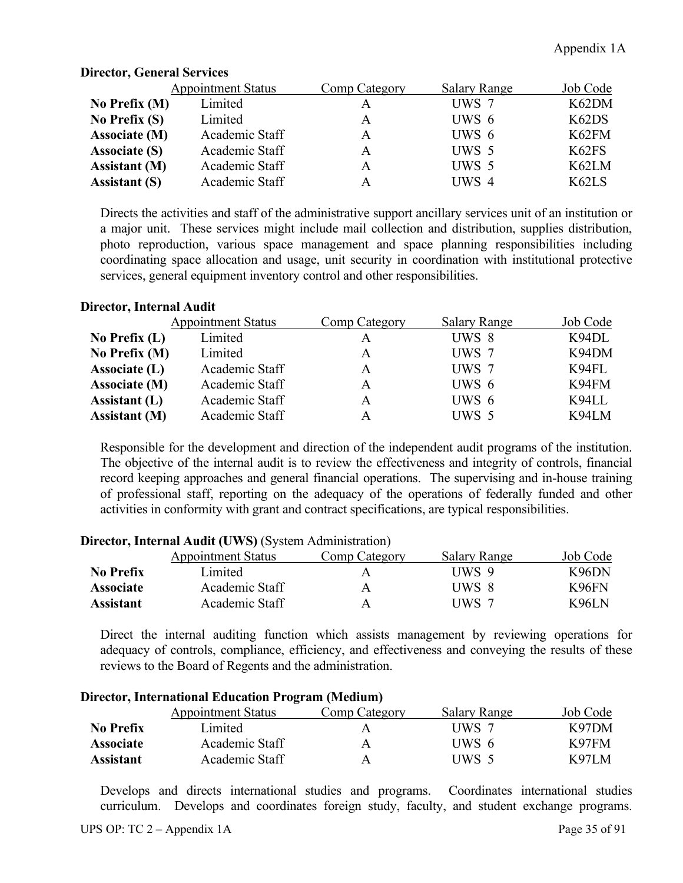**Director, General Services**

| | Appointment Status | Comp Category | Salary Range | Job Code |
|---|---|---|---|---|
| **No Prefix (M)** | Limited | A | UWS 7 | K62DM |
| **No Prefix (S)** | Limited | A | UWS 6 | K62DS |
| **Associate (M)** | Academic Staff | A | UWS 6 | K62FM |
| **Associate (S)** | Academic Staff | A | UWS 5 | K62FS |
| **Assistant (M)** | Academic Staff | A | UWS 5 | K62LM |
| **Assistant (S)** | Academic Staff | A | UWS 4 | K62LS |

Directs the activities and staff of the administrative support ancillary services unit of an institution or a major unit. These services might include mail collection and distribution, supplies distribution, photo reproduction, various space management and space planning responsibilities including coordinating space allocation and usage, unit security in coordination with institutional protective services, general equipment inventory control and other responsibilities.

**Director, Internal Audit**

| | Appointment Status | Comp Category | Salary Range | Job Code |
|---|---|---|---|---|
| **No Prefix (L)** | Limited | A | UWS 8 | K94DL |
| **No Prefix (M)** | Limited | A | UWS 7 | K94DM |
| **Associate (L)** | Academic Staff | A | UWS 7 | K94FL |
| **Associate (M)** | Academic Staff | A | UWS 6 | K94FM |
| **Assistant (L)** | Academic Staff | A | UWS 6 | K94LL |
| **Assistant (M)** | Academic Staff | A | UWS 5 | K94LM |

Responsible for the development and direction of the independent audit programs of the institution. The objective of the internal audit is to review the effectiveness and integrity of controls, financial record keeping approaches and general financial operations. The supervising and in-house training of professional staff, reporting on the adequacy of the operations of federally funded and other activities in conformity with grant and contract specifications, are typical responsibilities.

**Director, Internal Audit (UWS)** (System Administration)

| | Appointment Status | Comp Category | Salary Range | Job Code |
|---|---|---|---|---|
| **No Prefix** | Limited | A | UWS 9 | K96DN |
| **Associate** | Academic Staff | A | UWS 8 | K96FN |
| **Assistant** | Academic Staff | A | UWS 7 | K96LN |

Direct the internal auditing function which assists management by reviewing operations for adequacy of controls, compliance, efficiency, and effectiveness and conveying the results of these reviews to the Board of Regents and the administration.

**Director, International Education Program (Medium)**

| | Appointment Status | Comp Category | Salary Range | Job Code |
|---|---|---|---|---|
| **No Prefix** | Limited | A | UWS 7 | K97DM |
| **Associate** | Academic Staff | A | UWS 6 | K97FM |
| **Assistant** | Academic Staff | A | UWS 5 | K97LM |

Develops and directs international studies and programs. Coordinates international studies curriculum. Develops and coordinates foreign study, faculty, and student exchange programs.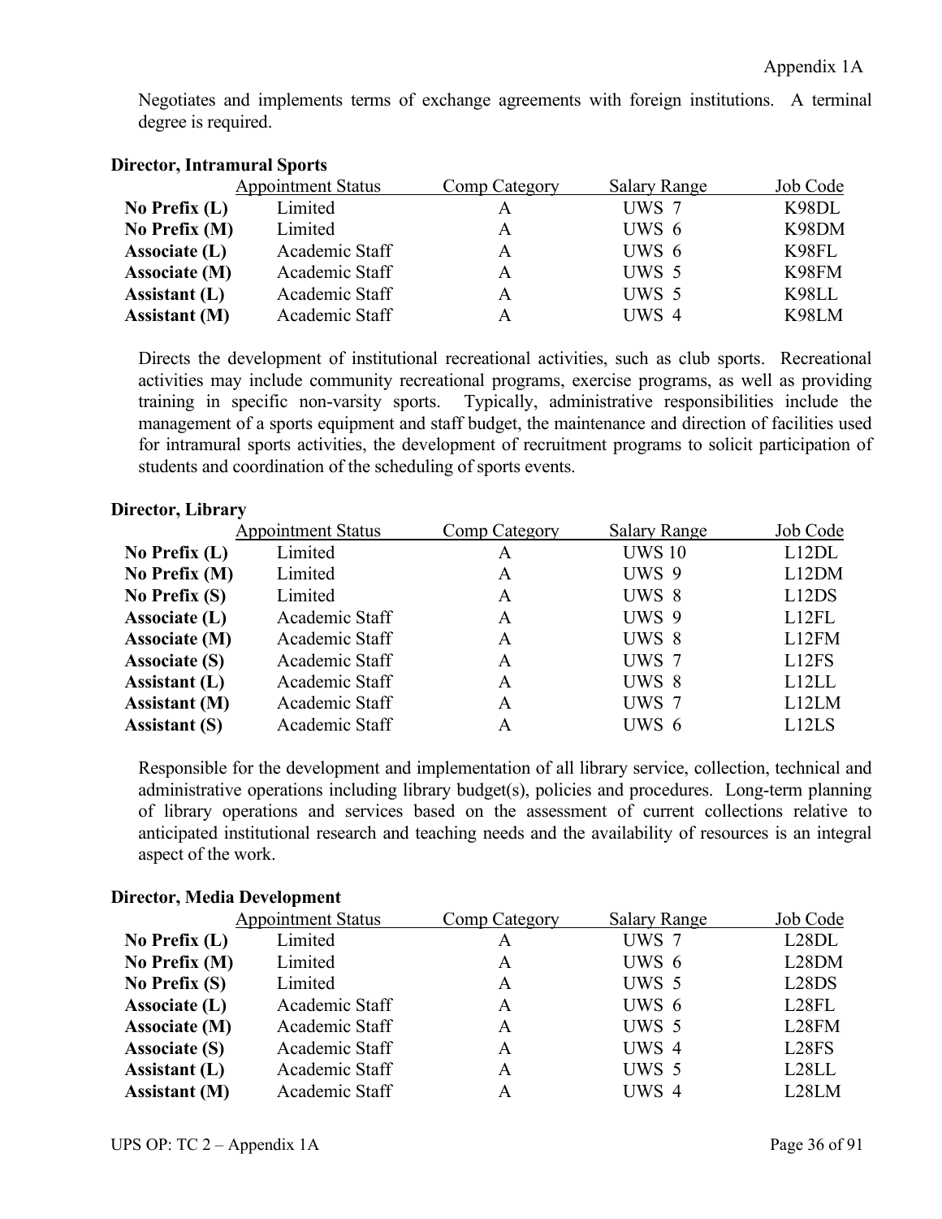Negotiates and implements terms of exchange agreements with foreign institutions. A terminal degree is required.

**Director, Intramural Sports**

| | Appointment Status | Comp Category | Salary Range | Job Code |
|---|---|---|---|---|
| **No Prefix (L)** | Limited | A | UWS 7 | K98DL |
| **No Prefix (M)** | Limited | A | UWS 6 | K98DM |
| **Associate (L)** | Academic Staff | A | UWS 6 | K98FL |
| **Associate (M)** | Academic Staff | A | UWS 5 | K98FM |
| **Assistant (L)** | Academic Staff | A | UWS 5 | K98LL |
| **Assistant (M)** | Academic Staff | A | UWS 4 | K98LM |

Directs the development of institutional recreational activities, such as club sports. Recreational activities may include community recreational programs, exercise programs, as well as providing training in specific non-varsity sports. Typically, administrative responsibilities include the management of a sports equipment and staff budget, the maintenance and direction of facilities used for intramural sports activities, the development of recruitment programs to solicit participation of students and coordination of the scheduling of sports events.

**Director, Library**

| | Appointment Status | Comp Category | Salary Range | Job Code |
|---|---|---|---|---|
| **No Prefix (L)** | Limited | A | UWS 10 | L12DL |
| **No Prefix (M)** | Limited | A | UWS 9 | L12DM |
| **No Prefix (S)** | Limited | A | UWS 8 | L12DS |
| **Associate (L)** | Academic Staff | A | UWS 9 | L12FL |
| **Associate (M)** | Academic Staff | A | UWS 8 | L12FM |
| **Associate (S)** | Academic Staff | A | UWS 7 | L12FS |
| **Assistant (L)** | Academic Staff | A | UWS 8 | L12LL |
| **Assistant (M)** | Academic Staff | A | UWS 7 | L12LM |
| **Assistant (S)** | Academic Staff | A | UWS 6 | L12LS |

Responsible for the development and implementation of all library service, collection, technical and administrative operations including library budget(s), policies and procedures. Long-term planning of library operations and services based on the assessment of current collections relative to anticipated institutional research and teaching needs and the availability of resources is an integral aspect of the work.

**Director, Media Development**

| | Appointment Status | Comp Category | Salary Range | Job Code |
|---|---|---|---|---|
| **No Prefix (L)** | Limited | A | UWS 7 | L28DL |
| **No Prefix (M)** | Limited | A | UWS 6 | L28DM |
| **No Prefix (S)** | Limited | A | UWS 5 | L28DS |
| **Associate (L)** | Academic Staff | A | UWS 6 | L28FL |
| **Associate (M)** | Academic Staff | A | UWS 5 | L28FM |
| **Associate (S)** | Academic Staff | A | UWS 4 | L28FS |
| **Assistant (L)** | Academic Staff | A | UWS 5 | L28LL |
| **Assistant (M)** | Academic Staff | A | UWS 4 | L28LM |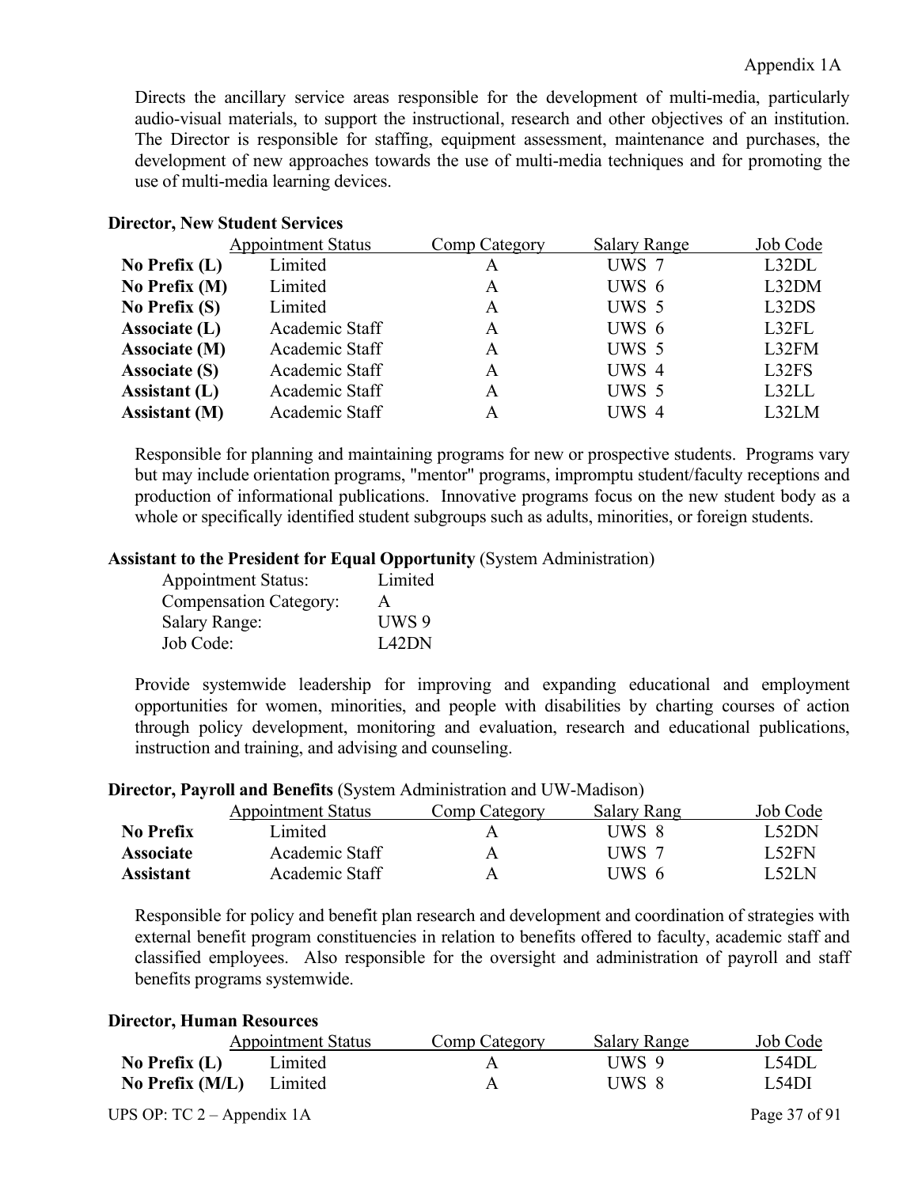Directs the ancillary service areas responsible for the development of multi-media, particularly audio-visual materials, to support the instructional, research and other objectives of an institution. The Director is responsible for staffing, equipment assessment, maintenance and purchases, the development of new approaches towards the use of multi-media techniques and for promoting the use of multi-media learning devices.

**Director, New Student Services**

| | Appointment Status | Comp Category | Salary Range | Job Code |
|---|---|---|---|---|
| **No Prefix (L)** | Limited | A | UWS 7 | L32DL |
| **No Prefix (M)** | Limited | A | UWS 6 | L32DM |
| **No Prefix (S)** | Limited | A | UWS 5 | L32DS |
| **Associate (L)** | Academic Staff | A | UWS 6 | L32FL |
| **Associate (M)** | Academic Staff | A | UWS 5 | L32FM |
| **Associate (S)** | Academic Staff | A | UWS 4 | L32FS |
| **Assistant (L)** | Academic Staff | A | UWS 5 | L32LL |
| **Assistant (M)** | Academic Staff | A | UWS 4 | L32LM |

Responsible for planning and maintaining programs for new or prospective students. Programs vary but may include orientation programs, "mentor" programs, impromptu student/faculty receptions and production of informational publications. Innovative programs focus on the new student body as a whole or specifically identified student subgroups such as adults, minorities, or foreign students.

**Assistant to the President for Equal Opportunity** (System Administration)

Appointment Status: Limited
Compensation Category: A
Salary Range: UWS 9
Job Code: L42DN

Provide systemwide leadership for improving and expanding educational and employment opportunities for women, minorities, and people with disabilities by charting courses of action through policy development, monitoring and evaluation, research and educational publications, instruction and training, and advising and counseling.

**Director, Payroll and Benefits** (System Administration and UW-Madison)

| | Appointment Status | Comp Category | Salary Rang | Job Code |
|---|---|---|---|---|
| **No Prefix** | Limited | A | UWS 8 | L52DN |
| **Associate** | Academic Staff | A | UWS 7 | L52FN |
| **Assistant** | Academic Staff | A | UWS 6 | L52LN |

Responsible for policy and benefit plan research and development and coordination of strategies with external benefit program constituencies in relation to benefits offered to faculty, academic staff and classified employees. Also responsible for the oversight and administration of payroll and staff benefits programs systemwide.

**Director, Human Resources**

| | Appointment Status | Comp Category | Salary Range | Job Code |
|---|---|---|---|---|
| **No Prefix (L)** | Limited | A | UWS 9 | L54DL |
| **No Prefix (M/L)** | Limited | A | UWS 8 | L54DI |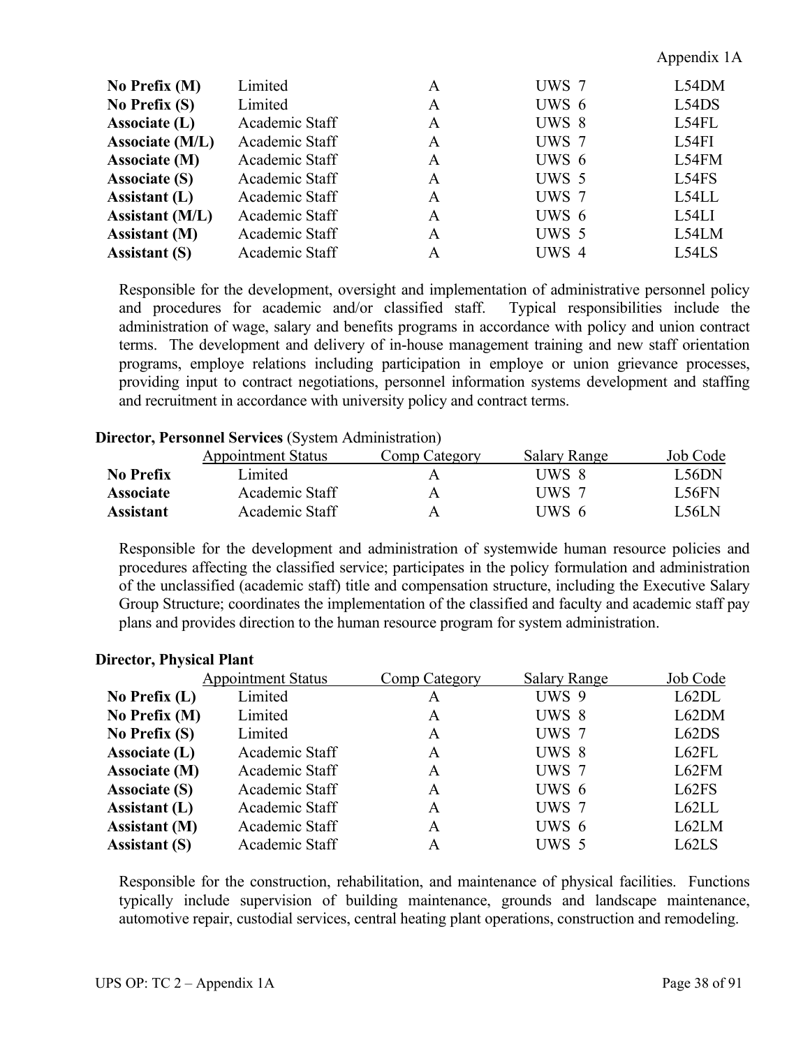| | | | | |
|---|---|---|---|---|
| **No Prefix (M)** | Limited | A | UWS 7 | L54DM |
| **No Prefix (S)** | Limited | A | UWS 6 | L54DS |
| **Associate (L)** | Academic Staff | A | UWS 8 | L54FL |
| **Associate (M/L)** | Academic Staff | A | UWS 7 | L54FI |
| **Associate (M)** | Academic Staff | A | UWS 6 | L54FM |
| **Associate (S)** | Academic Staff | A | UWS 5 | L54FS |
| **Assistant (L)** | Academic Staff | A | UWS 7 | L54LL |
| **Assistant (M/L)** | Academic Staff | A | UWS 6 | L54LI |
| **Assistant (M)** | Academic Staff | A | UWS 5 | L54LM |
| **Assistant (S)** | Academic Staff | A | UWS 4 | L54LS |

Responsible for the development, oversight and implementation of administrative personnel policy and procedures for academic and/or classified staff. Typical responsibilities include the administration of wage, salary and benefits programs in accordance with policy and union contract terms. The development and delivery of in-house management training and new staff orientation programs, employe relations including participation in employe or union grievance processes, providing input to contract negotiations, personnel information systems development and staffing and recruitment in accordance with university policy and contract terms.

**Director, Personnel Services** (System Administration)

| | Appointment Status | Comp Category | Salary Range | Job Code |
|---|---|---|---|---|
| **No Prefix** | Limited | A | UWS 8 | L56DN |
| **Associate** | Academic Staff | A | UWS 7 | L56FN |
| **Assistant** | Academic Staff | A | UWS 6 | L56LN |

Responsible for the development and administration of systemwide human resource policies and procedures affecting the classified service; participates in the policy formulation and administration of the unclassified (academic staff) title and compensation structure, including the Executive Salary Group Structure; coordinates the implementation of the classified and faculty and academic staff pay plans and provides direction to the human resource program for system administration.

**Director, Physical Plant**

| | Appointment Status | Comp Category | Salary Range | Job Code |
|---|---|---|---|---|
| **No Prefix (L)** | Limited | A | UWS 9 | L62DL |
| **No Prefix (M)** | Limited | A | UWS 8 | L62DM |
| **No Prefix (S)** | Limited | A | UWS 7 | L62DS |
| **Associate (L)** | Academic Staff | A | UWS 8 | L62FL |
| **Associate (M)** | Academic Staff | A | UWS 7 | L62FM |
| **Associate (S)** | Academic Staff | A | UWS 6 | L62FS |
| **Assistant (L)** | Academic Staff | A | UWS 7 | L62LL |
| **Assistant (M)** | Academic Staff | A | UWS 6 | L62LM |
| **Assistant (S)** | Academic Staff | A | UWS 5 | L62LS |

Responsible for the construction, rehabilitation, and maintenance of physical facilities. Functions typically include supervision of building maintenance, grounds and landscape maintenance, automotive repair, custodial services, central heating plant operations, construction and remodeling.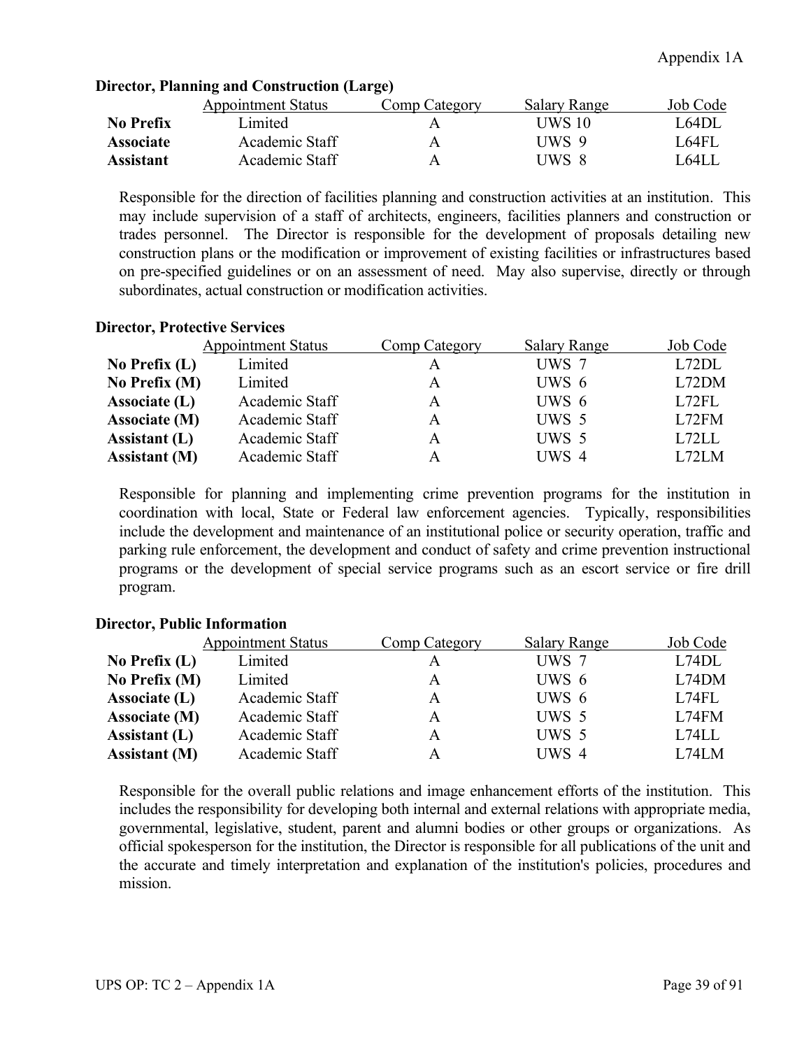**Director, Planning and Construction (Large)**

| | Appointment Status | Comp Category | Salary Range | Job Code |
|---|---|---|---|---|
| **No Prefix** | Limited | A | UWS 10 | L64DL |
| **Associate** | Academic Staff | A | UWS 9 | L64FL |
| **Assistant** | Academic Staff | A | UWS 8 | L64LL |

Responsible for the direction of facilities planning and construction activities at an institution. This may include supervision of a staff of architects, engineers, facilities planners and construction or trades personnel. The Director is responsible for the development of proposals detailing new construction plans or the modification or improvement of existing facilities or infrastructures based on pre-specified guidelines or on an assessment of need. May also supervise, directly or through subordinates, actual construction or modification activities.

**Director, Protective Services**

| | Appointment Status | Comp Category | Salary Range | Job Code |
|---|---|---|---|---|
| **No Prefix (L)** | Limited | A | UWS 7 | L72DL |
| **No Prefix (M)** | Limited | A | UWS 6 | L72DM |
| **Associate (L)** | Academic Staff | A | UWS 6 | L72FL |
| **Associate (M)** | Academic Staff | A | UWS 5 | L72FM |
| **Assistant (L)** | Academic Staff | A | UWS 5 | L72LL |
| **Assistant (M)** | Academic Staff | A | UWS 4 | L72LM |

Responsible for planning and implementing crime prevention programs for the institution in coordination with local, State or Federal law enforcement agencies. Typically, responsibilities include the development and maintenance of an institutional police or security operation, traffic and parking rule enforcement, the development and conduct of safety and crime prevention instructional programs or the development of special service programs such as an escort service or fire drill program.

**Director, Public Information**

| | Appointment Status | Comp Category | Salary Range | Job Code |
|---|---|---|---|---|
| **No Prefix (L)** | Limited | A | UWS 7 | L74DL |
| **No Prefix (M)** | Limited | A | UWS 6 | L74DM |
| **Associate (L)** | Academic Staff | A | UWS 6 | L74FL |
| **Associate (M)** | Academic Staff | A | UWS 5 | L74FM |
| **Assistant (L)** | Academic Staff | A | UWS 5 | L74LL |
| **Assistant (M)** | Academic Staff | A | UWS 4 | L74LM |

Responsible for the overall public relations and image enhancement efforts of the institution. This includes the responsibility for developing both internal and external relations with appropriate media, governmental, legislative, student, parent and alumni bodies or other groups or organizations. As official spokesperson for the institution, the Director is responsible for all publications of the unit and the accurate and timely interpretation and explanation of the institution's policies, procedures and mission.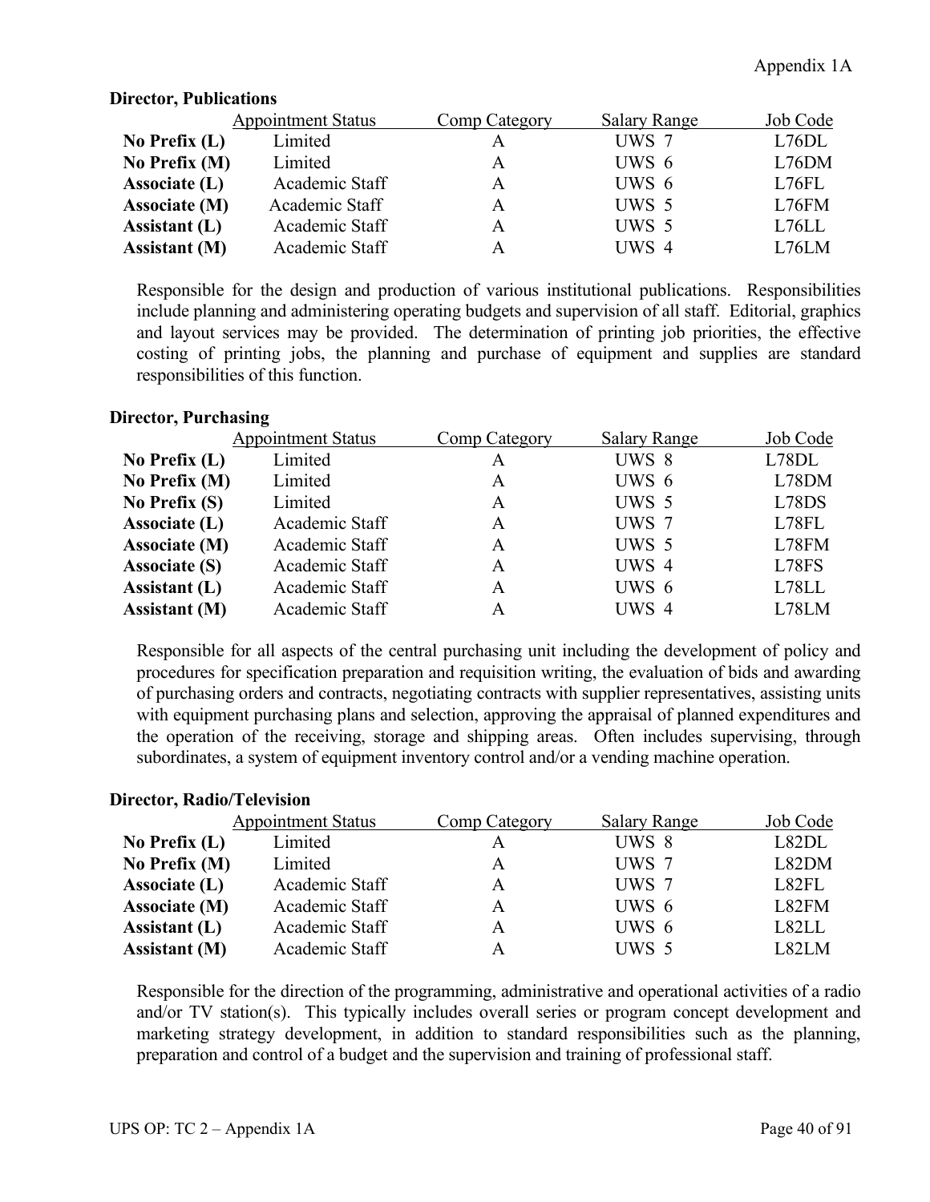**Director, Publications**

| | Appointment Status | Comp Category | Salary Range | Job Code |
|---|---|---|---|---|
| **No Prefix (L)** | Limited | A | UWS 7 | L76DL |
| **No Prefix (M)** | Limited | A | UWS 6 | L76DM |
| **Associate (L)** | Academic Staff | A | UWS 6 | L76FL |
| **Associate (M)** | Academic Staff | A | UWS 5 | L76FM |
| **Assistant (L)** | Academic Staff | A | UWS 5 | L76LL |
| **Assistant (M)** | Academic Staff | A | UWS 4 | L76LM |

Responsible for the design and production of various institutional publications. Responsibilities include planning and administering operating budgets and supervision of all staff. Editorial, graphics and layout services may be provided. The determination of printing job priorities, the effective costing of printing jobs, the planning and purchase of equipment and supplies are standard responsibilities of this function.

**Director, Purchasing**

| | Appointment Status | Comp Category | Salary Range | Job Code |
|---|---|---|---|---|
| **No Prefix (L)** | Limited | A | UWS 8 | L78DL |
| **No Prefix (M)** | Limited | A | UWS 6 | L78DM |
| **No Prefix (S)** | Limited | A | UWS 5 | L78DS |
| **Associate (L)** | Academic Staff | A | UWS 7 | L78FL |
| **Associate (M)** | Academic Staff | A | UWS 5 | L78FM |
| **Associate (S)** | Academic Staff | A | UWS 4 | L78FS |
| **Assistant (L)** | Academic Staff | A | UWS 6 | L78LL |
| **Assistant (M)** | Academic Staff | A | UWS 4 | L78LM |

Responsible for all aspects of the central purchasing unit including the development of policy and procedures for specification preparation and requisition writing, the evaluation of bids and awarding of purchasing orders and contracts, negotiating contracts with supplier representatives, assisting units with equipment purchasing plans and selection, approving the appraisal of planned expenditures and the operation of the receiving, storage and shipping areas. Often includes supervising, through subordinates, a system of equipment inventory control and/or a vending machine operation.

**Director, Radio/Television**

| | Appointment Status | Comp Category | Salary Range | Job Code |
|---|---|---|---|---|
| **No Prefix (L)** | Limited | A | UWS 8 | L82DL |
| **No Prefix (M)** | Limited | A | UWS 7 | L82DM |
| **Associate (L)** | Academic Staff | A | UWS 7 | L82FL |
| **Associate (M)** | Academic Staff | A | UWS 6 | L82FM |
| **Assistant (L)** | Academic Staff | A | UWS 6 | L82LL |
| **Assistant (M)** | Academic Staff | A | UWS 5 | L82LM |

Responsible for the direction of the programming, administrative and operational activities of a radio and/or TV station(s). This typically includes overall series or program concept development and marketing strategy development, in addition to standard responsibilities such as the planning, preparation and control of a budget and the supervision and training of professional staff.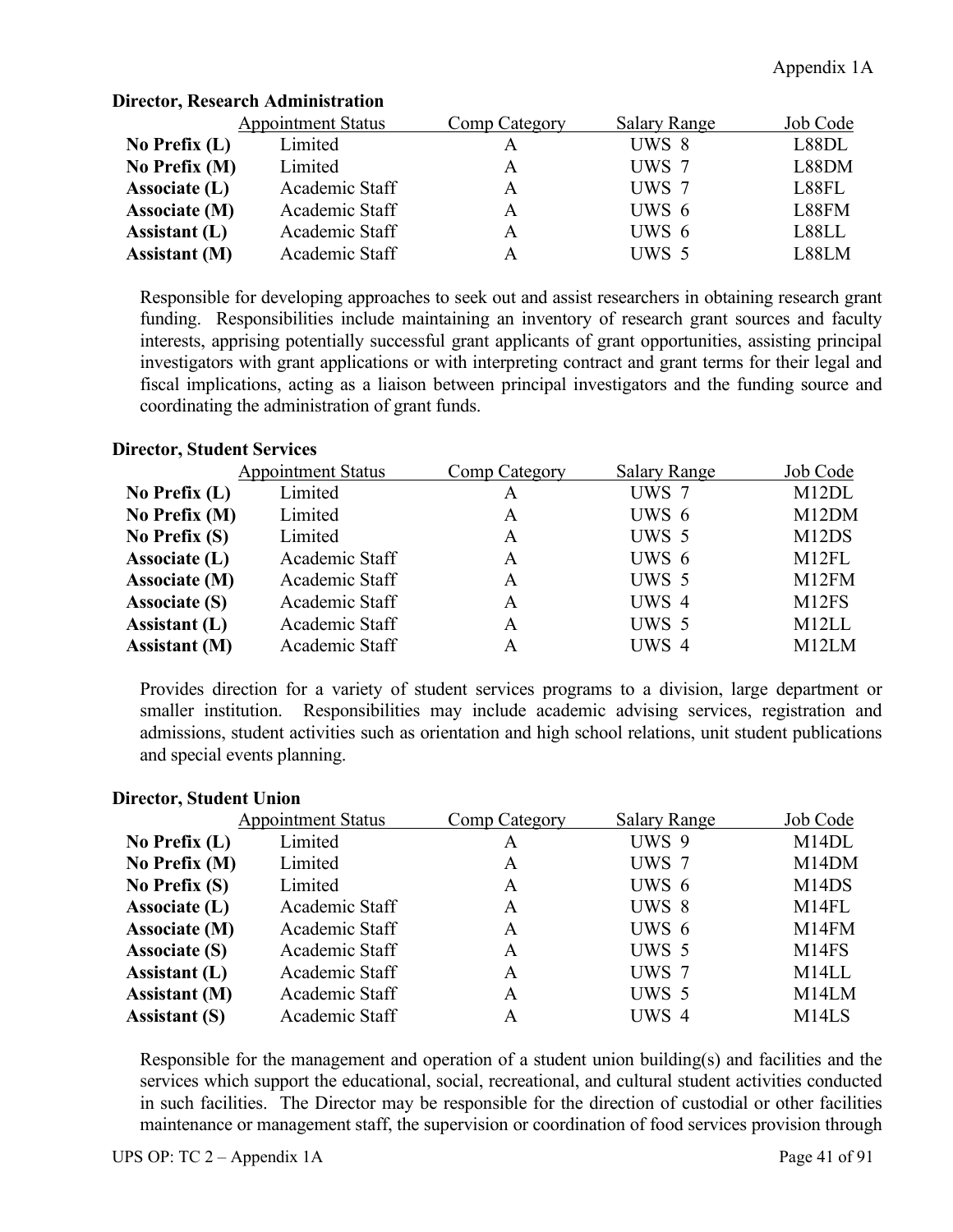**Director, Research Administration**

| | Appointment Status | Comp Category | Salary Range | Job Code |
|---|---|---|---|---|
| **No Prefix (L)** | Limited | A | UWS 8 | L88DL |
| **No Prefix (M)** | Limited | A | UWS 7 | L88DM |
| **Associate (L)** | Academic Staff | A | UWS 7 | L88FL |
| **Associate (M)** | Academic Staff | A | UWS 6 | L88FM |
| **Assistant (L)** | Academic Staff | A | UWS 6 | L88LL |
| **Assistant (M)** | Academic Staff | A | UWS 5 | L88LM |

Responsible for developing approaches to seek out and assist researchers in obtaining research grant funding. Responsibilities include maintaining an inventory of research grant sources and faculty interests, apprising potentially successful grant applicants of grant opportunities, assisting principal investigators with grant applications or with interpreting contract and grant terms for their legal and fiscal implications, acting as a liaison between principal investigators and the funding source and coordinating the administration of grant funds.

**Director, Student Services**

| | Appointment Status | Comp Category | Salary Range | Job Code |
|---|---|---|---|---|
| **No Prefix (L)** | Limited | A | UWS 7 | M12DL |
| **No Prefix (M)** | Limited | A | UWS 6 | M12DM |
| **No Prefix (S)** | Limited | A | UWS 5 | M12DS |
| **Associate (L)** | Academic Staff | A | UWS 6 | M12FL |
| **Associate (M)** | Academic Staff | A | UWS 5 | M12FM |
| **Associate (S)** | Academic Staff | A | UWS 4 | M12FS |
| **Assistant (L)** | Academic Staff | A | UWS 5 | M12LL |
| **Assistant (M)** | Academic Staff | A | UWS 4 | M12LM |

Provides direction for a variety of student services programs to a division, large department or smaller institution. Responsibilities may include academic advising services, registration and admissions, student activities such as orientation and high school relations, unit student publications and special events planning.

**Director, Student Union**

| | Appointment Status | Comp Category | Salary Range | Job Code |
|---|---|---|---|---|
| **No Prefix (L)** | Limited | A | UWS 9 | M14DL |
| **No Prefix (M)** | Limited | A | UWS 7 | M14DM |
| **No Prefix (S)** | Limited | A | UWS 6 | M14DS |
| **Associate (L)** | Academic Staff | A | UWS 8 | M14FL |
| **Associate (M)** | Academic Staff | A | UWS 6 | M14FM |
| **Associate (S)** | Academic Staff | A | UWS 5 | M14FS |
| **Assistant (L)** | Academic Staff | A | UWS 7 | M14LL |
| **Assistant (M)** | Academic Staff | A | UWS 5 | M14LM |
| **Assistant (S)** | Academic Staff | A | UWS 4 | M14LS |

Responsible for the management and operation of a student union building(s) and facilities and the services which support the educational, social, recreational, and cultural student activities conducted in such facilities. The Director may be responsible for the direction of custodial or other facilities maintenance or management staff, the supervision or coordination of food services provision through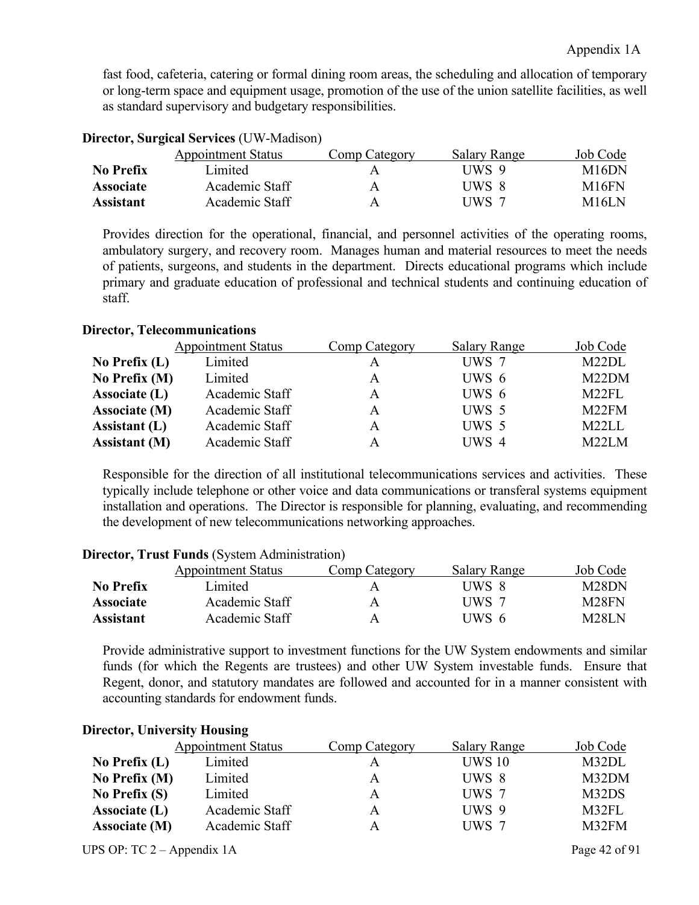fast food, cafeteria, catering or formal dining room areas, the scheduling and allocation of temporary or long-term space and equipment usage, promotion of the use of the union satellite facilities, as well as standard supervisory and budgetary responsibilities.

**Director, Surgical Services** (UW-Madison)

| | Appointment Status | Comp Category | Salary Range | Job Code |
|---|---|---|---|---|
| **No Prefix** | Limited | A | UWS 9 | M16DN |
| **Associate** | Academic Staff | A | UWS 8 | M16FN |
| **Assistant** | Academic Staff | A | UWS 7 | M16LN |

Provides direction for the operational, financial, and personnel activities of the operating rooms, ambulatory surgery, and recovery room. Manages human and material resources to meet the needs of patients, surgeons, and students in the department. Directs educational programs which include primary and graduate education of professional and technical students and continuing education of staff.

**Director, Telecommunications**

| | Appointment Status | Comp Category | Salary Range | Job Code |
|---|---|---|---|---|
| **No Prefix (L)** | Limited | A | UWS 7 | M22DL |
| **No Prefix (M)** | Limited | A | UWS 6 | M22DM |
| **Associate (L)** | Academic Staff | A | UWS 6 | M22FL |
| **Associate (M)** | Academic Staff | A | UWS 5 | M22FM |
| **Assistant (L)** | Academic Staff | A | UWS 5 | M22LL |
| **Assistant (M)** | Academic Staff | A | UWS 4 | M22LM |

Responsible for the direction of all institutional telecommunications services and activities. These typically include telephone or other voice and data communications or transferal systems equipment installation and operations. The Director is responsible for planning, evaluating, and recommending the development of new telecommunications networking approaches.

**Director, Trust Funds** (System Administration)

| | Appointment Status | Comp Category | Salary Range | Job Code |
|---|---|---|---|---|
| **No Prefix** | Limited | A | UWS 8 | M28DN |
| **Associate** | Academic Staff | A | UWS 7 | M28FN |
| **Assistant** | Academic Staff | A | UWS 6 | M28LN |

Provide administrative support to investment functions for the UW System endowments and similar funds (for which the Regents are trustees) and other UW System investable funds. Ensure that Regent, donor, and statutory mandates are followed and accounted for in a manner consistent with accounting standards for endowment funds.

**Director, University Housing**

| | Appointment Status | Comp Category | Salary Range | Job Code |
|---|---|---|---|---|
| **No Prefix (L)** | Limited | A | UWS 10 | M32DL |
| **No Prefix (M)** | Limited | A | UWS 8 | M32DM |
| **No Prefix (S)** | Limited | A | UWS 7 | M32DS |
| **Associate (L)** | Academic Staff | A | UWS 9 | M32FL |
| **Associate (M)** | Academic Staff | A | UWS 7 | M32FM |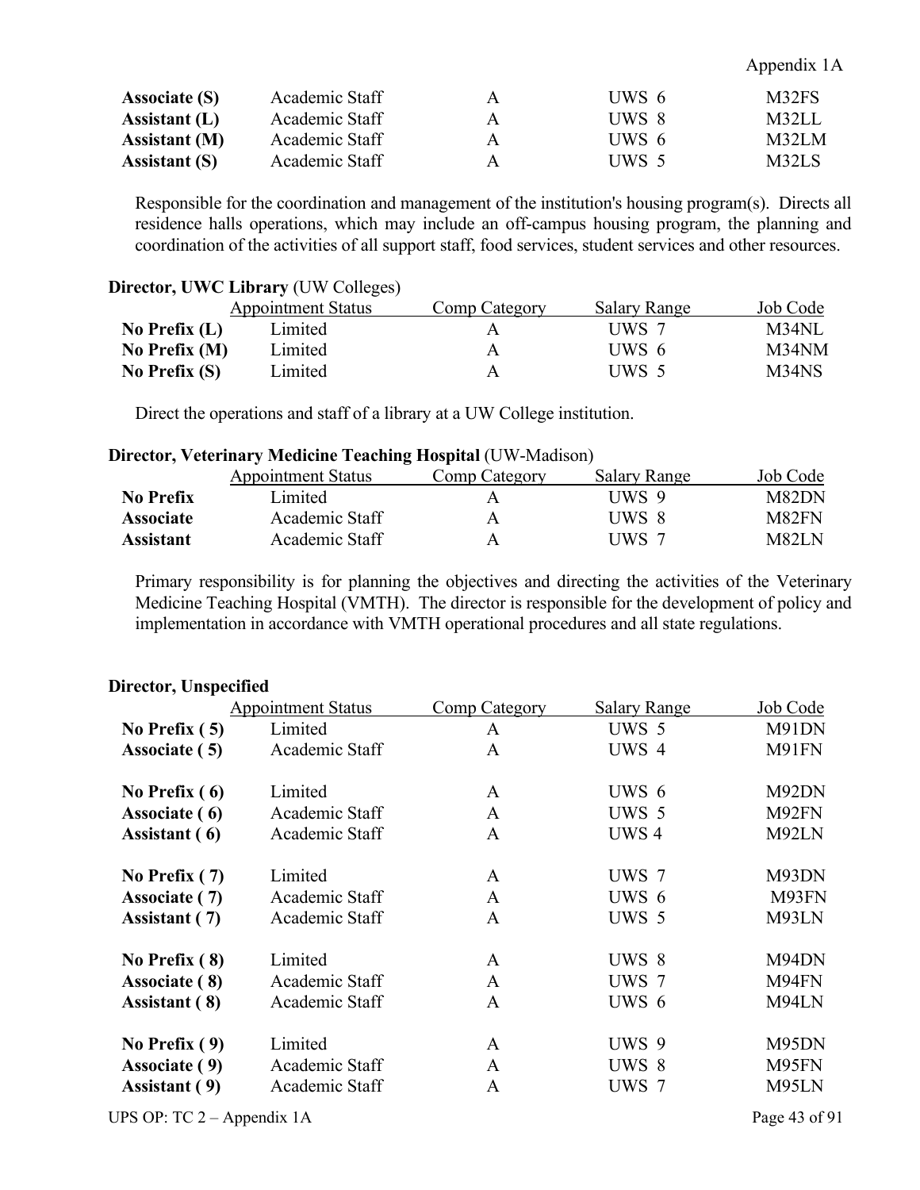| | | | | |
|---|---|---|---|---|
| **Associate (S)** | Academic Staff | A | UWS 6 | M32FS |
| **Assistant (L)** | Academic Staff | A | UWS 8 | M32LL |
| **Assistant (M)** | Academic Staff | A | UWS 6 | M32LM |
| **Assistant (S)** | Academic Staff | A | UWS 5 | M32LS |

Responsible for the coordination and management of the institution's housing program(s). Directs all residence halls operations, which may include an off-campus housing program, the planning and coordination of the activities of all support staff, food services, student services and other resources.

**Director, UWC Library** (UW Colleges)

| | Appointment Status | Comp Category | Salary Range | Job Code |
|---|---|---|---|---|
| **No Prefix (L)** | Limited | A | UWS 7 | M34NL |
| **No Prefix (M)** | Limited | A | UWS 6 | M34NM |
| **No Prefix (S)** | Limited | A | UWS 5 | M34NS |

Direct the operations and staff of a library at a UW College institution.

**Director, Veterinary Medicine Teaching Hospital** (UW-Madison)

| | Appointment Status | Comp Category | Salary Range | Job Code |
|---|---|---|---|---|
| **No Prefix** | Limited | A | UWS 9 | M82DN |
| **Associate** | Academic Staff | A | UWS 8 | M82FN |
| **Assistant** | Academic Staff | A | UWS 7 | M82LN |

Primary responsibility is for planning the objectives and directing the activities of the Veterinary Medicine Teaching Hospital (VMTH). The director is responsible for the development of policy and implementation in accordance with VMTH operational procedures and all state regulations.

**Director, Unspecified**

| | Appointment Status | Comp Category | Salary Range | Job Code |
|---|---|---|---|---|
| **No Prefix ( 5)** | Limited | A | UWS 5 | M91DN |
| **Associate ( 5)** | Academic Staff | A | UWS 4 | M91FN |
| **No Prefix ( 6)** | Limited | A | UWS 6 | M92DN |
| **Associate ( 6)** | Academic Staff | A | UWS 5 | M92FN |
| **Assistant ( 6)** | Academic Staff | A | UWS 4 | M92LN |
| **No Prefix ( 7)** | Limited | A | UWS 7 | M93DN |
| **Associate ( 7)** | Academic Staff | A | UWS 6 | M93FN |
| **Assistant ( 7)** | Academic Staff | A | UWS 5 | M93LN |
| **No Prefix ( 8)** | Limited | A | UWS 8 | M94DN |
| **Associate ( 8)** | Academic Staff | A | UWS 7 | M94FN |
| **Assistant ( 8)** | Academic Staff | A | UWS 6 | M94LN |
| **No Prefix ( 9)** | Limited | A | UWS 9 | M95DN |
| **Associate ( 9)** | Academic Staff | A | UWS 8 | M95FN |
| **Assistant ( 9)** | Academic Staff | A | UWS 7 | M95LN |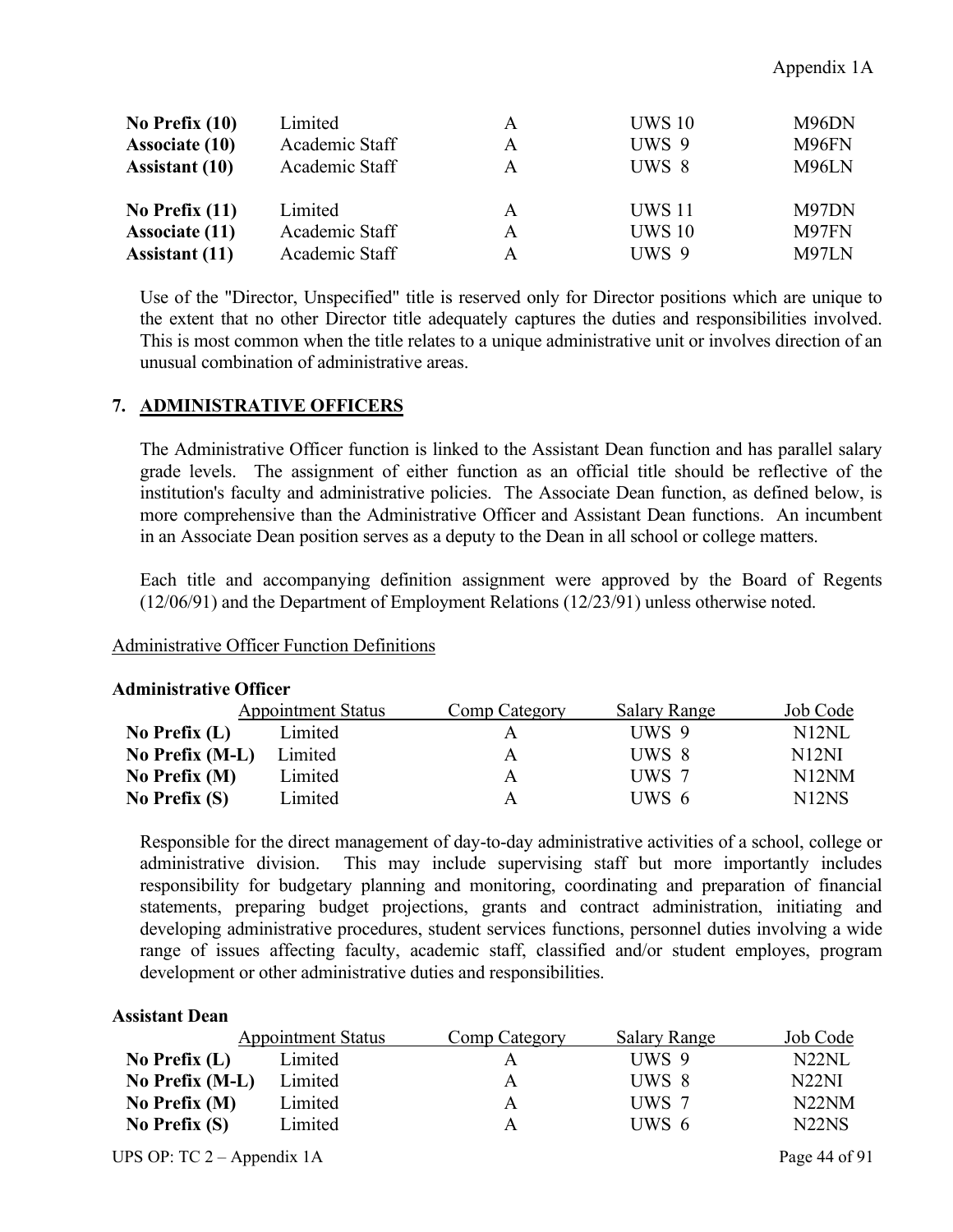| | | | | |
|---|---|---|---|---|
| **No Prefix (10)** | Limited | A | UWS 10 | M96DN |
| **Associate (10)** | Academic Staff | A | UWS 9 | M96FN |
| **Assistant (10)** | Academic Staff | A | UWS 8 | M96LN |
| **No Prefix (11)** | Limited | A | UWS 11 | M97DN |
| **Associate (11)** | Academic Staff | A | UWS 10 | M97FN |
| **Assistant (11)** | Academic Staff | A | UWS 9 | M97LN |

Use of the "Director, Unspecified" title is reserved only for Director positions which are unique to the extent that no other Director title adequately captures the duties and responsibilities involved. This is most common when the title relates to a unique administrative unit or involves direction of an unusual combination of administrative areas.

## 7. ADMINISTRATIVE OFFICERS

The Administrative Officer function is linked to the Assistant Dean function and has parallel salary grade levels. The assignment of either function as an official title should be reflective of the institution's faculty and administrative policies. The Associate Dean function, as defined below, is more comprehensive than the Administrative Officer and Assistant Dean functions. An incumbent in an Associate Dean position serves as a deputy to the Dean in all school or college matters.

Each title and accompanying definition assignment were approved by the Board of Regents (12/06/91) and the Department of Employment Relations (12/23/91) unless otherwise noted.

Administrative Officer Function Definitions

**Administrative Officer**

| | Appointment Status | Comp Category | Salary Range | Job Code |
|---|---|---|---|---|
| **No Prefix (L)** | Limited | A | UWS 9 | N12NL |
| **No Prefix (M-L)** | Limited | A | UWS 8 | N12NI |
| **No Prefix (M)** | Limited | A | UWS 7 | N12NM |
| **No Prefix (S)** | Limited | A | UWS 6 | N12NS |

Responsible for the direct management of day-to-day administrative activities of a school, college or administrative division. This may include supervising staff but more importantly includes responsibility for budgetary planning and monitoring, coordinating and preparation of financial statements, preparing budget projections, grants and contract administration, initiating and developing administrative procedures, student services functions, personnel duties involving a wide range of issues affecting faculty, academic staff, classified and/or student employes, program development or other administrative duties and responsibilities.

**Assistant Dean**

| | Appointment Status | Comp Category | Salary Range | Job Code |
|---|---|---|---|---|
| **No Prefix (L)** | Limited | A | UWS 9 | N22NL |
| **No Prefix (M-L)** | Limited | A | UWS 8 | N22NI |
| **No Prefix (M)** | Limited | A | UWS 7 | N22NM |
| **No Prefix (S)** | Limited | A | UWS 6 | N22NS |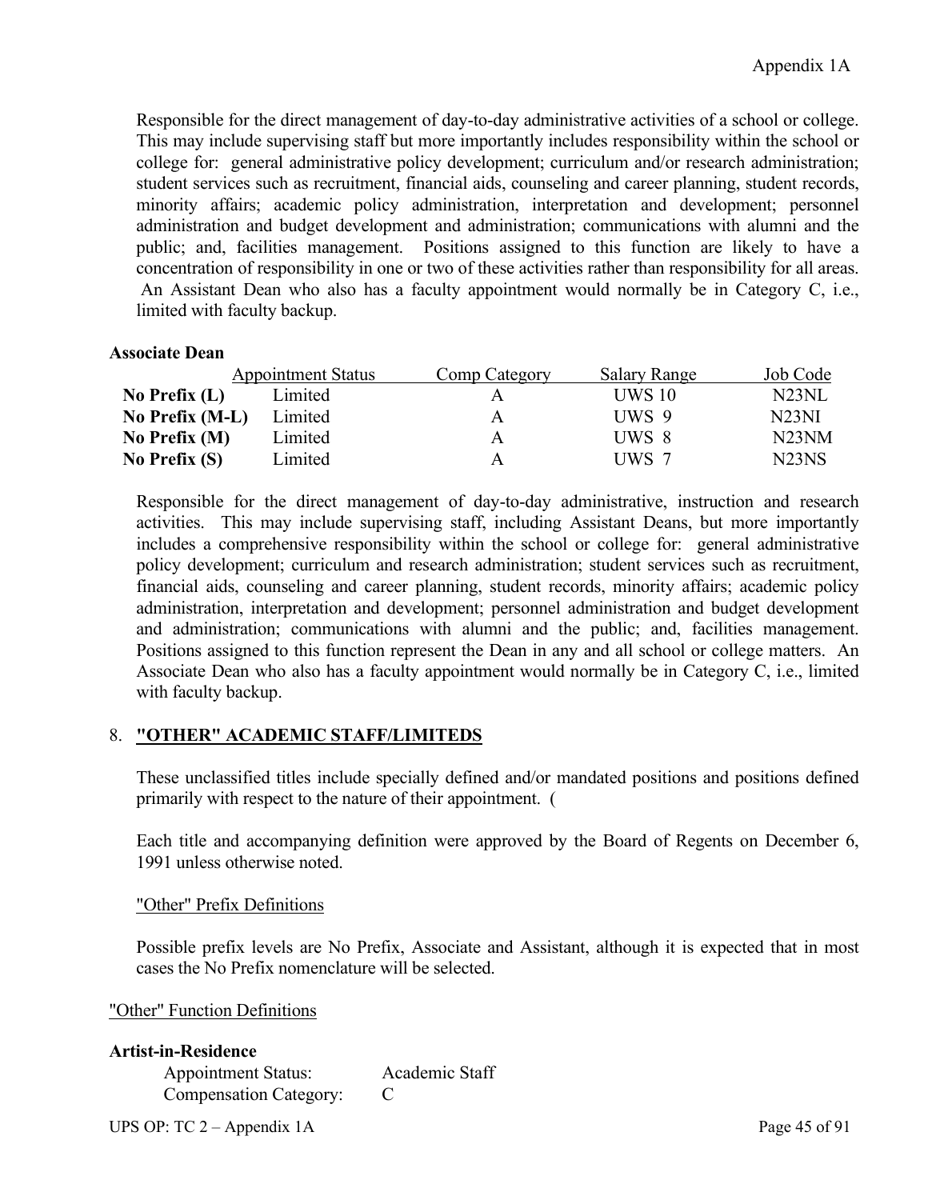Responsible for the direct management of day-to-day administrative activities of a school or college. This may include supervising staff but more importantly includes responsibility within the school or college for: general administrative policy development; curriculum and/or research administration; student services such as recruitment, financial aids, counseling and career planning, student records, minority affairs; academic policy administration, interpretation and development; personnel administration and budget development and administration; communications with alumni and the public; and, facilities management. Positions assigned to this function are likely to have a concentration of responsibility in one or two of these activities rather than responsibility for all areas. An Assistant Dean who also has a faculty appointment would normally be in Category C, i.e., limited with faculty backup.

**Associate Dean**

| | Appointment Status | Comp Category | Salary Range | Job Code |
|---|---|---|---|---|
| **No Prefix (L)** | Limited | A | UWS 10 | N23NL |
| **No Prefix (M-L)** | Limited | A | UWS 9 | N23NI |
| **No Prefix (M)** | Limited | A | UWS 8 | N23NM |
| **No Prefix (S)** | Limited | A | UWS 7 | N23NS |

Responsible for the direct management of day-to-day administrative, instruction and research activities. This may include supervising staff, including Assistant Deans, but more importantly includes a comprehensive responsibility within the school or college for: general administrative policy development; curriculum and research administration; student services such as recruitment, financial aids, counseling and career planning, student records, minority affairs; academic policy administration, interpretation and development; personnel administration and budget development and administration; communications with alumni and the public; and, facilities management. Positions assigned to this function represent the Dean in any and all school or college matters. An Associate Dean who also has a faculty appointment would normally be in Category C, i.e., limited with faculty backup.

8. **"OTHER" ACADEMIC STAFF/LIMITEDS**

These unclassified titles include specially defined and/or mandated positions and positions defined primarily with respect to the nature of their appointment. (

Each title and accompanying definition were approved by the Board of Regents on December 6, 1991 unless otherwise noted.

"Other" Prefix Definitions

Possible prefix levels are No Prefix, Associate and Assistant, although it is expected that in most cases the No Prefix nomenclature will be selected.

"Other" Function Definitions

**Artist-in-Residence**

Appointment Status: Academic Staff
Compensation Category: C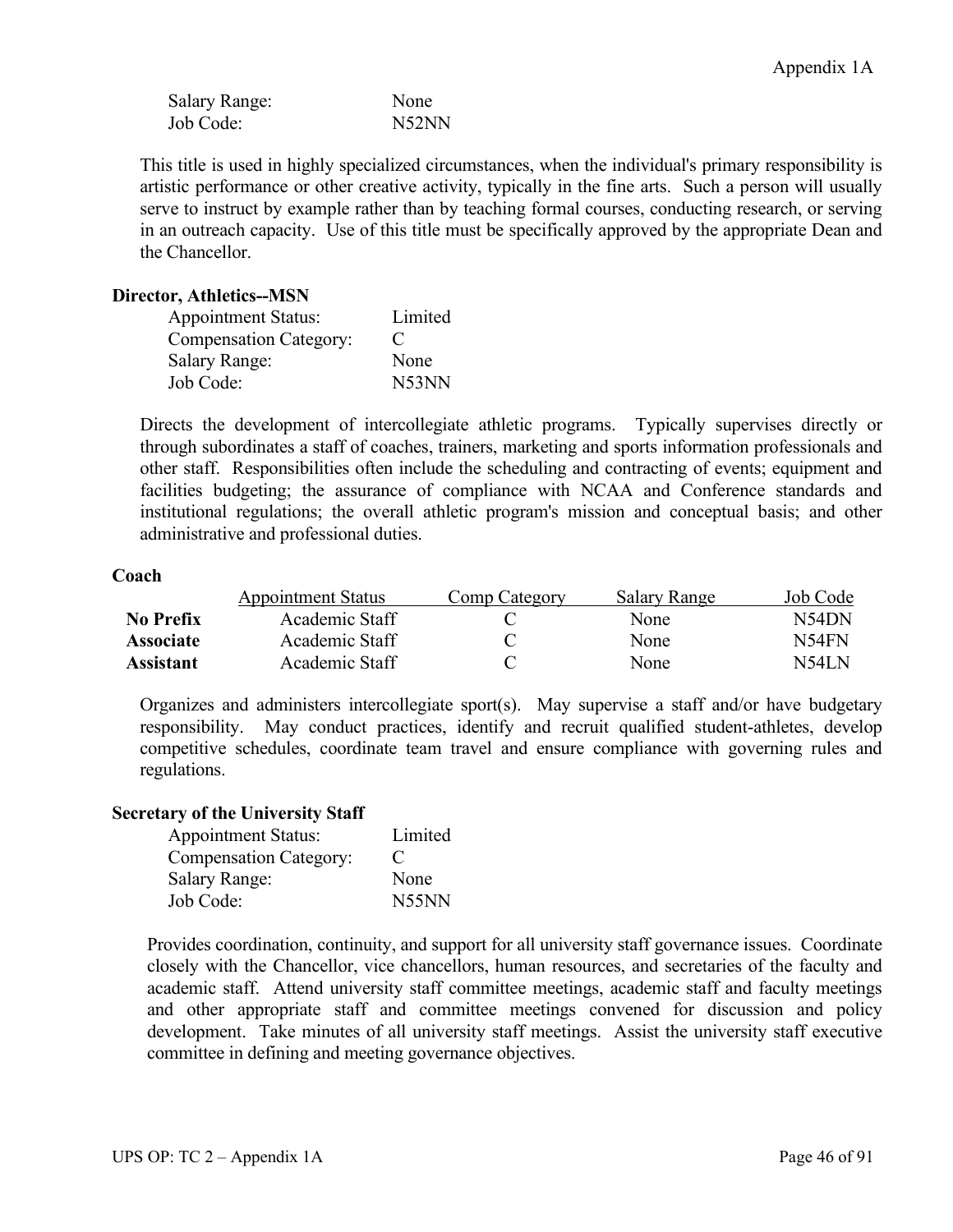| | |
|---|---|
| Salary Range: | None |
| Job Code: | N52NN |

This title is used in highly specialized circumstances, when the individual's primary responsibility is artistic performance or other creative activity, typically in the fine arts. Such a person will usually serve to instruct by example rather than by teaching formal courses, conducting research, or serving in an outreach capacity. Use of this title must be specifically approved by the appropriate Dean and the Chancellor.

**Director, Athletics--MSN**

| | |
|---|---|
| Appointment Status: | Limited |
| Compensation Category: | C |
| Salary Range: | None |
| Job Code: | N53NN |

Directs the development of intercollegiate athletic programs. Typically supervises directly or through subordinates a staff of coaches, trainers, marketing and sports information professionals and other staff. Responsibilities often include the scheduling and contracting of events; equipment and facilities budgeting; the assurance of compliance with NCAA and Conference standards and institutional regulations; the overall athletic program's mission and conceptual basis; and other administrative and professional duties.

**Coach**

| | Appointment Status | Comp Category | Salary Range | Job Code |
|---|---|---|---|---|
| **No Prefix** | Academic Staff | C | None | N54DN |
| **Associate** | Academic Staff | C | None | N54FN |
| **Assistant** | Academic Staff | C | None | N54LN |

Organizes and administers intercollegiate sport(s). May supervise a staff and/or have budgetary responsibility. May conduct practices, identify and recruit qualified student-athletes, develop competitive schedules, coordinate team travel and ensure compliance with governing rules and regulations.

**Secretary of the University Staff**

| | |
|---|---|
| Appointment Status: | Limited |
| Compensation Category: | C |
| Salary Range: | None |
| Job Code: | N55NN |

Provides coordination, continuity, and support for all university staff governance issues. Coordinate closely with the Chancellor, vice chancellors, human resources, and secretaries of the faculty and academic staff. Attend university staff committee meetings, academic staff and faculty meetings and other appropriate staff and committee meetings convened for discussion and policy development. Take minutes of all university staff meetings. Assist the university staff executive committee in defining and meeting governance objectives.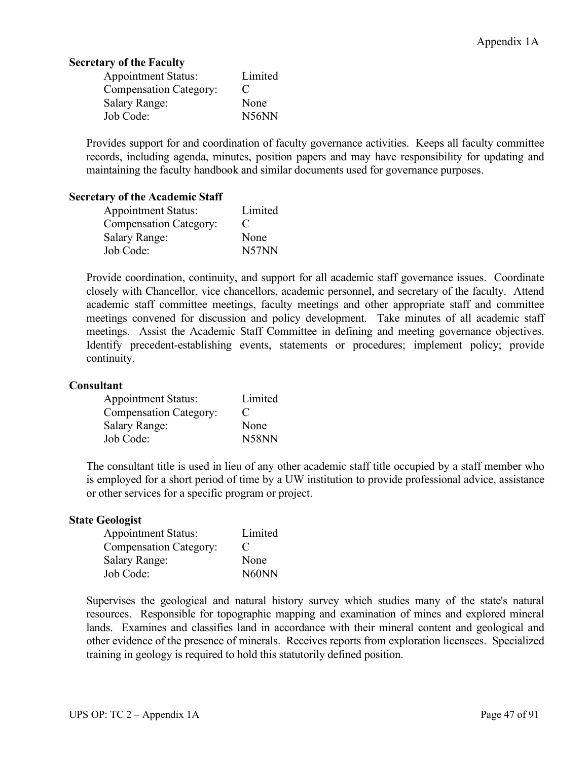### Secretary of the Faculty

| | |
|---|---|
| Appointment Status: | Limited |
| Compensation Category: | C |
| Salary Range: | None |
| Job Code: | N56NN |

Provides support for and coordination of faculty governance activities. Keeps all faculty committee records, including agenda, minutes, position papers and may have responsibility for updating and maintaining the faculty handbook and similar documents used for governance purposes.

### Secretary of the Academic Staff

| | |
|---|---|
| Appointment Status: | Limited |
| Compensation Category: | C |
| Salary Range: | None |
| Job Code: | N57NN |

Provide coordination, continuity, and support for all academic staff governance issues. Coordinate closely with Chancellor, vice chancellors, academic personnel, and secretary of the faculty. Attend academic staff committee meetings, faculty meetings and other appropriate staff and committee meetings convened for discussion and policy development. Take minutes of all academic staff meetings. Assist the Academic Staff Committee in defining and meeting governance objectives. Identify precedent-establishing events, statements or procedures; implement policy; provide continuity.

### Consultant

| | |
|---|---|
| Appointment Status: | Limited |
| Compensation Category: | C |
| Salary Range: | None |
| Job Code: | N58NN |

The consultant title is used in lieu of any other academic staff title occupied by a staff member who is employed for a short period of time by a UW institution to provide professional advice, assistance or other services for a specific program or project.

### State Geologist

| | |
|---|---|
| Appointment Status: | Limited |
| Compensation Category: | C |
| Salary Range: | None |
| Job Code: | N60NN |

Supervises the geological and natural history survey which studies many of the state's natural resources. Responsible for topographic mapping and examination of mines and explored mineral lands. Examines and classifies land in accordance with their mineral content and geological and other evidence of the presence of minerals. Receives reports from exploration licensees. Specialized training in geology is required to hold this statutorily defined position.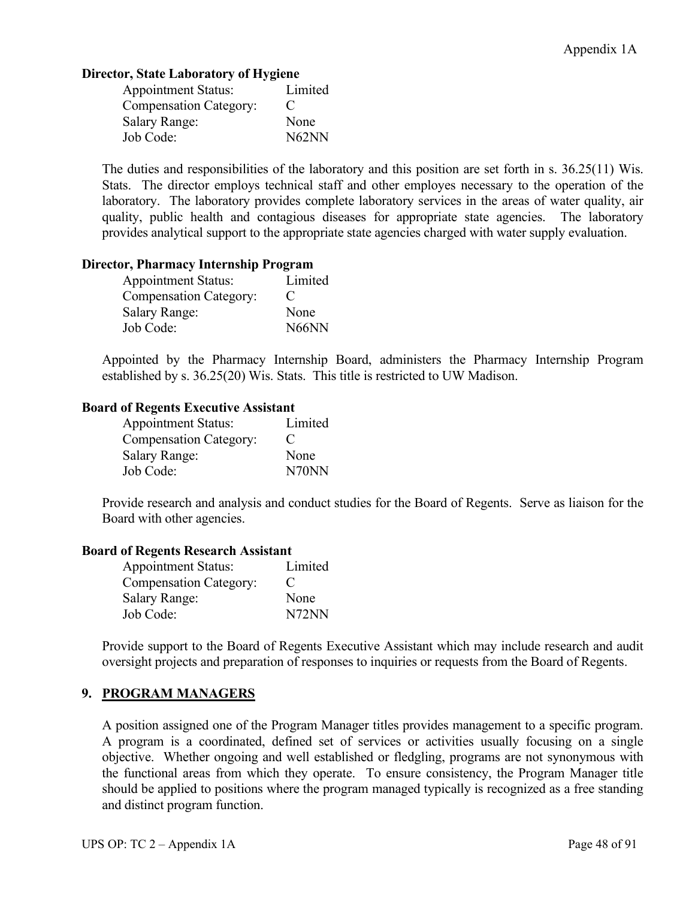**Director, State Laboratory of Hygiene**

| | |
|---|---|
| Appointment Status: | Limited |
| Compensation Category: | C |
| Salary Range: | None |
| Job Code: | N62NN |

The duties and responsibilities of the laboratory and this position are set forth in s. 36.25(11) Wis. Stats. The director employs technical staff and other employes necessary to the operation of the laboratory. The laboratory provides complete laboratory services in the areas of water quality, air quality, public health and contagious diseases for appropriate state agencies. The laboratory provides analytical support to the appropriate state agencies charged with water supply evaluation.

**Director, Pharmacy Internship Program**

| | |
|---|---|
| Appointment Status: | Limited |
| Compensation Category: | C |
| Salary Range: | None |
| Job Code: | N66NN |

Appointed by the Pharmacy Internship Board, administers the Pharmacy Internship Program established by s. 36.25(20) Wis. Stats. This title is restricted to UW Madison.

**Board of Regents Executive Assistant**

| | |
|---|---|
| Appointment Status: | Limited |
| Compensation Category: | C |
| Salary Range: | None |
| Job Code: | N70NN |

Provide research and analysis and conduct studies for the Board of Regents. Serve as liaison for the Board with other agencies.

**Board of Regents Research Assistant**

| | |
|---|---|
| Appointment Status: | Limited |
| Compensation Category: | C |
| Salary Range: | None |
| Job Code: | N72NN |

Provide support to the Board of Regents Executive Assistant which may include research and audit oversight projects and preparation of responses to inquiries or requests from the Board of Regents.

## 9. PROGRAM MANAGERS

A position assigned one of the Program Manager titles provides management to a specific program. A program is a coordinated, defined set of services or activities usually focusing on a single objective. Whether ongoing and well established or fledgling, programs are not synonymous with the functional areas from which they operate. To ensure consistency, the Program Manager title should be applied to positions where the program managed typically is recognized as a free standing and distinct program function.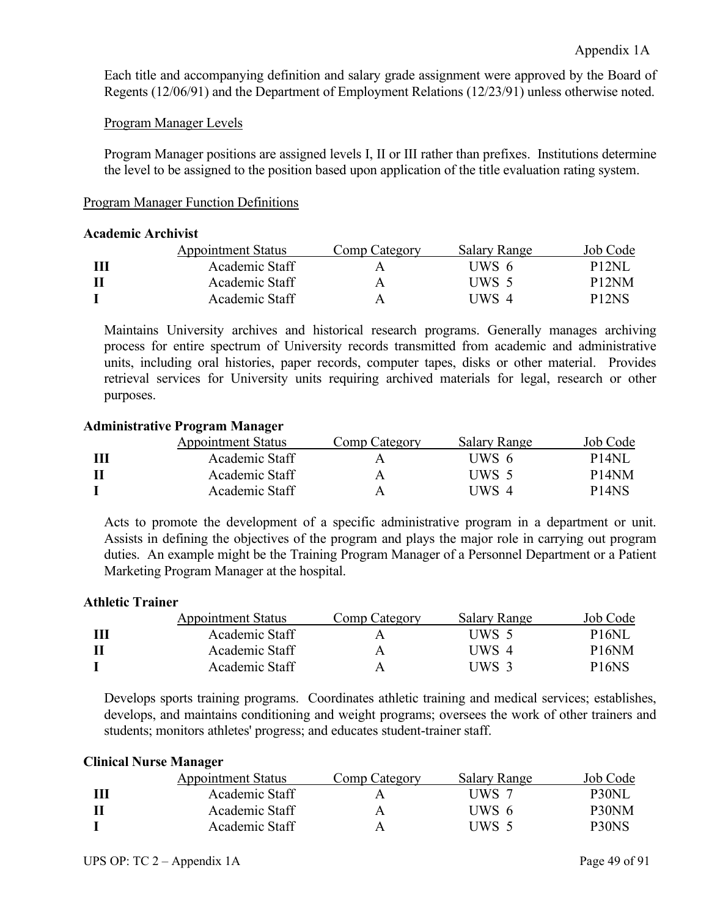Appendix 1A

Each title and accompanying definition and salary grade assignment were approved by the Board of Regents (12/06/91) and the Department of Employment Relations (12/23/91) unless otherwise noted.

Program Manager Levels

Program Manager positions are assigned levels I, II or III rather than prefixes. Institutions determine the level to be assigned to the position based upon application of the title evaluation rating system.

Program Manager Function Definitions

**Academic Archivist**

| | Appointment Status | Comp Category | Salary Range | Job Code |
|---|---|---|---|---|
| **III** | Academic Staff | A | UWS 6 | P12NL |
| **II** | Academic Staff | A | UWS 5 | P12NM |
| **I** | Academic Staff | A | UWS 4 | P12NS |

Maintains University archives and historical research programs. Generally manages archiving process for entire spectrum of University records transmitted from academic and administrative units, including oral histories, paper records, computer tapes, disks or other material. Provides retrieval services for University units requiring archived materials for legal, research or other purposes.

**Administrative Program Manager**

| | Appointment Status | Comp Category | Salary Range | Job Code |
|---|---|---|---|---|
| **III** | Academic Staff | A | UWS 6 | P14NL |
| **II** | Academic Staff | A | UWS 5 | P14NM |
| **I** | Academic Staff | A | UWS 4 | P14NS |

Acts to promote the development of a specific administrative program in a department or unit. Assists in defining the objectives of the program and plays the major role in carrying out program duties. An example might be the Training Program Manager of a Personnel Department or a Patient Marketing Program Manager at the hospital.

**Athletic Trainer**

| | Appointment Status | Comp Category | Salary Range | Job Code |
|---|---|---|---|---|
| **III** | Academic Staff | A | UWS 5 | P16NL |
| **II** | Academic Staff | A | UWS 4 | P16NM |
| **I** | Academic Staff | A | UWS 3 | P16NS |

Develops sports training programs. Coordinates athletic training and medical services; establishes, develops, and maintains conditioning and weight programs; oversees the work of other trainers and students; monitors athletes' progress; and educates student-trainer staff.

**Clinical Nurse Manager**

| | Appointment Status | Comp Category | Salary Range | Job Code |
|---|---|---|---|---|
| **III** | Academic Staff | A | UWS 7 | P30NL |
| **II** | Academic Staff | A | UWS 6 | P30NM |
| **I** | Academic Staff | A | UWS 5 | P30NS |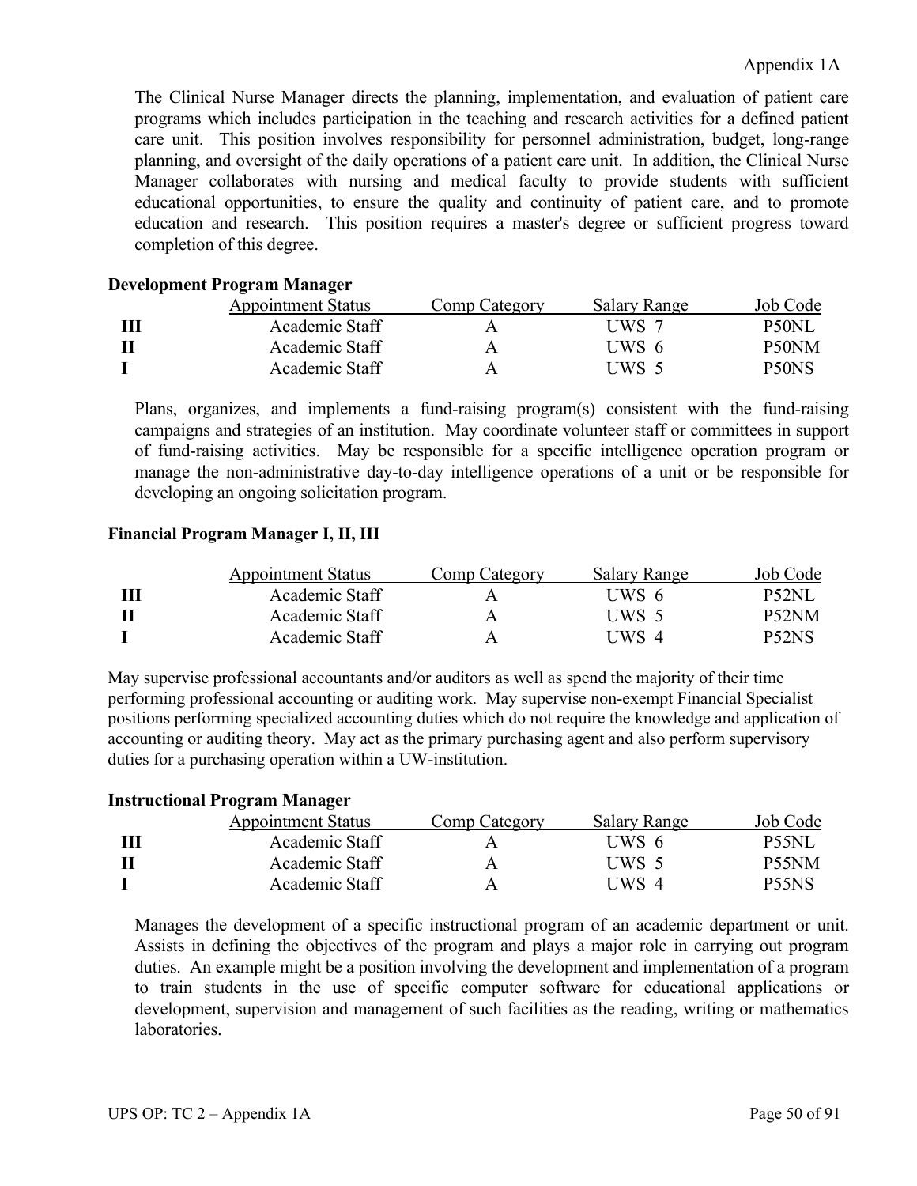Appendix 1A

The Clinical Nurse Manager directs the planning, implementation, and evaluation of patient care programs which includes participation in the teaching and research activities for a defined patient care unit. This position involves responsibility for personnel administration, budget, long-range planning, and oversight of the daily operations of a patient care unit. In addition, the Clinical Nurse Manager collaborates with nursing and medical faculty to provide students with sufficient educational opportunities, to ensure the quality and continuity of patient care, and to promote education and research. This position requires a master's degree or sufficient progress toward completion of this degree.

**Development Program Manager**

| | Appointment Status | Comp Category | Salary Range | Job Code |
|---|---|---|---|---|
| **III** | Academic Staff | A | UWS 7 | P50NL |
| **II** | Academic Staff | A | UWS 6 | P50NM |
| **I** | Academic Staff | A | UWS 5 | P50NS |

Plans, organizes, and implements a fund-raising program(s) consistent with the fund-raising campaigns and strategies of an institution. May coordinate volunteer staff or committees in support of fund-raising activities. May be responsible for a specific intelligence operation program or manage the non-administrative day-to-day intelligence operations of a unit or be responsible for developing an ongoing solicitation program.

**Financial Program Manager I, II, III**

| | Appointment Status | Comp Category | Salary Range | Job Code |
|---|---|---|---|---|
| **III** | Academic Staff | A | UWS 6 | P52NL |
| **II** | Academic Staff | A | UWS 5 | P52NM |
| **I** | Academic Staff | A | UWS 4 | P52NS |

May supervise professional accountants and/or auditors as well as spend the majority of their time performing professional accounting or auditing work. May supervise non-exempt Financial Specialist positions performing specialized accounting duties which do not require the knowledge and application of accounting or auditing theory. May act as the primary purchasing agent and also perform supervisory duties for a purchasing operation within a UW-institution.

**Instructional Program Manager**

| | Appointment Status | Comp Category | Salary Range | Job Code |
|---|---|---|---|---|
| **III** | Academic Staff | A | UWS 6 | P55NL |
| **II** | Academic Staff | A | UWS 5 | P55NM |
| **I** | Academic Staff | A | UWS 4 | P55NS |

Manages the development of a specific instructional program of an academic department or unit. Assists in defining the objectives of the program and plays a major role in carrying out program duties. An example might be a position involving the development and implementation of a program to train students in the use of specific computer software for educational applications or development, supervision and management of such facilities as the reading, writing or mathematics laboratories.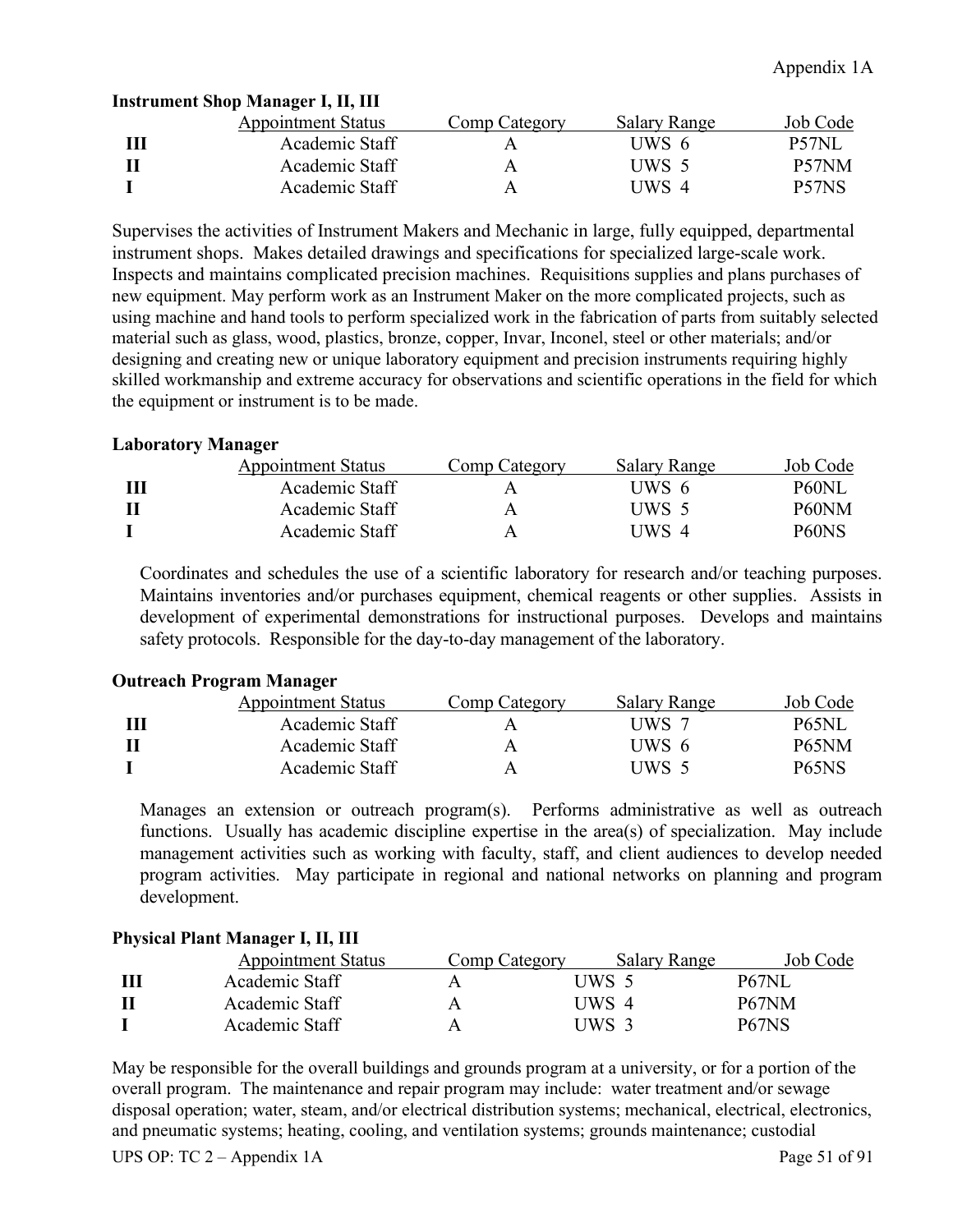### Instrument Shop Manager I, II, III

| | Appointment Status | Comp Category | Salary Range | Job Code |
|---|---|---|---|---|
| **III** | Academic Staff | A | UWS 6 | P57NL |
| **II** | Academic Staff | A | UWS 5 | P57NM |
| **I** | Academic Staff | A | UWS 4 | P57NS |

Supervises the activities of Instrument Makers and Mechanic in large, fully equipped, departmental instrument shops. Makes detailed drawings and specifications for specialized large-scale work. Inspects and maintains complicated precision machines. Requisitions supplies and plans purchases of new equipment. May perform work as an Instrument Maker on the more complicated projects, such as using machine and hand tools to perform specialized work in the fabrication of parts from suitably selected material such as glass, wood, plastics, bronze, copper, Invar, Inconel, steel or other materials; and/or designing and creating new or unique laboratory equipment and precision instruments requiring highly skilled workmanship and extreme accuracy for observations and scientific operations in the field for which the equipment or instrument is to be made.

### Laboratory Manager

| | Appointment Status | Comp Category | Salary Range | Job Code |
|---|---|---|---|---|
| **III** | Academic Staff | A | UWS 6 | P60NL |
| **II** | Academic Staff | A | UWS 5 | P60NM |
| **I** | Academic Staff | A | UWS 4 | P60NS |

Coordinates and schedules the use of a scientific laboratory for research and/or teaching purposes. Maintains inventories and/or purchases equipment, chemical reagents or other supplies. Assists in development of experimental demonstrations for instructional purposes. Develops and maintains safety protocols. Responsible for the day-to-day management of the laboratory.

### Outreach Program Manager

| | Appointment Status | Comp Category | Salary Range | Job Code |
|---|---|---|---|---|
| **III** | Academic Staff | A | UWS 7 | P65NL |
| **II** | Academic Staff | A | UWS 6 | P65NM |
| **I** | Academic Staff | A | UWS 5 | P65NS |

Manages an extension or outreach program(s). Performs administrative as well as outreach functions. Usually has academic discipline expertise in the area(s) of specialization. May include management activities such as working with faculty, staff, and client audiences to develop needed program activities. May participate in regional and national networks on planning and program development.

### Physical Plant Manager I, II, III

| | Appointment Status | Comp Category | Salary Range | Job Code |
|---|---|---|---|---|
| **III** | Academic Staff | A | UWS 5 | P67NL |
| **II** | Academic Staff | A | UWS 4 | P67NM |
| **I** | Academic Staff | A | UWS 3 | P67NS |

May be responsible for the overall buildings and grounds program at a university, or for a portion of the overall program. The maintenance and repair program may include: water treatment and/or sewage disposal operation; water, steam, and/or electrical distribution systems; mechanical, electrical, electronics, and pneumatic systems; heating, cooling, and ventilation systems; grounds maintenance; custodial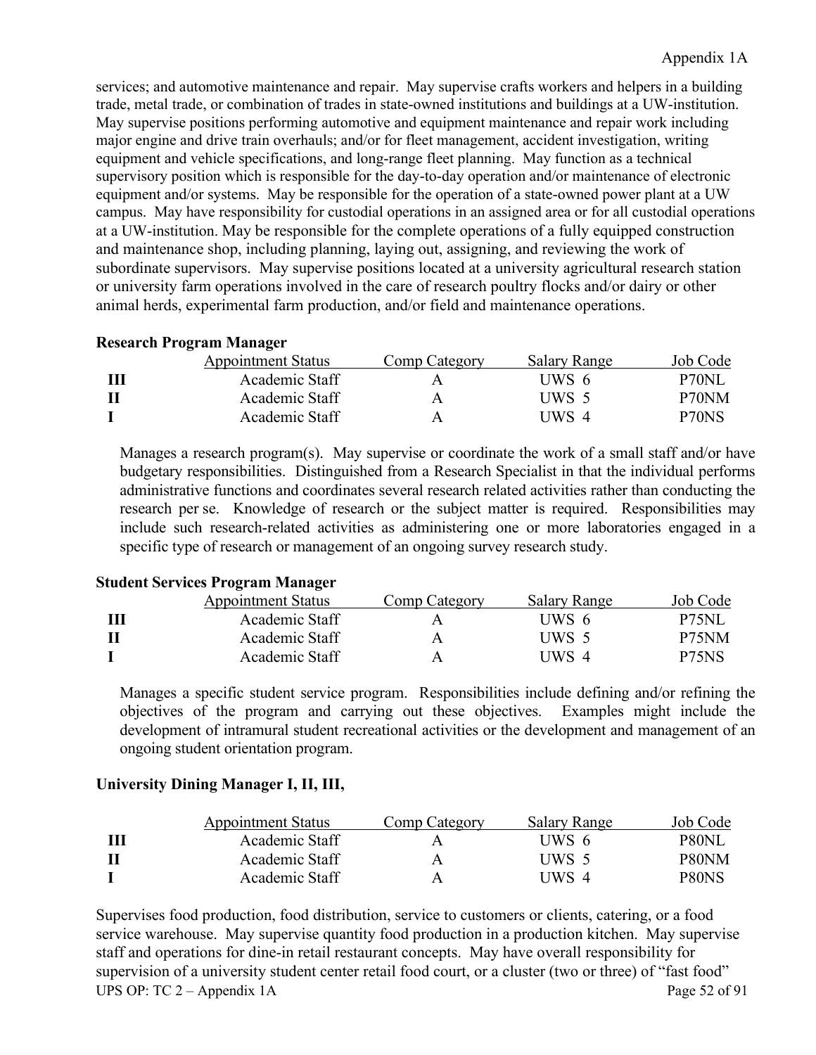services; and automotive maintenance and repair. May supervise crafts workers and helpers in a building trade, metal trade, or combination of trades in state-owned institutions and buildings at a UW-institution. May supervise positions performing automotive and equipment maintenance and repair work including major engine and drive train overhauls; and/or for fleet management, accident investigation, writing equipment and vehicle specifications, and long-range fleet planning. May function as a technical supervisory position which is responsible for the day-to-day operation and/or maintenance of electronic equipment and/or systems. May be responsible for the operation of a state-owned power plant at a UW campus. May have responsibility for custodial operations in an assigned area or for all custodial operations at a UW-institution. May be responsible for the complete operations of a fully equipped construction and maintenance shop, including planning, laying out, assigning, and reviewing the work of subordinate supervisors. May supervise positions located at a university agricultural research station or university farm operations involved in the care of research poultry flocks and/or dairy or other animal herds, experimental farm production, and/or field and maintenance operations.

**Research Program Manager**

| | Appointment Status | Comp Category | Salary Range | Job Code |
|---|---|---|---|---|
| **III** | Academic Staff | A | UWS 6 | P70NL |
| **II** | Academic Staff | A | UWS 5 | P70NM |
| **I** | Academic Staff | A | UWS 4 | P70NS |

Manages a research program(s). May supervise or coordinate the work of a small staff and/or have budgetary responsibilities. Distinguished from a Research Specialist in that the individual performs administrative functions and coordinates several research related activities rather than conducting the research per se. Knowledge of research or the subject matter is required. Responsibilities may include such research-related activities as administering one or more laboratories engaged in a specific type of research or management of an ongoing survey research study.

**Student Services Program Manager**

| | Appointment Status | Comp Category | Salary Range | Job Code |
|---|---|---|---|---|
| **III** | Academic Staff | A | UWS 6 | P75NL |
| **II** | Academic Staff | A | UWS 5 | P75NM |
| **I** | Academic Staff | A | UWS 4 | P75NS |

Manages a specific student service program. Responsibilities include defining and/or refining the objectives of the program and carrying out these objectives. Examples might include the development of intramural student recreational activities or the development and management of an ongoing student orientation program.

**University Dining Manager I, II, III,**

| | Appointment Status | Comp Category | Salary Range | Job Code |
|---|---|---|---|---|
| **III** | Academic Staff | A | UWS 6 | P80NL |
| **II** | Academic Staff | A | UWS 5 | P80NM |
| **I** | Academic Staff | A | UWS 4 | P80NS |

Supervises food production, food distribution, service to customers or clients, catering, or a food service warehouse. May supervise quantity food production in a production kitchen. May supervise staff and operations for dine-in retail restaurant concepts. May have overall responsibility for supervision of a university student center retail food court, or a cluster (two or three) of "fast food"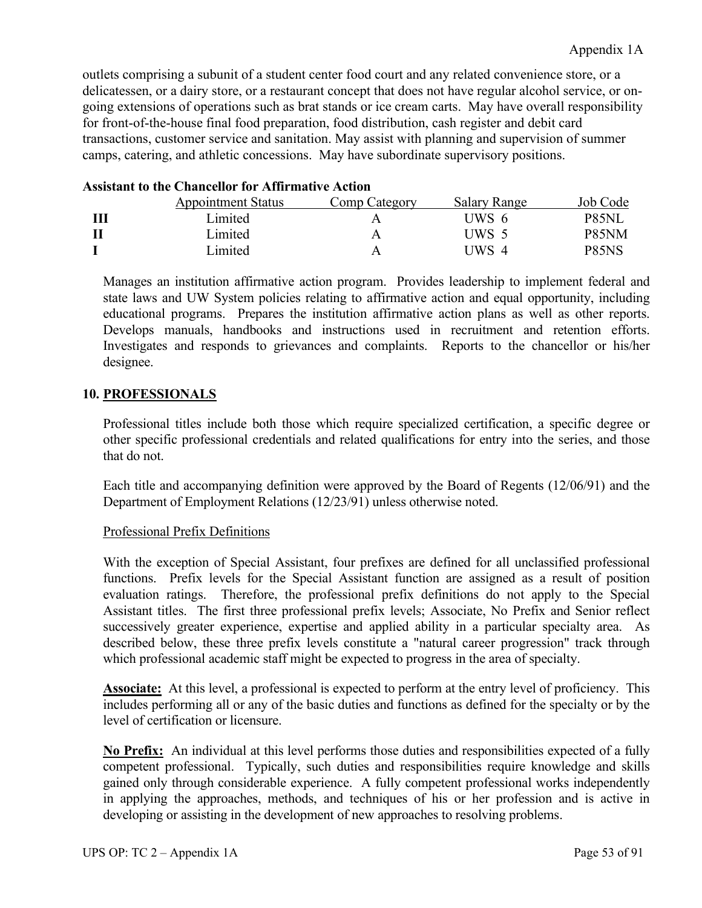outlets comprising a subunit of a student center food court and any related convenience store, or a delicatessen, or a dairy store, or a restaurant concept that does not have regular alcohol service, or on-going extensions of operations such as brat stands or ice cream carts. May have overall responsibility for front-of-the-house final food preparation, food distribution, cash register and debit card transactions, customer service and sanitation. May assist with planning and supervision of summer camps, catering, and athletic concessions. May have subordinate supervisory positions.

**Assistant to the Chancellor for Affirmative Action**

| | Appointment Status | Comp Category | Salary Range | Job Code |
|---|---|---|---|---|
| **III** | Limited | A | UWS 6 | P85NL |
| **II** | Limited | A | UWS 5 | P85NM |
| **I** | Limited | A | UWS 4 | P85NS |

Manages an institution affirmative action program. Provides leadership to implement federal and state laws and UW System policies relating to affirmative action and equal opportunity, including educational programs. Prepares the institution affirmative action plans as well as other reports. Develops manuals, handbooks and instructions used in recruitment and retention efforts. Investigates and responds to grievances and complaints. Reports to the chancellor or his/her designee.

## 10. PROFESSIONALS

Professional titles include both those which require specialized certification, a specific degree or other specific professional credentials and related qualifications for entry into the series, and those that do not.

Each title and accompanying definition were approved by the Board of Regents (12/06/91) and the Department of Employment Relations (12/23/91) unless otherwise noted.

Professional Prefix Definitions

With the exception of Special Assistant, four prefixes are defined for all unclassified professional functions. Prefix levels for the Special Assistant function are assigned as a result of position evaluation ratings. Therefore, the professional prefix definitions do not apply to the Special Assistant titles. The first three professional prefix levels; Associate, No Prefix and Senior reflect successively greater experience, expertise and applied ability in a particular specialty area. As described below, these three prefix levels constitute a "natural career progression" track through which professional academic staff might be expected to progress in the area of specialty.

**Associate:** At this level, a professional is expected to perform at the entry level of proficiency. This includes performing all or any of the basic duties and functions as defined for the specialty or by the level of certification or licensure.

**No Prefix:** An individual at this level performs those duties and responsibilities expected of a fully competent professional. Typically, such duties and responsibilities require knowledge and skills gained only through considerable experience. A fully competent professional works independently in applying the approaches, methods, and techniques of his or her profession and is active in developing or assisting in the development of new approaches to resolving problems.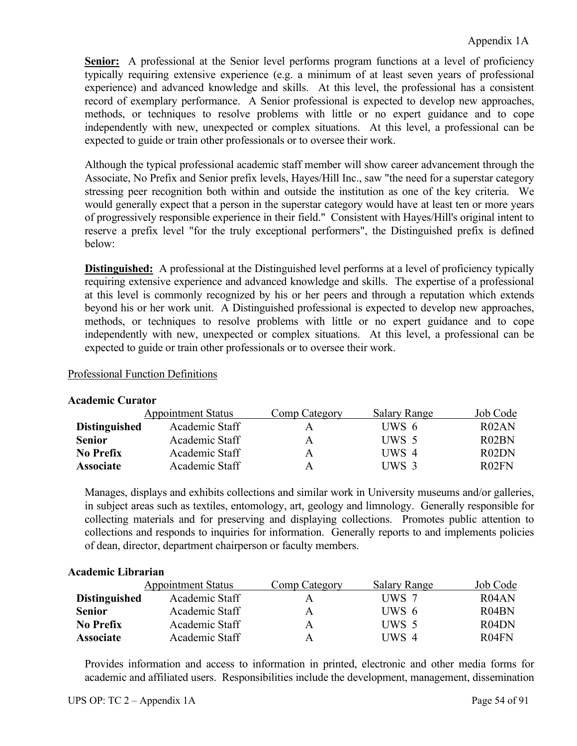**Senior:** A professional at the Senior level performs program functions at a level of proficiency typically requiring extensive experience (e.g. a minimum of at least seven years of professional experience) and advanced knowledge and skills. At this level, the professional has a consistent record of exemplary performance. A Senior professional is expected to develop new approaches, methods, or techniques to resolve problems with little or no expert guidance and to cope independently with new, unexpected or complex situations. At this level, a professional can be expected to guide or train other professionals or to oversee their work.

Although the typical professional academic staff member will show career advancement through the Associate, No Prefix and Senior prefix levels, Hayes/Hill Inc., saw "the need for a superstar category stressing peer recognition both within and outside the institution as one of the key criteria. We would generally expect that a person in the superstar category would have at least ten or more years of progressively responsible experience in their field." Consistent with Hayes/Hill's original intent to reserve a prefix level "for the truly exceptional performers", the Distinguished prefix is defined below:

**Distinguished:** A professional at the Distinguished level performs at a level of proficiency typically requiring extensive experience and advanced knowledge and skills. The expertise of a professional at this level is commonly recognized by his or her peers and through a reputation which extends beyond his or her work unit. A Distinguished professional is expected to develop new approaches, methods, or techniques to resolve problems with little or no expert guidance and to cope independently with new, unexpected or complex situations. At this level, a professional can be expected to guide or train other professionals or to oversee their work.

Professional Function Definitions

**Academic Curator**

| | Appointment Status | Comp Category | Salary Range | Job Code |
|---|---|---|---|---|
| **Distinguished** | Academic Staff | A | UWS 6 | R02AN |
| **Senior** | Academic Staff | A | UWS 5 | R02BN |
| **No Prefix** | Academic Staff | A | UWS 4 | R02DN |
| **Associate** | Academic Staff | A | UWS 3 | R02FN |

Manages, displays and exhibits collections and similar work in University museums and/or galleries, in subject areas such as textiles, entomology, art, geology and limnology. Generally responsible for collecting materials and for preserving and displaying collections. Promotes public attention to collections and responds to inquiries for information. Generally reports to and implements policies of dean, director, department chairperson or faculty members.

**Academic Librarian**

| | Appointment Status | Comp Category | Salary Range | Job Code |
|---|---|---|---|---|
| **Distinguished** | Academic Staff | A | UWS 7 | R04AN |
| **Senior** | Academic Staff | A | UWS 6 | R04BN |
| **No Prefix** | Academic Staff | A | UWS 5 | R04DN |
| **Associate** | Academic Staff | A | UWS 4 | R04FN |

Provides information and access to information in printed, electronic and other media forms for academic and affiliated users. Responsibilities include the development, management, dissemination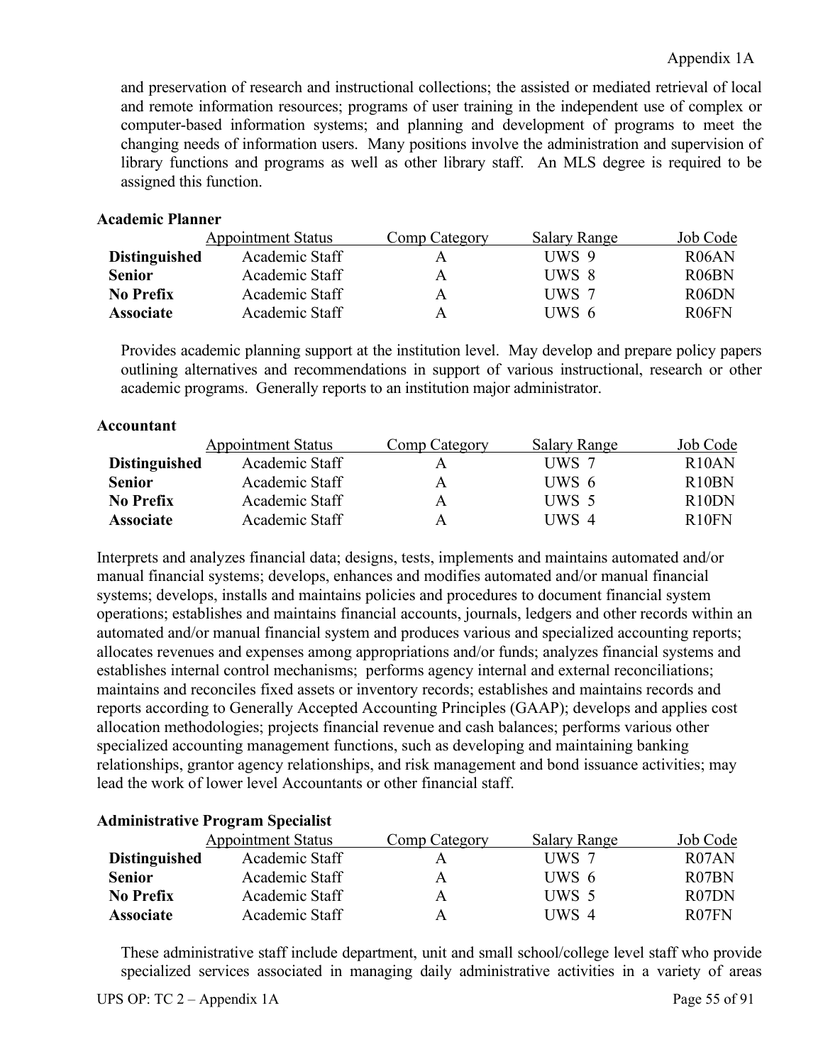and preservation of research and instructional collections; the assisted or mediated retrieval of local and remote information resources; programs of user training in the independent use of complex or computer-based information systems; and planning and development of programs to meet the changing needs of information users. Many positions involve the administration and supervision of library functions and programs as well as other library staff. An MLS degree is required to be assigned this function.

**Academic Planner**

| | Appointment Status | Comp Category | Salary Range | Job Code |
|---|---|---|---|---|
| **Distinguished** | Academic Staff | A | UWS 9 | R06AN |
| **Senior** | Academic Staff | A | UWS 8 | R06BN |
| **No Prefix** | Academic Staff | A | UWS 7 | R06DN |
| **Associate** | Academic Staff | A | UWS 6 | R06FN |

Provides academic planning support at the institution level. May develop and prepare policy papers outlining alternatives and recommendations in support of various instructional, research or other academic programs. Generally reports to an institution major administrator.

**Accountant**

| | Appointment Status | Comp Category | Salary Range | Job Code |
|---|---|---|---|---|
| **Distinguished** | Academic Staff | A | UWS 7 | R10AN |
| **Senior** | Academic Staff | A | UWS 6 | R10BN |
| **No Prefix** | Academic Staff | A | UWS 5 | R10DN |
| **Associate** | Academic Staff | A | UWS 4 | R10FN |

Interprets and analyzes financial data; designs, tests, implements and maintains automated and/or manual financial systems; develops, enhances and modifies automated and/or manual financial systems; develops, installs and maintains policies and procedures to document financial system operations; establishes and maintains financial accounts, journals, ledgers and other records within an automated and/or manual financial system and produces various and specialized accounting reports; allocates revenues and expenses among appropriations and/or funds; analyzes financial systems and establishes internal control mechanisms; performs agency internal and external reconciliations; maintains and reconciles fixed assets or inventory records; establishes and maintains records and reports according to Generally Accepted Accounting Principles (GAAP); develops and applies cost allocation methodologies; projects financial revenue and cash balances; performs various other specialized accounting management functions, such as developing and maintaining banking relationships, grantor agency relationships, and risk management and bond issuance activities; may lead the work of lower level Accountants or other financial staff.

**Administrative Program Specialist**

| | Appointment Status | Comp Category | Salary Range | Job Code |
|---|---|---|---|---|
| **Distinguished** | Academic Staff | A | UWS 7 | R07AN |
| **Senior** | Academic Staff | A | UWS 6 | R07BN |
| **No Prefix** | Academic Staff | A | UWS 5 | R07DN |
| **Associate** | Academic Staff | A | UWS 4 | R07FN |

These administrative staff include department, unit and small school/college level staff who provide specialized services associated in managing daily administrative activities in a variety of areas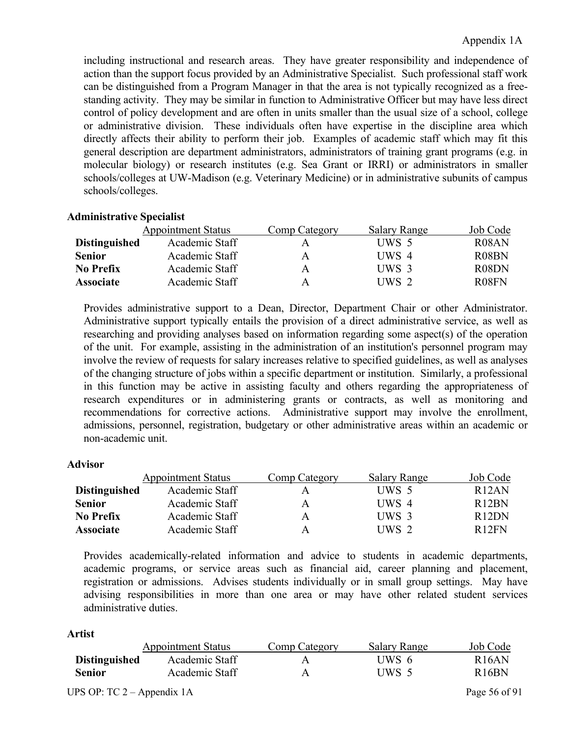including instructional and research areas. They have greater responsibility and independence of action than the support focus provided by an Administrative Specialist. Such professional staff work can be distinguished from a Program Manager in that the area is not typically recognized as a free-standing activity. They may be similar in function to Administrative Officer but may have less direct control of policy development and are often in units smaller than the usual size of a school, college or administrative division. These individuals often have expertise in the discipline area which directly affects their ability to perform their job. Examples of academic staff which may fit this general description are department administrators, administrators of training grant programs (e.g. in molecular biology) or research institutes (e.g. Sea Grant or IRRI) or administrators in smaller schools/colleges at UW-Madison (e.g. Veterinary Medicine) or in administrative subunits of campus schools/colleges.

**Administrative Specialist**

| | Appointment Status | Comp Category | Salary Range | Job Code |
|---|---|---|---|---|
| **Distinguished** | Academic Staff | A | UWS 5 | R08AN |
| **Senior** | Academic Staff | A | UWS 4 | R08BN |
| **No Prefix** | Academic Staff | A | UWS 3 | R08DN |
| **Associate** | Academic Staff | A | UWS 2 | R08FN |

Provides administrative support to a Dean, Director, Department Chair or other Administrator. Administrative support typically entails the provision of a direct administrative service, as well as researching and providing analyses based on information regarding some aspect(s) of the operation of the unit. For example, assisting in the administration of an institution's personnel program may involve the review of requests for salary increases relative to specified guidelines, as well as analyses of the changing structure of jobs within a specific department or institution. Similarly, a professional in this function may be active in assisting faculty and others regarding the appropriateness of research expenditures or in administering grants or contracts, as well as monitoring and recommendations for corrective actions. Administrative support may involve the enrollment, admissions, personnel, registration, budgetary or other administrative areas within an academic or non-academic unit.

**Advisor**

| | Appointment Status | Comp Category | Salary Range | Job Code |
|---|---|---|---|---|
| **Distinguished** | Academic Staff | A | UWS 5 | R12AN |
| **Senior** | Academic Staff | A | UWS 4 | R12BN |
| **No Prefix** | Academic Staff | A | UWS 3 | R12DN |
| **Associate** | Academic Staff | A | UWS 2 | R12FN |

Provides academically-related information and advice to students in academic departments, academic programs, or service areas such as financial aid, career planning and placement, registration or admissions. Advises students individually or in small group settings. May have advising responsibilities in more than one area or may have other related student services administrative duties.

**Artist**

| | Appointment Status | Comp Category | Salary Range | Job Code |
|---|---|---|---|---|
| **Distinguished** | Academic Staff | A | UWS 6 | R16AN |
| **Senior** | Academic Staff | A | UWS 5 | R16BN |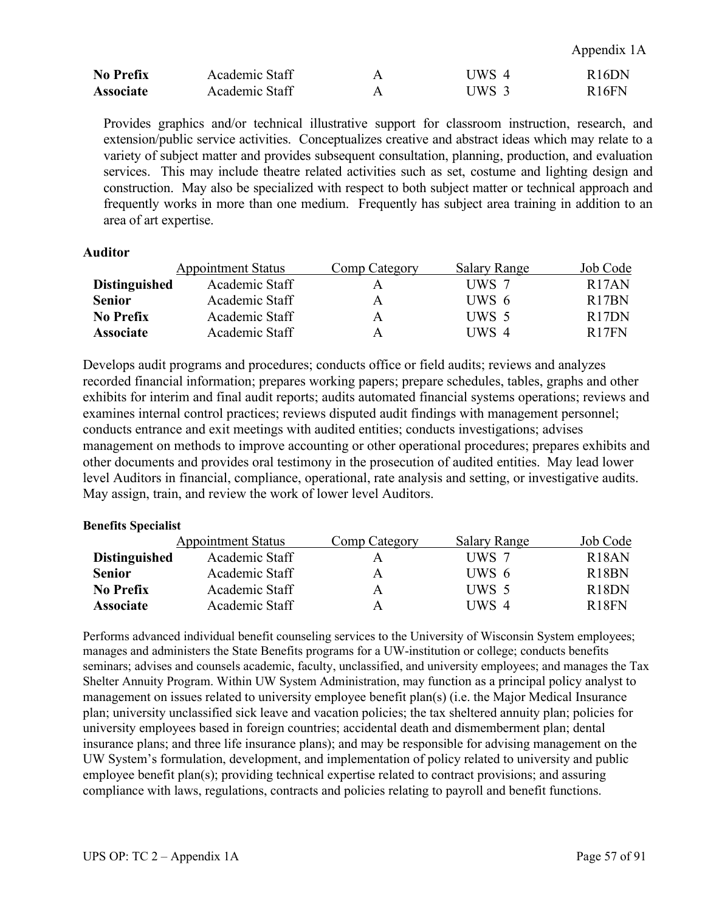| | | | | |
|---|---|---|---|---|
| **No Prefix** | Academic Staff | A | UWS 4 | R16DN |
| **Associate** | Academic Staff | A | UWS 3 | R16FN |

Provides graphics and/or technical illustrative support for classroom instruction, research, and extension/public service activities. Conceptualizes creative and abstract ideas which may relate to a variety of subject matter and provides subsequent consultation, planning, production, and evaluation services. This may include theatre related activities such as set, costume and lighting design and construction. May also be specialized with respect to both subject matter or technical approach and frequently works in more than one medium. Frequently has subject area training in addition to an area of art expertise.

**Auditor**

| | Appointment Status | Comp Category | Salary Range | Job Code |
|---|---|---|---|---|
| **Distinguished** | Academic Staff | A | UWS 7 | R17AN |
| **Senior** | Academic Staff | A | UWS 6 | R17BN |
| **No Prefix** | Academic Staff | A | UWS 5 | R17DN |
| **Associate** | Academic Staff | A | UWS 4 | R17FN |

Develops audit programs and procedures; conducts office or field audits; reviews and analyzes recorded financial information; prepares working papers; prepare schedules, tables, graphs and other exhibits for interim and final audit reports; audits automated financial systems operations; reviews and examines internal control practices; reviews disputed audit findings with management personnel; conducts entrance and exit meetings with audited entities; conducts investigations; advises management on methods to improve accounting or other operational procedures; prepares exhibits and other documents and provides oral testimony in the prosecution of audited entities. May lead lower level Auditors in financial, compliance, operational, rate analysis and setting, or investigative audits. May assign, train, and review the work of lower level Auditors.

**Benefits Specialist**

| | Appointment Status | Comp Category | Salary Range | Job Code |
|---|---|---|---|---|
| **Distinguished** | Academic Staff | A | UWS 7 | R18AN |
| **Senior** | Academic Staff | A | UWS 6 | R18BN |
| **No Prefix** | Academic Staff | A | UWS 5 | R18DN |
| **Associate** | Academic Staff | A | UWS 4 | R18FN |

Performs advanced individual benefit counseling services to the University of Wisconsin System employees; manages and administers the State Benefits programs for a UW-institution or college; conducts benefits seminars; advises and counsels academic, faculty, unclassified, and university employees; and manages the Tax Shelter Annuity Program. Within UW System Administration, may function as a principal policy analyst to management on issues related to university employee benefit plan(s) (i.e. the Major Medical Insurance plan; university unclassified sick leave and vacation policies; the tax sheltered annuity plan; policies for university employees based in foreign countries; accidental death and dismemberment plan; dental insurance plans; and three life insurance plans); and may be responsible for advising management on the UW System's formulation, development, and implementation of policy related to university and public employee benefit plan(s); providing technical expertise related to contract provisions; and assuring compliance with laws, regulations, contracts and policies relating to payroll and benefit functions.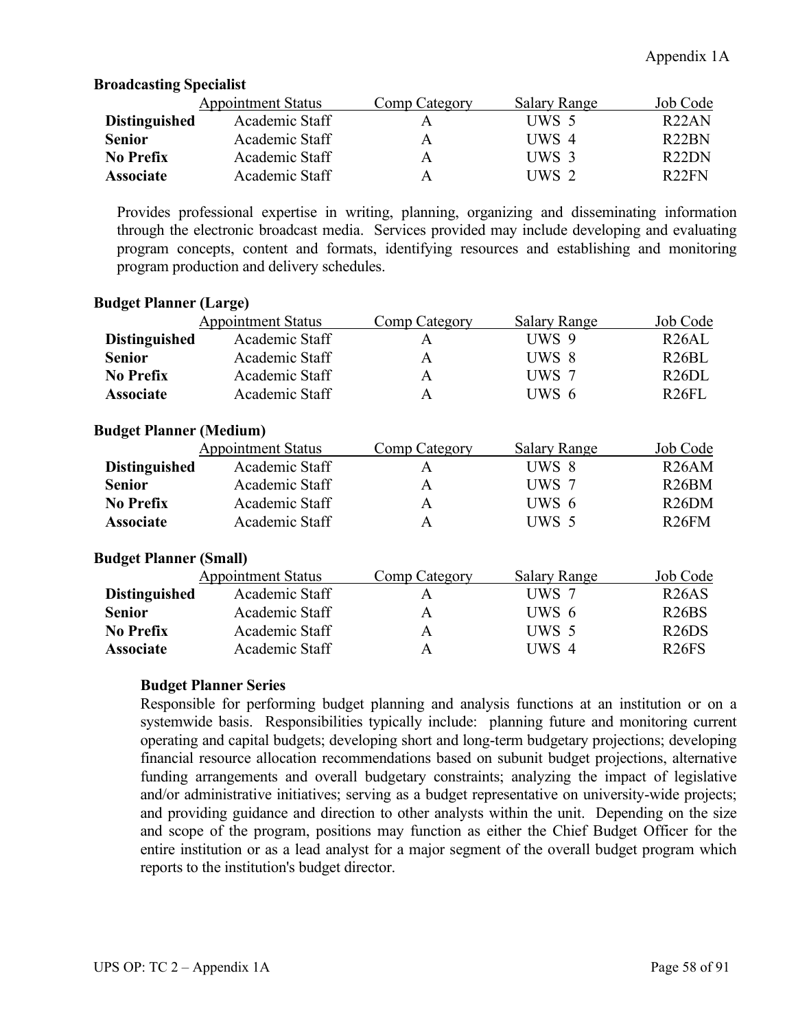**Broadcasting Specialist**

| | Appointment Status | Comp Category | Salary Range | Job Code |
|---|---|---|---|---|
| **Distinguished** | Academic Staff | A | UWS 5 | R22AN |
| **Senior** | Academic Staff | A | UWS 4 | R22BN |
| **No Prefix** | Academic Staff | A | UWS 3 | R22DN |
| **Associate** | Academic Staff | A | UWS 2 | R22FN |

Provides professional expertise in writing, planning, organizing and disseminating information through the electronic broadcast media. Services provided may include developing and evaluating program concepts, content and formats, identifying resources and establishing and monitoring program production and delivery schedules.

**Budget Planner (Large)**

| | Appointment Status | Comp Category | Salary Range | Job Code |
|---|---|---|---|---|
| **Distinguished** | Academic Staff | A | UWS 9 | R26AL |
| **Senior** | Academic Staff | A | UWS 8 | R26BL |
| **No Prefix** | Academic Staff | A | UWS 7 | R26DL |
| **Associate** | Academic Staff | A | UWS 6 | R26FL |

**Budget Planner (Medium)**

| | Appointment Status | Comp Category | Salary Range | Job Code |
|---|---|---|---|---|
| **Distinguished** | Academic Staff | A | UWS 8 | R26AM |
| **Senior** | Academic Staff | A | UWS 7 | R26BM |
| **No Prefix** | Academic Staff | A | UWS 6 | R26DM |
| **Associate** | Academic Staff | A | UWS 5 | R26FM |

**Budget Planner (Small)**

| | Appointment Status | Comp Category | Salary Range | Job Code |
|---|---|---|---|---|
| **Distinguished** | Academic Staff | A | UWS 7 | R26AS |
| **Senior** | Academic Staff | A | UWS 6 | R26BS |
| **No Prefix** | Academic Staff | A | UWS 5 | R26DS |
| **Associate** | Academic Staff | A | UWS 4 | R26FS |

**Budget Planner Series**

Responsible for performing budget planning and analysis functions at an institution or on a systemwide basis. Responsibilities typically include: planning future and monitoring current operating and capital budgets; developing short and long-term budgetary projections; developing financial resource allocation recommendations based on subunit budget projections, alternative funding arrangements and overall budgetary constraints; analyzing the impact of legislative and/or administrative initiatives; serving as a budget representative on university-wide projects; and providing guidance and direction to other analysts within the unit. Depending on the size and scope of the program, positions may function as either the Chief Budget Officer for the entire institution or as a lead analyst for a major segment of the overall budget program which reports to the institution's budget director.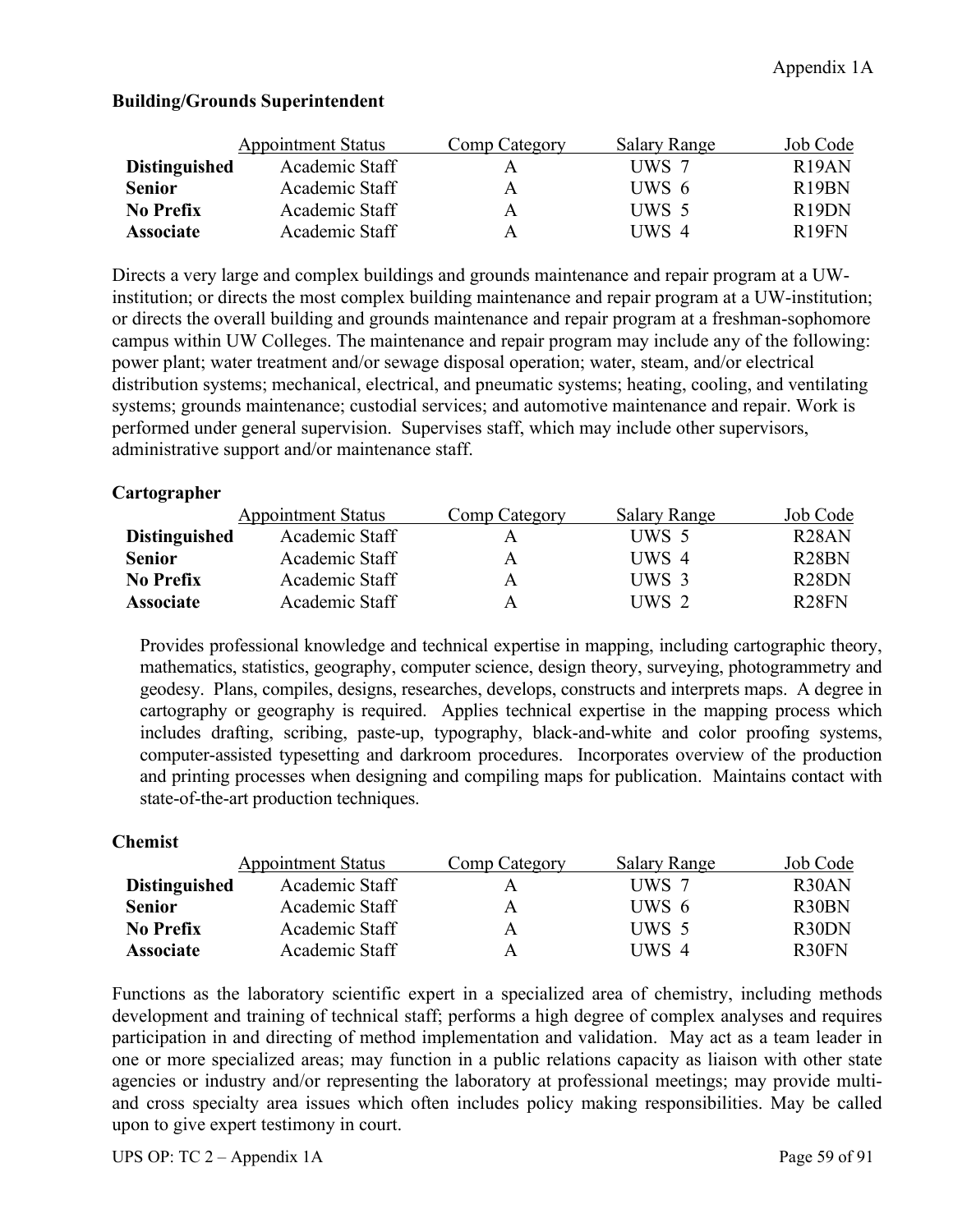**Building/Grounds Superintendent**

| | Appointment Status | Comp Category | Salary Range | Job Code |
|---|---|---|---|---|
| **Distinguished** | Academic Staff | A | UWS 7 | R19AN |
| **Senior** | Academic Staff | A | UWS 6 | R19BN |
| **No Prefix** | Academic Staff | A | UWS 5 | R19DN |
| **Associate** | Academic Staff | A | UWS 4 | R19FN |

Directs a very large and complex buildings and grounds maintenance and repair program at a UW-institution; or directs the most complex building maintenance and repair program at a UW-institution; or directs the overall building and grounds maintenance and repair program at a freshman-sophomore campus within UW Colleges. The maintenance and repair program may include any of the following: power plant; water treatment and/or sewage disposal operation; water, steam, and/or electrical distribution systems; mechanical, electrical, and pneumatic systems; heating, cooling, and ventilating systems; grounds maintenance; custodial services; and automotive maintenance and repair. Work is performed under general supervision. Supervises staff, which may include other supervisors, administrative support and/or maintenance staff.

**Cartographer**

| | Appointment Status | Comp Category | Salary Range | Job Code |
|---|---|---|---|---|
| **Distinguished** | Academic Staff | A | UWS 5 | R28AN |
| **Senior** | Academic Staff | A | UWS 4 | R28BN |
| **No Prefix** | Academic Staff | A | UWS 3 | R28DN |
| **Associate** | Academic Staff | A | UWS 2 | R28FN |

Provides professional knowledge and technical expertise in mapping, including cartographic theory, mathematics, statistics, geography, computer science, design theory, surveying, photogrammetry and geodesy. Plans, compiles, designs, researches, develops, constructs and interprets maps. A degree in cartography or geography is required. Applies technical expertise in the mapping process which includes drafting, scribing, paste-up, typography, black-and-white and color proofing systems, computer-assisted typesetting and darkroom procedures. Incorporates overview of the production and printing processes when designing and compiling maps for publication. Maintains contact with state-of-the-art production techniques.

**Chemist**

| | Appointment Status | Comp Category | Salary Range | Job Code |
|---|---|---|---|---|
| **Distinguished** | Academic Staff | A | UWS 7 | R30AN |
| **Senior** | Academic Staff | A | UWS 6 | R30BN |
| **No Prefix** | Academic Staff | A | UWS 5 | R30DN |
| **Associate** | Academic Staff | A | UWS 4 | R30FN |

Functions as the laboratory scientific expert in a specialized area of chemistry, including methods development and training of technical staff; performs a high degree of complex analyses and requires participation in and directing of method implementation and validation. May act as a team leader in one or more specialized areas; may function in a public relations capacity as liaison with other state agencies or industry and/or representing the laboratory at professional meetings; may provide multi- and cross specialty area issues which often includes policy making responsibilities. May be called upon to give expert testimony in court.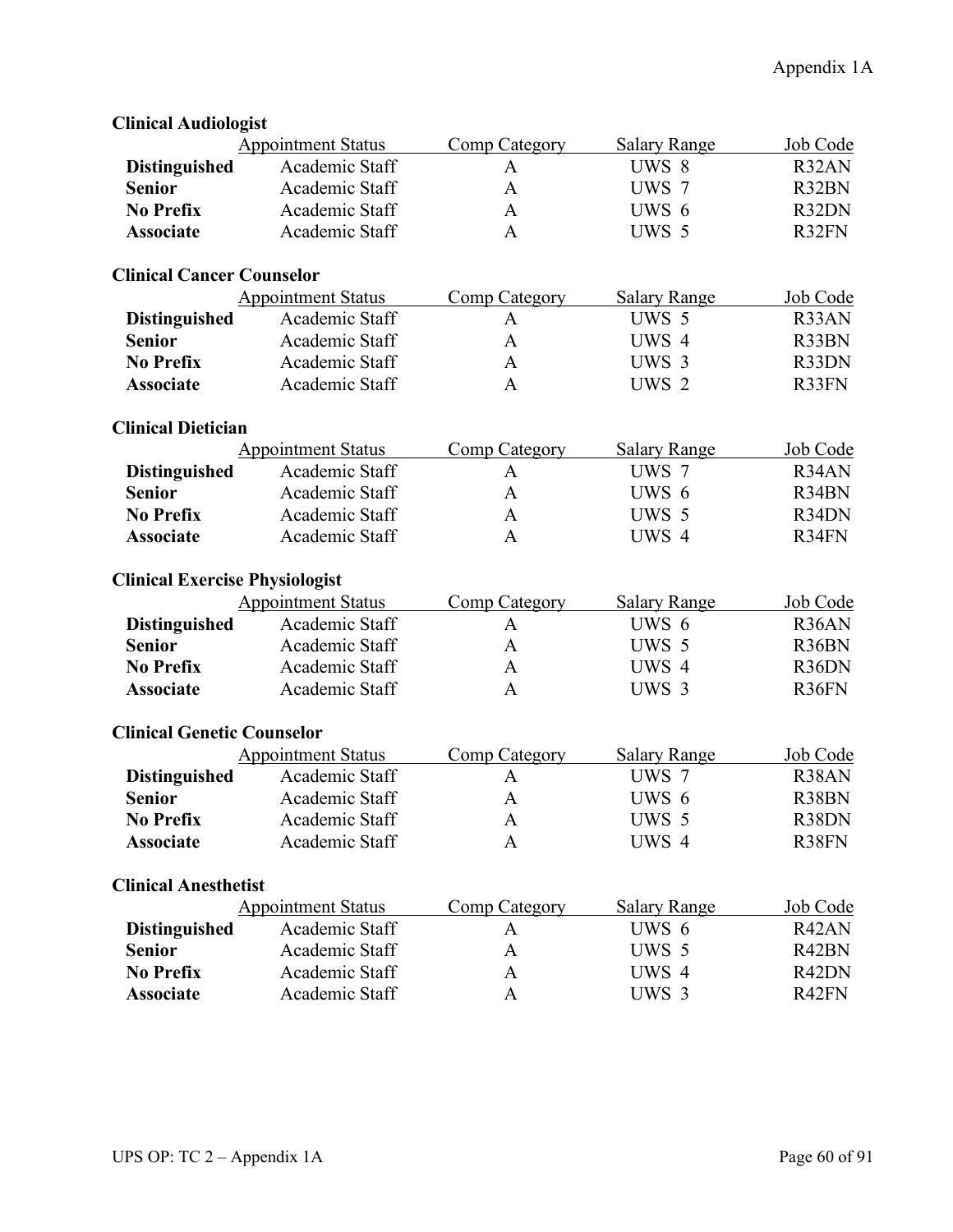**Clinical Audiologist**

| | Appointment Status | Comp Category | Salary Range | Job Code |
|---|---|---|---|---|
| **Distinguished** | Academic Staff | A | UWS 8 | R32AN |
| **Senior** | Academic Staff | A | UWS 7 | R32BN |
| **No Prefix** | Academic Staff | A | UWS 6 | R32DN |
| **Associate** | Academic Staff | A | UWS 5 | R32FN |

**Clinical Cancer Counselor**

| | Appointment Status | Comp Category | Salary Range | Job Code |
|---|---|---|---|---|
| **Distinguished** | Academic Staff | A | UWS 5 | R33AN |
| **Senior** | Academic Staff | A | UWS 4 | R33BN |
| **No Prefix** | Academic Staff | A | UWS 3 | R33DN |
| **Associate** | Academic Staff | A | UWS 2 | R33FN |

**Clinical Dietician**

| | Appointment Status | Comp Category | Salary Range | Job Code |
|---|---|---|---|---|
| **Distinguished** | Academic Staff | A | UWS 7 | R34AN |
| **Senior** | Academic Staff | A | UWS 6 | R34BN |
| **No Prefix** | Academic Staff | A | UWS 5 | R34DN |
| **Associate** | Academic Staff | A | UWS 4 | R34FN |

**Clinical Exercise Physiologist**

| | Appointment Status | Comp Category | Salary Range | Job Code |
|---|---|---|---|---|
| **Distinguished** | Academic Staff | A | UWS 6 | R36AN |
| **Senior** | Academic Staff | A | UWS 5 | R36BN |
| **No Prefix** | Academic Staff | A | UWS 4 | R36DN |
| **Associate** | Academic Staff | A | UWS 3 | R36FN |

**Clinical Genetic Counselor**

| | Appointment Status | Comp Category | Salary Range | Job Code |
|---|---|---|---|---|
| **Distinguished** | Academic Staff | A | UWS 7 | R38AN |
| **Senior** | Academic Staff | A | UWS 6 | R38BN |
| **No Prefix** | Academic Staff | A | UWS 5 | R38DN |
| **Associate** | Academic Staff | A | UWS 4 | R38FN |

**Clinical Anesthetist**

| | Appointment Status | Comp Category | Salary Range | Job Code |
|---|---|---|---|---|
| **Distinguished** | Academic Staff | A | UWS 6 | R42AN |
| **Senior** | Academic Staff | A | UWS 5 | R42BN |
| **No Prefix** | Academic Staff | A | UWS 4 | R42DN |
| **Associate** | Academic Staff | A | UWS 3 | R42FN |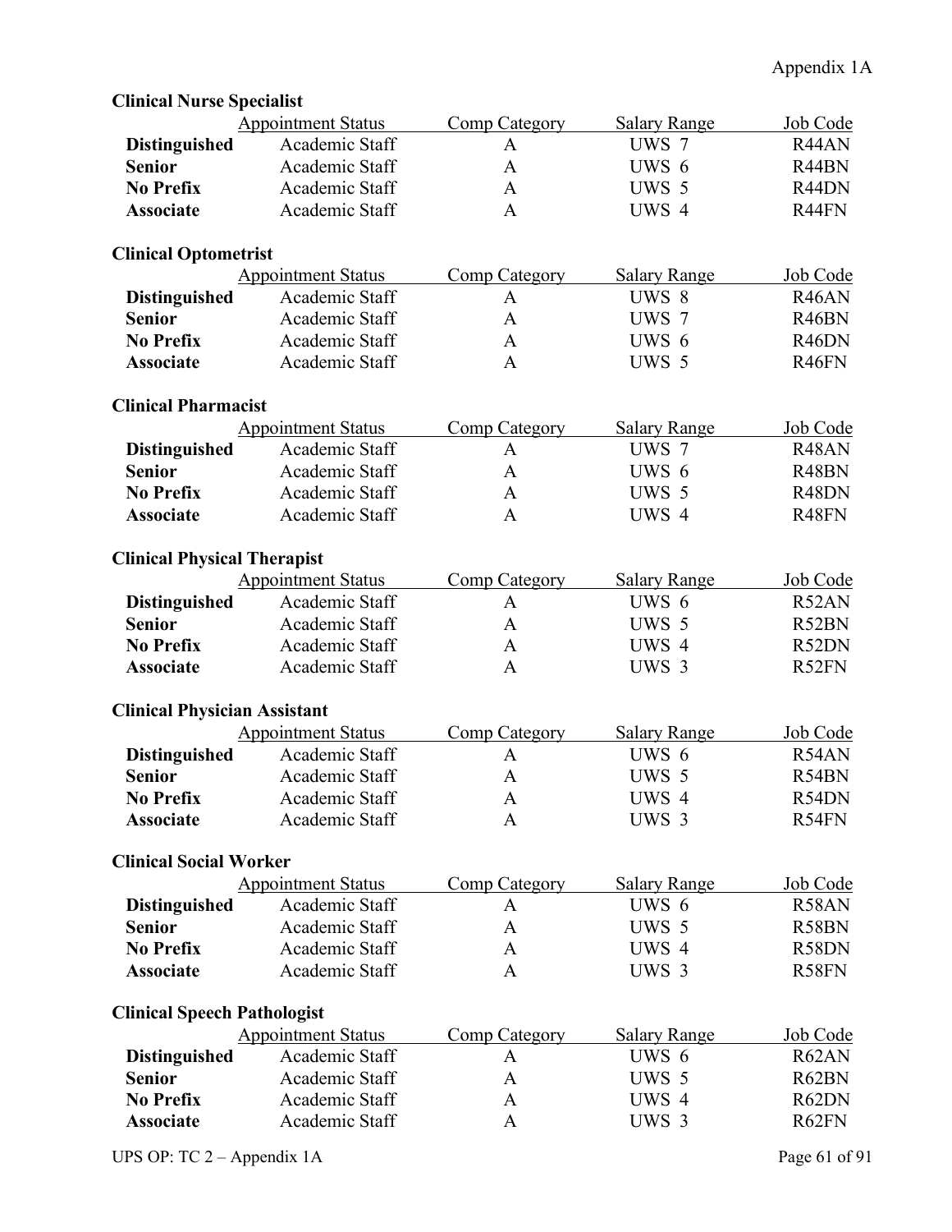**Clinical Nurse Specialist**

| | Appointment Status | Comp Category | Salary Range | Job Code |
|---|---|---|---|---|
| **Distinguished** | Academic Staff | A | UWS 7 | R44AN |
| **Senior** | Academic Staff | A | UWS 6 | R44BN |
| **No Prefix** | Academic Staff | A | UWS 5 | R44DN |
| **Associate** | Academic Staff | A | UWS 4 | R44FN |

**Clinical Optometrist**

| | Appointment Status | Comp Category | Salary Range | Job Code |
|---|---|---|---|---|
| **Distinguished** | Academic Staff | A | UWS 8 | R46AN |
| **Senior** | Academic Staff | A | UWS 7 | R46BN |
| **No Prefix** | Academic Staff | A | UWS 6 | R46DN |
| **Associate** | Academic Staff | A | UWS 5 | R46FN |

**Clinical Pharmacist**

| | Appointment Status | Comp Category | Salary Range | Job Code |
|---|---|---|---|---|
| **Distinguished** | Academic Staff | A | UWS 7 | R48AN |
| **Senior** | Academic Staff | A | UWS 6 | R48BN |
| **No Prefix** | Academic Staff | A | UWS 5 | R48DN |
| **Associate** | Academic Staff | A | UWS 4 | R48FN |

**Clinical Physical Therapist**

| | Appointment Status | Comp Category | Salary Range | Job Code |
|---|---|---|---|---|
| **Distinguished** | Academic Staff | A | UWS 6 | R52AN |
| **Senior** | Academic Staff | A | UWS 5 | R52BN |
| **No Prefix** | Academic Staff | A | UWS 4 | R52DN |
| **Associate** | Academic Staff | A | UWS 3 | R52FN |

**Clinical Physician Assistant**

| | Appointment Status | Comp Category | Salary Range | Job Code |
|---|---|---|---|---|
| **Distinguished** | Academic Staff | A | UWS 6 | R54AN |
| **Senior** | Academic Staff | A | UWS 5 | R54BN |
| **No Prefix** | Academic Staff | A | UWS 4 | R54DN |
| **Associate** | Academic Staff | A | UWS 3 | R54FN |

**Clinical Social Worker**

| | Appointment Status | Comp Category | Salary Range | Job Code |
|---|---|---|---|---|
| **Distinguished** | Academic Staff | A | UWS 6 | R58AN |
| **Senior** | Academic Staff | A | UWS 5 | R58BN |
| **No Prefix** | Academic Staff | A | UWS 4 | R58DN |
| **Associate** | Academic Staff | A | UWS 3 | R58FN |

**Clinical Speech Pathologist**

| | Appointment Status | Comp Category | Salary Range | Job Code |
|---|---|---|---|---|
| **Distinguished** | Academic Staff | A | UWS 6 | R62AN |
| **Senior** | Academic Staff | A | UWS 5 | R62BN |
| **No Prefix** | Academic Staff | A | UWS 4 | R62DN |
| **Associate** | Academic Staff | A | UWS 3 | R62FN |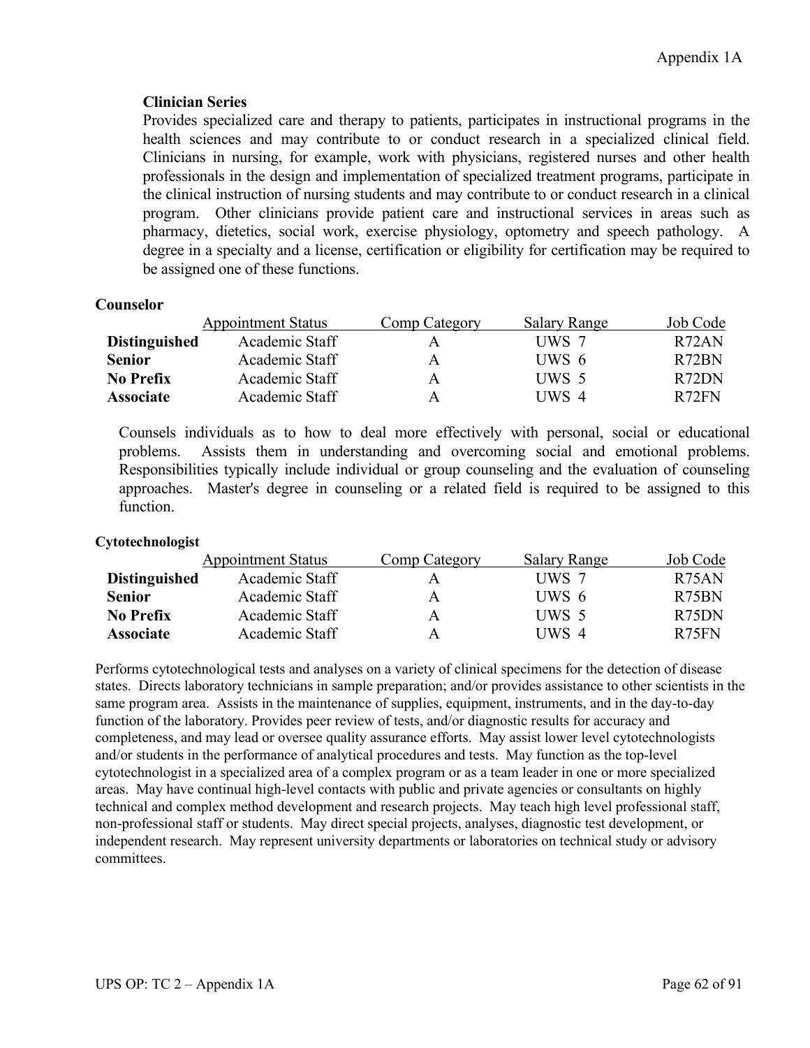**Clinician Series**

Provides specialized care and therapy to patients, participates in instructional programs in the health sciences and may contribute to or conduct research in a specialized clinical field. Clinicians in nursing, for example, work with physicians, registered nurses and other health professionals in the design and implementation of specialized treatment programs, participate in the clinical instruction of nursing students and may contribute to or conduct research in a clinical program. Other clinicians provide patient care and instructional services in areas such as pharmacy, dietetics, social work, exercise physiology, optometry and speech pathology. A degree in a specialty and a license, certification or eligibility for certification may be required to be assigned one of these functions.

**Counselor**

| | Appointment Status | Comp Category | Salary Range | Job Code |
|---|---|---|---|---|
| **Distinguished** | Academic Staff | A | UWS 7 | R72AN |
| **Senior** | Academic Staff | A | UWS 6 | R72BN |
| **No Prefix** | Academic Staff | A | UWS 5 | R72DN |
| **Associate** | Academic Staff | A | UWS 4 | R72FN |

Counsels individuals as to how to deal more effectively with personal, social or educational problems. Assists them in understanding and overcoming social and emotional problems. Responsibilities typically include individual or group counseling and the evaluation of counseling approaches. Master's degree in counseling or a related field is required to be assigned to this function.

**Cytotechnologist**

| | Appointment Status | Comp Category | Salary Range | Job Code |
|---|---|---|---|---|
| **Distinguished** | Academic Staff | A | UWS 7 | R75AN |
| **Senior** | Academic Staff | A | UWS 6 | R75BN |
| **No Prefix** | Academic Staff | A | UWS 5 | R75DN |
| **Associate** | Academic Staff | A | UWS 4 | R75FN |

Performs cytotechnological tests and analyses on a variety of clinical specimens for the detection of disease states. Directs laboratory technicians in sample preparation; and/or provides assistance to other scientists in the same program area. Assists in the maintenance of supplies, equipment, instruments, and in the day-to-day function of the laboratory. Provides peer review of tests, and/or diagnostic results for accuracy and completeness, and may lead or oversee quality assurance efforts. May assist lower level cytotechnologists and/or students in the performance of analytical procedures and tests. May function as the top-level cytotechnologist in a specialized area of a complex program or as a team leader in one or more specialized areas. May have continual high-level contacts with public and private agencies or consultants on highly technical and complex method development and research projects. May teach high level professional staff, non-professional staff or students. May direct special projects, analyses, diagnostic test development, or independent research. May represent university departments or laboratories on technical study or advisory committees.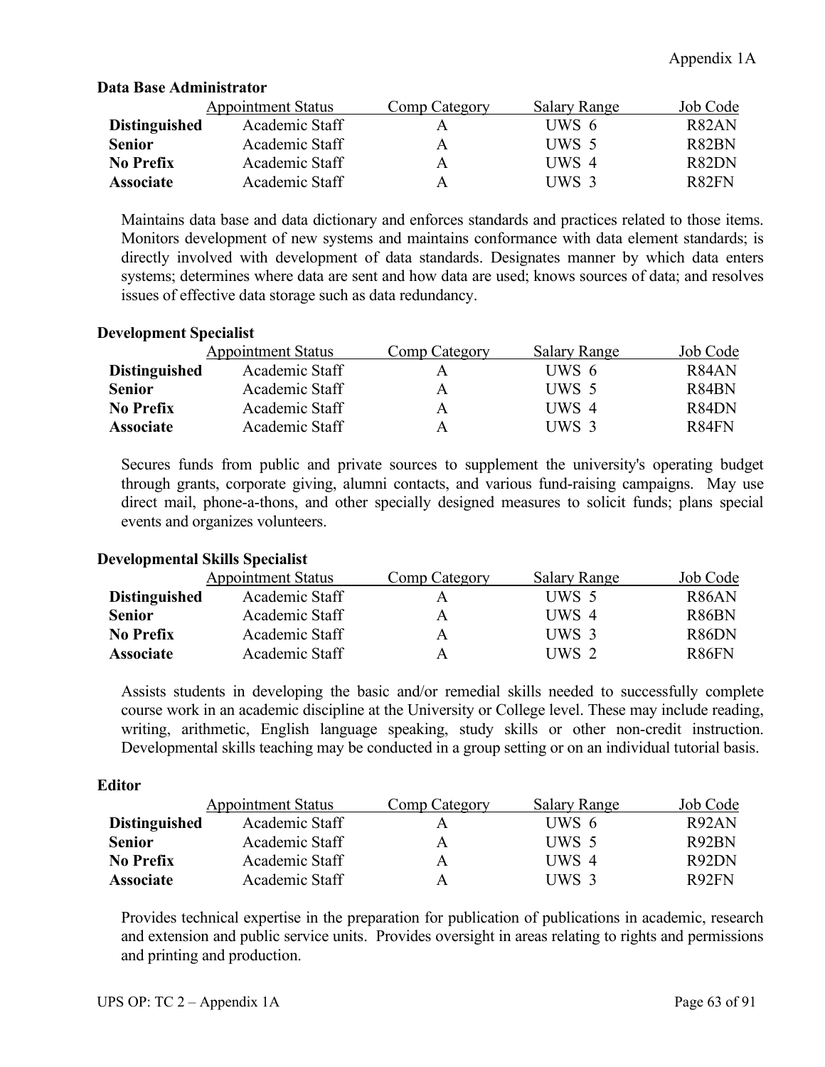### Data Base Administrator

| | Appointment Status | Comp Category | Salary Range | Job Code |
|---|---|---|---|---|
| **Distinguished** | Academic Staff | A | UWS 6 | R82AN |
| **Senior** | Academic Staff | A | UWS 5 | R82BN |
| **No Prefix** | Academic Staff | A | UWS 4 | R82DN |
| **Associate** | Academic Staff | A | UWS 3 | R82FN |

Maintains data base and data dictionary and enforces standards and practices related to those items. Monitors development of new systems and maintains conformance with data element standards; is directly involved with development of data standards. Designates manner by which data enters systems; determines where data are sent and how data are used; knows sources of data; and resolves issues of effective data storage such as data redundancy.

### Development Specialist

| | Appointment Status | Comp Category | Salary Range | Job Code |
|---|---|---|---|---|
| **Distinguished** | Academic Staff | A | UWS 6 | R84AN |
| **Senior** | Academic Staff | A | UWS 5 | R84BN |
| **No Prefix** | Academic Staff | A | UWS 4 | R84DN |
| **Associate** | Academic Staff | A | UWS 3 | R84FN |

Secures funds from public and private sources to supplement the university's operating budget through grants, corporate giving, alumni contacts, and various fund-raising campaigns. May use direct mail, phone-a-thons, and other specially designed measures to solicit funds; plans special events and organizes volunteers.

### Developmental Skills Specialist

| | Appointment Status | Comp Category | Salary Range | Job Code |
|---|---|---|---|---|
| **Distinguished** | Academic Staff | A | UWS 5 | R86AN |
| **Senior** | Academic Staff | A | UWS 4 | R86BN |
| **No Prefix** | Academic Staff | A | UWS 3 | R86DN |
| **Associate** | Academic Staff | A | UWS 2 | R86FN |

Assists students in developing the basic and/or remedial skills needed to successfully complete course work in an academic discipline at the University or College level. These may include reading, writing, arithmetic, English language speaking, study skills or other non-credit instruction. Developmental skills teaching may be conducted in a group setting or on an individual tutorial basis.

### Editor

| | Appointment Status | Comp Category | Salary Range | Job Code |
|---|---|---|---|---|
| **Distinguished** | Academic Staff | A | UWS 6 | R92AN |
| **Senior** | Academic Staff | A | UWS 5 | R92BN |
| **No Prefix** | Academic Staff | A | UWS 4 | R92DN |
| **Associate** | Academic Staff | A | UWS 3 | R92FN |

Provides technical expertise in the preparation for publication of publications in academic, research and extension and public service units. Provides oversight in areas relating to rights and permissions and printing and production.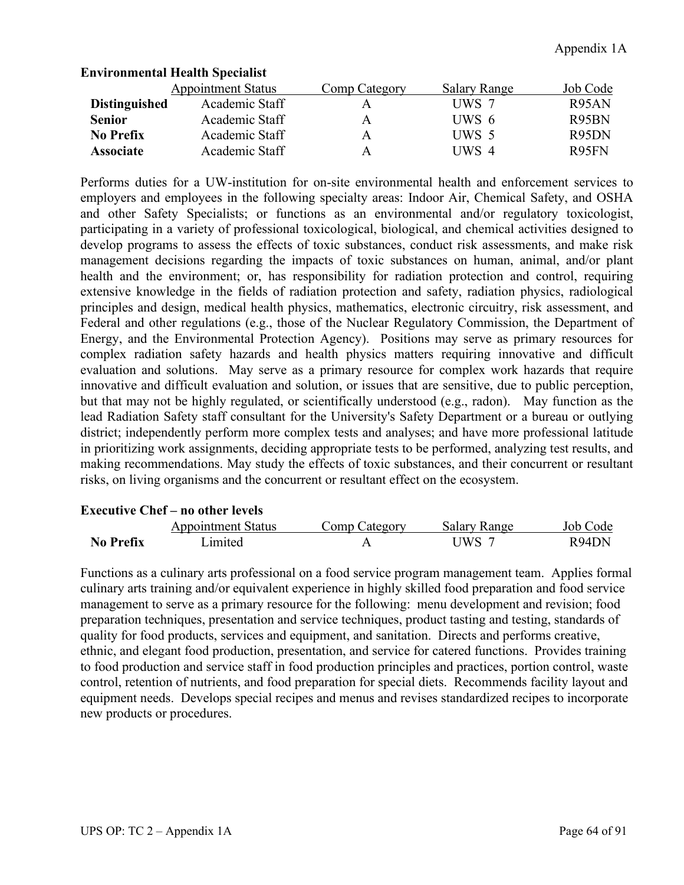**Environmental Health Specialist**

| | Appointment Status | Comp Category | Salary Range | Job Code |
|---|---|---|---|---|
| **Distinguished** | Academic Staff | A | UWS 7 | R95AN |
| **Senior** | Academic Staff | A | UWS 6 | R95BN |
| **No Prefix** | Academic Staff | A | UWS 5 | R95DN |
| **Associate** | Academic Staff | A | UWS 4 | R95FN |

Performs duties for a UW-institution for on-site environmental health and enforcement services to employers and employees in the following specialty areas: Indoor Air, Chemical Safety, and OSHA and other Safety Specialists; or functions as an environmental and/or regulatory toxicologist, participating in a variety of professional toxicological, biological, and chemical activities designed to develop programs to assess the effects of toxic substances, conduct risk assessments, and make risk management decisions regarding the impacts of toxic substances on human, animal, and/or plant health and the environment; or, has responsibility for radiation protection and control, requiring extensive knowledge in the fields of radiation protection and safety, radiation physics, radiological principles and design, medical health physics, mathematics, electronic circuitry, risk assessment, and Federal and other regulations (e.g., those of the Nuclear Regulatory Commission, the Department of Energy, and the Environmental Protection Agency). Positions may serve as primary resources for complex radiation safety hazards and health physics matters requiring innovative and difficult evaluation and solutions. May serve as a primary resource for complex work hazards that require innovative and difficult evaluation and solution, or issues that are sensitive, due to public perception, but that may not be highly regulated, or scientifically understood (e.g., radon). May function as the lead Radiation Safety staff consultant for the University's Safety Department or a bureau or outlying district; independently perform more complex tests and analyses; and have more professional latitude in prioritizing work assignments, deciding appropriate tests to be performed, analyzing test results, and making recommendations. May study the effects of toxic substances, and their concurrent or resultant risks, on living organisms and the concurrent or resultant effect on the ecosystem.

**Executive Chef – no other levels**

| | Appointment Status | Comp Category | Salary Range | Job Code |
|---|---|---|---|---|
| **No Prefix** | Limited | A | UWS 7 | R94DN |

Functions as a culinary arts professional on a food service program management team. Applies formal culinary arts training and/or equivalent experience in highly skilled food preparation and food service management to serve as a primary resource for the following: menu development and revision; food preparation techniques, presentation and service techniques, product tasting and testing, standards of quality for food products, services and equipment, and sanitation. Directs and performs creative, ethnic, and elegant food production, presentation, and service for catered functions. Provides training to food production and service staff in food production principles and practices, portion control, waste control, retention of nutrients, and food preparation for special diets. Recommends facility layout and equipment needs. Develops special recipes and menus and revises standardized recipes to incorporate new products or procedures.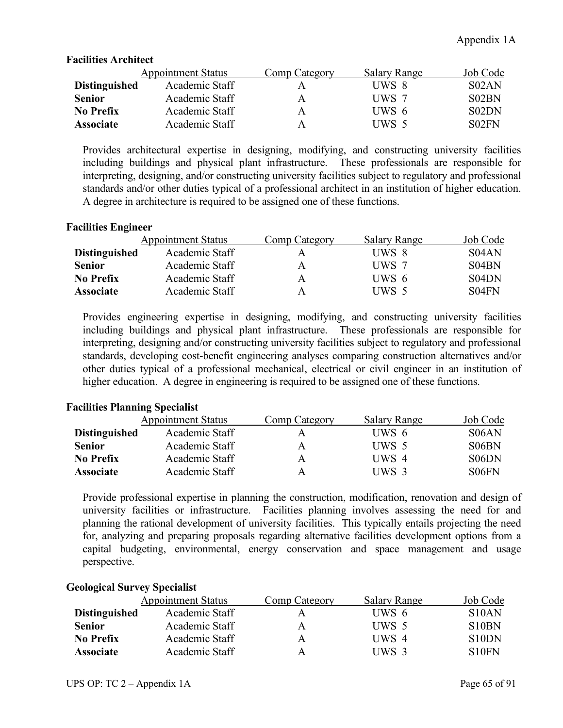### Facilities Architect

| | Appointment Status | Comp Category | Salary Range | Job Code |
|---|---|---|---|---|
| **Distinguished** | Academic Staff | A | UWS 8 | S02AN |
| **Senior** | Academic Staff | A | UWS 7 | S02BN |
| **No Prefix** | Academic Staff | A | UWS 6 | S02DN |
| **Associate** | Academic Staff | A | UWS 5 | S02FN |

Provides architectural expertise in designing, modifying, and constructing university facilities including buildings and physical plant infrastructure. These professionals are responsible for interpreting, designing, and/or constructing university facilities subject to regulatory and professional standards and/or other duties typical of a professional architect in an institution of higher education. A degree in architecture is required to be assigned one of these functions.

### Facilities Engineer

| | Appointment Status | Comp Category | Salary Range | Job Code |
|---|---|---|---|---|
| **Distinguished** | Academic Staff | A | UWS 8 | S04AN |
| **Senior** | Academic Staff | A | UWS 7 | S04BN |
| **No Prefix** | Academic Staff | A | UWS 6 | S04DN |
| **Associate** | Academic Staff | A | UWS 5 | S04FN |

Provides engineering expertise in designing, modifying, and constructing university facilities including buildings and physical plant infrastructure. These professionals are responsible for interpreting, designing and/or constructing university facilities subject to regulatory and professional standards, developing cost-benefit engineering analyses comparing construction alternatives and/or other duties typical of a professional mechanical, electrical or civil engineer in an institution of higher education. A degree in engineering is required to be assigned one of these functions.

### Facilities Planning Specialist

| | Appointment Status | Comp Category | Salary Range | Job Code |
|---|---|---|---|---|
| **Distinguished** | Academic Staff | A | UWS 6 | S06AN |
| **Senior** | Academic Staff | A | UWS 5 | S06BN |
| **No Prefix** | Academic Staff | A | UWS 4 | S06DN |
| **Associate** | Academic Staff | A | UWS 3 | S06FN |

Provide professional expertise in planning the construction, modification, renovation and design of university facilities or infrastructure. Facilities planning involves assessing the need for and planning the rational development of university facilities. This typically entails projecting the need for, analyzing and preparing proposals regarding alternative facilities development options from a capital budgeting, environmental, energy conservation and space management and usage perspective.

### Geological Survey Specialist

| | Appointment Status | Comp Category | Salary Range | Job Code |
|---|---|---|---|---|
| **Distinguished** | Academic Staff | A | UWS 6 | S10AN |
| **Senior** | Academic Staff | A | UWS 5 | S10BN |
| **No Prefix** | Academic Staff | A | UWS 4 | S10DN |
| **Associate** | Academic Staff | A | UWS 3 | S10FN |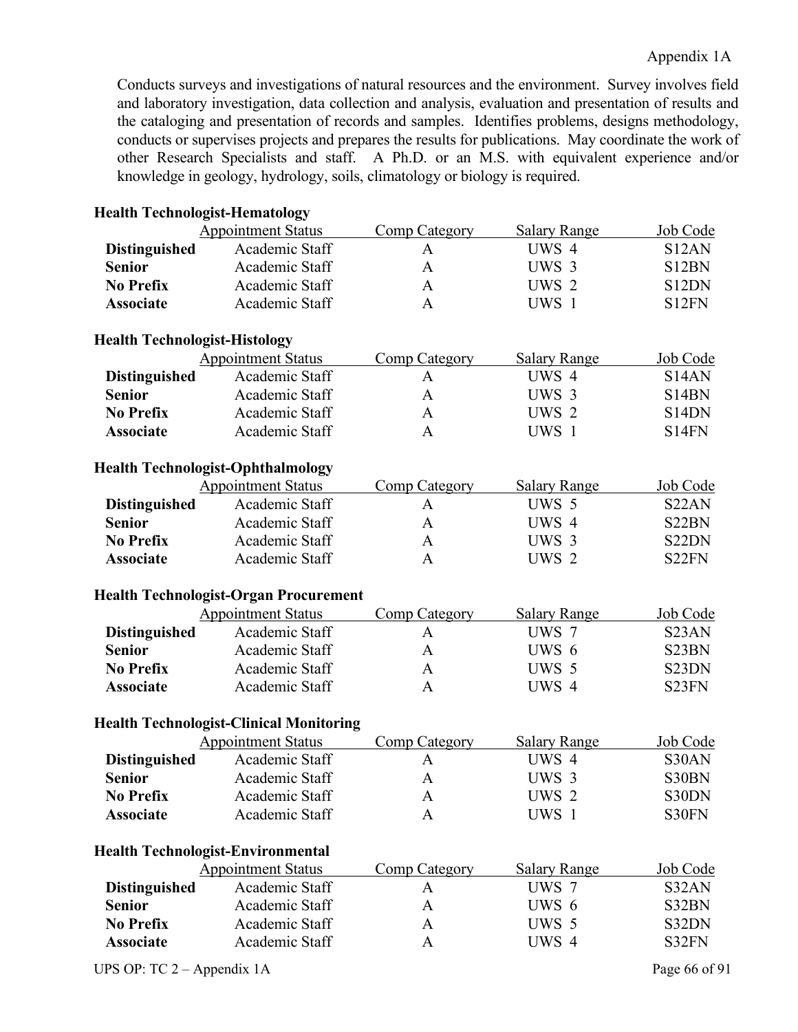Conducts surveys and investigations of natural resources and the environment. Survey involves field and laboratory investigation, data collection and analysis, evaluation and presentation of results and the cataloging and presentation of records and samples. Identifies problems, designs methodology, conducts or supervises projects and prepares the results for publications. May coordinate the work of other Research Specialists and staff. A Ph.D. or an M.S. with equivalent experience and/or knowledge in geology, hydrology, soils, climatology or biology is required.

**Health Technologist-Hematology**

| | Appointment Status | Comp Category | Salary Range | Job Code |
|---|---|---|---|---|
| **Distinguished** | Academic Staff | A | UWS 4 | S12AN |
| **Senior** | Academic Staff | A | UWS 3 | S12BN |
| **No Prefix** | Academic Staff | A | UWS 2 | S12DN |
| **Associate** | Academic Staff | A | UWS 1 | S12FN |

**Health Technologist-Histology**

| | Appointment Status | Comp Category | Salary Range | Job Code |
|---|---|---|---|---|
| **Distinguished** | Academic Staff | A | UWS 4 | S14AN |
| **Senior** | Academic Staff | A | UWS 3 | S14BN |
| **No Prefix** | Academic Staff | A | UWS 2 | S14DN |
| **Associate** | Academic Staff | A | UWS 1 | S14FN |

**Health Technologist-Ophthalmology**

| | Appointment Status | Comp Category | Salary Range | Job Code |
|---|---|---|---|---|
| **Distinguished** | Academic Staff | A | UWS 5 | S22AN |
| **Senior** | Academic Staff | A | UWS 4 | S22BN |
| **No Prefix** | Academic Staff | A | UWS 3 | S22DN |
| **Associate** | Academic Staff | A | UWS 2 | S22FN |

**Health Technologist-Organ Procurement**

| | Appointment Status | Comp Category | Salary Range | Job Code |
|---|---|---|---|---|
| **Distinguished** | Academic Staff | A | UWS 7 | S23AN |
| **Senior** | Academic Staff | A | UWS 6 | S23BN |
| **No Prefix** | Academic Staff | A | UWS 5 | S23DN |
| **Associate** | Academic Staff | A | UWS 4 | S23FN |

**Health Technologist-Clinical Monitoring**

| | Appointment Status | Comp Category | Salary Range | Job Code |
|---|---|---|---|---|
| **Distinguished** | Academic Staff | A | UWS 4 | S30AN |
| **Senior** | Academic Staff | A | UWS 3 | S30BN |
| **No Prefix** | Academic Staff | A | UWS 2 | S30DN |
| **Associate** | Academic Staff | A | UWS 1 | S30FN |

**Health Technologist-Environmental**

| | Appointment Status | Comp Category | Salary Range | Job Code |
|---|---|---|---|---|
| **Distinguished** | Academic Staff | A | UWS 7 | S32AN |
| **Senior** | Academic Staff | A | UWS 6 | S32BN |
| **No Prefix** | Academic Staff | A | UWS 5 | S32DN |
| **Associate** | Academic Staff | A | UWS 4 | S32FN |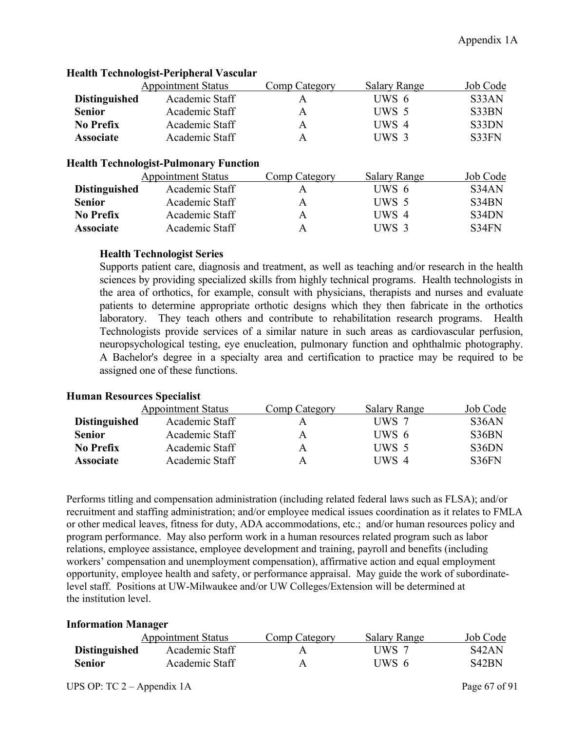**Health Technologist-Peripheral Vascular**

| | Appointment Status | Comp Category | Salary Range | Job Code |
|---|---|---|---|---|
| **Distinguished** | Academic Staff | A | UWS 6 | S33AN |
| **Senior** | Academic Staff | A | UWS 5 | S33BN |
| **No Prefix** | Academic Staff | A | UWS 4 | S33DN |
| **Associate** | Academic Staff | A | UWS 3 | S33FN |

**Health Technologist-Pulmonary Function**

| | Appointment Status | Comp Category | Salary Range | Job Code |
|---|---|---|---|---|
| **Distinguished** | Academic Staff | A | UWS 6 | S34AN |
| **Senior** | Academic Staff | A | UWS 5 | S34BN |
| **No Prefix** | Academic Staff | A | UWS 4 | S34DN |
| **Associate** | Academic Staff | A | UWS 3 | S34FN |

**Health Technologist Series**

Supports patient care, diagnosis and treatment, as well as teaching and/or research in the health sciences by providing specialized skills from highly technical programs. Health technologists in the area of orthotics, for example, consult with physicians, therapists and nurses and evaluate patients to determine appropriate orthotic designs which they then fabricate in the orthotics laboratory. They teach others and contribute to rehabilitation research programs. Health Technologists provide services of a similar nature in such areas as cardiovascular perfusion, neuropsychological testing, eye enucleation, pulmonary function and ophthalmic photography. A Bachelor's degree in a specialty area and certification to practice may be required to be assigned one of these functions.

**Human Resources Specialist**

| | Appointment Status | Comp Category | Salary Range | Job Code |
|---|---|---|---|---|
| **Distinguished** | Academic Staff | A | UWS 7 | S36AN |
| **Senior** | Academic Staff | A | UWS 6 | S36BN |
| **No Prefix** | Academic Staff | A | UWS 5 | S36DN |
| **Associate** | Academic Staff | A | UWS 4 | S36FN |

Performs titling and compensation administration (including related federal laws such as FLSA); and/or recruitment and staffing administration; and/or employee medical issues coordination as it relates to FMLA or other medical leaves, fitness for duty, ADA accommodations, etc.; and/or human resources policy and program performance. May also perform work in a human resources related program such as labor relations, employee assistance, employee development and training, payroll and benefits (including workers' compensation and unemployment compensation), affirmative action and equal employment opportunity, employee health and safety, or performance appraisal. May guide the work of subordinate-level staff. Positions at UW-Milwaukee and/or UW Colleges/Extension will be determined at the institution level.

**Information Manager**

| | Appointment Status | Comp Category | Salary Range | Job Code |
|---|---|---|---|---|
| **Distinguished** | Academic Staff | A | UWS 7 | S42AN |
| **Senior** | Academic Staff | A | UWS 6 | S42BN |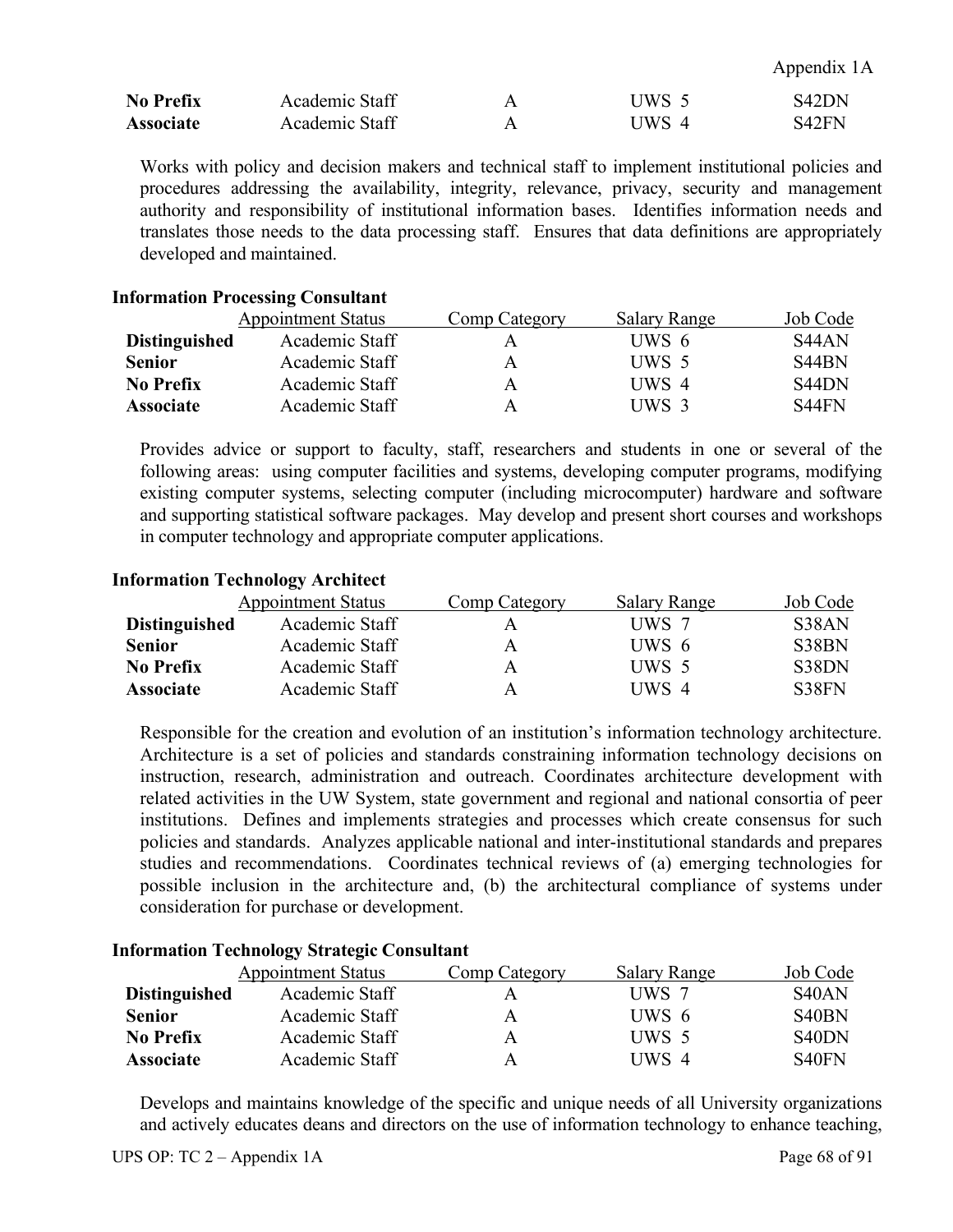| | | | | |
|---|---|---|---|---|
| **No Prefix** | Academic Staff | A | UWS 5 | S42DN |
| **Associate** | Academic Staff | A | UWS 4 | S42FN |

Works with policy and decision makers and technical staff to implement institutional policies and procedures addressing the availability, integrity, relevance, privacy, security and management authority and responsibility of institutional information bases. Identifies information needs and translates those needs to the data processing staff. Ensures that data definitions are appropriately developed and maintained.

**Information Processing Consultant**

| | Appointment Status | Comp Category | Salary Range | Job Code |
|---|---|---|---|---|
| **Distinguished** | Academic Staff | A | UWS 6 | S44AN |
| **Senior** | Academic Staff | A | UWS 5 | S44BN |
| **No Prefix** | Academic Staff | A | UWS 4 | S44DN |
| **Associate** | Academic Staff | A | UWS 3 | S44FN |

Provides advice or support to faculty, staff, researchers and students in one or several of the following areas: using computer facilities and systems, developing computer programs, modifying existing computer systems, selecting computer (including microcomputer) hardware and software and supporting statistical software packages. May develop and present short courses and workshops in computer technology and appropriate computer applications.

**Information Technology Architect**

| | Appointment Status | Comp Category | Salary Range | Job Code |
|---|---|---|---|---|
| **Distinguished** | Academic Staff | A | UWS 7 | S38AN |
| **Senior** | Academic Staff | A | UWS 6 | S38BN |
| **No Prefix** | Academic Staff | A | UWS 5 | S38DN |
| **Associate** | Academic Staff | A | UWS 4 | S38FN |

Responsible for the creation and evolution of an institution's information technology architecture. Architecture is a set of policies and standards constraining information technology decisions on instruction, research, administration and outreach. Coordinates architecture development with related activities in the UW System, state government and regional and national consortia of peer institutions. Defines and implements strategies and processes which create consensus for such policies and standards. Analyzes applicable national and inter-institutional standards and prepares studies and recommendations. Coordinates technical reviews of (a) emerging technologies for possible inclusion in the architecture and, (b) the architectural compliance of systems under consideration for purchase or development.

**Information Technology Strategic Consultant**

| | Appointment Status | Comp Category | Salary Range | Job Code |
|---|---|---|---|---|
| **Distinguished** | Academic Staff | A | UWS 7 | S40AN |
| **Senior** | Academic Staff | A | UWS 6 | S40BN |
| **No Prefix** | Academic Staff | A | UWS 5 | S40DN |
| **Associate** | Academic Staff | A | UWS 4 | S40FN |

Develops and maintains knowledge of the specific and unique needs of all University organizations and actively educates deans and directors on the use of information technology to enhance teaching,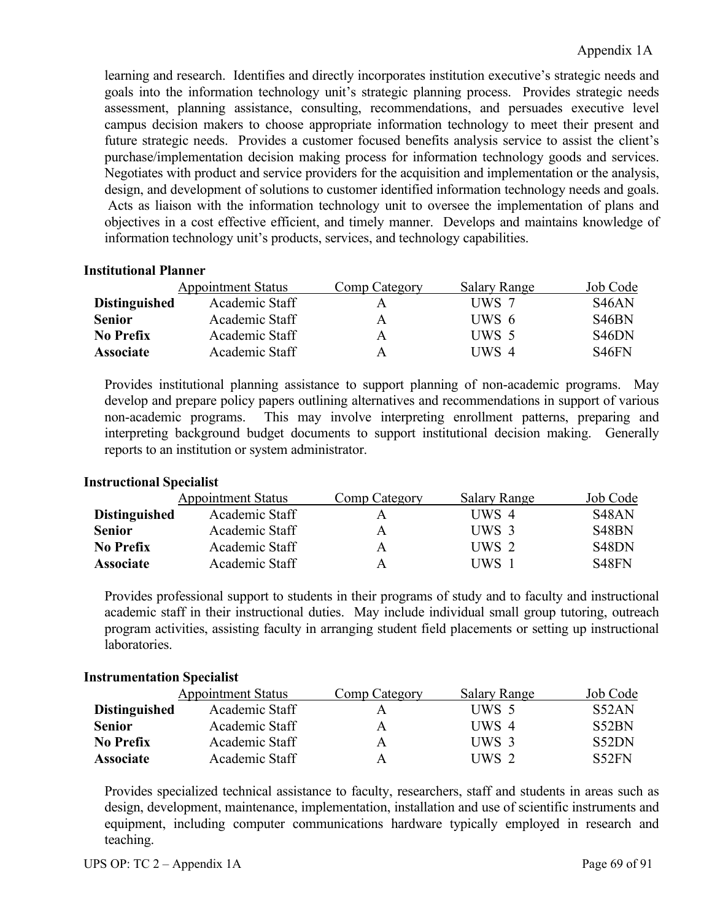learning and research. Identifies and directly incorporates institution executive's strategic needs and goals into the information technology unit's strategic planning process. Provides strategic needs assessment, planning assistance, consulting, recommendations, and persuades executive level campus decision makers to choose appropriate information technology to meet their present and future strategic needs. Provides a customer focused benefits analysis service to assist the client's purchase/implementation decision making process for information technology goods and services. Negotiates with product and service providers for the acquisition and implementation or the analysis, design, and development of solutions to customer identified information technology needs and goals. Acts as liaison with the information technology unit to oversee the implementation of plans and objectives in a cost effective efficient, and timely manner. Develops and maintains knowledge of information technology unit's products, services, and technology capabilities.

**Institutional Planner**

| | Appointment Status | Comp Category | Salary Range | Job Code |
|---|---|---|---|---|
| **Distinguished** | Academic Staff | A | UWS 7 | S46AN |
| **Senior** | Academic Staff | A | UWS 6 | S46BN |
| **No Prefix** | Academic Staff | A | UWS 5 | S46DN |
| **Associate** | Academic Staff | A | UWS 4 | S46FN |

Provides institutional planning assistance to support planning of non-academic programs. May develop and prepare policy papers outlining alternatives and recommendations in support of various non-academic programs. This may involve interpreting enrollment patterns, preparing and interpreting background budget documents to support institutional decision making. Generally reports to an institution or system administrator.

**Instructional Specialist**

| | Appointment Status | Comp Category | Salary Range | Job Code |
|---|---|---|---|---|
| **Distinguished** | Academic Staff | A | UWS 4 | S48AN |
| **Senior** | Academic Staff | A | UWS 3 | S48BN |
| **No Prefix** | Academic Staff | A | UWS 2 | S48DN |
| **Associate** | Academic Staff | A | UWS 1 | S48FN |

Provides professional support to students in their programs of study and to faculty and instructional academic staff in their instructional duties. May include individual small group tutoring, outreach program activities, assisting faculty in arranging student field placements or setting up instructional laboratories.

**Instrumentation Specialist**

| | Appointment Status | Comp Category | Salary Range | Job Code |
|---|---|---|---|---|
| **Distinguished** | Academic Staff | A | UWS 5 | S52AN |
| **Senior** | Academic Staff | A | UWS 4 | S52BN |
| **No Prefix** | Academic Staff | A | UWS 3 | S52DN |
| **Associate** | Academic Staff | A | UWS 2 | S52FN |

Provides specialized technical assistance to faculty, researchers, staff and students in areas such as design, development, maintenance, implementation, installation and use of scientific instruments and equipment, including computer communications hardware typically employed in research and teaching.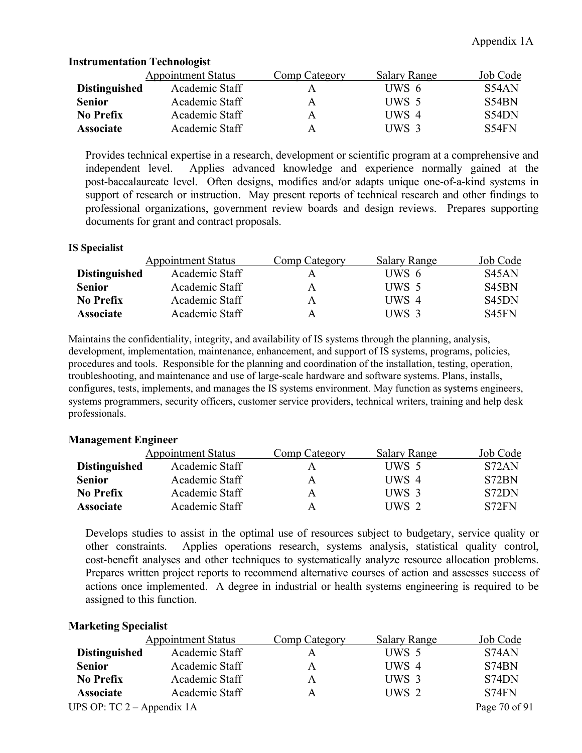**Instrumentation Technologist**

| | Appointment Status | Comp Category | Salary Range | Job Code |
|---|---|---|---|---|
| **Distinguished** | Academic Staff | A | UWS 6 | S54AN |
| **Senior** | Academic Staff | A | UWS 5 | S54BN |
| **No Prefix** | Academic Staff | A | UWS 4 | S54DN |
| **Associate** | Academic Staff | A | UWS 3 | S54FN |

Provides technical expertise in a research, development or scientific program at a comprehensive and independent level. Applies advanced knowledge and experience normally gained at the post-baccalaureate level. Often designs, modifies and/or adapts unique one-of-a-kind systems in support of research or instruction. May present reports of technical research and other findings to professional organizations, government review boards and design reviews. Prepares supporting documents for grant and contract proposals.

**IS Specialist**

| | Appointment Status | Comp Category | Salary Range | Job Code |
|---|---|---|---|---|
| **Distinguished** | Academic Staff | A | UWS 6 | S45AN |
| **Senior** | Academic Staff | A | UWS 5 | S45BN |
| **No Prefix** | Academic Staff | A | UWS 4 | S45DN |
| **Associate** | Academic Staff | A | UWS 3 | S45FN |

Maintains the confidentiality, integrity, and availability of IS systems through the planning, analysis, development, implementation, maintenance, enhancement, and support of IS systems, programs, policies, procedures and tools. Responsible for the planning and coordination of the installation, testing, operation, troubleshooting, and maintenance and use of large-scale hardware and software systems. Plans, installs, configures, tests, implements, and manages the IS systems environment. May function as systems engineers, systems programmers, security officers, customer service providers, technical writers, training and help desk professionals.

**Management Engineer**

| | Appointment Status | Comp Category | Salary Range | Job Code |
|---|---|---|---|---|
| **Distinguished** | Academic Staff | A | UWS 5 | S72AN |
| **Senior** | Academic Staff | A | UWS 4 | S72BN |
| **No Prefix** | Academic Staff | A | UWS 3 | S72DN |
| **Associate** | Academic Staff | A | UWS 2 | S72FN |

Develops studies to assist in the optimal use of resources subject to budgetary, service quality or other constraints. Applies operations research, systems analysis, statistical quality control, cost-benefit analyses and other techniques to systematically analyze resource allocation problems. Prepares written project reports to recommend alternative courses of action and assesses success of actions once implemented. A degree in industrial or health systems engineering is required to be assigned to this function.

**Marketing Specialist**

| | Appointment Status | Comp Category | Salary Range | Job Code |
|---|---|---|---|---|
| **Distinguished** | Academic Staff | A | UWS 5 | S74AN |
| **Senior** | Academic Staff | A | UWS 4 | S74BN |
| **No Prefix** | Academic Staff | A | UWS 3 | S74DN |
| **Associate** | Academic Staff | A | UWS 2 | S74FN |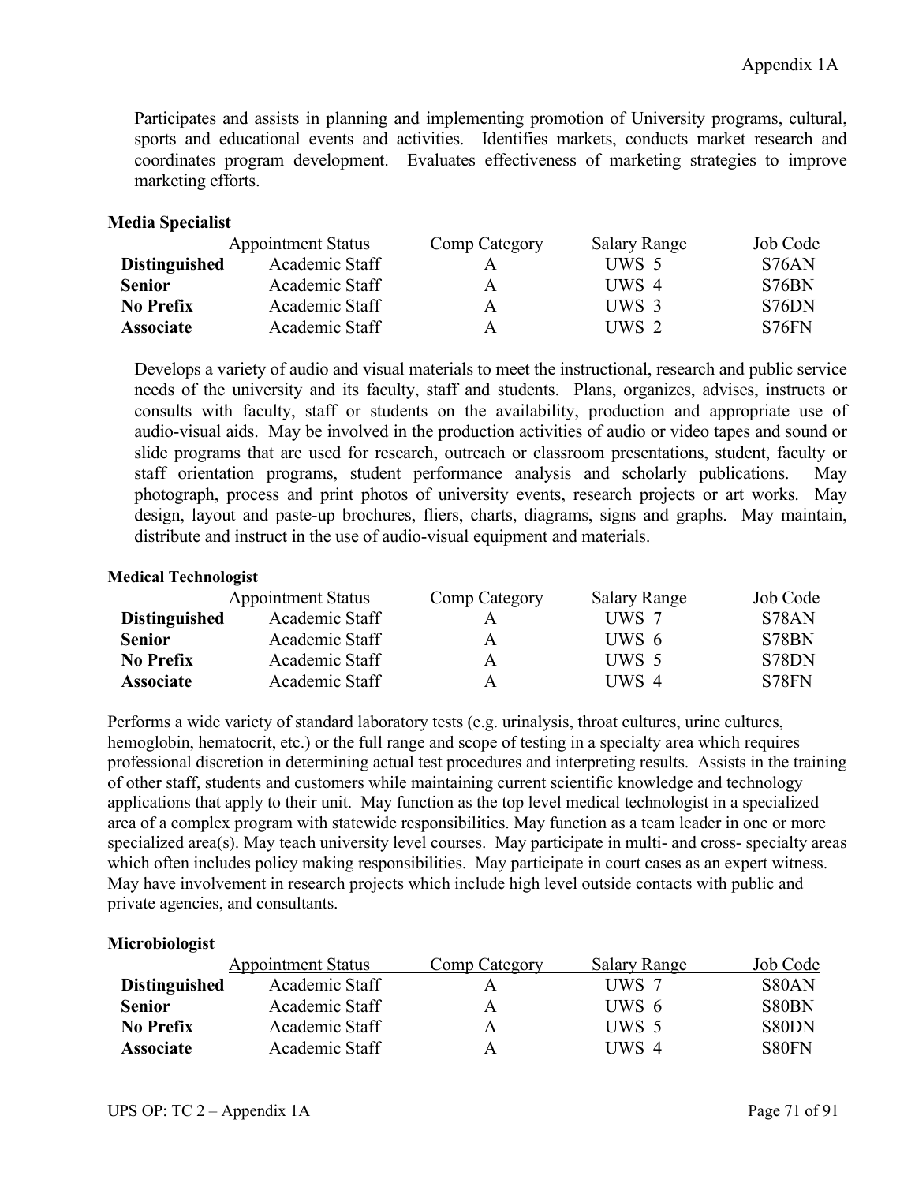Participates and assists in planning and implementing promotion of University programs, cultural, sports and educational events and activities. Identifies markets, conducts market research and coordinates program development. Evaluates effectiveness of marketing strategies to improve marketing efforts.

**Media Specialist**

| | Appointment Status | Comp Category | Salary Range | Job Code |
|---|---|---|---|---|
| **Distinguished** | Academic Staff | A | UWS 5 | S76AN |
| **Senior** | Academic Staff | A | UWS 4 | S76BN |
| **No Prefix** | Academic Staff | A | UWS 3 | S76DN |
| **Associate** | Academic Staff | A | UWS 2 | S76FN |

Develops a variety of audio and visual materials to meet the instructional, research and public service needs of the university and its faculty, staff and students. Plans, organizes, advises, instructs or consults with faculty, staff or students on the availability, production and appropriate use of audio-visual aids. May be involved in the production activities of audio or video tapes and sound or slide programs that are used for research, outreach or classroom presentations, student, faculty or staff orientation programs, student performance analysis and scholarly publications. May photograph, process and print photos of university events, research projects or art works. May design, layout and paste-up brochures, fliers, charts, diagrams, signs and graphs. May maintain, distribute and instruct in the use of audio-visual equipment and materials.

**Medical Technologist**

| | Appointment Status | Comp Category | Salary Range | Job Code |
|---|---|---|---|---|
| **Distinguished** | Academic Staff | A | UWS 7 | S78AN |
| **Senior** | Academic Staff | A | UWS 6 | S78BN |
| **No Prefix** | Academic Staff | A | UWS 5 | S78DN |
| **Associate** | Academic Staff | A | UWS 4 | S78FN |

Performs a wide variety of standard laboratory tests (e.g. urinalysis, throat cultures, urine cultures, hemoglobin, hematocrit, etc.) or the full range and scope of testing in a specialty area which requires professional discretion in determining actual test procedures and interpreting results. Assists in the training of other staff, students and customers while maintaining current scientific knowledge and technology applications that apply to their unit. May function as the top level medical technologist in a specialized area of a complex program with statewide responsibilities. May function as a team leader in one or more specialized area(s). May teach university level courses. May participate in multi- and cross- specialty areas which often includes policy making responsibilities. May participate in court cases as an expert witness. May have involvement in research projects which include high level outside contacts with public and private agencies, and consultants.

**Microbiologist**

| | Appointment Status | Comp Category | Salary Range | Job Code |
|---|---|---|---|---|
| **Distinguished** | Academic Staff | A | UWS 7 | S80AN |
| **Senior** | Academic Staff | A | UWS 6 | S80BN |
| **No Prefix** | Academic Staff | A | UWS 5 | S80DN |
| **Associate** | Academic Staff | A | UWS 4 | S80FN |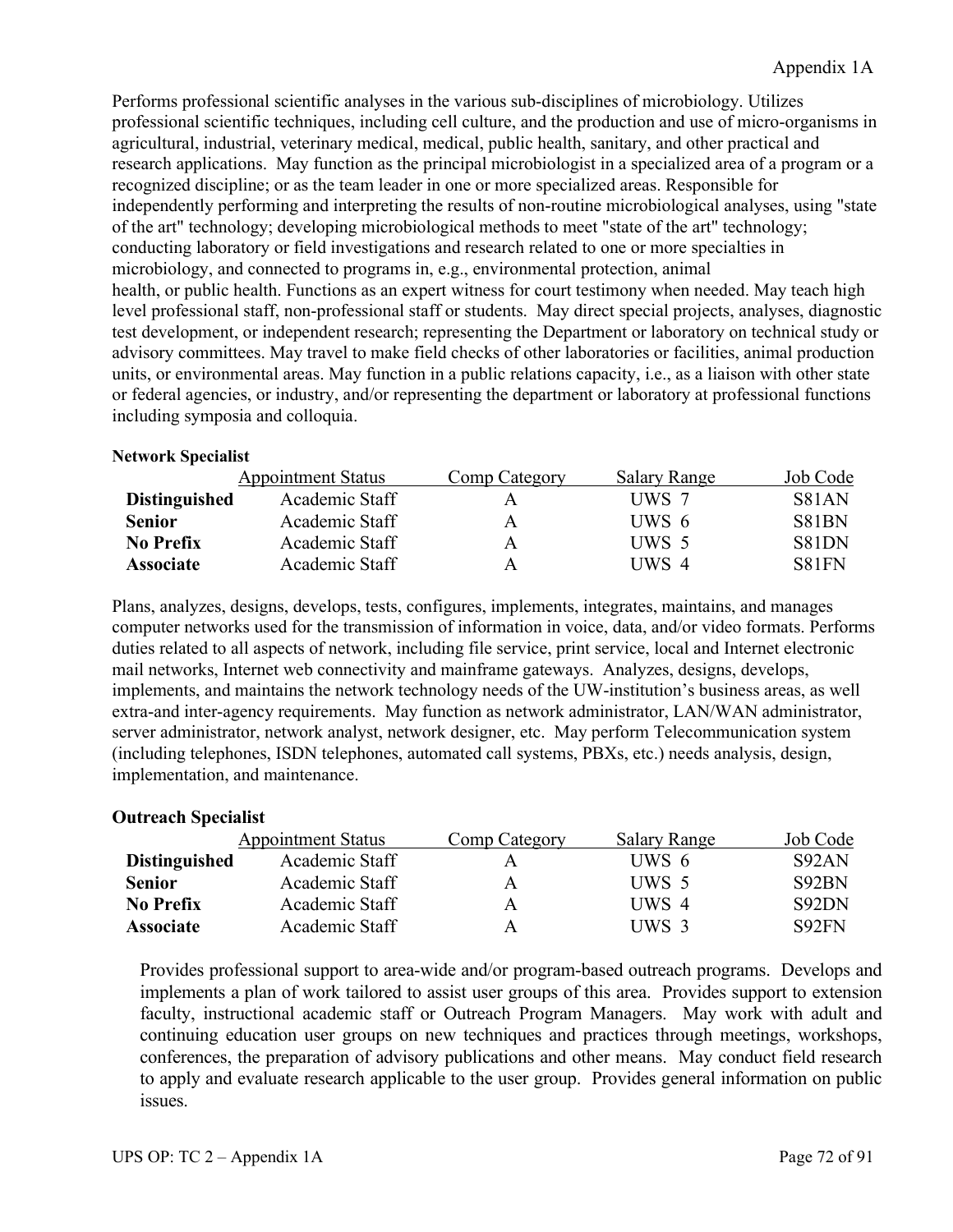Performs professional scientific analyses in the various sub-disciplines of microbiology. Utilizes professional scientific techniques, including cell culture, and the production and use of micro-organisms in agricultural, industrial, veterinary medical, medical, public health, sanitary, and other practical and research applications. May function as the principal microbiologist in a specialized area of a program or a recognized discipline; or as the team leader in one or more specialized areas. Responsible for independently performing and interpreting the results of non-routine microbiological analyses, using "state of the art" technology; developing microbiological methods to meet "state of the art" technology; conducting laboratory or field investigations and research related to one or more specialties in microbiology, and connected to programs in, e.g., environmental protection, animal health, or public health. Functions as an expert witness for court testimony when needed. May teach high level professional staff, non-professional staff or students. May direct special projects, analyses, diagnostic test development, or independent research; representing the Department or laboratory on technical study or advisory committees. May travel to make field checks of other laboratories or facilities, animal production units, or environmental areas. May function in a public relations capacity, i.e., as a liaison with other state or federal agencies, or industry, and/or representing the department or laboratory at professional functions including symposia and colloquia.

**Network Specialist**

| | Appointment Status | Comp Category | Salary Range | Job Code |
|---|---|---|---|---|
| **Distinguished** | Academic Staff | A | UWS 7 | S81AN |
| **Senior** | Academic Staff | A | UWS 6 | S81BN |
| **No Prefix** | Academic Staff | A | UWS 5 | S81DN |
| **Associate** | Academic Staff | A | UWS 4 | S81FN |

Plans, analyzes, designs, develops, tests, configures, implements, integrates, maintains, and manages computer networks used for the transmission of information in voice, data, and/or video formats. Performs duties related to all aspects of network, including file service, print service, local and Internet electronic mail networks, Internet web connectivity and mainframe gateways. Analyzes, designs, develops, implements, and maintains the network technology needs of the UW-institution's business areas, as well extra-and inter-agency requirements. May function as network administrator, LAN/WAN administrator, server administrator, network analyst, network designer, etc. May perform Telecommunication system (including telephones, ISDN telephones, automated call systems, PBXs, etc.) needs analysis, design, implementation, and maintenance.

**Outreach Specialist**

| | Appointment Status | Comp Category | Salary Range | Job Code |
|---|---|---|---|---|
| **Distinguished** | Academic Staff | A | UWS 6 | S92AN |
| **Senior** | Academic Staff | A | UWS 5 | S92BN |
| **No Prefix** | Academic Staff | A | UWS 4 | S92DN |
| **Associate** | Academic Staff | A | UWS 3 | S92FN |

Provides professional support to area-wide and/or program-based outreach programs. Develops and implements a plan of work tailored to assist user groups of this area. Provides support to extension faculty, instructional academic staff or Outreach Program Managers. May work with adult and continuing education user groups on new techniques and practices through meetings, workshops, conferences, the preparation of advisory publications and other means. May conduct field research to apply and evaluate research applicable to the user group. Provides general information on public issues.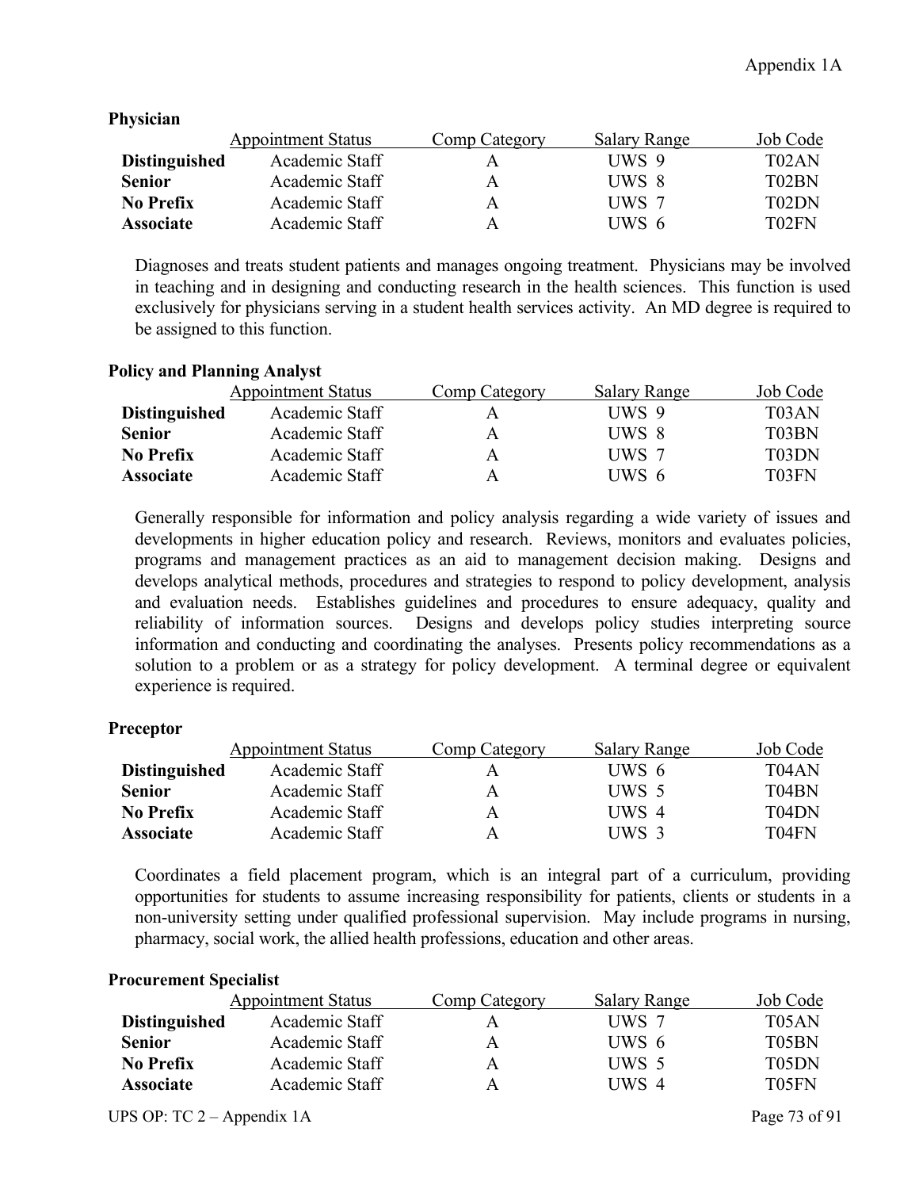**Physician**

| | Appointment Status | Comp Category | Salary Range | Job Code |
|---|---|---|---|---|
| **Distinguished** | Academic Staff | A | UWS 9 | T02AN |
| **Senior** | Academic Staff | A | UWS 8 | T02BN |
| **No Prefix** | Academic Staff | A | UWS 7 | T02DN |
| **Associate** | Academic Staff | A | UWS 6 | T02FN |

Diagnoses and treats student patients and manages ongoing treatment. Physicians may be involved in teaching and in designing and conducting research in the health sciences. This function is used exclusively for physicians serving in a student health services activity. An MD degree is required to be assigned to this function.

**Policy and Planning Analyst**

| | Appointment Status | Comp Category | Salary Range | Job Code |
|---|---|---|---|---|
| **Distinguished** | Academic Staff | A | UWS 9 | T03AN |
| **Senior** | Academic Staff | A | UWS 8 | T03BN |
| **No Prefix** | Academic Staff | A | UWS 7 | T03DN |
| **Associate** | Academic Staff | A | UWS 6 | T03FN |

Generally responsible for information and policy analysis regarding a wide variety of issues and developments in higher education policy and research. Reviews, monitors and evaluates policies, programs and management practices as an aid to management decision making. Designs and develops analytical methods, procedures and strategies to respond to policy development, analysis and evaluation needs. Establishes guidelines and procedures to ensure adequacy, quality and reliability of information sources. Designs and develops policy studies interpreting source information and conducting and coordinating the analyses. Presents policy recommendations as a solution to a problem or as a strategy for policy development. A terminal degree or equivalent experience is required.

**Preceptor**

| | Appointment Status | Comp Category | Salary Range | Job Code |
|---|---|---|---|---|
| **Distinguished** | Academic Staff | A | UWS 6 | T04AN |
| **Senior** | Academic Staff | A | UWS 5 | T04BN |
| **No Prefix** | Academic Staff | A | UWS 4 | T04DN |
| **Associate** | Academic Staff | A | UWS 3 | T04FN |

Coordinates a field placement program, which is an integral part of a curriculum, providing opportunities for students to assume increasing responsibility for patients, clients or students in a non-university setting under qualified professional supervision. May include programs in nursing, pharmacy, social work, the allied health professions, education and other areas.

**Procurement Specialist**

| | Appointment Status | Comp Category | Salary Range | Job Code |
|---|---|---|---|---|
| **Distinguished** | Academic Staff | A | UWS 7 | T05AN |
| **Senior** | Academic Staff | A | UWS 6 | T05BN |
| **No Prefix** | Academic Staff | A | UWS 5 | T05DN |
| **Associate** | Academic Staff | A | UWS 4 | T05FN |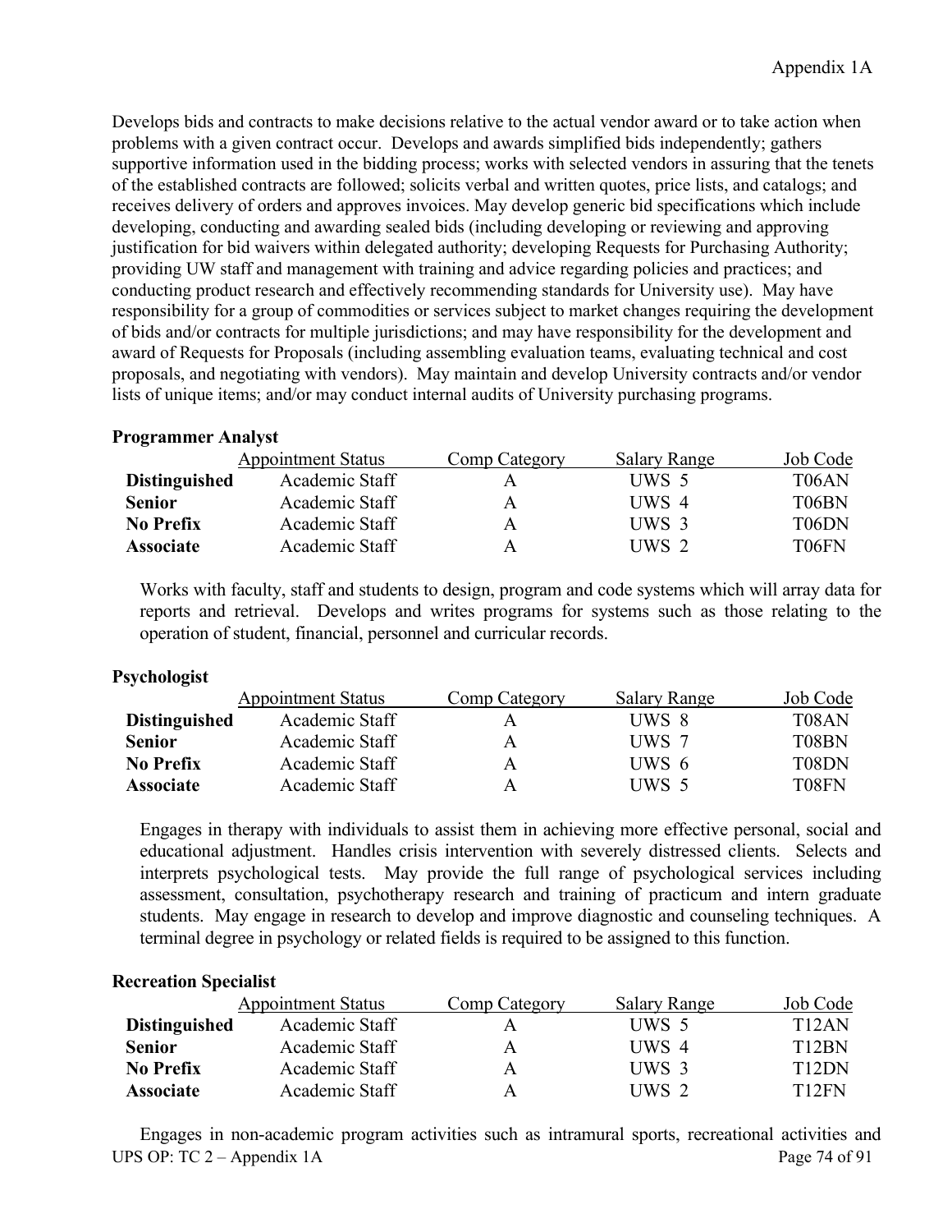Develops bids and contracts to make decisions relative to the actual vendor award or to take action when problems with a given contract occur. Develops and awards simplified bids independently; gathers supportive information used in the bidding process; works with selected vendors in assuring that the tenets of the established contracts are followed; solicits verbal and written quotes, price lists, and catalogs; and receives delivery of orders and approves invoices. May develop generic bid specifications which include developing, conducting and awarding sealed bids (including developing or reviewing and approving justification for bid waivers within delegated authority; developing Requests for Purchasing Authority; providing UW staff and management with training and advice regarding policies and practices; and conducting product research and effectively recommending standards for University use). May have responsibility for a group of commodities or services subject to market changes requiring the development of bids and/or contracts for multiple jurisdictions; and may have responsibility for the development and award of Requests for Proposals (including assembling evaluation teams, evaluating technical and cost proposals, and negotiating with vendors). May maintain and develop University contracts and/or vendor lists of unique items; and/or may conduct internal audits of University purchasing programs.

**Programmer Analyst**

| | Appointment Status | Comp Category | Salary Range | Job Code |
|---|---|---|---|---|
| **Distinguished** | Academic Staff | A | UWS 5 | T06AN |
| **Senior** | Academic Staff | A | UWS 4 | T06BN |
| **No Prefix** | Academic Staff | A | UWS 3 | T06DN |
| **Associate** | Academic Staff | A | UWS 2 | T06FN |

Works with faculty, staff and students to design, program and code systems which will array data for reports and retrieval. Develops and writes programs for systems such as those relating to the operation of student, financial, personnel and curricular records.

**Psychologist**

| | Appointment Status | Comp Category | Salary Range | Job Code |
|---|---|---|---|---|
| **Distinguished** | Academic Staff | A | UWS 8 | T08AN |
| **Senior** | Academic Staff | A | UWS 7 | T08BN |
| **No Prefix** | Academic Staff | A | UWS 6 | T08DN |
| **Associate** | Academic Staff | A | UWS 5 | T08FN |

Engages in therapy with individuals to assist them in achieving more effective personal, social and educational adjustment. Handles crisis intervention with severely distressed clients. Selects and interprets psychological tests. May provide the full range of psychological services including assessment, consultation, psychotherapy research and training of practicum and intern graduate students. May engage in research to develop and improve diagnostic and counseling techniques. A terminal degree in psychology or related fields is required to be assigned to this function.

**Recreation Specialist**

| | Appointment Status | Comp Category | Salary Range | Job Code |
|---|---|---|---|---|
| **Distinguished** | Academic Staff | A | UWS 5 | T12AN |
| **Senior** | Academic Staff | A | UWS 4 | T12BN |
| **No Prefix** | Academic Staff | A | UWS 3 | T12DN |
| **Associate** | Academic Staff | A | UWS 2 | T12FN |

Engages in non-academic program activities such as intramural sports, recreational activities and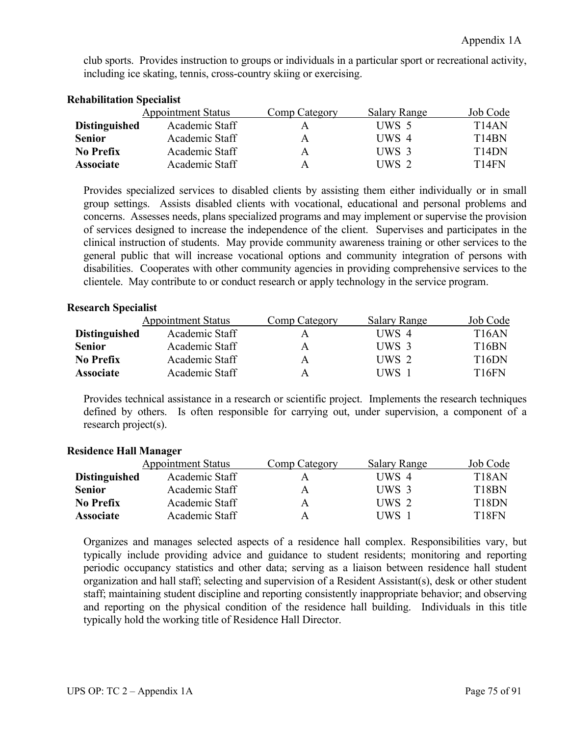club sports. Provides instruction to groups or individuals in a particular sport or recreational activity, including ice skating, tennis, cross-country skiing or exercising.

**Rehabilitation Specialist**

| | Appointment Status | Comp Category | Salary Range | Job Code |
|---|---|---|---|---|
| **Distinguished** | Academic Staff | A | UWS 5 | T14AN |
| **Senior** | Academic Staff | A | UWS 4 | T14BN |
| **No Prefix** | Academic Staff | A | UWS 3 | T14DN |
| **Associate** | Academic Staff | A | UWS 2 | T14FN |

Provides specialized services to disabled clients by assisting them either individually or in small group settings. Assists disabled clients with vocational, educational and personal problems and concerns. Assesses needs, plans specialized programs and may implement or supervise the provision of services designed to increase the independence of the client. Supervises and participates in the clinical instruction of students. May provide community awareness training or other services to the general public that will increase vocational options and community integration of persons with disabilities. Cooperates with other community agencies in providing comprehensive services to the clientele. May contribute to or conduct research or apply technology in the service program.

**Research Specialist**

| | Appointment Status | Comp Category | Salary Range | Job Code |
|---|---|---|---|---|
| **Distinguished** | Academic Staff | A | UWS 4 | T16AN |
| **Senior** | Academic Staff | A | UWS 3 | T16BN |
| **No Prefix** | Academic Staff | A | UWS 2 | T16DN |
| **Associate** | Academic Staff | A | UWS 1 | T16FN |

Provides technical assistance in a research or scientific project. Implements the research techniques defined by others. Is often responsible for carrying out, under supervision, a component of a research project(s).

**Residence Hall Manager**

| | Appointment Status | Comp Category | Salary Range | Job Code |
|---|---|---|---|---|
| **Distinguished** | Academic Staff | A | UWS 4 | T18AN |
| **Senior** | Academic Staff | A | UWS 3 | T18BN |
| **No Prefix** | Academic Staff | A | UWS 2 | T18DN |
| **Associate** | Academic Staff | A | UWS 1 | T18FN |

Organizes and manages selected aspects of a residence hall complex. Responsibilities vary, but typically include providing advice and guidance to student residents; monitoring and reporting periodic occupancy statistics and other data; serving as a liaison between residence hall student organization and hall staff; selecting and supervision of a Resident Assistant(s), desk or other student staff; maintaining student discipline and reporting consistently inappropriate behavior; and observing and reporting on the physical condition of the residence hall building. Individuals in this title typically hold the working title of Residence Hall Director.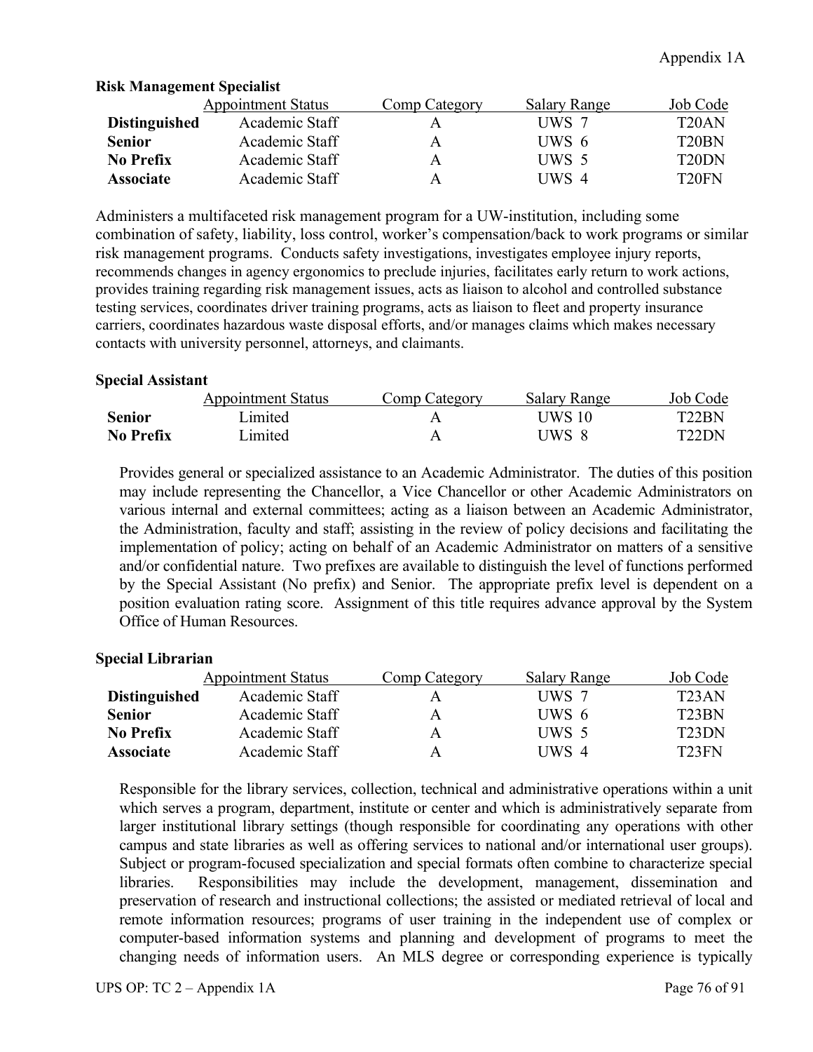**Risk Management Specialist**

| | Appointment Status | Comp Category | Salary Range | Job Code |
|---|---|---|---|---|
| **Distinguished** | Academic Staff | A | UWS 7 | T20AN |
| **Senior** | Academic Staff | A | UWS 6 | T20BN |
| **No Prefix** | Academic Staff | A | UWS 5 | T20DN |
| **Associate** | Academic Staff | A | UWS 4 | T20FN |

Administers a multifaceted risk management program for a UW-institution, including some combination of safety, liability, loss control, worker's compensation/back to work programs or similar risk management programs. Conducts safety investigations, investigates employee injury reports, recommends changes in agency ergonomics to preclude injuries, facilitates early return to work actions, provides training regarding risk management issues, acts as liaison to alcohol and controlled substance testing services, coordinates driver training programs, acts as liaison to fleet and property insurance carriers, coordinates hazardous waste disposal efforts, and/or manages claims which makes necessary contacts with university personnel, attorneys, and claimants.

**Special Assistant**

| | Appointment Status | Comp Category | Salary Range | Job Code |
|---|---|---|---|---|
| **Senior** | Limited | A | UWS 10 | T22BN |
| **No Prefix** | Limited | A | UWS 8 | T22DN |

Provides general or specialized assistance to an Academic Administrator. The duties of this position may include representing the Chancellor, a Vice Chancellor or other Academic Administrators on various internal and external committees; acting as a liaison between an Academic Administrator, the Administration, faculty and staff; assisting in the review of policy decisions and facilitating the implementation of policy; acting on behalf of an Academic Administrator on matters of a sensitive and/or confidential nature. Two prefixes are available to distinguish the level of functions performed by the Special Assistant (No prefix) and Senior. The appropriate prefix level is dependent on a position evaluation rating score. Assignment of this title requires advance approval by the System Office of Human Resources.

**Special Librarian**

| | Appointment Status | Comp Category | Salary Range | Job Code |
|---|---|---|---|---|
| **Distinguished** | Academic Staff | A | UWS 7 | T23AN |
| **Senior** | Academic Staff | A | UWS 6 | T23BN |
| **No Prefix** | Academic Staff | A | UWS 5 | T23DN |
| **Associate** | Academic Staff | A | UWS 4 | T23FN |

Responsible for the library services, collection, technical and administrative operations within a unit which serves a program, department, institute or center and which is administratively separate from larger institutional library settings (though responsible for coordinating any operations with other campus and state libraries as well as offering services to national and/or international user groups). Subject or program-focused specialization and special formats often combine to characterize special libraries. Responsibilities may include the development, management, dissemination and preservation of research and instructional collections; the assisted or mediated retrieval of local and remote information resources; programs of user training in the independent use of complex or computer-based information systems and planning and development of programs to meet the changing needs of information users. An MLS degree or corresponding experience is typically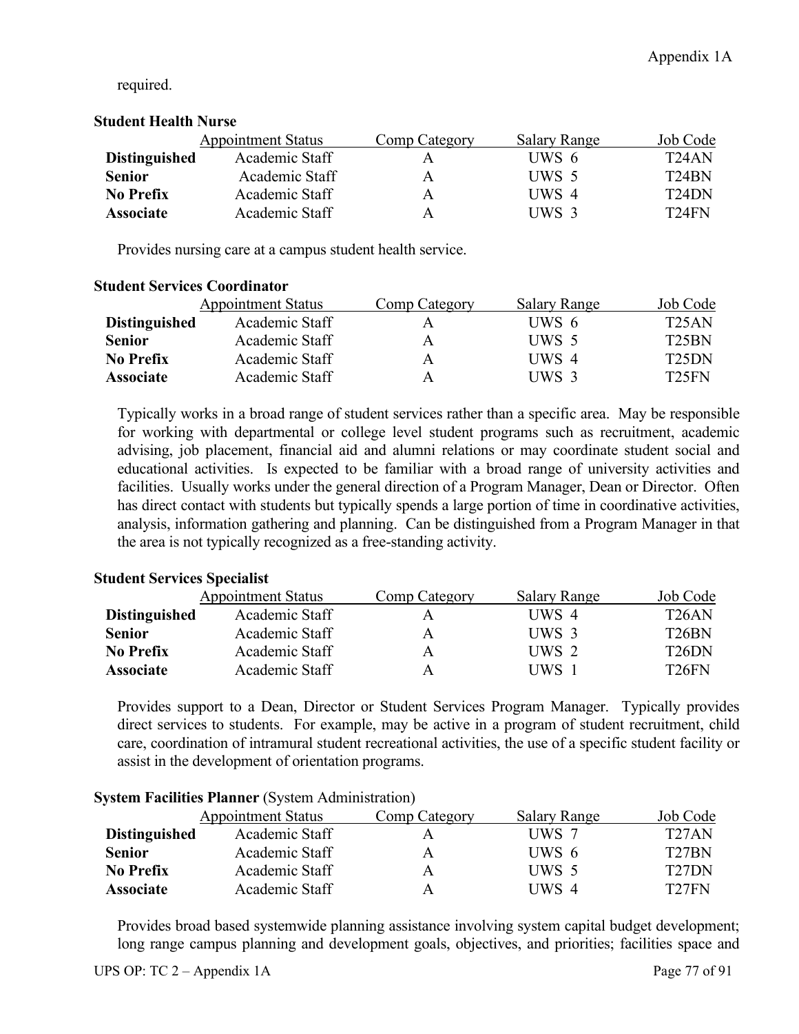required.

**Student Health Nurse**

| | Appointment Status | Comp Category | Salary Range | Job Code |
|---|---|---|---|---|
| **Distinguished** | Academic Staff | A | UWS 6 | T24AN |
| **Senior** | Academic Staff | A | UWS 5 | T24BN |
| **No Prefix** | Academic Staff | A | UWS 4 | T24DN |
| **Associate** | Academic Staff | A | UWS 3 | T24FN |

Provides nursing care at a campus student health service.

**Student Services Coordinator**

| | Appointment Status | Comp Category | Salary Range | Job Code |
|---|---|---|---|---|
| **Distinguished** | Academic Staff | A | UWS 6 | T25AN |
| **Senior** | Academic Staff | A | UWS 5 | T25BN |
| **No Prefix** | Academic Staff | A | UWS 4 | T25DN |
| **Associate** | Academic Staff | A | UWS 3 | T25FN |

Typically works in a broad range of student services rather than a specific area. May be responsible for working with departmental or college level student programs such as recruitment, academic advising, job placement, financial aid and alumni relations or may coordinate student social and educational activities. Is expected to be familiar with a broad range of university activities and facilities. Usually works under the general direction of a Program Manager, Dean or Director. Often has direct contact with students but typically spends a large portion of time in coordinative activities, analysis, information gathering and planning. Can be distinguished from a Program Manager in that the area is not typically recognized as a free-standing activity.

**Student Services Specialist**

| | Appointment Status | Comp Category | Salary Range | Job Code |
|---|---|---|---|---|
| **Distinguished** | Academic Staff | A | UWS 4 | T26AN |
| **Senior** | Academic Staff | A | UWS 3 | T26BN |
| **No Prefix** | Academic Staff | A | UWS 2 | T26DN |
| **Associate** | Academic Staff | A | UWS 1 | T26FN |

Provides support to a Dean, Director or Student Services Program Manager. Typically provides direct services to students. For example, may be active in a program of student recruitment, child care, coordination of intramural student recreational activities, the use of a specific student facility or assist in the development of orientation programs.

**System Facilities Planner** (System Administration)

| | Appointment Status | Comp Category | Salary Range | Job Code |
|---|---|---|---|---|
| **Distinguished** | Academic Staff | A | UWS 7 | T27AN |
| **Senior** | Academic Staff | A | UWS 6 | T27BN |
| **No Prefix** | Academic Staff | A | UWS 5 | T27DN |
| **Associate** | Academic Staff | A | UWS 4 | T27FN |

Provides broad based systemwide planning assistance involving system capital budget development; long range campus planning and development goals, objectives, and priorities; facilities space and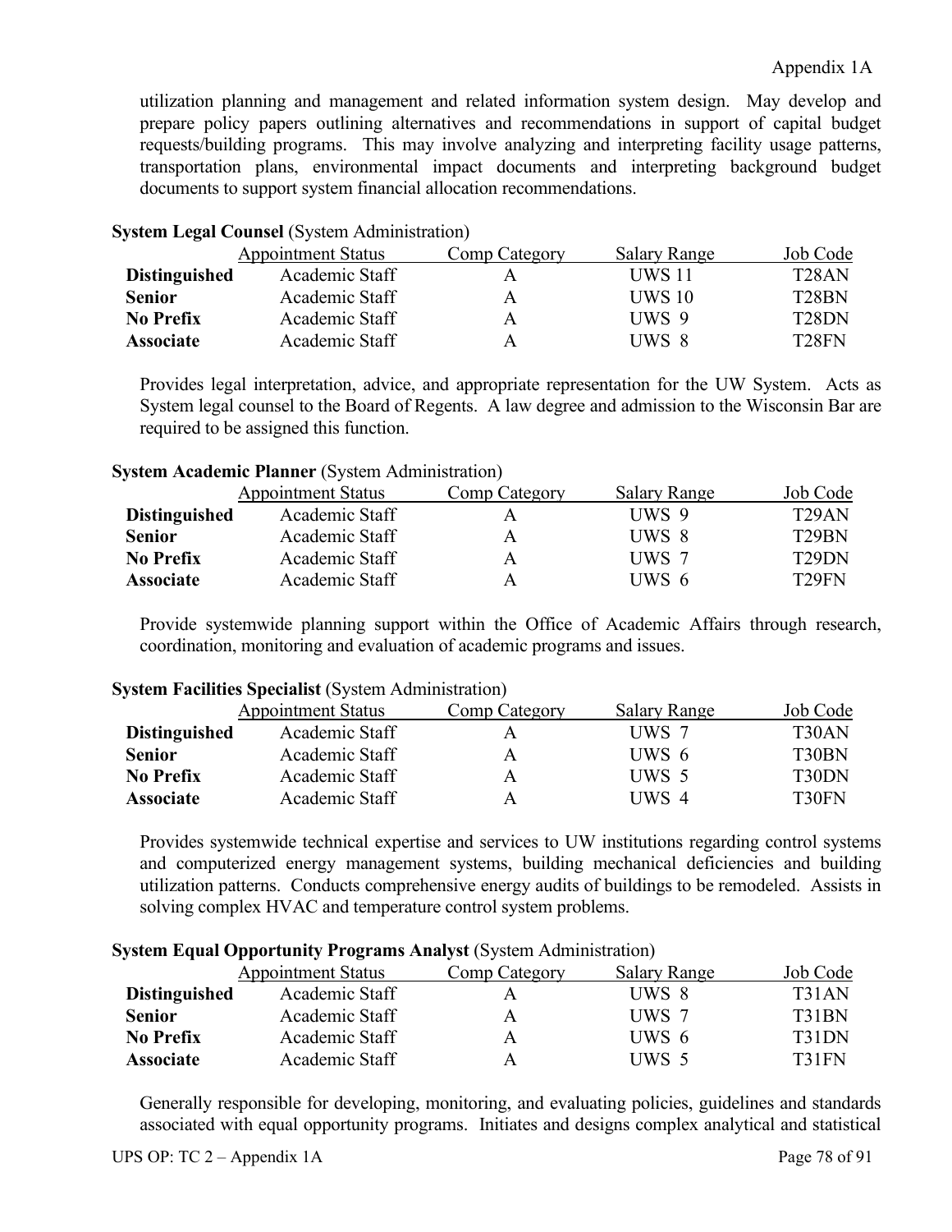utilization planning and management and related information system design. May develop and prepare policy papers outlining alternatives and recommendations in support of capital budget requests/building programs. This may involve analyzing and interpreting facility usage patterns, transportation plans, environmental impact documents and interpreting background budget documents to support system financial allocation recommendations.

**System Legal Counsel** (System Administration)

| | Appointment Status | Comp Category | Salary Range | Job Code |
|---|---|---|---|---|
| **Distinguished** | Academic Staff | A | UWS 11 | T28AN |
| **Senior** | Academic Staff | A | UWS 10 | T28BN |
| **No Prefix** | Academic Staff | A | UWS 9 | T28DN |
| **Associate** | Academic Staff | A | UWS 8 | T28FN |

Provides legal interpretation, advice, and appropriate representation for the UW System. Acts as System legal counsel to the Board of Regents. A law degree and admission to the Wisconsin Bar are required to be assigned this function.

**System Academic Planner** (System Administration)

| | Appointment Status | Comp Category | Salary Range | Job Code |
|---|---|---|---|---|
| **Distinguished** | Academic Staff | A | UWS 9 | T29AN |
| **Senior** | Academic Staff | A | UWS 8 | T29BN |
| **No Prefix** | Academic Staff | A | UWS 7 | T29DN |
| **Associate** | Academic Staff | A | UWS 6 | T29FN |

Provide systemwide planning support within the Office of Academic Affairs through research, coordination, monitoring and evaluation of academic programs and issues.

**System Facilities Specialist** (System Administration)

| | Appointment Status | Comp Category | Salary Range | Job Code |
|---|---|---|---|---|
| **Distinguished** | Academic Staff | A | UWS 7 | T30AN |
| **Senior** | Academic Staff | A | UWS 6 | T30BN |
| **No Prefix** | Academic Staff | A | UWS 5 | T30DN |
| **Associate** | Academic Staff | A | UWS 4 | T30FN |

Provides systemwide technical expertise and services to UW institutions regarding control systems and computerized energy management systems, building mechanical deficiencies and building utilization patterns. Conducts comprehensive energy audits of buildings to be remodeled. Assists in solving complex HVAC and temperature control system problems.

**System Equal Opportunity Programs Analyst** (System Administration)

| | Appointment Status | Comp Category | Salary Range | Job Code |
|---|---|---|---|---|
| **Distinguished** | Academic Staff | A | UWS 8 | T31AN |
| **Senior** | Academic Staff | A | UWS 7 | T31BN |
| **No Prefix** | Academic Staff | A | UWS 6 | T31DN |
| **Associate** | Academic Staff | A | UWS 5 | T31FN |

Generally responsible for developing, monitoring, and evaluating policies, guidelines and standards associated with equal opportunity programs. Initiates and designs complex analytical and statistical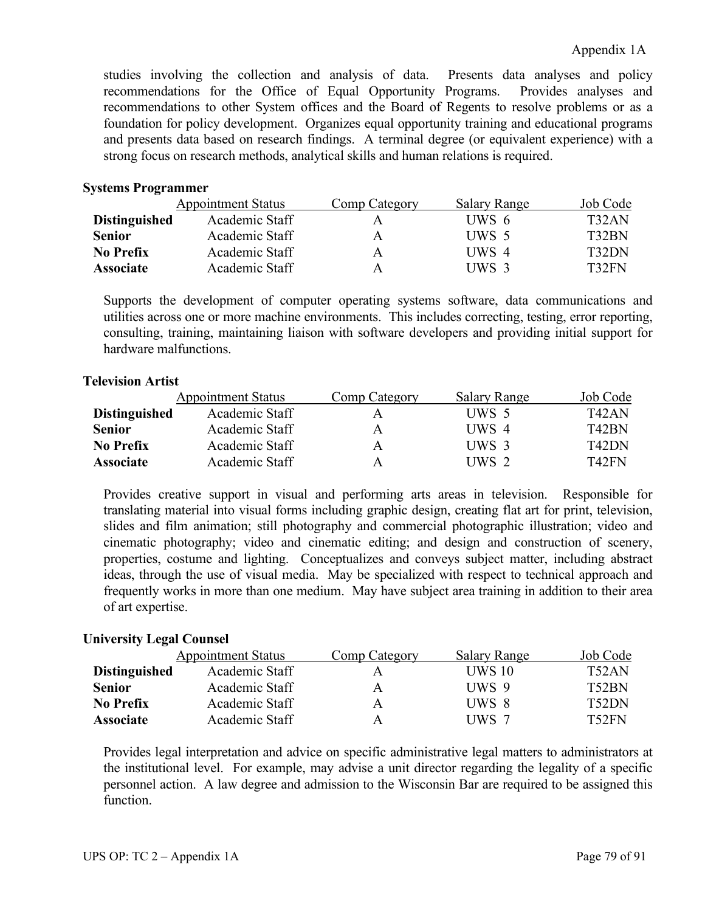studies involving the collection and analysis of data. Presents data analyses and policy recommendations for the Office of Equal Opportunity Programs. Provides analyses and recommendations to other System offices and the Board of Regents to resolve problems or as a foundation for policy development. Organizes equal opportunity training and educational programs and presents data based on research findings. A terminal degree (or equivalent experience) with a strong focus on research methods, analytical skills and human relations is required.

**Systems Programmer**

| | Appointment Status | Comp Category | Salary Range | Job Code |
|---|---|---|---|---|
| **Distinguished** | Academic Staff | A | UWS 6 | T32AN |
| **Senior** | Academic Staff | A | UWS 5 | T32BN |
| **No Prefix** | Academic Staff | A | UWS 4 | T32DN |
| **Associate** | Academic Staff | A | UWS 3 | T32FN |

Supports the development of computer operating systems software, data communications and utilities across one or more machine environments. This includes correcting, testing, error reporting, consulting, training, maintaining liaison with software developers and providing initial support for hardware malfunctions.

**Television Artist**

| | Appointment Status | Comp Category | Salary Range | Job Code |
|---|---|---|---|---|
| **Distinguished** | Academic Staff | A | UWS 5 | T42AN |
| **Senior** | Academic Staff | A | UWS 4 | T42BN |
| **No Prefix** | Academic Staff | A | UWS 3 | T42DN |
| **Associate** | Academic Staff | A | UWS 2 | T42FN |

Provides creative support in visual and performing arts areas in television. Responsible for translating material into visual forms including graphic design, creating flat art for print, television, slides and film animation; still photography and commercial photographic illustration; video and cinematic photography; video and cinematic editing; and design and construction of scenery, properties, costume and lighting. Conceptualizes and conveys subject matter, including abstract ideas, through the use of visual media. May be specialized with respect to technical approach and frequently works in more than one medium. May have subject area training in addition to their area of art expertise.

**University Legal Counsel**

| | Appointment Status | Comp Category | Salary Range | Job Code |
|---|---|---|---|---|
| **Distinguished** | Academic Staff | A | UWS 10 | T52AN |
| **Senior** | Academic Staff | A | UWS 9 | T52BN |
| **No Prefix** | Academic Staff | A | UWS 8 | T52DN |
| **Associate** | Academic Staff | A | UWS 7 | T52FN |

Provides legal interpretation and advice on specific administrative legal matters to administrators at the institutional level. For example, may advise a unit director regarding the legality of a specific personnel action. A law degree and admission to the Wisconsin Bar are required to be assigned this function.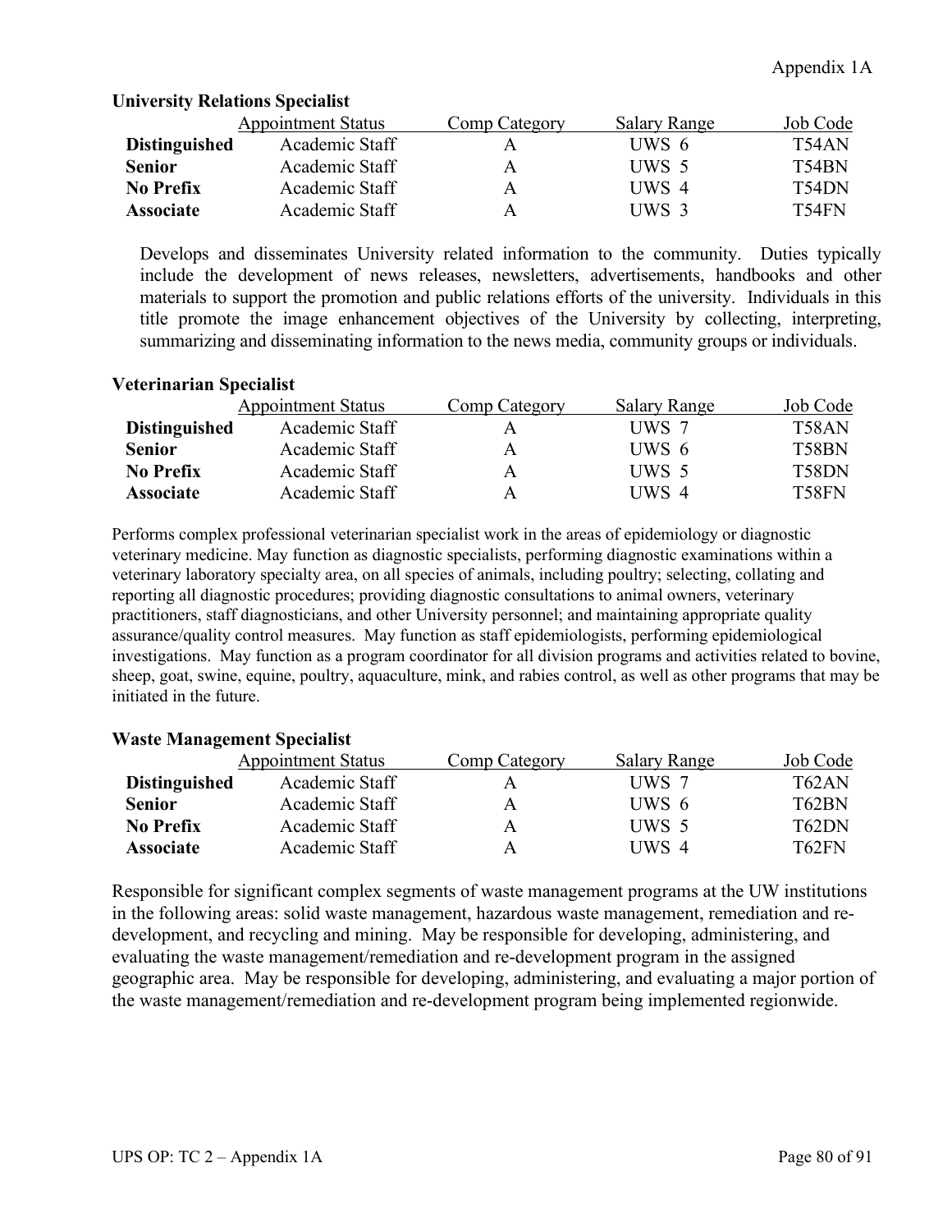### University Relations Specialist

| | Appointment Status | Comp Category | Salary Range | Job Code |
|---|---|---|---|---|
| **Distinguished** | Academic Staff | A | UWS 6 | T54AN |
| **Senior** | Academic Staff | A | UWS 5 | T54BN |
| **No Prefix** | Academic Staff | A | UWS 4 | T54DN |
| **Associate** | Academic Staff | A | UWS 3 | T54FN |

Develops and disseminates University related information to the community. Duties typically include the development of news releases, newsletters, advertisements, handbooks and other materials to support the promotion and public relations efforts of the university. Individuals in this title promote the image enhancement objectives of the University by collecting, interpreting, summarizing and disseminating information to the news media, community groups or individuals.

### Veterinarian Specialist

| | Appointment Status | Comp Category | Salary Range | Job Code |
|---|---|---|---|---|
| **Distinguished** | Academic Staff | A | UWS 7 | T58AN |
| **Senior** | Academic Staff | A | UWS 6 | T58BN |
| **No Prefix** | Academic Staff | A | UWS 5 | T58DN |
| **Associate** | Academic Staff | A | UWS 4 | T58FN |

Performs complex professional veterinarian specialist work in the areas of epidemiology or diagnostic veterinary medicine. May function as diagnostic specialists, performing diagnostic examinations within a veterinary laboratory specialty area, on all species of animals, including poultry; selecting, collating and reporting all diagnostic procedures; providing diagnostic consultations to animal owners, veterinary practitioners, staff diagnosticians, and other University personnel; and maintaining appropriate quality assurance/quality control measures. May function as staff epidemiologists, performing epidemiological investigations. May function as a program coordinator for all division programs and activities related to bovine, sheep, goat, swine, equine, poultry, aquaculture, mink, and rabies control, as well as other programs that may be initiated in the future.

### Waste Management Specialist

| | Appointment Status | Comp Category | Salary Range | Job Code |
|---|---|---|---|---|
| **Distinguished** | Academic Staff | A | UWS 7 | T62AN |
| **Senior** | Academic Staff | A | UWS 6 | T62BN |
| **No Prefix** | Academic Staff | A | UWS 5 | T62DN |
| **Associate** | Academic Staff | A | UWS 4 | T62FN |

Responsible for significant complex segments of waste management programs at the UW institutions in the following areas: solid waste management, hazardous waste management, remediation and re-development, and recycling and mining. May be responsible for developing, administering, and evaluating the waste management/remediation and re-development program in the assigned geographic area. May be responsible for developing, administering, and evaluating a major portion of the waste management/remediation and re-development program being implemented regionwide.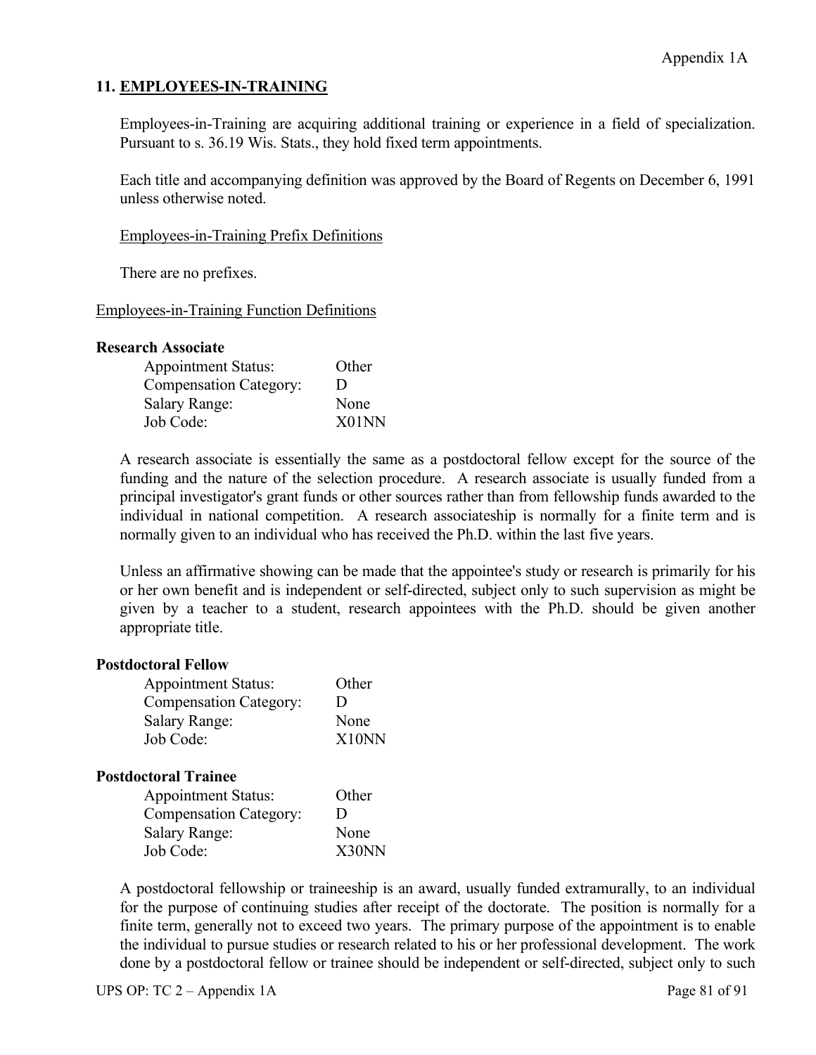## 11. EMPLOYEES-IN-TRAINING

Employees-in-Training are acquiring additional training or experience in a field of specialization. Pursuant to s. 36.19 Wis. Stats., they hold fixed term appointments.

Each title and accompanying definition was approved by the Board of Regents on December 6, 1991 unless otherwise noted.

Employees-in-Training Prefix Definitions

There are no prefixes.

Employees-in-Training Function Definitions

**Research Associate**

| | |
|---|---|
| Appointment Status: | Other |
| Compensation Category: | D |
| Salary Range: | None |
| Job Code: | X01NN |

A research associate is essentially the same as a postdoctoral fellow except for the source of the funding and the nature of the selection procedure. A research associate is usually funded from a principal investigator's grant funds or other sources rather than from fellowship funds awarded to the individual in national competition. A research associateship is normally for a finite term and is normally given to an individual who has received the Ph.D. within the last five years.

Unless an affirmative showing can be made that the appointee's study or research is primarily for his or her own benefit and is independent or self-directed, subject only to such supervision as might be given by a teacher to a student, research appointees with the Ph.D. should be given another appropriate title.

**Postdoctoral Fellow**

| | |
|---|---|
| Appointment Status: | Other |
| Compensation Category: | D |
| Salary Range: | None |
| Job Code: | X10NN |

**Postdoctoral Trainee**

| | |
|---|---|
| Appointment Status: | Other |
| Compensation Category: | D |
| Salary Range: | None |
| Job Code: | X30NN |

A postdoctoral fellowship or traineeship is an award, usually funded extramurally, to an individual for the purpose of continuing studies after receipt of the doctorate. The position is normally for a finite term, generally not to exceed two years. The primary purpose of the appointment is to enable the individual to pursue studies or research related to his or her professional development. The work done by a postdoctoral fellow or trainee should be independent or self-directed, subject only to such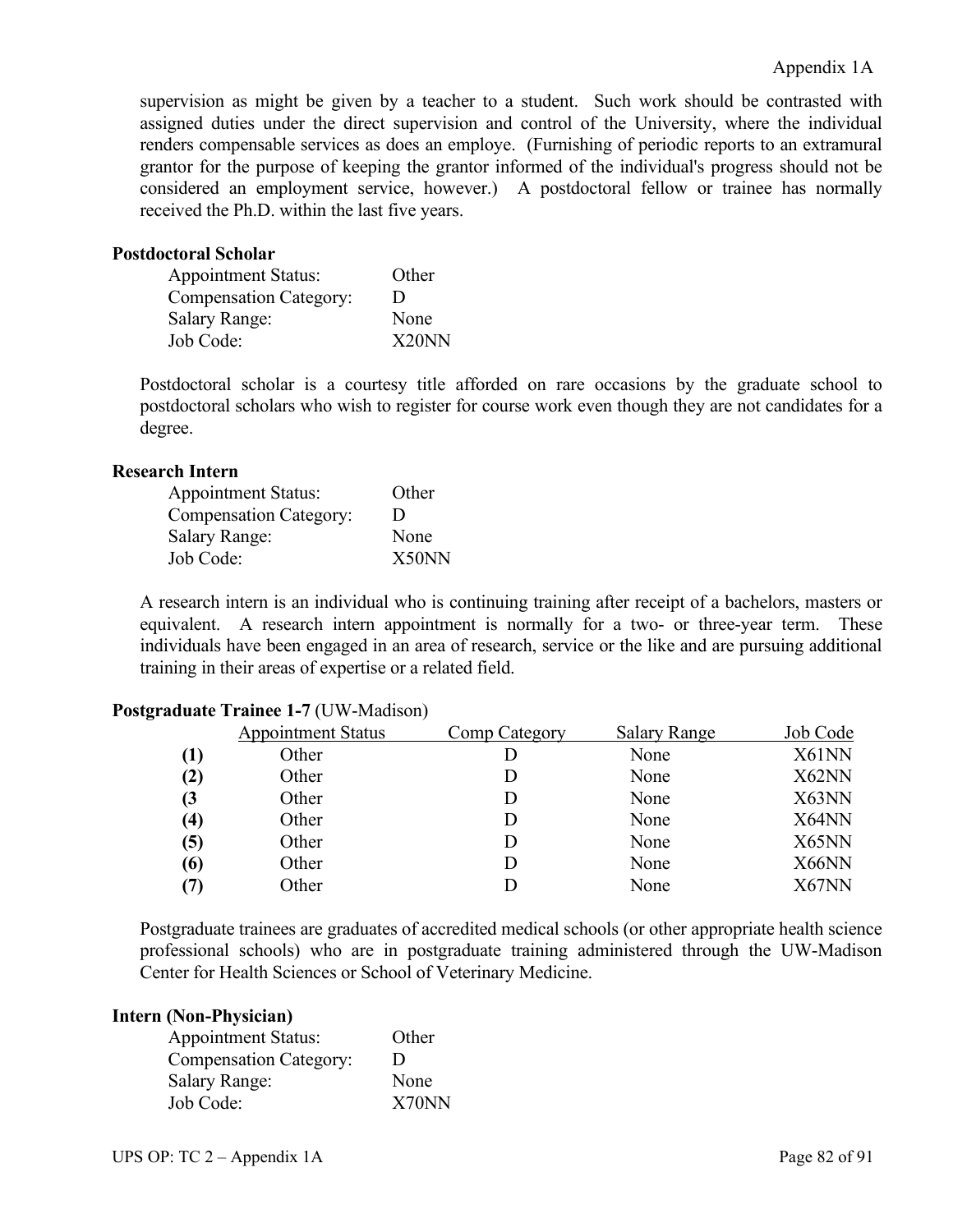supervision as might be given by a teacher to a student. Such work should be contrasted with assigned duties under the direct supervision and control of the University, where the individual renders compensable services as does an employe. (Furnishing of periodic reports to an extramural grantor for the purpose of keeping the grantor informed of the individual's progress should not be considered an employment service, however.) A postdoctoral fellow or trainee has normally received the Ph.D. within the last five years.

**Postdoctoral Scholar**

| | |
|---|---|
| Appointment Status: | Other |
| Compensation Category: | D |
| Salary Range: | None |
| Job Code: | X20NN |

Postdoctoral scholar is a courtesy title afforded on rare occasions by the graduate school to postdoctoral scholars who wish to register for course work even though they are not candidates for a degree.

**Research Intern**

| | |
|---|---|
| Appointment Status: | Other |
| Compensation Category: | D |
| Salary Range: | None |
| Job Code: | X50NN |

A research intern is an individual who is continuing training after receipt of a bachelors, masters or equivalent. A research intern appointment is normally for a two- or three-year term. These individuals have been engaged in an area of research, service or the like and are pursuing additional training in their areas of expertise or a related field.

**Postgraduate Trainee 1-7** (UW-Madison)

| | Appointment Status | Comp Category | Salary Range | Job Code |
|---|---|---|---|---|
| **(1)** | Other | D | None | X61NN |
| **(2)** | Other | D | None | X62NN |
| **(3** | Other | D | None | X63NN |
| **(4)** | Other | D | None | X64NN |
| **(5)** | Other | D | None | X65NN |
| **(6)** | Other | D | None | X66NN |
| **(7)** | Other | D | None | X67NN |

Postgraduate trainees are graduates of accredited medical schools (or other appropriate health science professional schools) who are in postgraduate training administered through the UW-Madison Center for Health Sciences or School of Veterinary Medicine.

**Intern (Non-Physician)**

| | |
|---|---|
| Appointment Status: | Other |
| Compensation Category: | D |
| Salary Range: | None |
| Job Code: | X70NN |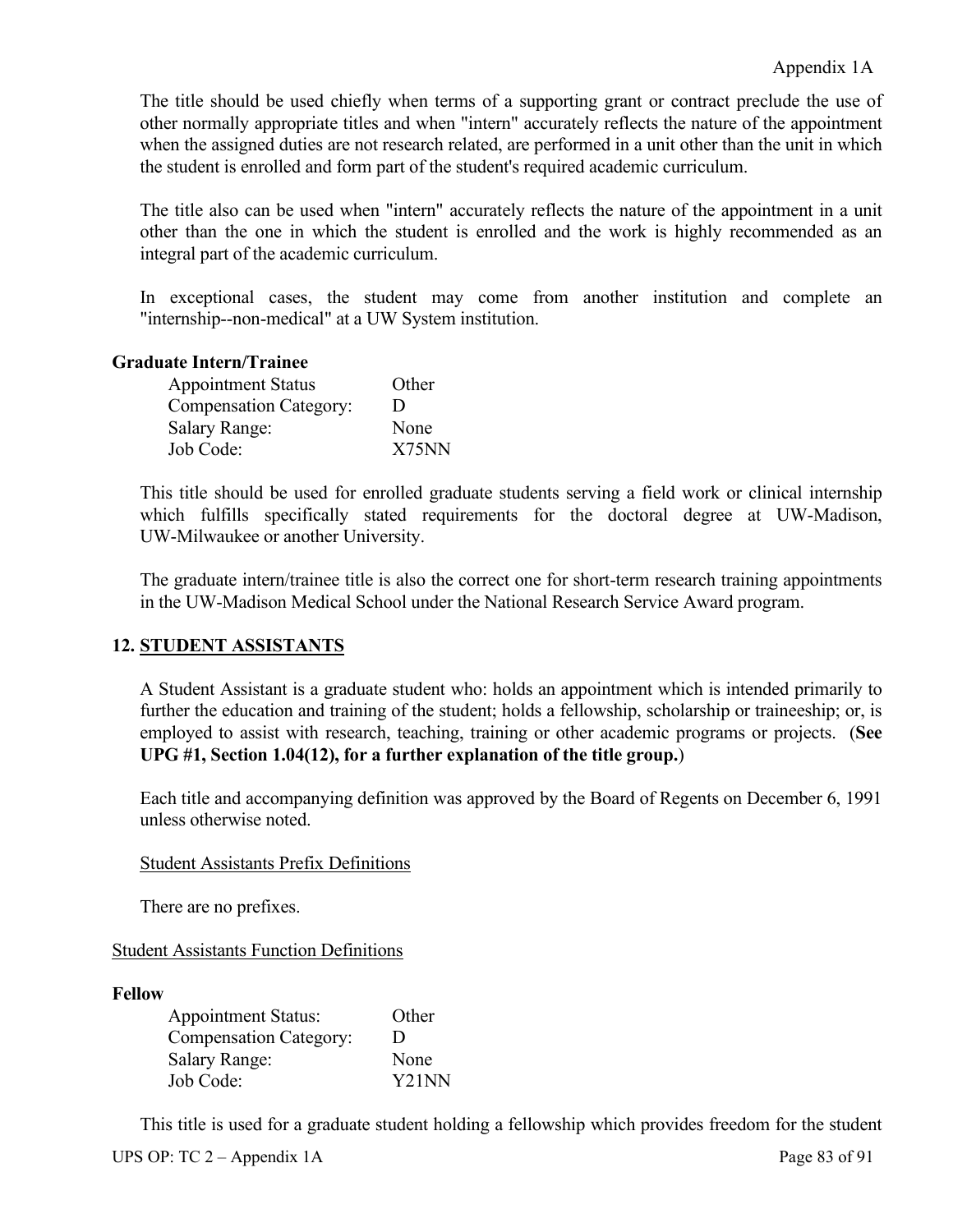The title should be used chiefly when terms of a supporting grant or contract preclude the use of other normally appropriate titles and when "intern" accurately reflects the nature of the appointment when the assigned duties are not research related, are performed in a unit other than the unit in which the student is enrolled and form part of the student's required academic curriculum.

The title also can be used when "intern" accurately reflects the nature of the appointment in a unit other than the one in which the student is enrolled and the work is highly recommended as an integral part of the academic curriculum.

In exceptional cases, the student may come from another institution and complete an "internship--non-medical" at a UW System institution.

**Graduate Intern/Trainee**

| | |
|---|---|
| Appointment Status | Other |
| Compensation Category: | D |
| Salary Range: | None |
| Job Code: | X75NN |

This title should be used for enrolled graduate students serving a field work or clinical internship which fulfills specifically stated requirements for the doctoral degree at UW-Madison, UW-Milwaukee or another University.

The graduate intern/trainee title is also the correct one for short-term research training appointments in the UW-Madison Medical School under the National Research Service Award program.

## 12. STUDENT ASSISTANTS

A Student Assistant is a graduate student who: holds an appointment which is intended primarily to further the education and training of the student; holds a fellowship, scholarship or traineeship; or, is employed to assist with research, teaching, training or other academic programs or projects. (**See UPG #1, Section 1.04(12), for a further explanation of the title group.**)

Each title and accompanying definition was approved by the Board of Regents on December 6, 1991 unless otherwise noted.

Student Assistants Prefix Definitions

There are no prefixes.

Student Assistants Function Definitions

**Fellow**

| | |
|---|---|
| Appointment Status: | Other |
| Compensation Category: | D |
| Salary Range: | None |
| Job Code: | Y21NN |

This title is used for a graduate student holding a fellowship which provides freedom for the student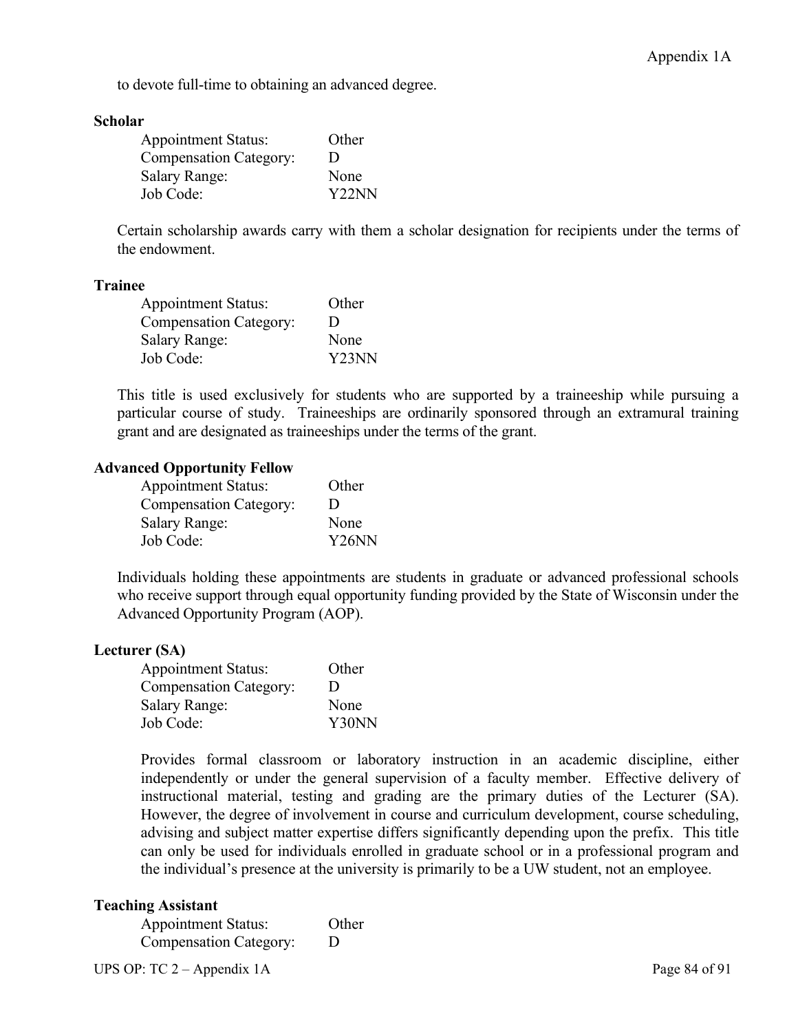to devote full-time to obtaining an advanced degree.

**Scholar**

| | |
|---|---|
| Appointment Status: | Other |
| Compensation Category: | D |
| Salary Range: | None |
| Job Code: | Y22NN |

Certain scholarship awards carry with them a scholar designation for recipients under the terms of the endowment.

**Trainee**

| | |
|---|---|
| Appointment Status: | Other |
| Compensation Category: | D |
| Salary Range: | None |
| Job Code: | Y23NN |

This title is used exclusively for students who are supported by a traineeship while pursuing a particular course of study. Traineeships are ordinarily sponsored through an extramural training grant and are designated as traineeships under the terms of the grant.

**Advanced Opportunity Fellow**

| | |
|---|---|
| Appointment Status: | Other |
| Compensation Category: | D |
| Salary Range: | None |
| Job Code: | Y26NN |

Individuals holding these appointments are students in graduate or advanced professional schools who receive support through equal opportunity funding provided by the State of Wisconsin under the Advanced Opportunity Program (AOP).

**Lecturer (SA)**

| | |
|---|---|
| Appointment Status: | Other |
| Compensation Category: | D |
| Salary Range: | None |
| Job Code: | Y30NN |

Provides formal classroom or laboratory instruction in an academic discipline, either independently or under the general supervision of a faculty member. Effective delivery of instructional material, testing and grading are the primary duties of the Lecturer (SA). However, the degree of involvement in course and curriculum development, course scheduling, advising and subject matter expertise differs significantly depending upon the prefix. This title can only be used for individuals enrolled in graduate school or in a professional program and the individual's presence at the university is primarily to be a UW student, not an employee.

**Teaching Assistant**

| | |
|---|---|
| Appointment Status: | Other |
| Compensation Category: | D |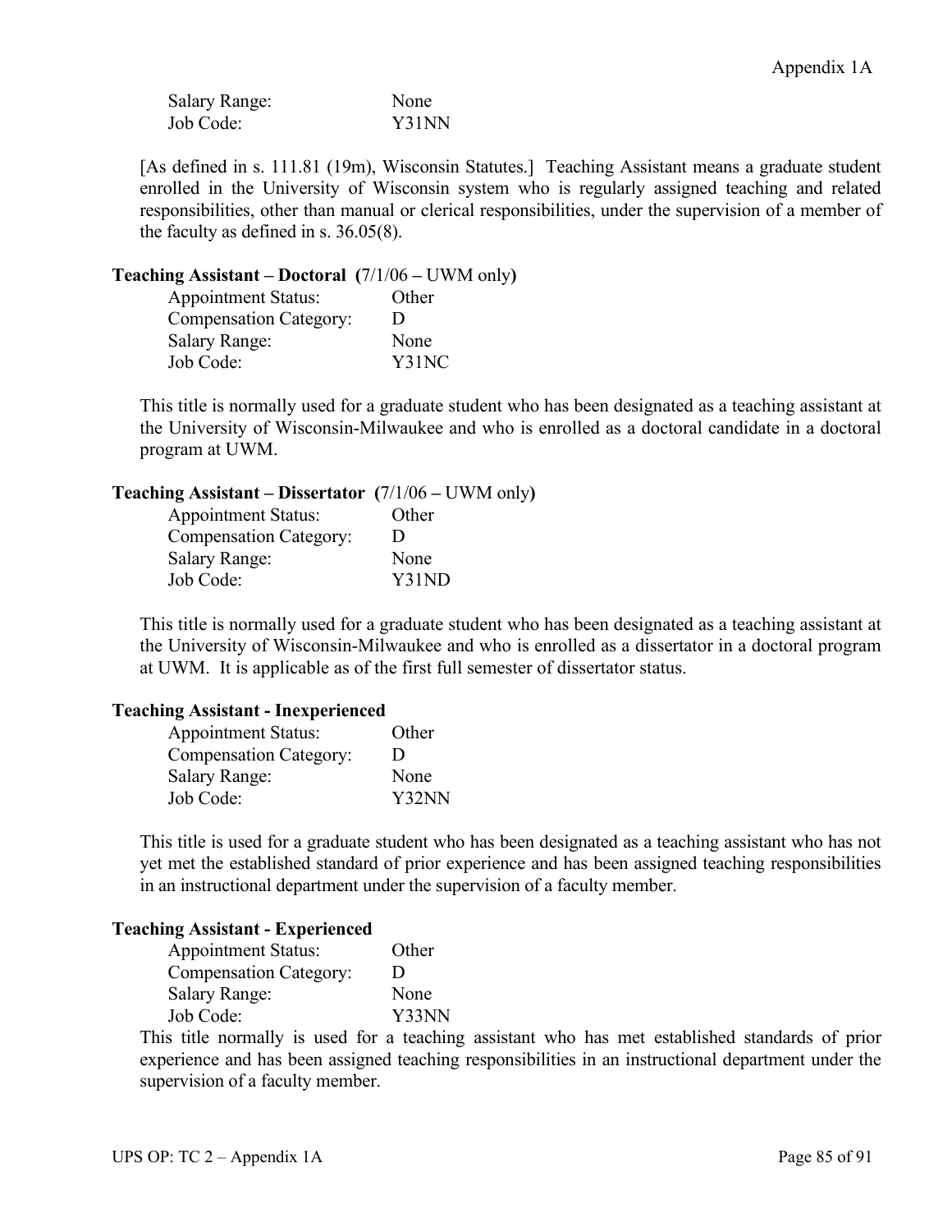Salary Range: None
Job Code: Y31NN

[As defined in s. 111.81 (19m), Wisconsin Statutes.] Teaching Assistant means a graduate student enrolled in the University of Wisconsin system who is regularly assigned teaching and related responsibilities, other than manual or clerical responsibilities, under the supervision of a member of the faculty as defined in s. 36.05(8).

**Teaching Assistant – Doctoral (**7/1/06 – UWM only**)**

Appointment Status: Other
Compensation Category: D
Salary Range: None
Job Code: Y31NC

This title is normally used for a graduate student who has been designated as a teaching assistant at the University of Wisconsin-Milwaukee and who is enrolled as a doctoral candidate in a doctoral program at UWM.

**Teaching Assistant – Dissertator (**7/1/06 – UWM only**)**

Appointment Status: Other
Compensation Category: D
Salary Range: None
Job Code: Y31ND

This title is normally used for a graduate student who has been designated as a teaching assistant at the University of Wisconsin-Milwaukee and who is enrolled as a dissertator in a doctoral program at UWM. It is applicable as of the first full semester of dissertator status.

**Teaching Assistant - Inexperienced**

Appointment Status: Other
Compensation Category: D
Salary Range: None
Job Code: Y32NN

This title is used for a graduate student who has been designated as a teaching assistant who has not yet met the established standard of prior experience and has been assigned teaching responsibilities in an instructional department under the supervision of a faculty member.

**Teaching Assistant - Experienced**

Appointment Status: Other
Compensation Category: D
Salary Range: None
Job Code: Y33NN

This title normally is used for a teaching assistant who has met established standards of prior experience and has been assigned teaching responsibilities in an instructional department under the supervision of a faculty member.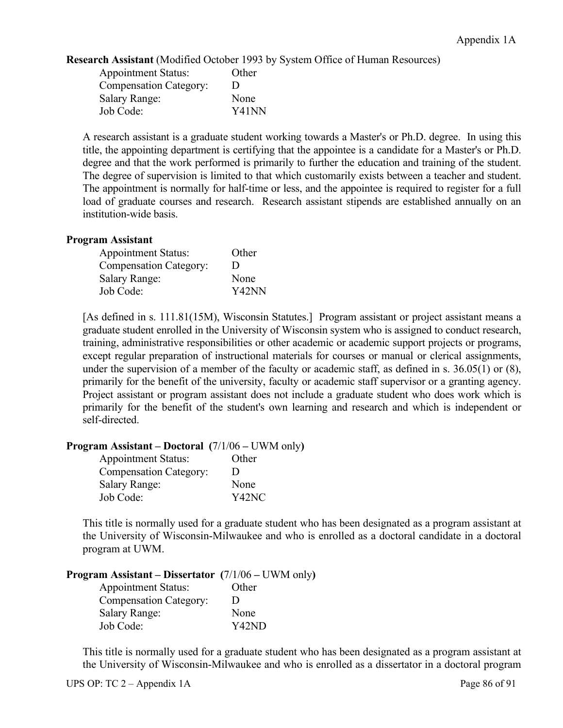**Research Assistant** (Modified October 1993 by System Office of Human Resources)

| | |
|---|---|
| Appointment Status: | Other |
| Compensation Category: | D |
| Salary Range: | None |
| Job Code: | Y41NN |

A research assistant is a graduate student working towards a Master's or Ph.D. degree. In using this title, the appointing department is certifying that the appointee is a candidate for a Master's or Ph.D. degree and that the work performed is primarily to further the education and training of the student. The degree of supervision is limited to that which customarily exists between a teacher and student. The appointment is normally for half-time or less, and the appointee is required to register for a full load of graduate courses and research. Research assistant stipends are established annually on an institution-wide basis.

**Program Assistant**

| | |
|---|---|
| Appointment Status: | Other |
| Compensation Category: | D |
| Salary Range: | None |
| Job Code: | Y42NN |

[As defined in s. 111.81(15M), Wisconsin Statutes.] Program assistant or project assistant means a graduate student enrolled in the University of Wisconsin system who is assigned to conduct research, training, administrative responsibilities or other academic or academic support projects or programs, except regular preparation of instructional materials for courses or manual or clerical assignments, under the supervision of a member of the faculty or academic staff, as defined in s. 36.05(1) or (8), primarily for the benefit of the university, faculty or academic staff supervisor or a granting agency. Project assistant or program assistant does not include a graduate student who does work which is primarily for the benefit of the student's own learning and research and which is independent or self-directed.

**Program Assistant – Doctoral (**7/1/06 – UWM only**)**

| | |
|---|---|
| Appointment Status: | Other |
| Compensation Category: | D |
| Salary Range: | None |
| Job Code: | Y42NC |

This title is normally used for a graduate student who has been designated as a program assistant at the University of Wisconsin-Milwaukee and who is enrolled as a doctoral candidate in a doctoral program at UWM.

**Program Assistant – Dissertator (**7/1/06 – UWM only**)**

| | |
|---|---|
| Appointment Status: | Other |
| Compensation Category: | D |
| Salary Range: | None |
| Job Code: | Y42ND |

This title is normally used for a graduate student who has been designated as a program assistant at the University of Wisconsin-Milwaukee and who is enrolled as a dissertator in a doctoral program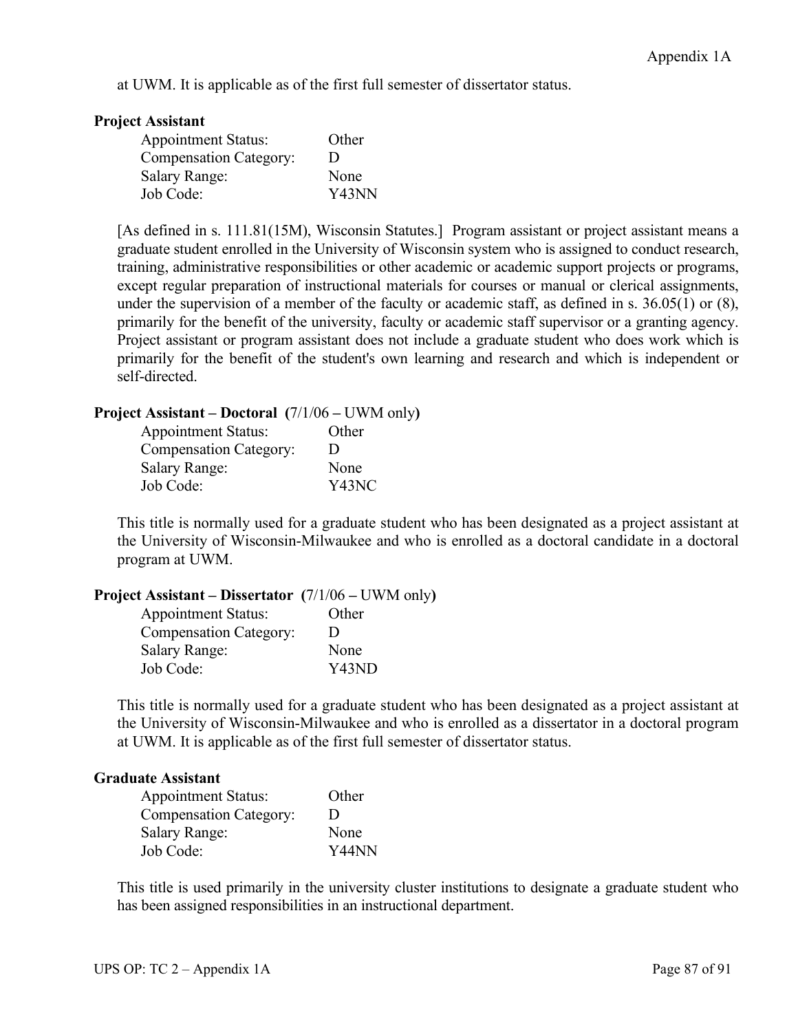at UWM. It is applicable as of the first full semester of dissertator status.

**Project Assistant**

| | |
|---|---|
| Appointment Status: | Other |
| Compensation Category: | D |
| Salary Range: | None |
| Job Code: | Y43NN |

[As defined in s. 111.81(15M), Wisconsin Statutes.] Program assistant or project assistant means a graduate student enrolled in the University of Wisconsin system who is assigned to conduct research, training, administrative responsibilities or other academic or academic support projects or programs, except regular preparation of instructional materials for courses or manual or clerical assignments, under the supervision of a member of the faculty or academic staff, as defined in s. 36.05(1) or (8), primarily for the benefit of the university, faculty or academic staff supervisor or a granting agency. Project assistant or program assistant does not include a graduate student who does work which is primarily for the benefit of the student's own learning and research and which is independent or self-directed.

**Project Assistant – Doctoral (**7/1/06 – UWM only**)**

| | |
|---|---|
| Appointment Status: | Other |
| Compensation Category: | D |
| Salary Range: | None |
| Job Code: | Y43NC |

This title is normally used for a graduate student who has been designated as a project assistant at the University of Wisconsin-Milwaukee and who is enrolled as a doctoral candidate in a doctoral program at UWM.

**Project Assistant – Dissertator (**7/1/06 – UWM only**)**

| | |
|---|---|
| Appointment Status: | Other |
| Compensation Category: | D |
| Salary Range: | None |
| Job Code: | Y43ND |

This title is normally used for a graduate student who has been designated as a project assistant at the University of Wisconsin-Milwaukee and who is enrolled as a dissertator in a doctoral program at UWM. It is applicable as of the first full semester of dissertator status.

**Graduate Assistant**

| | |
|---|---|
| Appointment Status: | Other |
| Compensation Category: | D |
| Salary Range: | None |
| Job Code: | Y44NN |

This title is used primarily in the university cluster institutions to designate a graduate student who has been assigned responsibilities in an instructional department.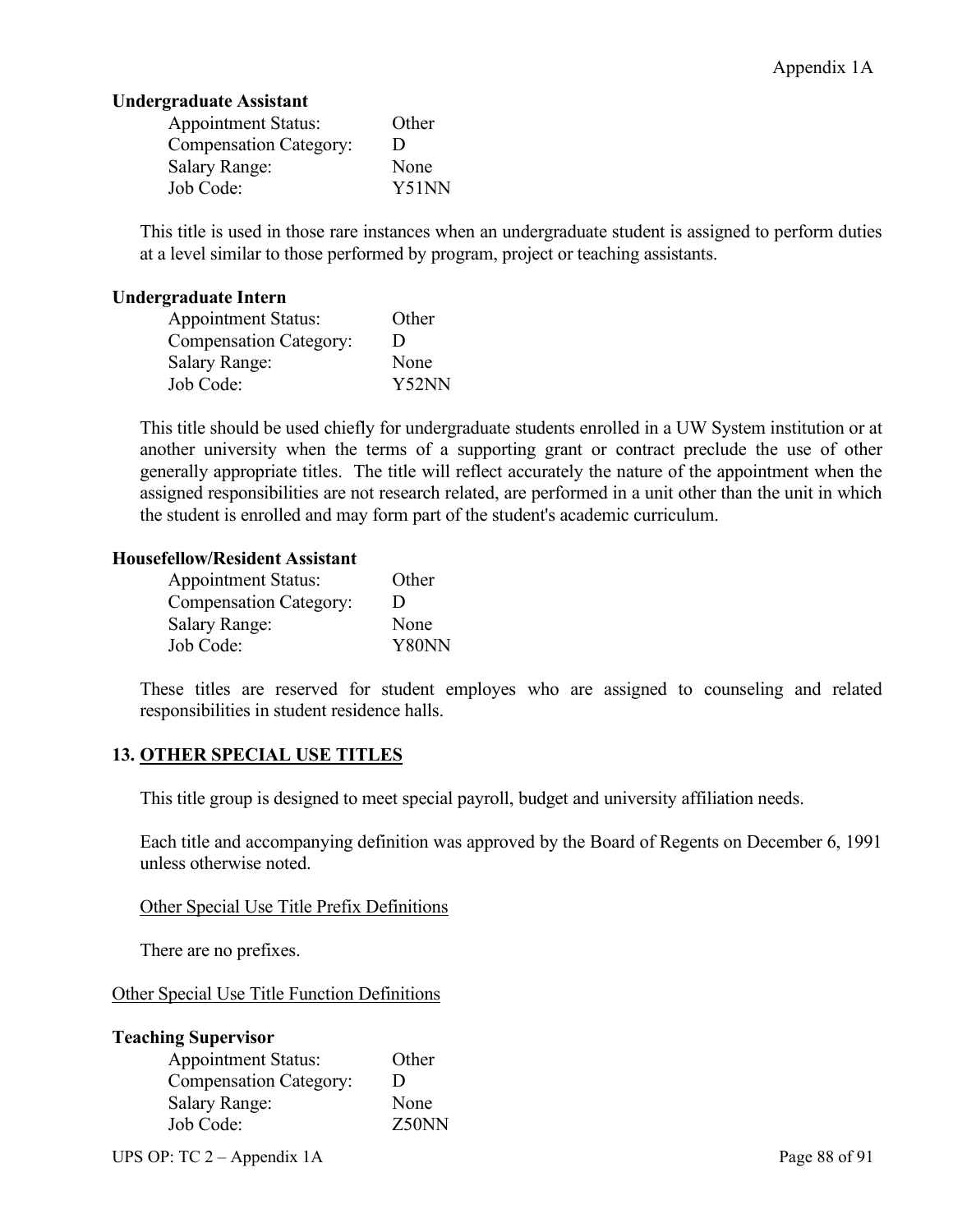**Undergraduate Assistant**

| | |
|---|---|
| Appointment Status: | Other |
| Compensation Category: | D |
| Salary Range: | None |
| Job Code: | Y51NN |

This title is used in those rare instances when an undergraduate student is assigned to perform duties at a level similar to those performed by program, project or teaching assistants.

**Undergraduate Intern**

| | |
|---|---|
| Appointment Status: | Other |
| Compensation Category: | D |
| Salary Range: | None |
| Job Code: | Y52NN |

This title should be used chiefly for undergraduate students enrolled in a UW System institution or at another university when the terms of a supporting grant or contract preclude the use of other generally appropriate titles. The title will reflect accurately the nature of the appointment when the assigned responsibilities are not research related, are performed in a unit other than the unit in which the student is enrolled and may form part of the student's academic curriculum.

**Housefellow/Resident Assistant**

| | |
|---|---|
| Appointment Status: | Other |
| Compensation Category: | D |
| Salary Range: | None |
| Job Code: | Y80NN |

These titles are reserved for student employes who are assigned to counseling and related responsibilities in student residence halls.

## 13. OTHER SPECIAL USE TITLES

This title group is designed to meet special payroll, budget and university affiliation needs.

Each title and accompanying definition was approved by the Board of Regents on December 6, 1991 unless otherwise noted.

Other Special Use Title Prefix Definitions

There are no prefixes.

Other Special Use Title Function Definitions

**Teaching Supervisor**

| | |
|---|---|
| Appointment Status: | Other |
| Compensation Category: | D |
| Salary Range: | None |
| Job Code: | Z50NN |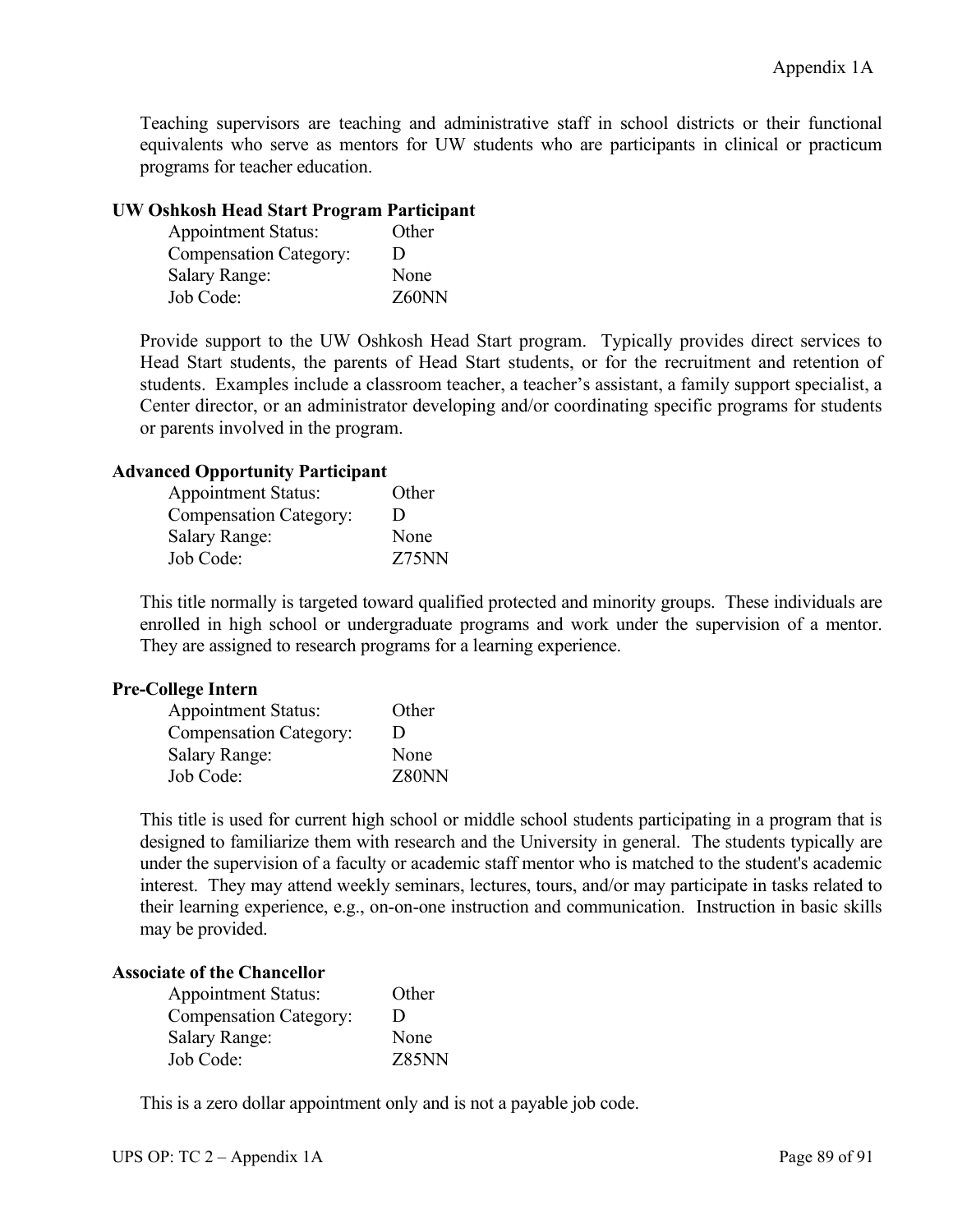Teaching supervisors are teaching and administrative staff in school districts or their functional equivalents who serve as mentors for UW students who are participants in clinical or practicum programs for teacher education.

**UW Oshkosh Head Start Program Participant**

| | |
|---|---|
| Appointment Status: | Other |
| Compensation Category: | D |
| Salary Range: | None |
| Job Code: | Z60NN |

Provide support to the UW Oshkosh Head Start program. Typically provides direct services to Head Start students, the parents of Head Start students, or for the recruitment and retention of students. Examples include a classroom teacher, a teacher's assistant, a family support specialist, a Center director, or an administrator developing and/or coordinating specific programs for students or parents involved in the program.

**Advanced Opportunity Participant**

| | |
|---|---|
| Appointment Status: | Other |
| Compensation Category: | D |
| Salary Range: | None |
| Job Code: | Z75NN |

This title normally is targeted toward qualified protected and minority groups. These individuals are enrolled in high school or undergraduate programs and work under the supervision of a mentor. They are assigned to research programs for a learning experience.

**Pre-College Intern**

| | |
|---|---|
| Appointment Status: | Other |
| Compensation Category: | D |
| Salary Range: | None |
| Job Code: | Z80NN |

This title is used for current high school or middle school students participating in a program that is designed to familiarize them with research and the University in general. The students typically are under the supervision of a faculty or academic staff mentor who is matched to the student's academic interest. They may attend weekly seminars, lectures, tours, and/or may participate in tasks related to their learning experience, e.g., on-on-one instruction and communication. Instruction in basic skills may be provided.

**Associate of the Chancellor**

| | |
|---|---|
| Appointment Status: | Other |
| Compensation Category: | D |
| Salary Range: | None |
| Job Code: | Z85NN |

This is a zero dollar appointment only and is not a payable job code.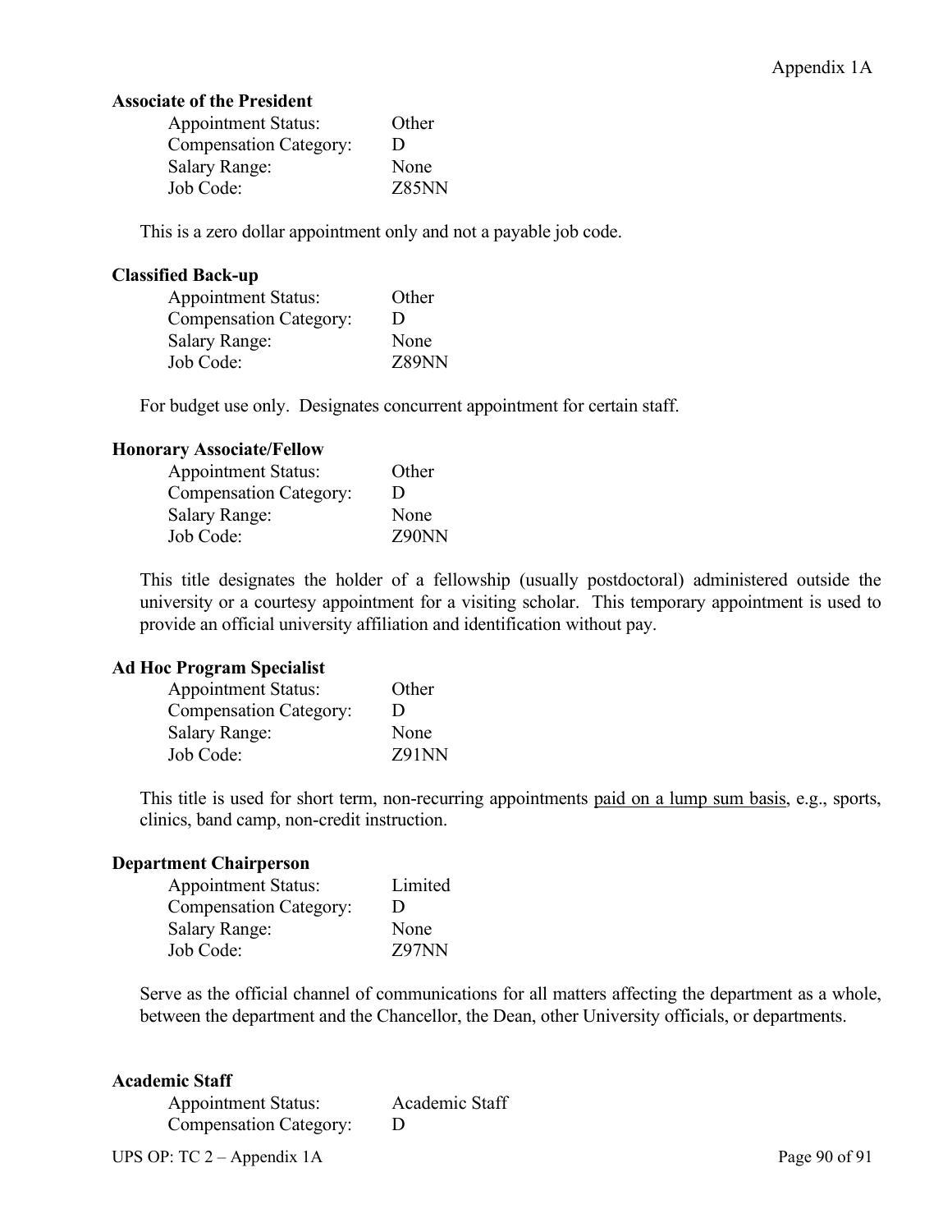**Associate of the President**

| | |
|---|---|
| Appointment Status: | Other |
| Compensation Category: | D |
| Salary Range: | None |
| Job Code: | Z85NN |

This is a zero dollar appointment only and not a payable job code.

**Classified Back-up**

| | |
|---|---|
| Appointment Status: | Other |
| Compensation Category: | D |
| Salary Range: | None |
| Job Code: | Z89NN |

For budget use only. Designates concurrent appointment for certain staff.

**Honorary Associate/Fellow**

| | |
|---|---|
| Appointment Status: | Other |
| Compensation Category: | D |
| Salary Range: | None |
| Job Code: | Z90NN |

This title designates the holder of a fellowship (usually postdoctoral) administered outside the university or a courtesy appointment for a visiting scholar. This temporary appointment is used to provide an official university affiliation and identification without pay.

**Ad Hoc Program Specialist**

| | |
|---|---|
| Appointment Status: | Other |
| Compensation Category: | D |
| Salary Range: | None |
| Job Code: | Z91NN |

This title is used for short term, non-recurring appointments <u>paid on a lump sum basis</u>, e.g., sports, clinics, band camp, non-credit instruction.

**Department Chairperson**

| | |
|---|---|
| Appointment Status: | Limited |
| Compensation Category: | D |
| Salary Range: | None |
| Job Code: | Z97NN |

Serve as the official channel of communications for all matters affecting the department as a whole, between the department and the Chancellor, the Dean, other University officials, or departments.

**Academic Staff**

| | |
|---|---|
| Appointment Status: | Academic Staff |
| Compensation Category: | D |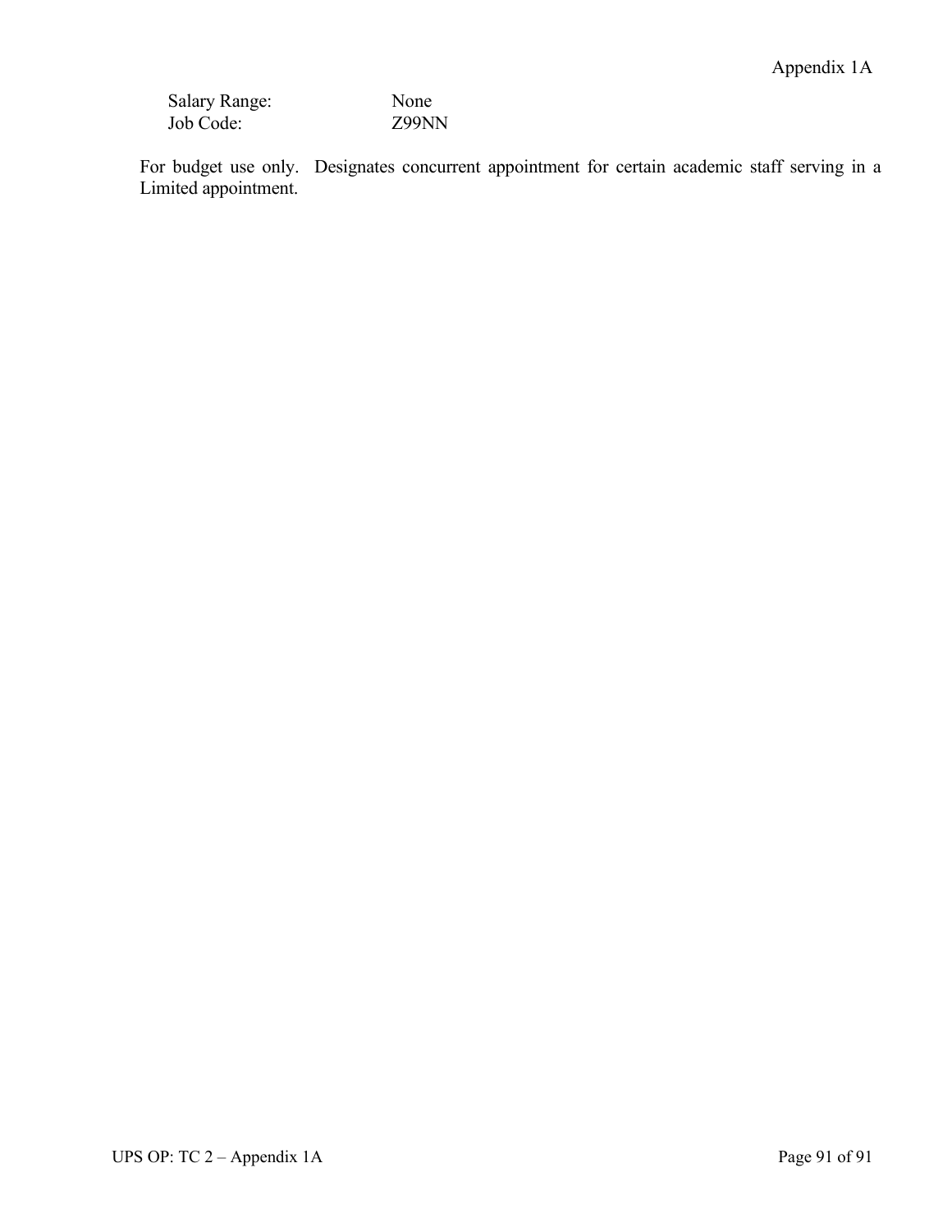Salary Range: None
Job Code: Z99NN

For budget use only. Designates concurrent appointment for certain academic staff serving in a Limited appointment.